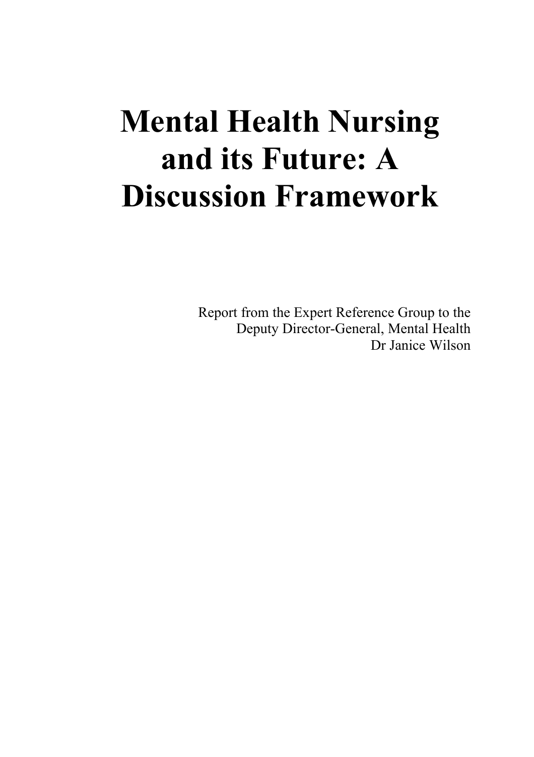# Mental Health Nursing and its Future: A Discussion Framework

Report from the Expert Reference Group to the
Deputy Director-General, Mental Health
Dr Janice Wilson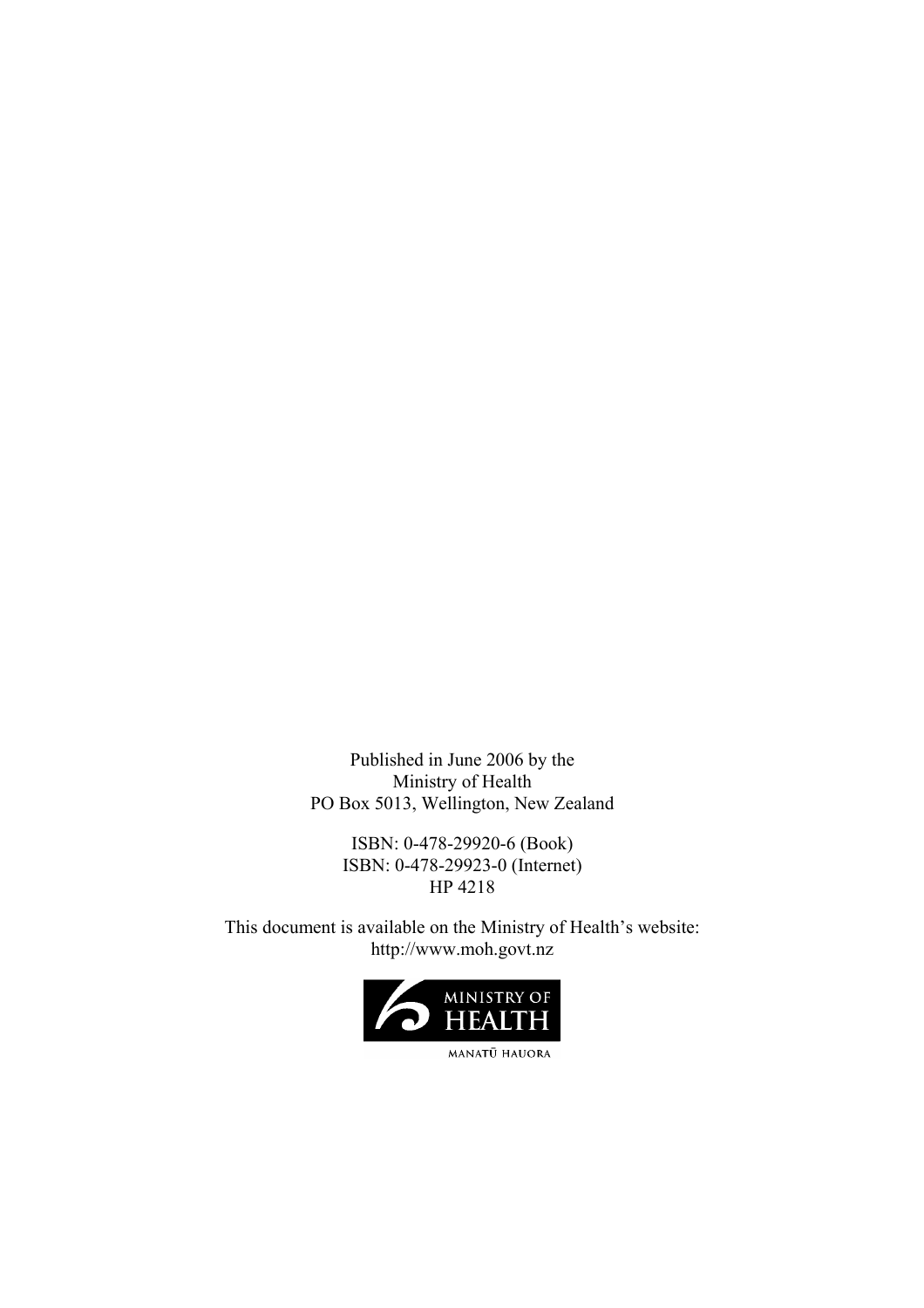Published in June 2006 by the
Ministry of Health
PO Box 5013, Wellington, New Zealand

ISBN: 0-478-29920-6 (Book)
ISBN: 0-478-29923-0 (Internet)
HP 4218

This document is available on the Ministry of Health's website:
http://www.moh.govt.nz

MINISTRY OF
HEALTH
MANATŪ HAUORA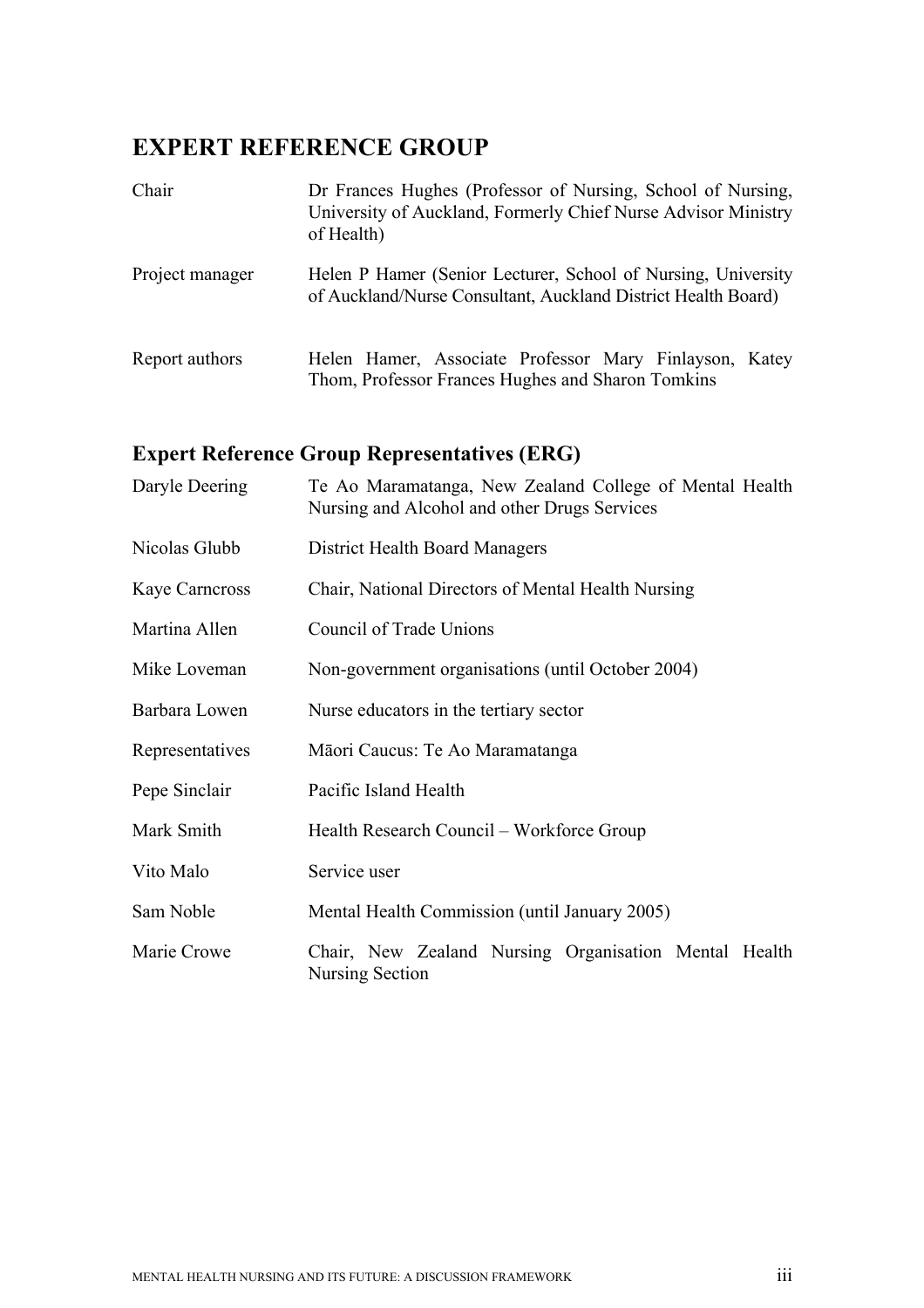# EXPERT REFERENCE GROUP

| | |
|---|---|
| Chair | Dr Frances Hughes (Professor of Nursing, School of Nursing, University of Auckland, Formerly Chief Nurse Advisor Ministry of Health) |
| Project manager | Helen P Hamer (Senior Lecturer, School of Nursing, University of Auckland/Nurse Consultant, Auckland District Health Board) |
| Report authors | Helen Hamer, Associate Professor Mary Finlayson, Katey Thom, Professor Frances Hughes and Sharon Tomkins |

## Expert Reference Group Representatives (ERG)

| | |
|---|---|
| Daryle Deering | Te Ao Maramatanga, New Zealand College of Mental Health Nursing and Alcohol and other Drugs Services |
| Nicolas Glubb | District Health Board Managers |
| Kaye Carncross | Chair, National Directors of Mental Health Nursing |
| Martina Allen | Council of Trade Unions |
| Mike Loveman | Non-government organisations (until October 2004) |
| Barbara Lowen | Nurse educators in the tertiary sector |
| Representatives | Māori Caucus: Te Ao Maramatanga |
| Pepe Sinclair | Pacific Island Health |
| Mark Smith | Health Research Council – Workforce Group |
| Vito Malo | Service user |
| Sam Noble | Mental Health Commission (until January 2005) |
| Marie Crowe | Chair, New Zealand Nursing Organisation Mental Health Nursing Section |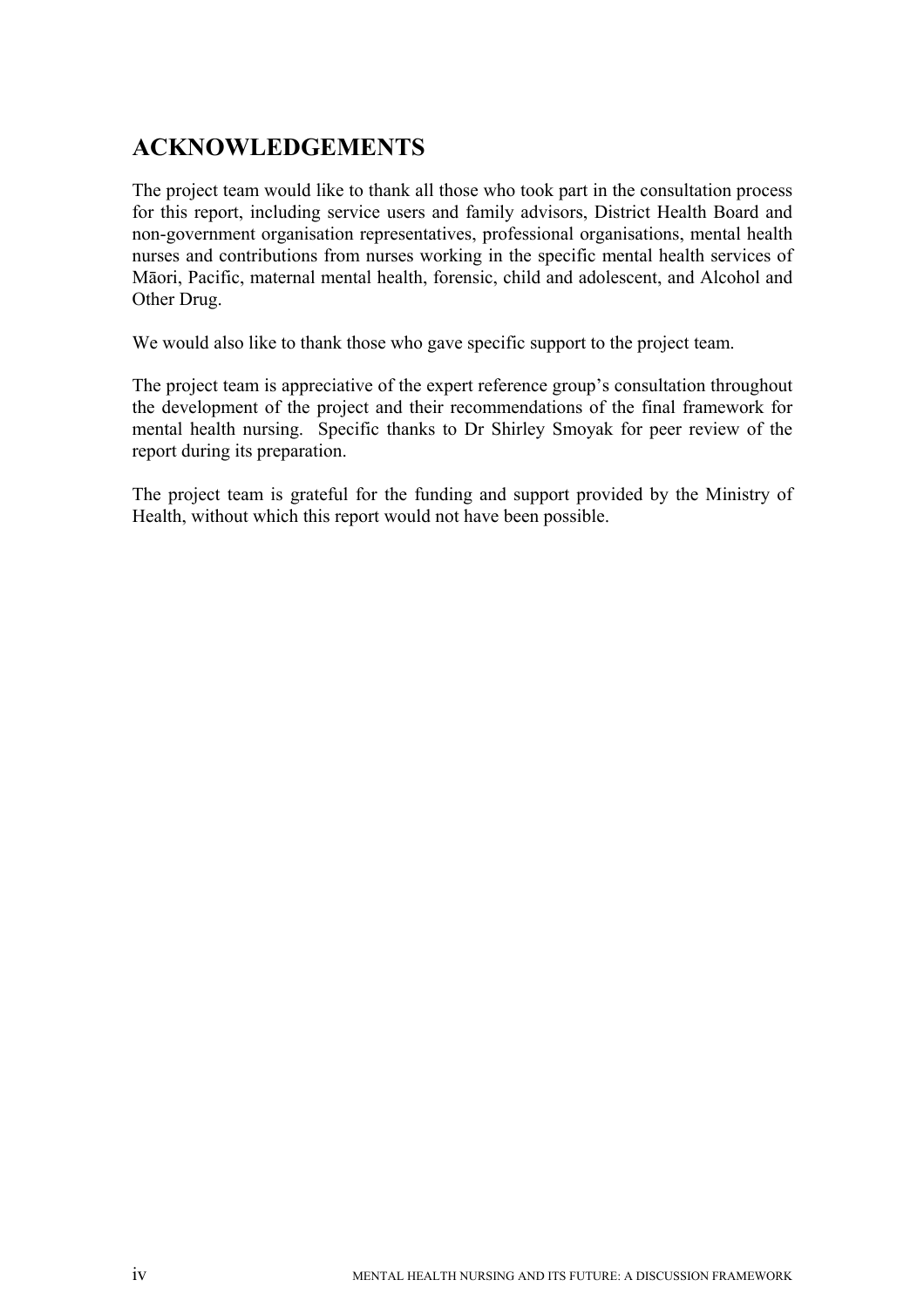## ACKNOWLEDGEMENTS

The project team would like to thank all those who took part in the consultation process for this report, including service users and family advisors, District Health Board and non-government organisation representatives, professional organisations, mental health nurses and contributions from nurses working in the specific mental health services of Māori, Pacific, maternal mental health, forensic, child and adolescent, and Alcohol and Other Drug.

We would also like to thank those who gave specific support to the project team.

The project team is appreciative of the expert reference group's consultation throughout the development of the project and their recommendations of the final framework for mental health nursing. Specific thanks to Dr Shirley Smoyak for peer review of the report during its preparation.

The project team is grateful for the funding and support provided by the Ministry of Health, without which this report would not have been possible.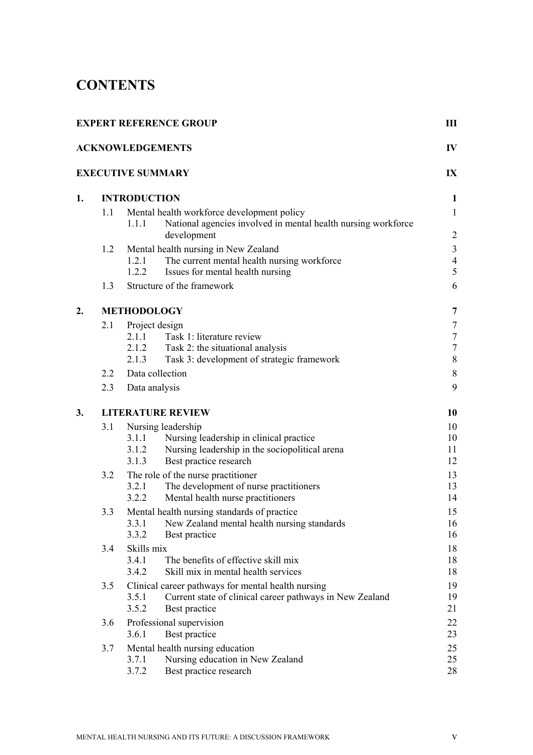# CONTENTS

| | | |
|---|---|---|
| **EXPERT REFERENCE GROUP** | | **III** |
| **ACKNOWLEDGEMENTS** | | **IV** |
| **EXECUTIVE SUMMARY** | | **IX** |
| **1.** | **INTRODUCTION** | **1** |
| 1.1 | Mental health workforce development policy | 1 |
| 1.1.1 | National agencies involved in mental health nursing workforce development | 2 |
| 1.2 | Mental health nursing in New Zealand | 3 |
| 1.2.1 | The current mental health nursing workforce | 4 |
| 1.2.2 | Issues for mental health nursing | 5 |
| 1.3 | Structure of the framework | 6 |
| **2.** | **METHODOLOGY** | **7** |
| 2.1 | Project design | 7 |
| 2.1.1 | Task 1: literature review | 7 |
| 2.1.2 | Task 2: the situational analysis | 7 |
| 2.1.3 | Task 3: development of strategic framework | 8 |
| 2.2 | Data collection | 8 |
| 2.3 | Data analysis | 9 |
| **3.** | **LITERATURE REVIEW** | **10** |
| 3.1 | Nursing leadership | 10 |
| 3.1.1 | Nursing leadership in clinical practice | 10 |
| 3.1.2 | Nursing leadership in the sociopolitical arena | 11 |
| 3.1.3 | Best practice research | 12 |
| 3.2 | The role of the nurse practitioner | 13 |
| 3.2.1 | The development of nurse practitioners | 13 |
| 3.2.2 | Mental health nurse practitioners | 14 |
| 3.3 | Mental health nursing standards of practice | 15 |
| 3.3.1 | New Zealand mental health nursing standards | 16 |
| 3.3.2 | Best practice | 16 |
| 3.4 | Skills mix | 18 |
| 3.4.1 | The benefits of effective skill mix | 18 |
| 3.4.2 | Skill mix in mental health services | 18 |
| 3.5 | Clinical career pathways for mental health nursing | 19 |
| 3.5.1 | Current state of clinical career pathways in New Zealand | 19 |
| 3.5.2 | Best practice | 21 |
| 3.6 | Professional supervision | 22 |
| 3.6.1 | Best practice | 23 |
| 3.7 | Mental health nursing education | 25 |
| 3.7.1 | Nursing education in New Zealand | 25 |
| 3.7.2 | Best practice research | 28 |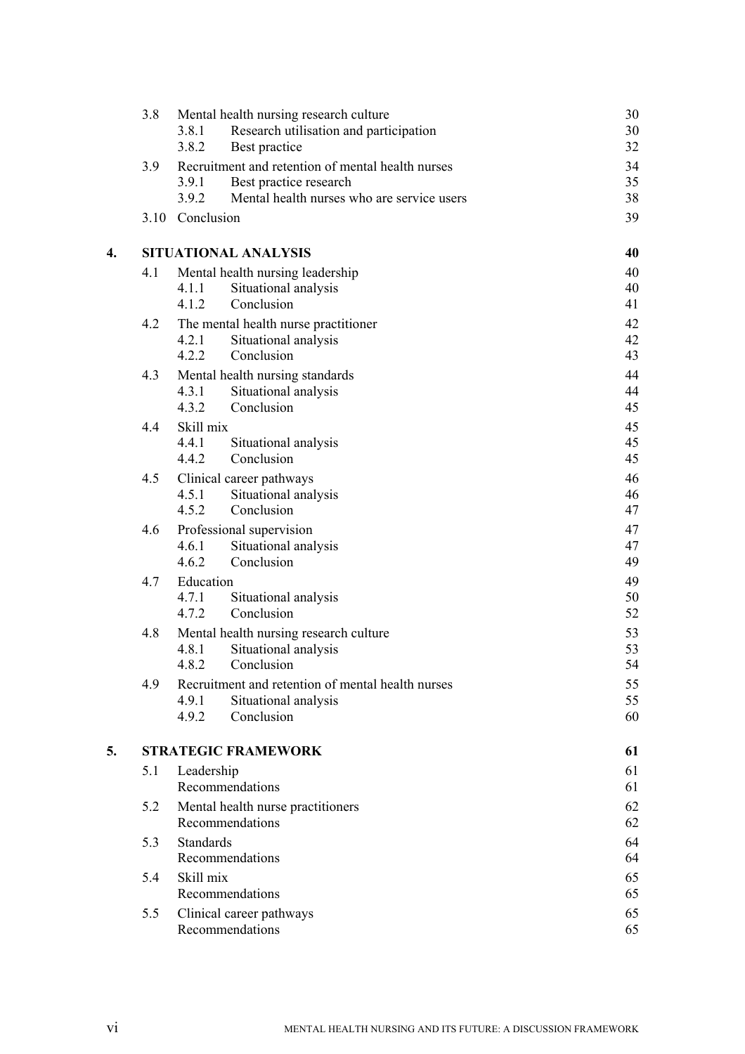| | | | |
|---|---|---|---|
| | 3.8 | Mental health nursing research culture | 30 |
| | | 3.8.1 Research utilisation and participation | 30 |
| | | 3.8.2 Best practice | 32 |
| | 3.9 | Recruitment and retention of mental health nurses | 34 |
| | | 3.9.1 Best practice research | 35 |
| | | 3.9.2 Mental health nurses who are service users | 38 |
| | 3.10 | Conclusion | 39 |
| **4.** | | **SITUATIONAL ANALYSIS** | **40** |
| | 4.1 | Mental health nursing leadership | 40 |
| | | 4.1.1 Situational analysis | 40 |
| | | 4.1.2 Conclusion | 41 |
| | 4.2 | The mental health nurse practitioner | 42 |
| | | 4.2.1 Situational analysis | 42 |
| | | 4.2.2 Conclusion | 43 |
| | 4.3 | Mental health nursing standards | 44 |
| | | 4.3.1 Situational analysis | 44 |
| | | 4.3.2 Conclusion | 45 |
| | 4.4 | Skill mix | 45 |
| | | 4.4.1 Situational analysis | 45 |
| | | 4.4.2 Conclusion | 45 |
| | 4.5 | Clinical career pathways | 46 |
| | | 4.5.1 Situational analysis | 46 |
| | | 4.5.2 Conclusion | 47 |
| | 4.6 | Professional supervision | 47 |
| | | 4.6.1 Situational analysis | 47 |
| | | 4.6.2 Conclusion | 49 |
| | 4.7 | Education | 49 |
| | | 4.7.1 Situational analysis | 50 |
| | | 4.7.2 Conclusion | 52 |
| | 4.8 | Mental health nursing research culture | 53 |
| | | 4.8.1 Situational analysis | 53 |
| | | 4.8.2 Conclusion | 54 |
| | 4.9 | Recruitment and retention of mental health nurses | 55 |
| | | 4.9.1 Situational analysis | 55 |
| | | 4.9.2 Conclusion | 60 |
| **5.** | | **STRATEGIC FRAMEWORK** | **61** |
| | 5.1 | Leadership | 61 |
| | | Recommendations | 61 |
| | 5.2 | Mental health nurse practitioners | 62 |
| | | Recommendations | 62 |
| | 5.3 | Standards | 64 |
| | | Recommendations | 64 |
| | 5.4 | Skill mix | 65 |
| | | Recommendations | 65 |
| | 5.5 | Clinical career pathways | 65 |
| | | Recommendations | 65 |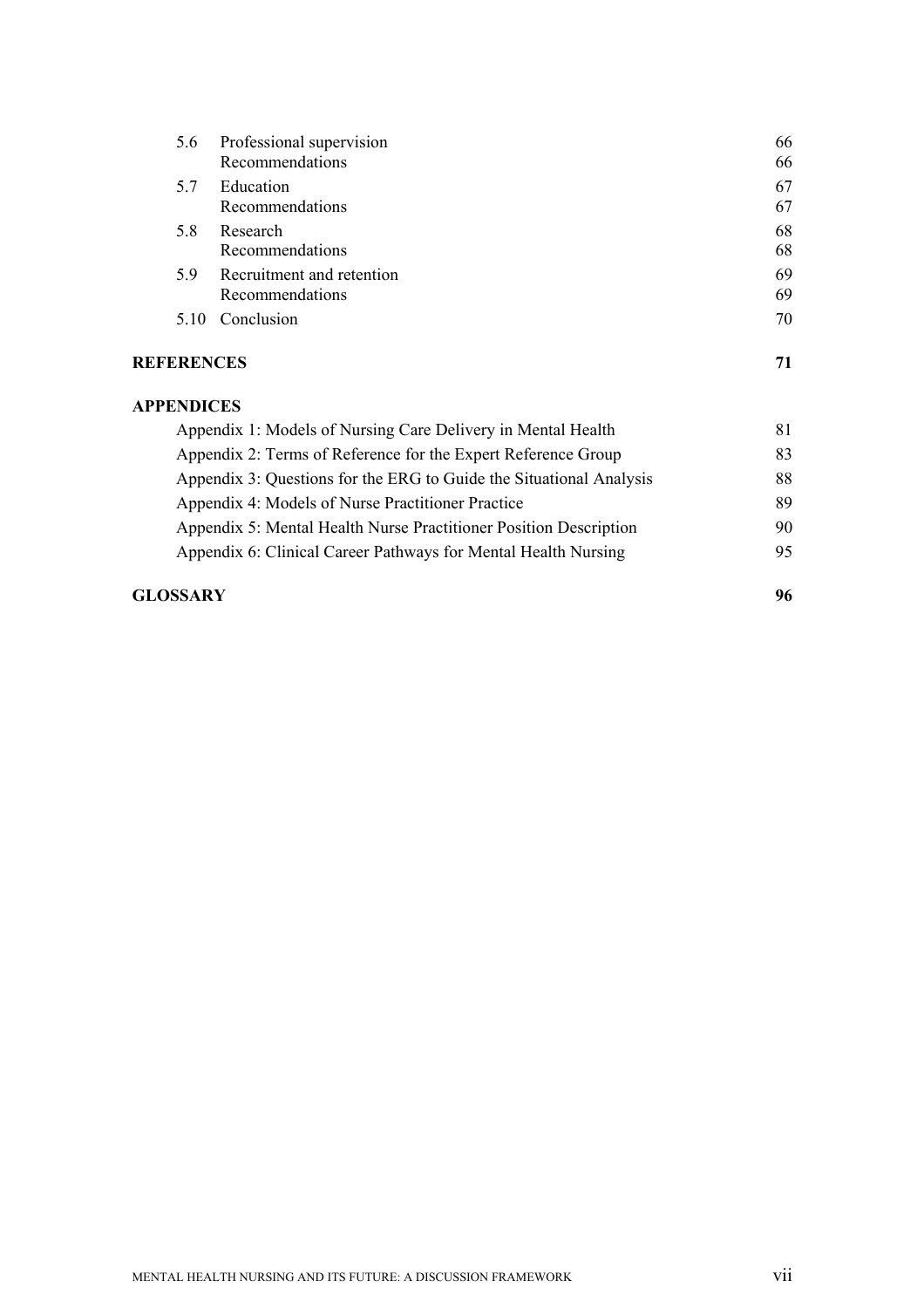| | | |
|---|---|---|
| 5.6 | Professional supervision | 66 |
| | Recommendations | 66 |
| 5.7 | Education | 67 |
| | Recommendations | 67 |
| 5.8 | Research | 68 |
| | Recommendations | 68 |
| 5.9 | Recruitment and retention | 69 |
| | Recommendations | 69 |
| 5.10 | Conclusion | 70 |

**REFERENCES** **71**

**APPENDICES**

| | |
|---|---|
| Appendix 1: Models of Nursing Care Delivery in Mental Health | 81 |
| Appendix 2: Terms of Reference for the Expert Reference Group | 83 |
| Appendix 3: Questions for the ERG to Guide the Situational Analysis | 88 |
| Appendix 4: Models of Nurse Practitioner Practice | 89 |
| Appendix 5: Mental Health Nurse Practitioner Position Description | 90 |
| Appendix 6: Clinical Career Pathways for Mental Health Nursing | 95 |

**GLOSSARY** **96**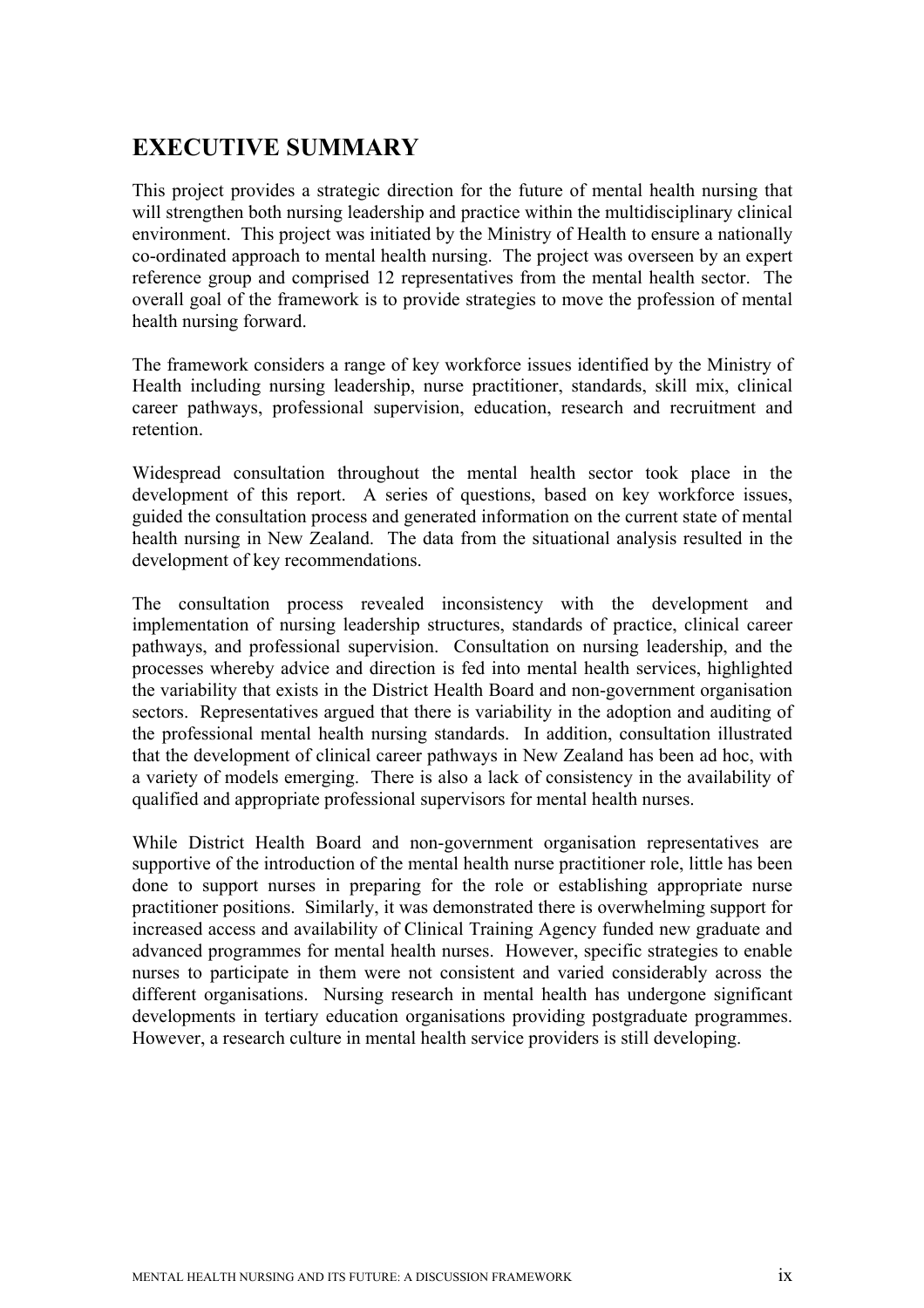## EXECUTIVE SUMMARY

This project provides a strategic direction for the future of mental health nursing that will strengthen both nursing leadership and practice within the multidisciplinary clinical environment. This project was initiated by the Ministry of Health to ensure a nationally co-ordinated approach to mental health nursing. The project was overseen by an expert reference group and comprised 12 representatives from the mental health sector. The overall goal of the framework is to provide strategies to move the profession of mental health nursing forward.

The framework considers a range of key workforce issues identified by the Ministry of Health including nursing leadership, nurse practitioner, standards, skill mix, clinical career pathways, professional supervision, education, research and recruitment and retention.

Widespread consultation throughout the mental health sector took place in the development of this report. A series of questions, based on key workforce issues, guided the consultation process and generated information on the current state of mental health nursing in New Zealand. The data from the situational analysis resulted in the development of key recommendations.

The consultation process revealed inconsistency with the development and implementation of nursing leadership structures, standards of practice, clinical career pathways, and professional supervision. Consultation on nursing leadership, and the processes whereby advice and direction is fed into mental health services, highlighted the variability that exists in the District Health Board and non-government organisation sectors. Representatives argued that there is variability in the adoption and auditing of the professional mental health nursing standards. In addition, consultation illustrated that the development of clinical career pathways in New Zealand has been ad hoc, with a variety of models emerging. There is also a lack of consistency in the availability of qualified and appropriate professional supervisors for mental health nurses.

While District Health Board and non-government organisation representatives are supportive of the introduction of the mental health nurse practitioner role, little has been done to support nurses in preparing for the role or establishing appropriate nurse practitioner positions. Similarly, it was demonstrated there is overwhelming support for increased access and availability of Clinical Training Agency funded new graduate and advanced programmes for mental health nurses. However, specific strategies to enable nurses to participate in them were not consistent and varied considerably across the different organisations. Nursing research in mental health has undergone significant developments in tertiary education organisations providing postgraduate programmes. However, a research culture in mental health service providers is still developing.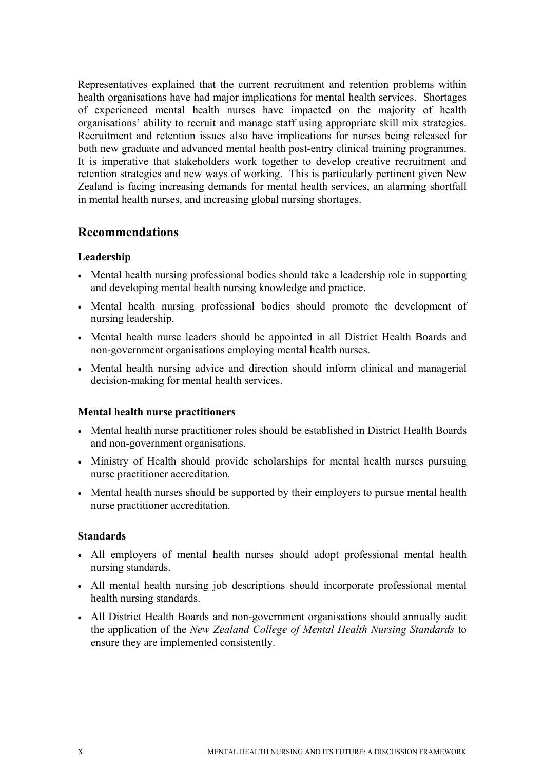Representatives explained that the current recruitment and retention problems within health organisations have had major implications for mental health services. Shortages of experienced mental health nurses have impacted on the majority of health organisations' ability to recruit and manage staff using appropriate skill mix strategies. Recruitment and retention issues also have implications for nurses being released for both new graduate and advanced mental health post-entry clinical training programmes. It is imperative that stakeholders work together to develop creative recruitment and retention strategies and new ways of working. This is particularly pertinent given New Zealand is facing increasing demands for mental health services, an alarming shortfall in mental health nurses, and increasing global nursing shortages.

## Recommendations

### Leadership

- Mental health nursing professional bodies should take a leadership role in supporting and developing mental health nursing knowledge and practice.
- Mental health nursing professional bodies should promote the development of nursing leadership.
- Mental health nurse leaders should be appointed in all District Health Boards and non-government organisations employing mental health nurses.
- Mental health nursing advice and direction should inform clinical and managerial decision-making for mental health services.

### Mental health nurse practitioners

- Mental health nurse practitioner roles should be established in District Health Boards and non-government organisations.
- Ministry of Health should provide scholarships for mental health nurses pursuing nurse practitioner accreditation.
- Mental health nurses should be supported by their employers to pursue mental health nurse practitioner accreditation.

### Standards

- All employers of mental health nurses should adopt professional mental health nursing standards.
- All mental health nursing job descriptions should incorporate professional mental health nursing standards.
- All District Health Boards and non-government organisations should annually audit the application of the *New Zealand College of Mental Health Nursing Standards* to ensure they are implemented consistently.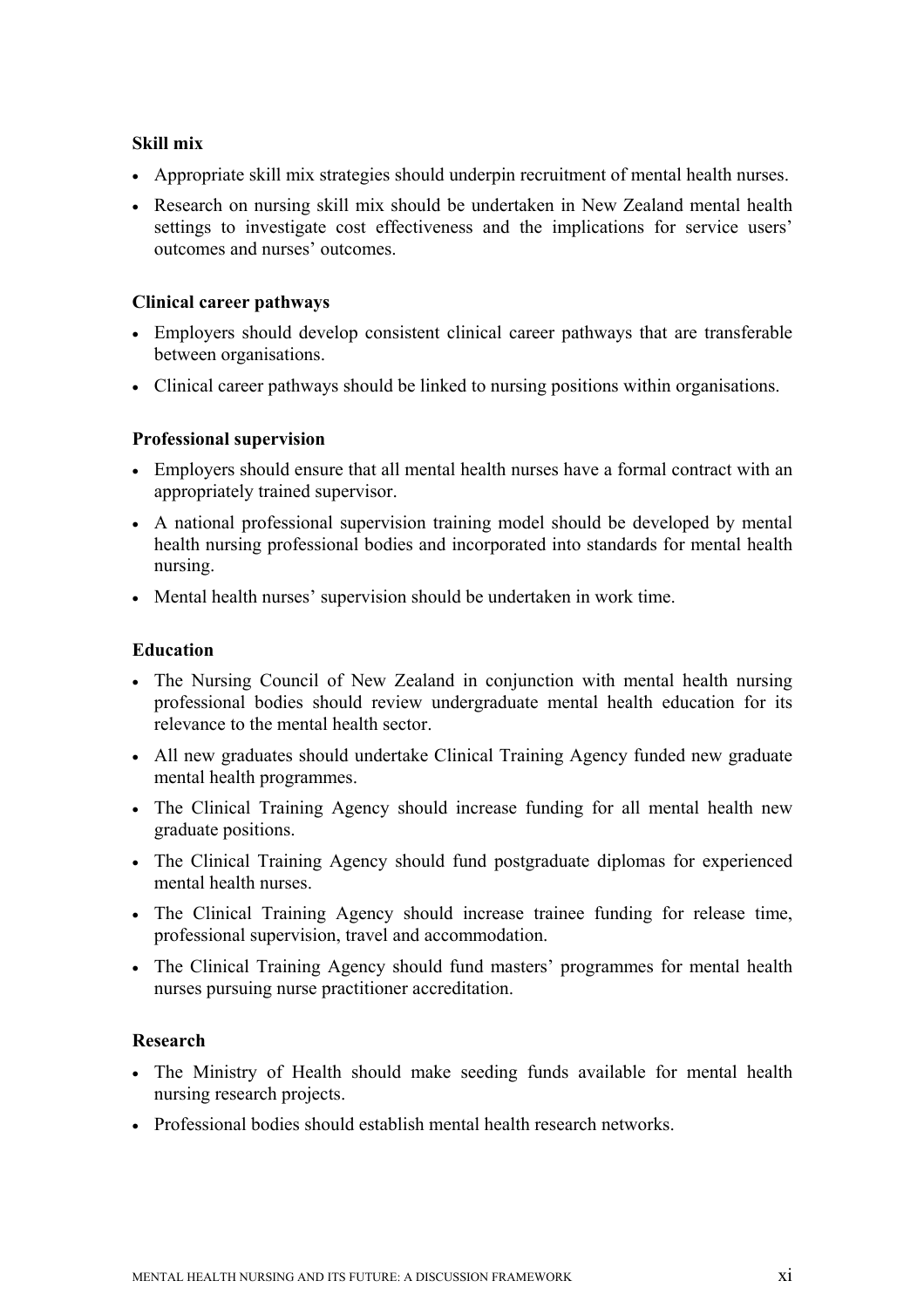**Skill mix**

- Appropriate skill mix strategies should underpin recruitment of mental health nurses.
- Research on nursing skill mix should be undertaken in New Zealand mental health settings to investigate cost effectiveness and the implications for service users' outcomes and nurses' outcomes.

**Clinical career pathways**

- Employers should develop consistent clinical career pathways that are transferable between organisations.
- Clinical career pathways should be linked to nursing positions within organisations.

**Professional supervision**

- Employers should ensure that all mental health nurses have a formal contract with an appropriately trained supervisor.
- A national professional supervision training model should be developed by mental health nursing professional bodies and incorporated into standards for mental health nursing.
- Mental health nurses' supervision should be undertaken in work time.

**Education**

- The Nursing Council of New Zealand in conjunction with mental health nursing professional bodies should review undergraduate mental health education for its relevance to the mental health sector.
- All new graduates should undertake Clinical Training Agency funded new graduate mental health programmes.
- The Clinical Training Agency should increase funding for all mental health new graduate positions.
- The Clinical Training Agency should fund postgraduate diplomas for experienced mental health nurses.
- The Clinical Training Agency should increase trainee funding for release time, professional supervision, travel and accommodation.
- The Clinical Training Agency should fund masters' programmes for mental health nurses pursuing nurse practitioner accreditation.

**Research**

- The Ministry of Health should make seeding funds available for mental health nursing research projects.
- Professional bodies should establish mental health research networks.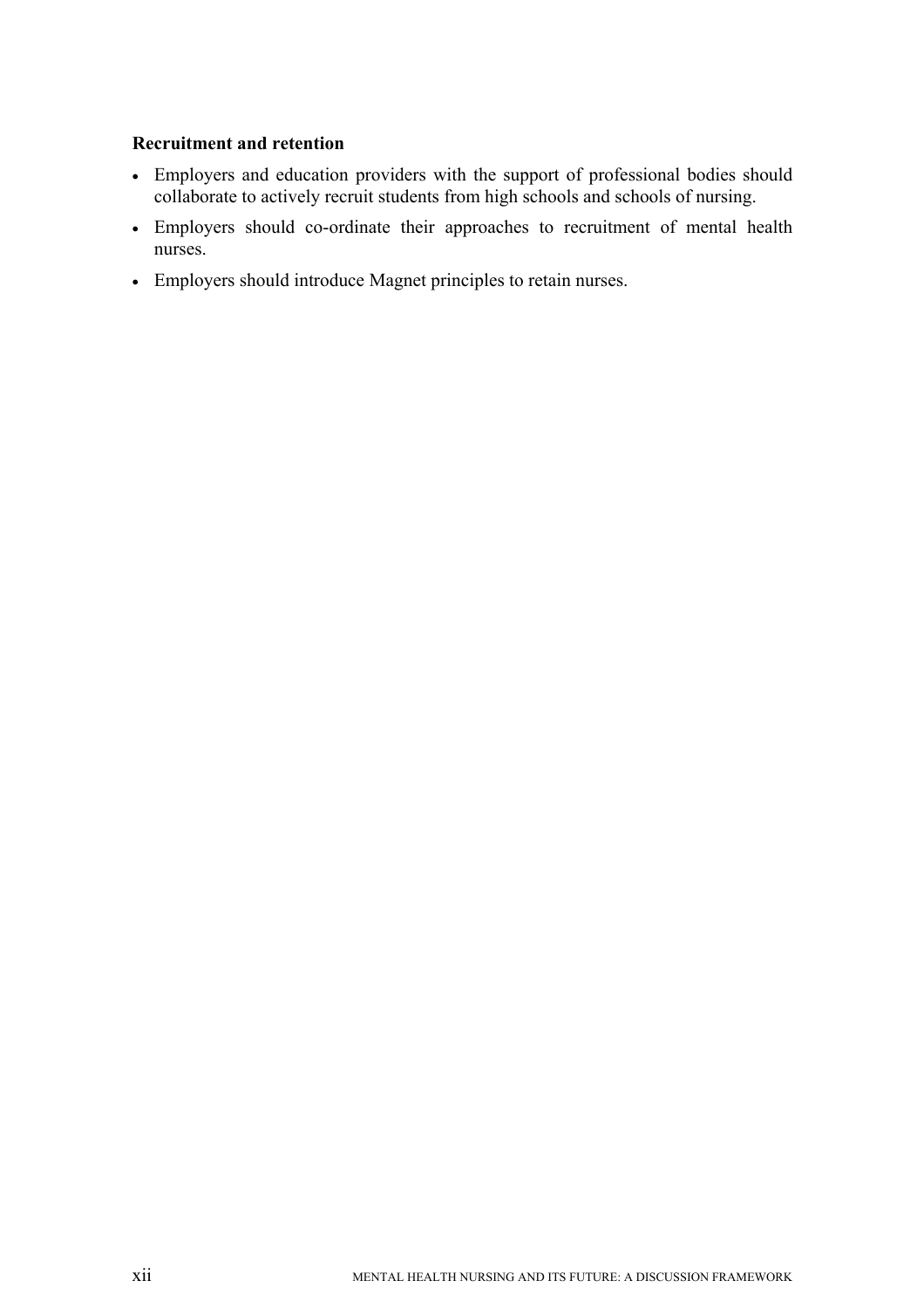**Recruitment and retention**

- Employers and education providers with the support of professional bodies should collaborate to actively recruit students from high schools and schools of nursing.
- Employers should co-ordinate their approaches to recruitment of mental health nurses.
- Employers should introduce Magnet principles to retain nurses.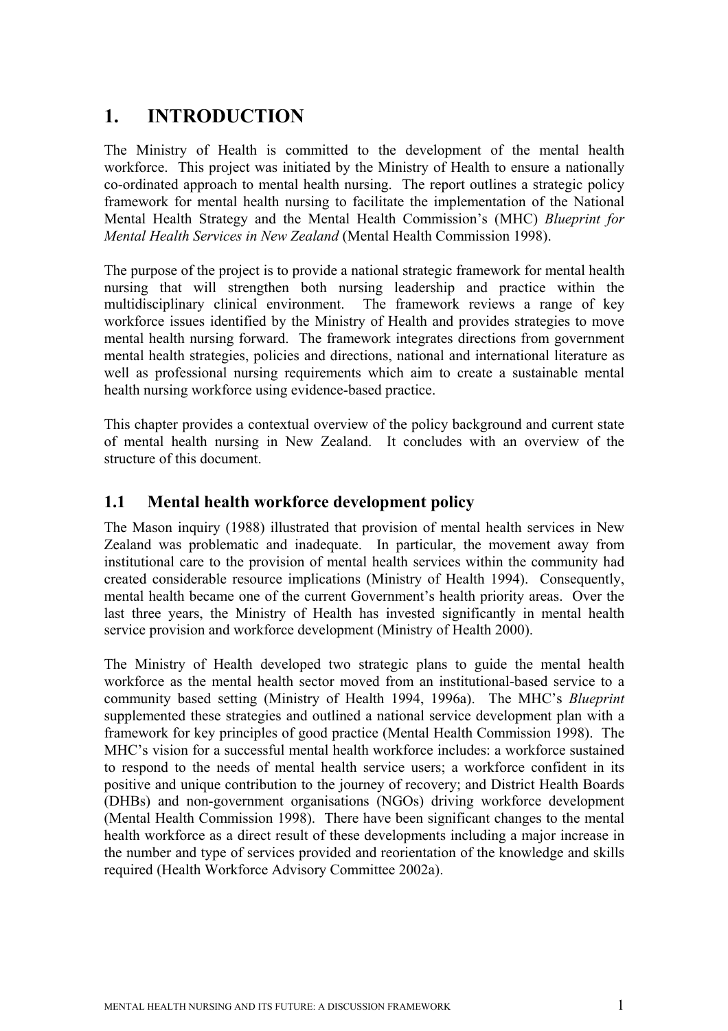# 1. INTRODUCTION

The Ministry of Health is committed to the development of the mental health workforce. This project was initiated by the Ministry of Health to ensure a nationally co-ordinated approach to mental health nursing. The report outlines a strategic policy framework for mental health nursing to facilitate the implementation of the National Mental Health Strategy and the Mental Health Commission's (MHC) *Blueprint for Mental Health Services in New Zealand* (Mental Health Commission 1998).

The purpose of the project is to provide a national strategic framework for mental health nursing that will strengthen both nursing leadership and practice within the multidisciplinary clinical environment. The framework reviews a range of key workforce issues identified by the Ministry of Health and provides strategies to move mental health nursing forward. The framework integrates directions from government mental health strategies, policies and directions, national and international literature as well as professional nursing requirements which aim to create a sustainable mental health nursing workforce using evidence-based practice.

This chapter provides a contextual overview of the policy background and current state of mental health nursing in New Zealand. It concludes with an overview of the structure of this document.

## 1.1 Mental health workforce development policy

The Mason inquiry (1988) illustrated that provision of mental health services in New Zealand was problematic and inadequate. In particular, the movement away from institutional care to the provision of mental health services within the community had created considerable resource implications (Ministry of Health 1994). Consequently, mental health became one of the current Government's health priority areas. Over the last three years, the Ministry of Health has invested significantly in mental health service provision and workforce development (Ministry of Health 2000).

The Ministry of Health developed two strategic plans to guide the mental health workforce as the mental health sector moved from an institutional-based service to a community based setting (Ministry of Health 1994, 1996a). The MHC's *Blueprint* supplemented these strategies and outlined a national service development plan with a framework for key principles of good practice (Mental Health Commission 1998). The MHC's vision for a successful mental health workforce includes: a workforce sustained to respond to the needs of mental health service users; a workforce confident in its positive and unique contribution to the journey of recovery; and District Health Boards (DHBs) and non-government organisations (NGOs) driving workforce development (Mental Health Commission 1998). There have been significant changes to the mental health workforce as a direct result of these developments including a major increase in the number and type of services provided and reorientation of the knowledge and skills required (Health Workforce Advisory Committee 2002a).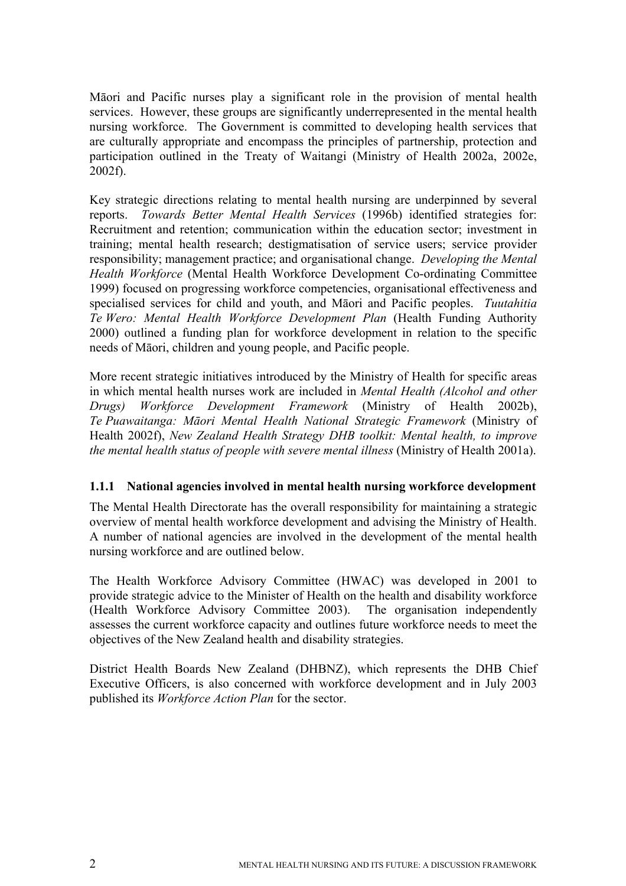Māori and Pacific nurses play a significant role in the provision of mental health services. However, these groups are significantly underrepresented in the mental health nursing workforce. The Government is committed to developing health services that are culturally appropriate and encompass the principles of partnership, protection and participation outlined in the Treaty of Waitangi (Ministry of Health 2002a, 2002e, 2002f).

Key strategic directions relating to mental health nursing are underpinned by several reports. *Towards Better Mental Health Services* (1996b) identified strategies for: Recruitment and retention; communication within the education sector; investment in training; mental health research; destigmatisation of service users; service provider responsibility; management practice; and organisational change. *Developing the Mental Health Workforce* (Mental Health Workforce Development Co-ordinating Committee 1999) focused on progressing workforce competencies, organisational effectiveness and specialised services for child and youth, and Māori and Pacific peoples. *Tuutahitia Te Wero: Mental Health Workforce Development Plan* (Health Funding Authority 2000) outlined a funding plan for workforce development in relation to the specific needs of Māori, children and young people, and Pacific people.

More recent strategic initiatives introduced by the Ministry of Health for specific areas in which mental health nurses work are included in *Mental Health (Alcohol and other Drugs) Workforce Development Framework* (Ministry of Health 2002b), *Te Puawaitanga: Māori Mental Health National Strategic Framework* (Ministry of Health 2002f), *New Zealand Health Strategy DHB toolkit: Mental health, to improve the mental health status of people with severe mental illness* (Ministry of Health 2001a).

### 1.1.1 National agencies involved in mental health nursing workforce development

The Mental Health Directorate has the overall responsibility for maintaining a strategic overview of mental health workforce development and advising the Ministry of Health. A number of national agencies are involved in the development of the mental health nursing workforce and are outlined below.

The Health Workforce Advisory Committee (HWAC) was developed in 2001 to provide strategic advice to the Minister of Health on the health and disability workforce (Health Workforce Advisory Committee 2003). The organisation independently assesses the current workforce capacity and outlines future workforce needs to meet the objectives of the New Zealand health and disability strategies.

District Health Boards New Zealand (DHBNZ), which represents the DHB Chief Executive Officers, is also concerned with workforce development and in July 2003 published its *Workforce Action Plan* for the sector.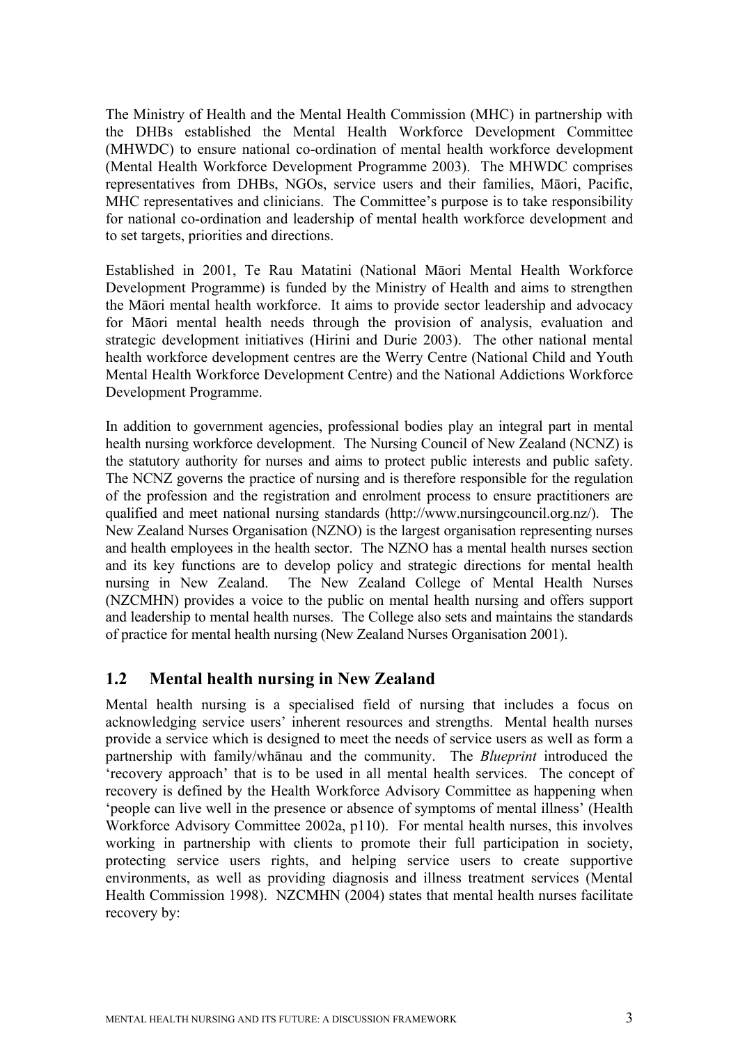The Ministry of Health and the Mental Health Commission (MHC) in partnership with the DHBs established the Mental Health Workforce Development Committee (MHWDC) to ensure national co-ordination of mental health workforce development (Mental Health Workforce Development Programme 2003). The MHWDC comprises representatives from DHBs, NGOs, service users and their families, Māori, Pacific, MHC representatives and clinicians. The Committee's purpose is to take responsibility for national co-ordination and leadership of mental health workforce development and to set targets, priorities and directions.

Established in 2001, Te Rau Matatini (National Māori Mental Health Workforce Development Programme) is funded by the Ministry of Health and aims to strengthen the Māori mental health workforce. It aims to provide sector leadership and advocacy for Māori mental health needs through the provision of analysis, evaluation and strategic development initiatives (Hirini and Durie 2003). The other national mental health workforce development centres are the Werry Centre (National Child and Youth Mental Health Workforce Development Centre) and the National Addictions Workforce Development Programme.

In addition to government agencies, professional bodies play an integral part in mental health nursing workforce development. The Nursing Council of New Zealand (NCNZ) is the statutory authority for nurses and aims to protect public interests and public safety. The NCNZ governs the practice of nursing and is therefore responsible for the regulation of the profession and the registration and enrolment process to ensure practitioners are qualified and meet national nursing standards (http://www.nursingcouncil.org.nz/). The New Zealand Nurses Organisation (NZNO) is the largest organisation representing nurses and health employees in the health sector. The NZNO has a mental health nurses section and its key functions are to develop policy and strategic directions for mental health nursing in New Zealand. The New Zealand College of Mental Health Nurses (NZCMHN) provides a voice to the public on mental health nursing and offers support and leadership to mental health nurses. The College also sets and maintains the standards of practice for mental health nursing (New Zealand Nurses Organisation 2001).

## 1.2 Mental health nursing in New Zealand

Mental health nursing is a specialised field of nursing that includes a focus on acknowledging service users' inherent resources and strengths. Mental health nurses provide a service which is designed to meet the needs of service users as well as form a partnership with family/whānau and the community. The *Blueprint* introduced the 'recovery approach' that is to be used in all mental health services. The concept of recovery is defined by the Health Workforce Advisory Committee as happening when 'people can live well in the presence or absence of symptoms of mental illness' (Health Workforce Advisory Committee 2002a, p110). For mental health nurses, this involves working in partnership with clients to promote their full participation in society, protecting service users rights, and helping service users to create supportive environments, as well as providing diagnosis and illness treatment services (Mental Health Commission 1998). NZCMHN (2004) states that mental health nurses facilitate recovery by: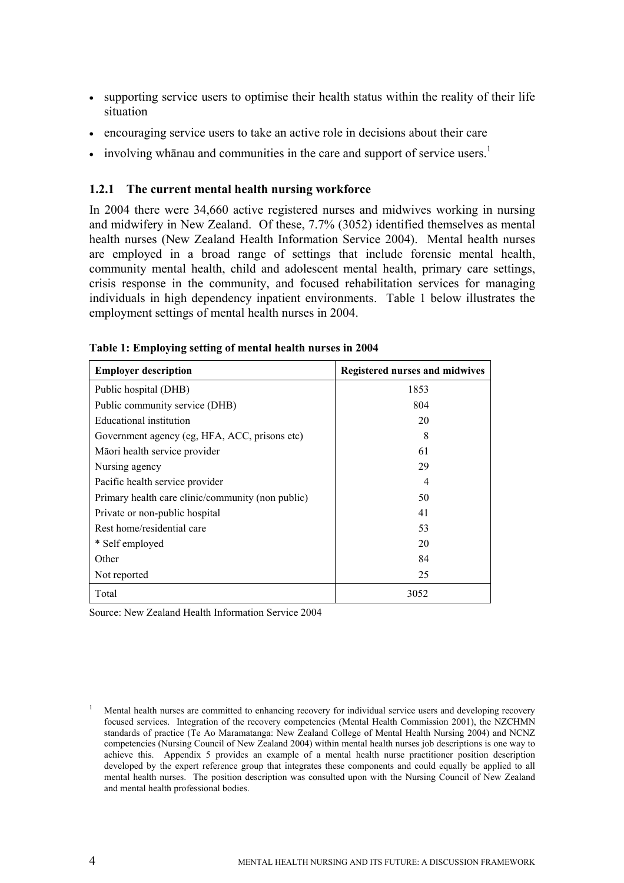- supporting service users to optimise their health status within the reality of their life situation
- encouraging service users to take an active role in decisions about their care
- involving whānau and communities in the care and support of service users.[1]

### 1.2.1 The current mental health nursing workforce

In 2004 there were 34,660 active registered nurses and midwives working in nursing and midwifery in New Zealand. Of these, 7.7% (3052) identified themselves as mental health nurses (New Zealand Health Information Service 2004). Mental health nurses are employed in a broad range of settings that include forensic mental health, community mental health, child and adolescent mental health, primary care settings, crisis response in the community, and focused rehabilitation services for managing individuals in high dependency inpatient environments. Table 1 below illustrates the employment settings of mental health nurses in 2004.

**Table 1: Employing setting of mental health nurses in 2004**

| Employer description | Registered nurses and midwives |
|---|---|
| Public hospital (DHB) | 1853 |
| Public community service (DHB) | 804 |
| Educational institution | 20 |
| Government agency (eg, HFA, ACC, prisons etc) | 8 |
| Māori health service provider | 61 |
| Nursing agency | 29 |
| Pacific health service provider | 4 |
| Primary health care clinic/community (non public) | 50 |
| Private or non-public hospital | 41 |
| Rest home/residential care | 53 |
| * Self employed | 20 |
| Other | 84 |
| Not reported | 25 |
| Total | 3052 |

Source: New Zealand Health Information Service 2004

[1] Mental health nurses are committed to enhancing recovery for individual service users and developing recovery focused services. Integration of the recovery competencies (Mental Health Commission 2001), the NZCHMN standards of practice (Te Ao Maramatanga: New Zealand College of Mental Health Nursing 2004) and NCNZ competencies (Nursing Council of New Zealand 2004) within mental health nurses job descriptions is one way to achieve this. Appendix 5 provides an example of a mental health nurse practitioner position description developed by the expert reference group that integrates these components and could equally be applied to all mental health nurses. The position description was consulted upon with the Nursing Council of New Zealand and mental health professional bodies.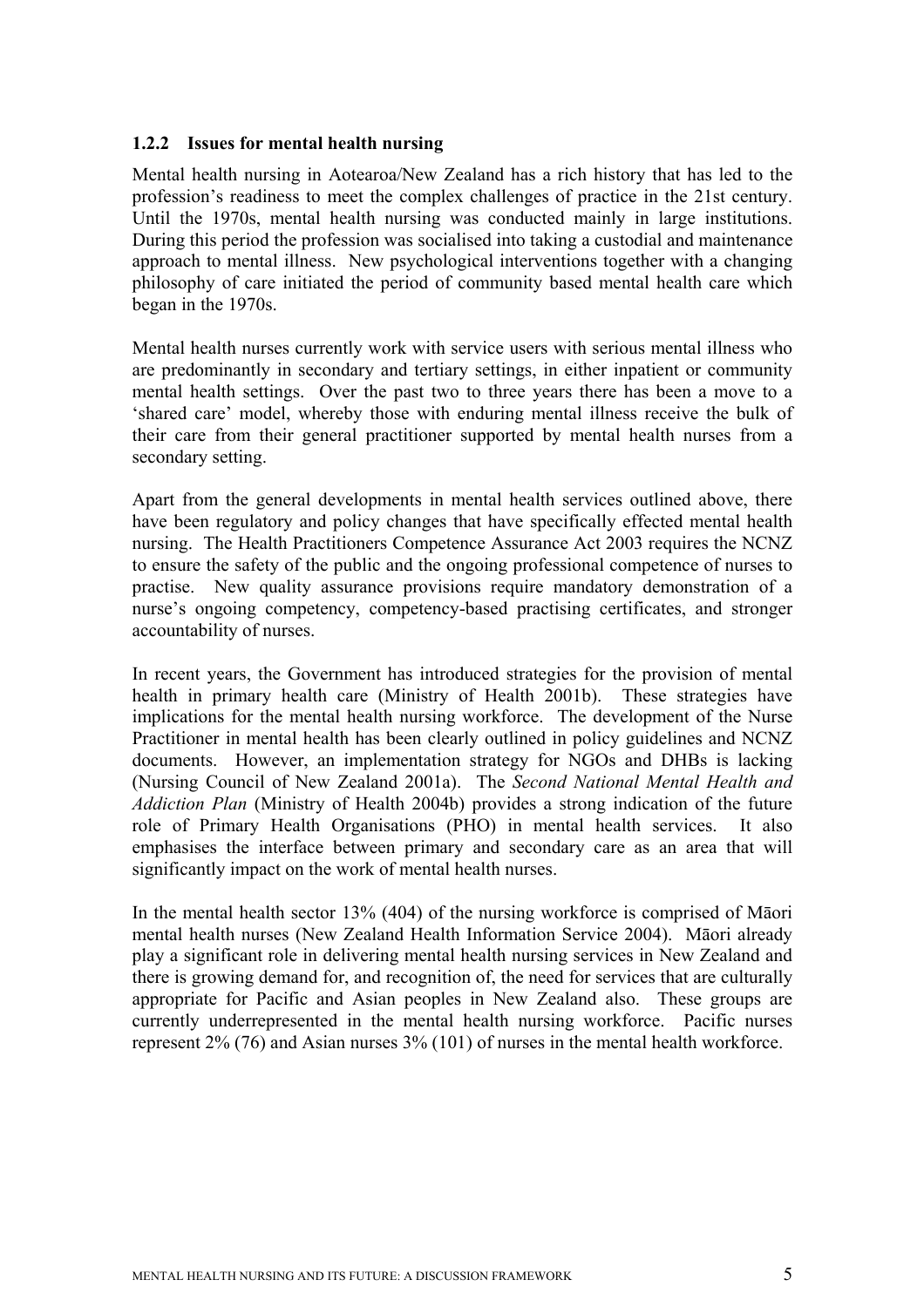### 1.2.2 Issues for mental health nursing

Mental health nursing in Aotearoa/New Zealand has a rich history that has led to the profession's readiness to meet the complex challenges of practice in the 21st century. Until the 1970s, mental health nursing was conducted mainly in large institutions. During this period the profession was socialised into taking a custodial and maintenance approach to mental illness. New psychological interventions together with a changing philosophy of care initiated the period of community based mental health care which began in the 1970s.

Mental health nurses currently work with service users with serious mental illness who are predominantly in secondary and tertiary settings, in either inpatient or community mental health settings. Over the past two to three years there has been a move to a 'shared care' model, whereby those with enduring mental illness receive the bulk of their care from their general practitioner supported by mental health nurses from a secondary setting.

Apart from the general developments in mental health services outlined above, there have been regulatory and policy changes that have specifically effected mental health nursing. The Health Practitioners Competence Assurance Act 2003 requires the NCNZ to ensure the safety of the public and the ongoing professional competence of nurses to practise. New quality assurance provisions require mandatory demonstration of a nurse's ongoing competency, competency-based practising certificates, and stronger accountability of nurses.

In recent years, the Government has introduced strategies for the provision of mental health in primary health care (Ministry of Health 2001b). These strategies have implications for the mental health nursing workforce. The development of the Nurse Practitioner in mental health has been clearly outlined in policy guidelines and NCNZ documents. However, an implementation strategy for NGOs and DHBs is lacking (Nursing Council of New Zealand 2001a). The *Second National Mental Health and Addiction Plan* (Ministry of Health 2004b) provides a strong indication of the future role of Primary Health Organisations (PHO) in mental health services. It also emphasises the interface between primary and secondary care as an area that will significantly impact on the work of mental health nurses.

In the mental health sector 13% (404) of the nursing workforce is comprised of Māori mental health nurses (New Zealand Health Information Service 2004). Māori already play a significant role in delivering mental health nursing services in New Zealand and there is growing demand for, and recognition of, the need for services that are culturally appropriate for Pacific and Asian peoples in New Zealand also. These groups are currently underrepresented in the mental health nursing workforce. Pacific nurses represent 2% (76) and Asian nurses 3% (101) of nurses in the mental health workforce.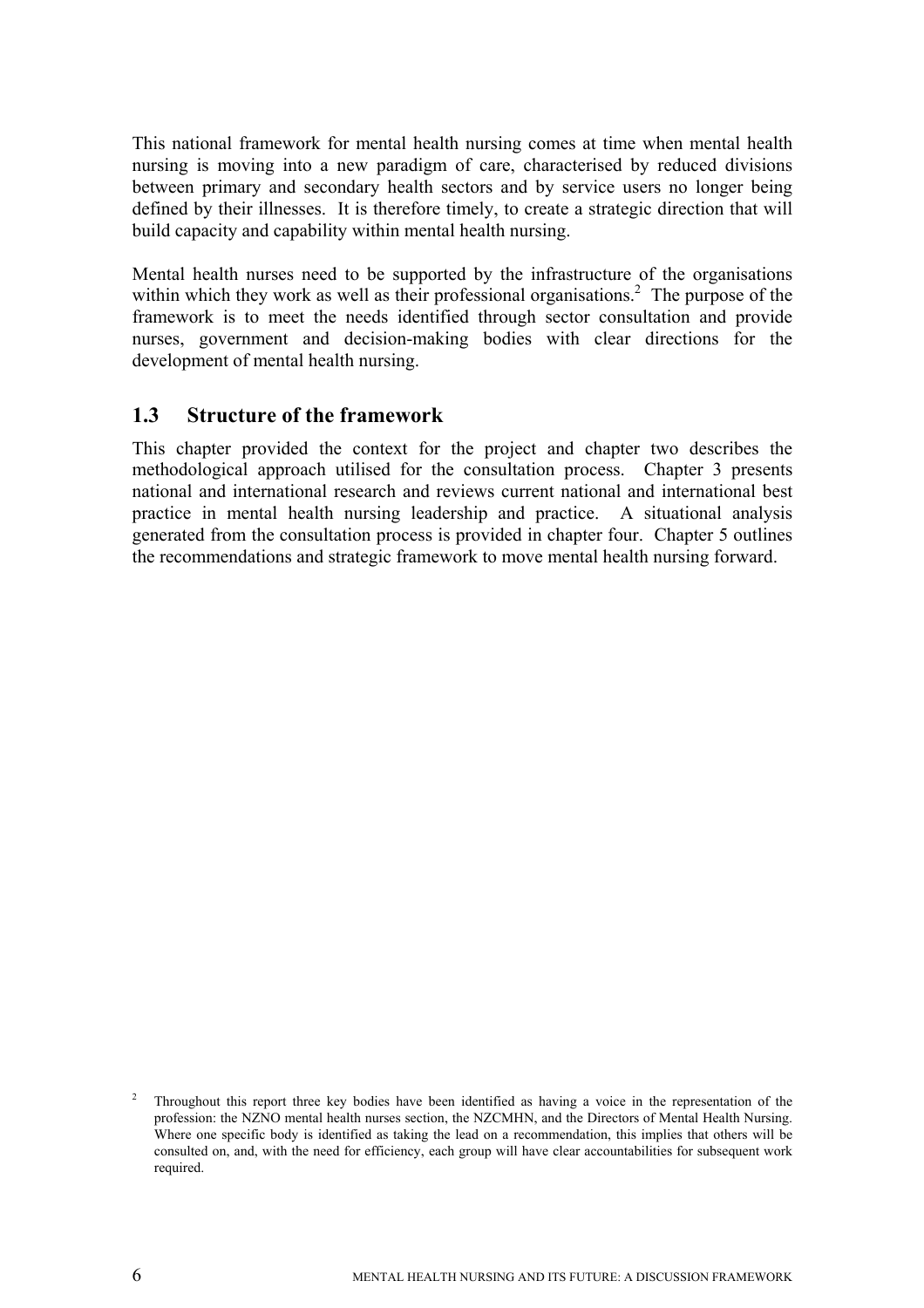This national framework for mental health nursing comes at time when mental health nursing is moving into a new paradigm of care, characterised by reduced divisions between primary and secondary health sectors and by service users no longer being defined by their illnesses. It is therefore timely, to create a strategic direction that will build capacity and capability within mental health nursing.

Mental health nurses need to be supported by the infrastructure of the organisations within which they work as well as their professional organisations.[2] The purpose of the framework is to meet the needs identified through sector consultation and provide nurses, government and decision-making bodies with clear directions for the development of mental health nursing.

## 1.3 Structure of the framework

This chapter provided the context for the project and chapter two describes the methodological approach utilised for the consultation process. Chapter 3 presents national and international research and reviews current national and international best practice in mental health nursing leadership and practice. A situational analysis generated from the consultation process is provided in chapter four. Chapter 5 outlines the recommendations and strategic framework to move mental health nursing forward.

[2] Throughout this report three key bodies have been identified as having a voice in the representation of the profession: the NZNO mental health nurses section, the NZCMHN, and the Directors of Mental Health Nursing. Where one specific body is identified as taking the lead on a recommendation, this implies that others will be consulted on, and, with the need for efficiency, each group will have clear accountabilities for subsequent work required.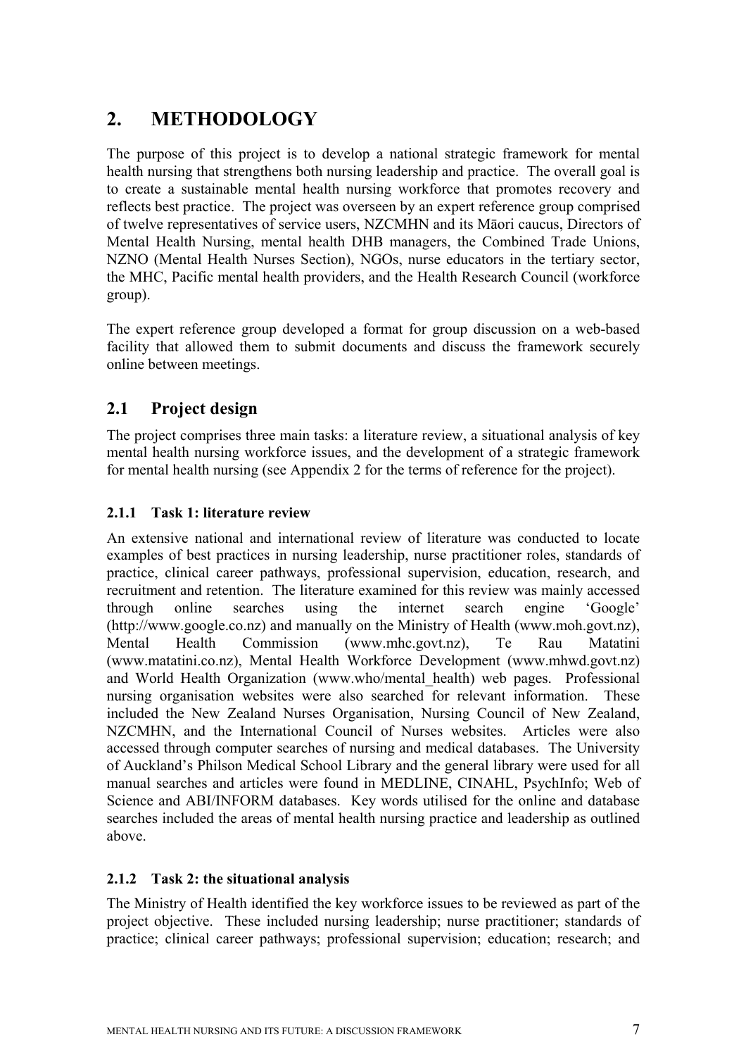# 2. METHODOLOGY

The purpose of this project is to develop a national strategic framework for mental health nursing that strengthens both nursing leadership and practice. The overall goal is to create a sustainable mental health nursing workforce that promotes recovery and reflects best practice. The project was overseen by an expert reference group comprised of twelve representatives of service users, NZCMHN and its Māori caucus, Directors of Mental Health Nursing, mental health DHB managers, the Combined Trade Unions, NZNO (Mental Health Nurses Section), NGOs, nurse educators in the tertiary sector, the MHC, Pacific mental health providers, and the Health Research Council (workforce group).

The expert reference group developed a format for group discussion on a web-based facility that allowed them to submit documents and discuss the framework securely online between meetings.

## 2.1 Project design

The project comprises three main tasks: a literature review, a situational analysis of key mental health nursing workforce issues, and the development of a strategic framework for mental health nursing (see Appendix 2 for the terms of reference for the project).

### 2.1.1 Task 1: literature review

An extensive national and international review of literature was conducted to locate examples of best practices in nursing leadership, nurse practitioner roles, standards of practice, clinical career pathways, professional supervision, education, research, and recruitment and retention. The literature examined for this review was mainly accessed through online searches using the internet search engine 'Google' (http://www.google.co.nz) and manually on the Ministry of Health (www.moh.govt.nz), Mental Health Commission (www.mhc.govt.nz), Te Rau Matatini (www.matatini.co.nz), Mental Health Workforce Development (www.mhwd.govt.nz) and World Health Organization (www.who/mental_health) web pages. Professional nursing organisation websites were also searched for relevant information. These included the New Zealand Nurses Organisation, Nursing Council of New Zealand, NZCMHN, and the International Council of Nurses websites. Articles were also accessed through computer searches of nursing and medical databases. The University of Auckland's Philson Medical School Library and the general library were used for all manual searches and articles were found in MEDLINE, CINAHL, PsychInfo; Web of Science and ABI/INFORM databases. Key words utilised for the online and database searches included the areas of mental health nursing practice and leadership as outlined above.

### 2.1.2 Task 2: the situational analysis

The Ministry of Health identified the key workforce issues to be reviewed as part of the project objective. These included nursing leadership; nurse practitioner; standards of practice; clinical career pathways; professional supervision; education; research; and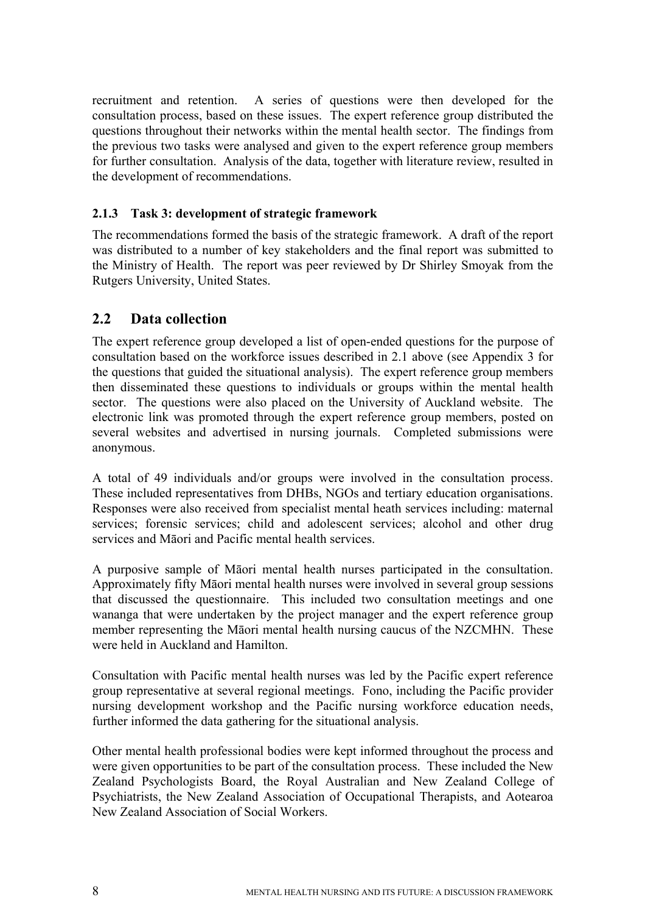recruitment and retention. A series of questions were then developed for the consultation process, based on these issues. The expert reference group distributed the questions throughout their networks within the mental health sector. The findings from the previous two tasks were analysed and given to the expert reference group members for further consultation. Analysis of the data, together with literature review, resulted in the development of recommendations.

### 2.1.3 Task 3: development of strategic framework

The recommendations formed the basis of the strategic framework. A draft of the report was distributed to a number of key stakeholders and the final report was submitted to the Ministry of Health. The report was peer reviewed by Dr Shirley Smoyak from the Rutgers University, United States.

## 2.2 Data collection

The expert reference group developed a list of open-ended questions for the purpose of consultation based on the workforce issues described in 2.1 above (see Appendix 3 for the questions that guided the situational analysis). The expert reference group members then disseminated these questions to individuals or groups within the mental health sector. The questions were also placed on the University of Auckland website. The electronic link was promoted through the expert reference group members, posted on several websites and advertised in nursing journals. Completed submissions were anonymous.

A total of 49 individuals and/or groups were involved in the consultation process. These included representatives from DHBs, NGOs and tertiary education organisations. Responses were also received from specialist mental heath services including: maternal services; forensic services; child and adolescent services; alcohol and other drug services and Māori and Pacific mental health services.

A purposive sample of Māori mental health nurses participated in the consultation. Approximately fifty Māori mental health nurses were involved in several group sessions that discussed the questionnaire. This included two consultation meetings and one wananga that were undertaken by the project manager and the expert reference group member representing the Māori mental health nursing caucus of the NZCMHN. These were held in Auckland and Hamilton.

Consultation with Pacific mental health nurses was led by the Pacific expert reference group representative at several regional meetings. Fono, including the Pacific provider nursing development workshop and the Pacific nursing workforce education needs, further informed the data gathering for the situational analysis.

Other mental health professional bodies were kept informed throughout the process and were given opportunities to be part of the consultation process. These included the New Zealand Psychologists Board, the Royal Australian and New Zealand College of Psychiatrists, the New Zealand Association of Occupational Therapists, and Aotearoa New Zealand Association of Social Workers.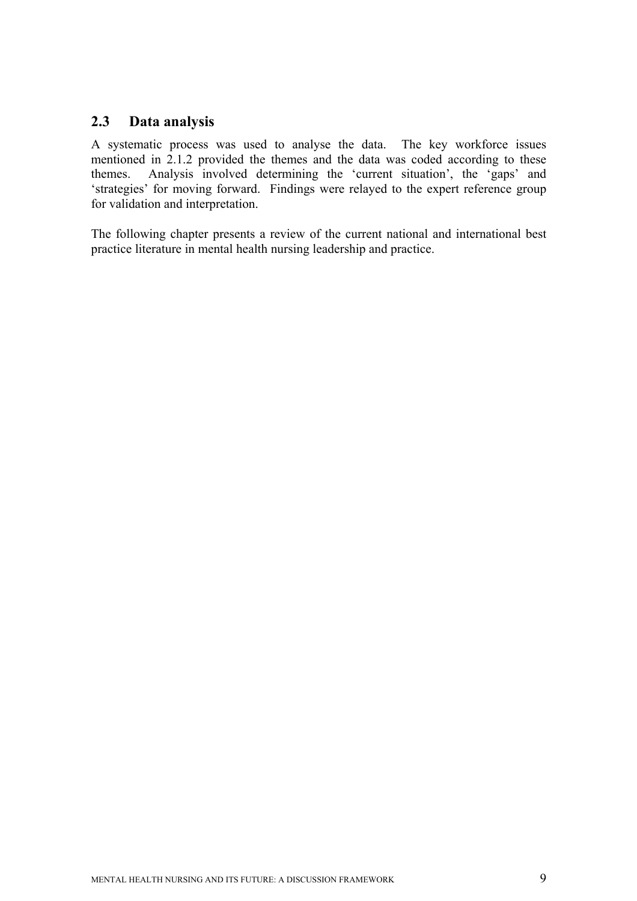## 2.3 Data analysis

A systematic process was used to analyse the data. The key workforce issues mentioned in 2.1.2 provided the themes and the data was coded according to these themes. Analysis involved determining the 'current situation', the 'gaps' and 'strategies' for moving forward. Findings were relayed to the expert reference group for validation and interpretation.

The following chapter presents a review of the current national and international best practice literature in mental health nursing leadership and practice.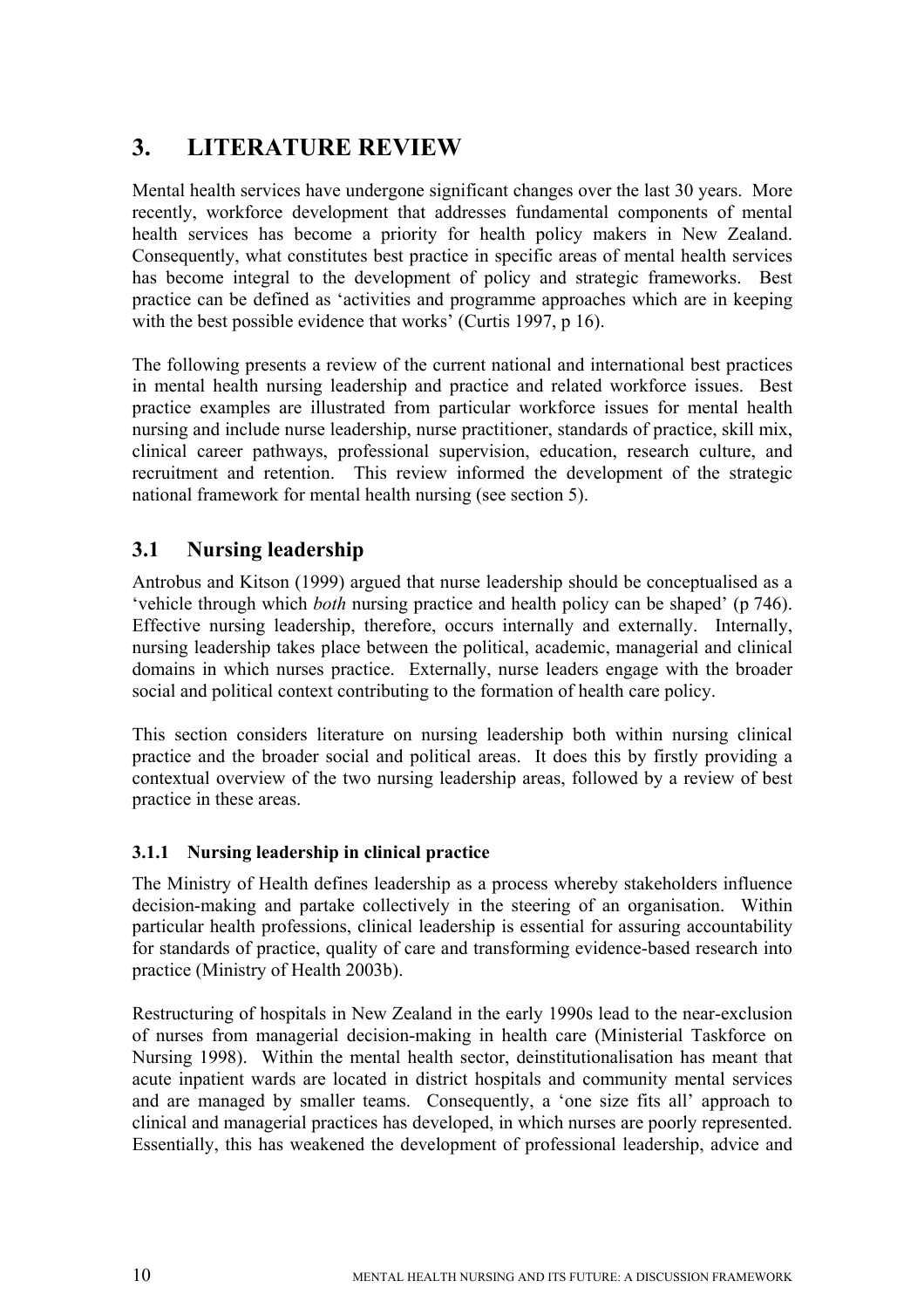# 3. LITERATURE REVIEW

Mental health services have undergone significant changes over the last 30 years. More recently, workforce development that addresses fundamental components of mental health services has become a priority for health policy makers in New Zealand. Consequently, what constitutes best practice in specific areas of mental health services has become integral to the development of policy and strategic frameworks. Best practice can be defined as 'activities and programme approaches which are in keeping with the best possible evidence that works' (Curtis 1997, p 16).

The following presents a review of the current national and international best practices in mental health nursing leadership and practice and related workforce issues. Best practice examples are illustrated from particular workforce issues for mental health nursing and include nurse leadership, nurse practitioner, standards of practice, skill mix, clinical career pathways, professional supervision, education, research culture, and recruitment and retention. This review informed the development of the strategic national framework for mental health nursing (see section 5).

## 3.1 Nursing leadership

Antrobus and Kitson (1999) argued that nurse leadership should be conceptualised as a 'vehicle through which *both* nursing practice and health policy can be shaped' (p 746). Effective nursing leadership, therefore, occurs internally and externally. Internally, nursing leadership takes place between the political, academic, managerial and clinical domains in which nurses practice. Externally, nurse leaders engage with the broader social and political context contributing to the formation of health care policy.

This section considers literature on nursing leadership both within nursing clinical practice and the broader social and political areas. It does this by firstly providing a contextual overview of the two nursing leadership areas, followed by a review of best practice in these areas.

### 3.1.1 Nursing leadership in clinical practice

The Ministry of Health defines leadership as a process whereby stakeholders influence decision-making and partake collectively in the steering of an organisation. Within particular health professions, clinical leadership is essential for assuring accountability for standards of practice, quality of care and transforming evidence-based research into practice (Ministry of Health 2003b).

Restructuring of hospitals in New Zealand in the early 1990s lead to the near-exclusion of nurses from managerial decision-making in health care (Ministerial Taskforce on Nursing 1998). Within the mental health sector, deinstitutionalisation has meant that acute inpatient wards are located in district hospitals and community mental services and are managed by smaller teams. Consequently, a 'one size fits all' approach to clinical and managerial practices has developed, in which nurses are poorly represented. Essentially, this has weakened the development of professional leadership, advice and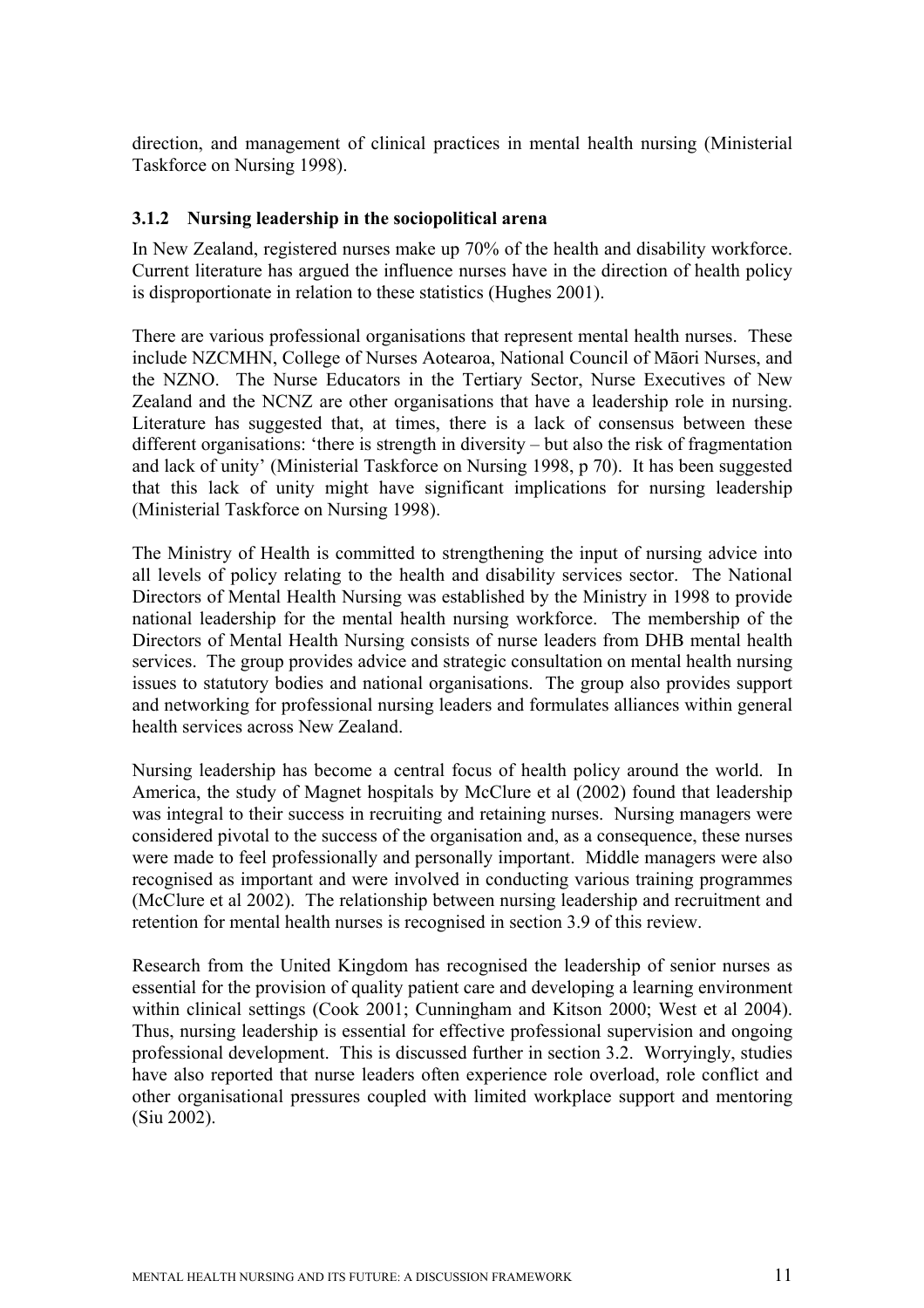direction, and management of clinical practices in mental health nursing (Ministerial Taskforce on Nursing 1998).

### 3.1.2 Nursing leadership in the sociopolitical arena

In New Zealand, registered nurses make up 70% of the health and disability workforce. Current literature has argued the influence nurses have in the direction of health policy is disproportionate in relation to these statistics (Hughes 2001).

There are various professional organisations that represent mental health nurses. These include NZCMHN, College of Nurses Aotearoa, National Council of Māori Nurses, and the NZNO. The Nurse Educators in the Tertiary Sector, Nurse Executives of New Zealand and the NCNZ are other organisations that have a leadership role in nursing. Literature has suggested that, at times, there is a lack of consensus between these different organisations: 'there is strength in diversity – but also the risk of fragmentation and lack of unity' (Ministerial Taskforce on Nursing 1998, p 70). It has been suggested that this lack of unity might have significant implications for nursing leadership (Ministerial Taskforce on Nursing 1998).

The Ministry of Health is committed to strengthening the input of nursing advice into all levels of policy relating to the health and disability services sector. The National Directors of Mental Health Nursing was established by the Ministry in 1998 to provide national leadership for the mental health nursing workforce. The membership of the Directors of Mental Health Nursing consists of nurse leaders from DHB mental health services. The group provides advice and strategic consultation on mental health nursing issues to statutory bodies and national organisations. The group also provides support and networking for professional nursing leaders and formulates alliances within general health services across New Zealand.

Nursing leadership has become a central focus of health policy around the world. In America, the study of Magnet hospitals by McClure et al (2002) found that leadership was integral to their success in recruiting and retaining nurses. Nursing managers were considered pivotal to the success of the organisation and, as a consequence, these nurses were made to feel professionally and personally important. Middle managers were also recognised as important and were involved in conducting various training programmes (McClure et al 2002). The relationship between nursing leadership and recruitment and retention for mental health nurses is recognised in section 3.9 of this review.

Research from the United Kingdom has recognised the leadership of senior nurses as essential for the provision of quality patient care and developing a learning environment within clinical settings (Cook 2001; Cunningham and Kitson 2000; West et al 2004). Thus, nursing leadership is essential for effective professional supervision and ongoing professional development. This is discussed further in section 3.2. Worryingly, studies have also reported that nurse leaders often experience role overload, role conflict and other organisational pressures coupled with limited workplace support and mentoring (Siu 2002).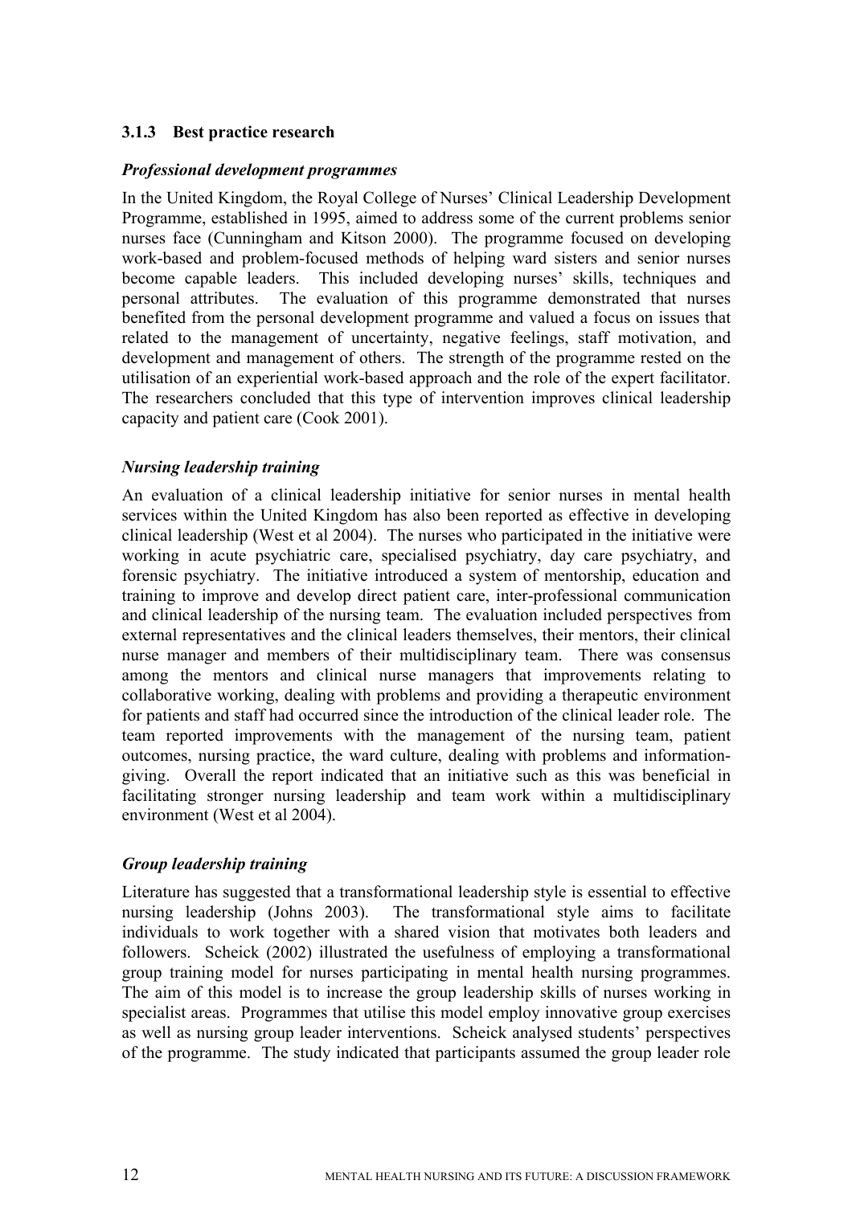### 3.1.3 Best practice research

***Professional development programmes***

In the United Kingdom, the Royal College of Nurses' Clinical Leadership Development Programme, established in 1995, aimed to address some of the current problems senior nurses face (Cunningham and Kitson 2000). The programme focused on developing work-based and problem-focused methods of helping ward sisters and senior nurses become capable leaders. This included developing nurses' skills, techniques and personal attributes. The evaluation of this programme demonstrated that nurses benefited from the personal development programme and valued a focus on issues that related to the management of uncertainty, negative feelings, staff motivation, and development and management of others. The strength of the programme rested on the utilisation of an experiential work-based approach and the role of the expert facilitator. The researchers concluded that this type of intervention improves clinical leadership capacity and patient care (Cook 2001).

***Nursing leadership training***

An evaluation of a clinical leadership initiative for senior nurses in mental health services within the United Kingdom has also been reported as effective in developing clinical leadership (West et al 2004). The nurses who participated in the initiative were working in acute psychiatric care, specialised psychiatry, day care psychiatry, and forensic psychiatry. The initiative introduced a system of mentorship, education and training to improve and develop direct patient care, inter-professional communication and clinical leadership of the nursing team. The evaluation included perspectives from external representatives and the clinical leaders themselves, their mentors, their clinical nurse manager and members of their multidisciplinary team. There was consensus among the mentors and clinical nurse managers that improvements relating to collaborative working, dealing with problems and providing a therapeutic environment for patients and staff had occurred since the introduction of the clinical leader role. The team reported improvements with the management of the nursing team, patient outcomes, nursing practice, the ward culture, dealing with problems and information-giving. Overall the report indicated that an initiative such as this was beneficial in facilitating stronger nursing leadership and team work within a multidisciplinary environment (West et al 2004).

***Group leadership training***

Literature has suggested that a transformational leadership style is essential to effective nursing leadership (Johns 2003). The transformational style aims to facilitate individuals to work together with a shared vision that motivates both leaders and followers. Scheick (2002) illustrated the usefulness of employing a transformational group training model for nurses participating in mental health nursing programmes. The aim of this model is to increase the group leadership skills of nurses working in specialist areas. Programmes that utilise this model employ innovative group exercises as well as nursing group leader interventions. Scheick analysed students' perspectives of the programme. The study indicated that participants assumed the group leader role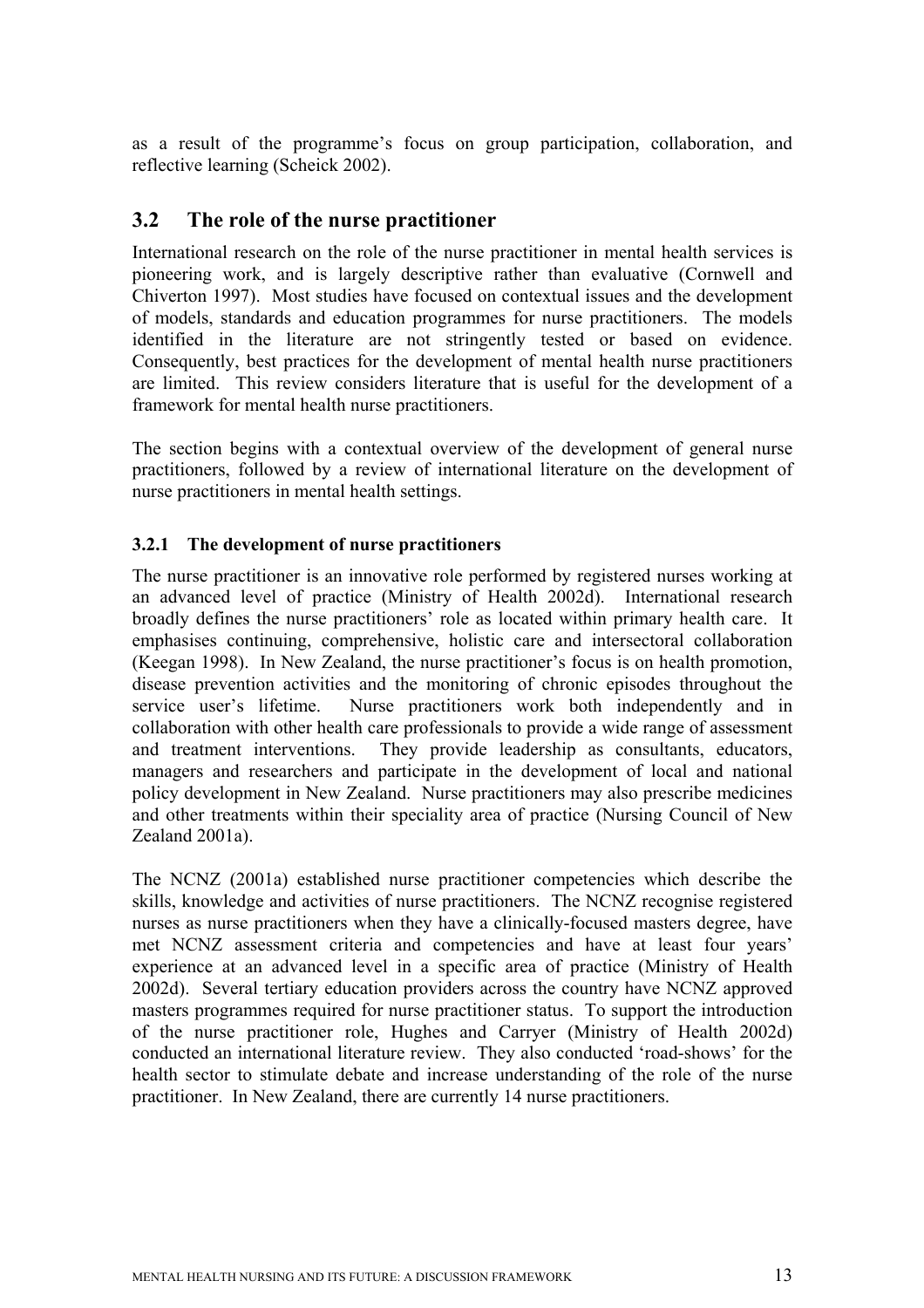as a result of the programme's focus on group participation, collaboration, and reflective learning (Scheick 2002).

## 3.2 The role of the nurse practitioner

International research on the role of the nurse practitioner in mental health services is pioneering work, and is largely descriptive rather than evaluative (Cornwell and Chiverton 1997). Most studies have focused on contextual issues and the development of models, standards and education programmes for nurse practitioners. The models identified in the literature are not stringently tested or based on evidence. Consequently, best practices for the development of mental health nurse practitioners are limited. This review considers literature that is useful for the development of a framework for mental health nurse practitioners.

The section begins with a contextual overview of the development of general nurse practitioners, followed by a review of international literature on the development of nurse practitioners in mental health settings.

### 3.2.1 The development of nurse practitioners

The nurse practitioner is an innovative role performed by registered nurses working at an advanced level of practice (Ministry of Health 2002d). International research broadly defines the nurse practitioners' role as located within primary health care. It emphasises continuing, comprehensive, holistic care and intersectoral collaboration (Keegan 1998). In New Zealand, the nurse practitioner's focus is on health promotion, disease prevention activities and the monitoring of chronic episodes throughout the service user's lifetime. Nurse practitioners work both independently and in collaboration with other health care professionals to provide a wide range of assessment and treatment interventions. They provide leadership as consultants, educators, managers and researchers and participate in the development of local and national policy development in New Zealand. Nurse practitioners may also prescribe medicines and other treatments within their speciality area of practice (Nursing Council of New Zealand 2001a).

The NCNZ (2001a) established nurse practitioner competencies which describe the skills, knowledge and activities of nurse practitioners. The NCNZ recognise registered nurses as nurse practitioners when they have a clinically-focused masters degree, have met NCNZ assessment criteria and competencies and have at least four years' experience at an advanced level in a specific area of practice (Ministry of Health 2002d). Several tertiary education providers across the country have NCNZ approved masters programmes required for nurse practitioner status. To support the introduction of the nurse practitioner role, Hughes and Carryer (Ministry of Health 2002d) conducted an international literature review. They also conducted 'road-shows' for the health sector to stimulate debate and increase understanding of the role of the nurse practitioner. In New Zealand, there are currently 14 nurse practitioners.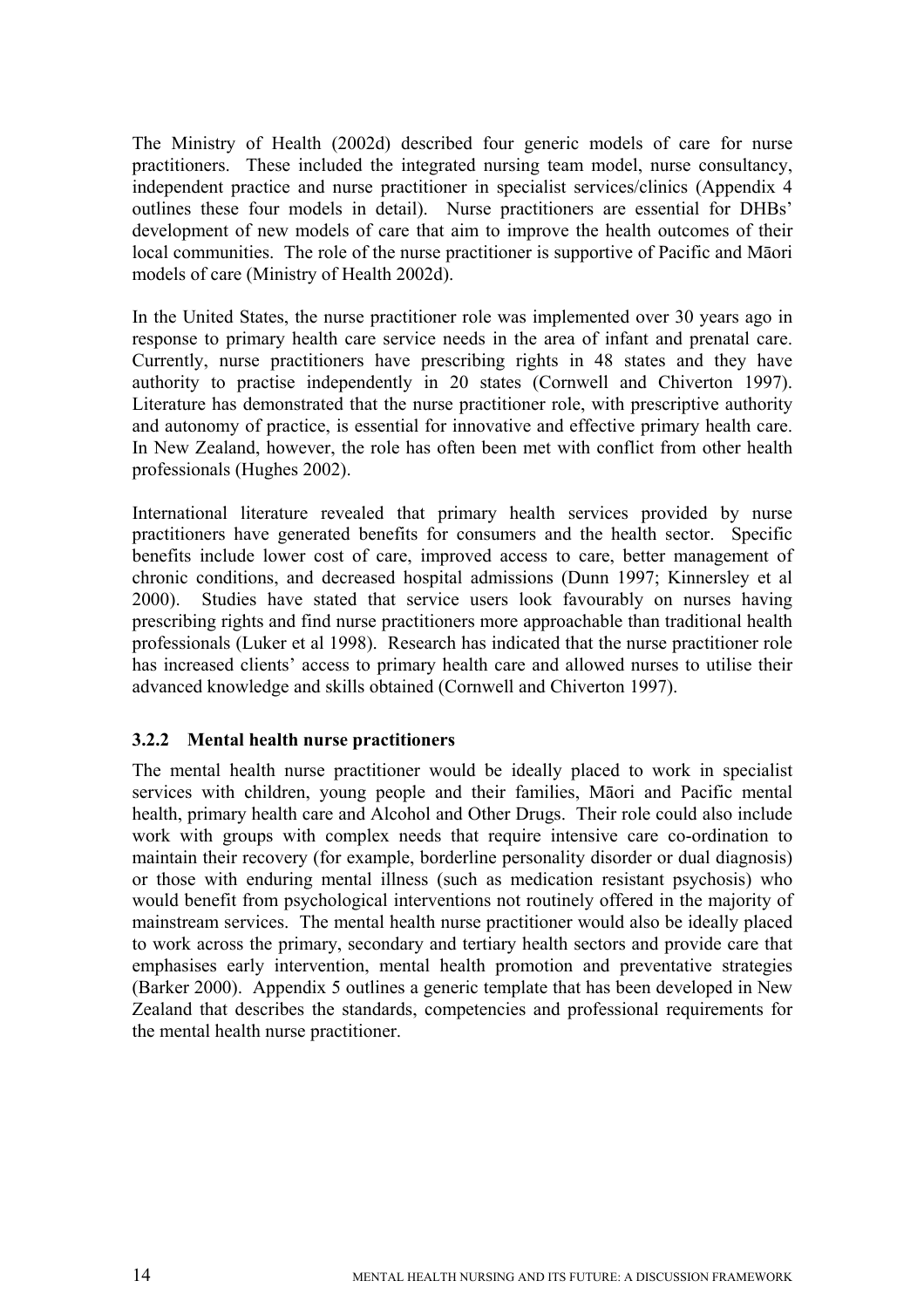The Ministry of Health (2002d) described four generic models of care for nurse practitioners. These included the integrated nursing team model, nurse consultancy, independent practice and nurse practitioner in specialist services/clinics (Appendix 4 outlines these four models in detail). Nurse practitioners are essential for DHBs' development of new models of care that aim to improve the health outcomes of their local communities. The role of the nurse practitioner is supportive of Pacific and Māori models of care (Ministry of Health 2002d).

In the United States, the nurse practitioner role was implemented over 30 years ago in response to primary health care service needs in the area of infant and prenatal care. Currently, nurse practitioners have prescribing rights in 48 states and they have authority to practise independently in 20 states (Cornwell and Chiverton 1997). Literature has demonstrated that the nurse practitioner role, with prescriptive authority and autonomy of practice, is essential for innovative and effective primary health care. In New Zealand, however, the role has often been met with conflict from other health professionals (Hughes 2002).

International literature revealed that primary health services provided by nurse practitioners have generated benefits for consumers and the health sector. Specific benefits include lower cost of care, improved access to care, better management of chronic conditions, and decreased hospital admissions (Dunn 1997; Kinnersley et al 2000). Studies have stated that service users look favourably on nurses having prescribing rights and find nurse practitioners more approachable than traditional health professionals (Luker et al 1998). Research has indicated that the nurse practitioner role has increased clients' access to primary health care and allowed nurses to utilise their advanced knowledge and skills obtained (Cornwell and Chiverton 1997).

### 3.2.2 Mental health nurse practitioners

The mental health nurse practitioner would be ideally placed to work in specialist services with children, young people and their families, Māori and Pacific mental health, primary health care and Alcohol and Other Drugs. Their role could also include work with groups with complex needs that require intensive care co-ordination to maintain their recovery (for example, borderline personality disorder or dual diagnosis) or those with enduring mental illness (such as medication resistant psychosis) who would benefit from psychological interventions not routinely offered in the majority of mainstream services. The mental health nurse practitioner would also be ideally placed to work across the primary, secondary and tertiary health sectors and provide care that emphasises early intervention, mental health promotion and preventative strategies (Barker 2000). Appendix 5 outlines a generic template that has been developed in New Zealand that describes the standards, competencies and professional requirements for the mental health nurse practitioner.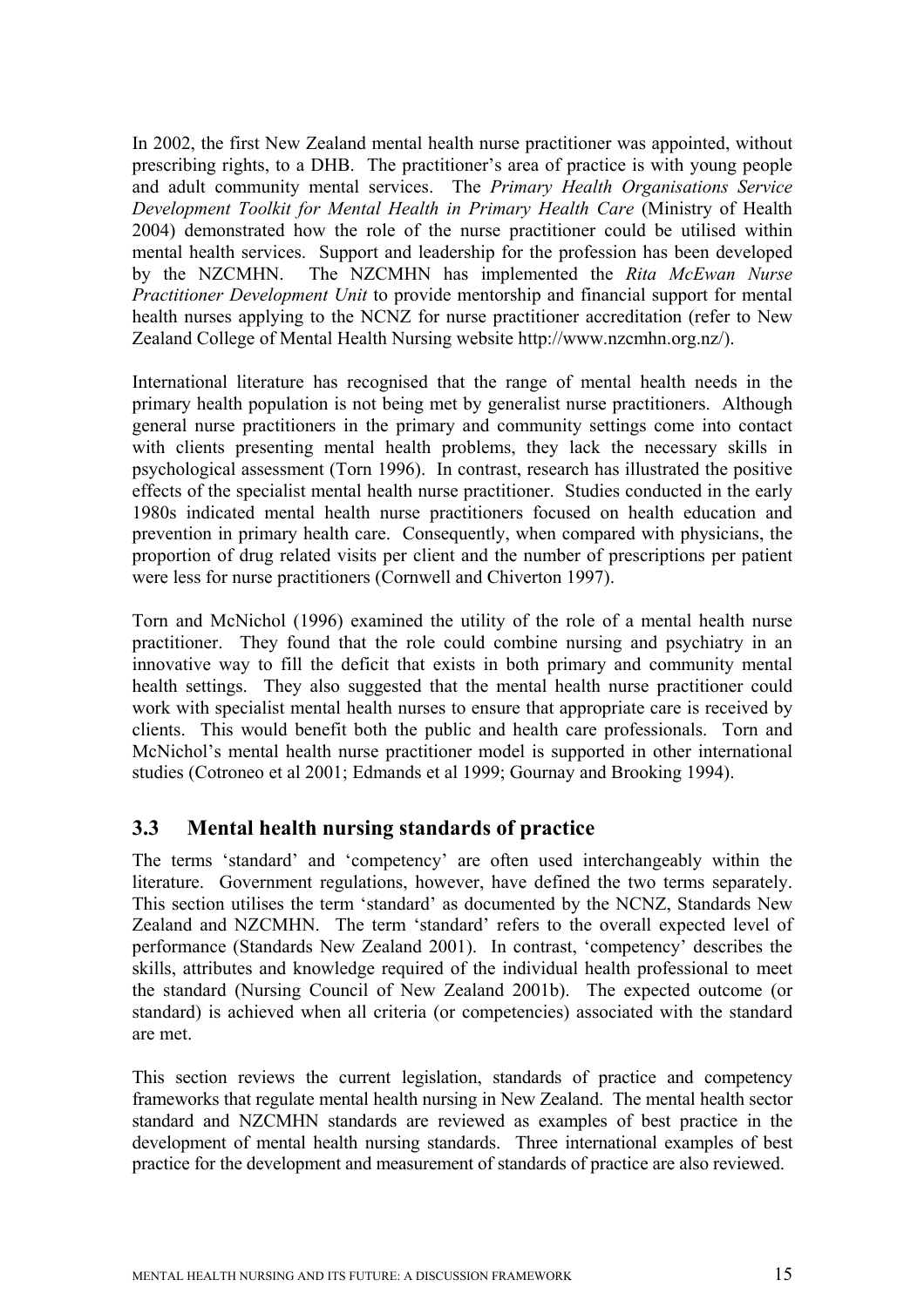In 2002, the first New Zealand mental health nurse practitioner was appointed, without prescribing rights, to a DHB. The practitioner's area of practice is with young people and adult community mental services. The *Primary Health Organisations Service Development Toolkit for Mental Health in Primary Health Care* (Ministry of Health 2004) demonstrated how the role of the nurse practitioner could be utilised within mental health services. Support and leadership for the profession has been developed by the NZCMHN. The NZCMHN has implemented the *Rita McEwan Nurse Practitioner Development Unit* to provide mentorship and financial support for mental health nurses applying to the NCNZ for nurse practitioner accreditation (refer to New Zealand College of Mental Health Nursing website http://www.nzcmhn.org.nz/).

International literature has recognised that the range of mental health needs in the primary health population is not being met by generalist nurse practitioners. Although general nurse practitioners in the primary and community settings come into contact with clients presenting mental health problems, they lack the necessary skills in psychological assessment (Torn 1996). In contrast, research has illustrated the positive effects of the specialist mental health nurse practitioner. Studies conducted in the early 1980s indicated mental health nurse practitioners focused on health education and prevention in primary health care. Consequently, when compared with physicians, the proportion of drug related visits per client and the number of prescriptions per patient were less for nurse practitioners (Cornwell and Chiverton 1997).

Torn and McNichol (1996) examined the utility of the role of a mental health nurse practitioner. They found that the role could combine nursing and psychiatry in an innovative way to fill the deficit that exists in both primary and community mental health settings. They also suggested that the mental health nurse practitioner could work with specialist mental health nurses to ensure that appropriate care is received by clients. This would benefit both the public and health care professionals. Torn and McNichol's mental health nurse practitioner model is supported in other international studies (Cotroneo et al 2001; Edmands et al 1999; Gournay and Brooking 1994).

## 3.3 Mental health nursing standards of practice

The terms 'standard' and 'competency' are often used interchangeably within the literature. Government regulations, however, have defined the two terms separately. This section utilises the term 'standard' as documented by the NCNZ, Standards New Zealand and NZCMHN. The term 'standard' refers to the overall expected level of performance (Standards New Zealand 2001). In contrast, 'competency' describes the skills, attributes and knowledge required of the individual health professional to meet the standard (Nursing Council of New Zealand 2001b). The expected outcome (or standard) is achieved when all criteria (or competencies) associated with the standard are met.

This section reviews the current legislation, standards of practice and competency frameworks that regulate mental health nursing in New Zealand. The mental health sector standard and NZCMHN standards are reviewed as examples of best practice in the development of mental health nursing standards. Three international examples of best practice for the development and measurement of standards of practice are also reviewed.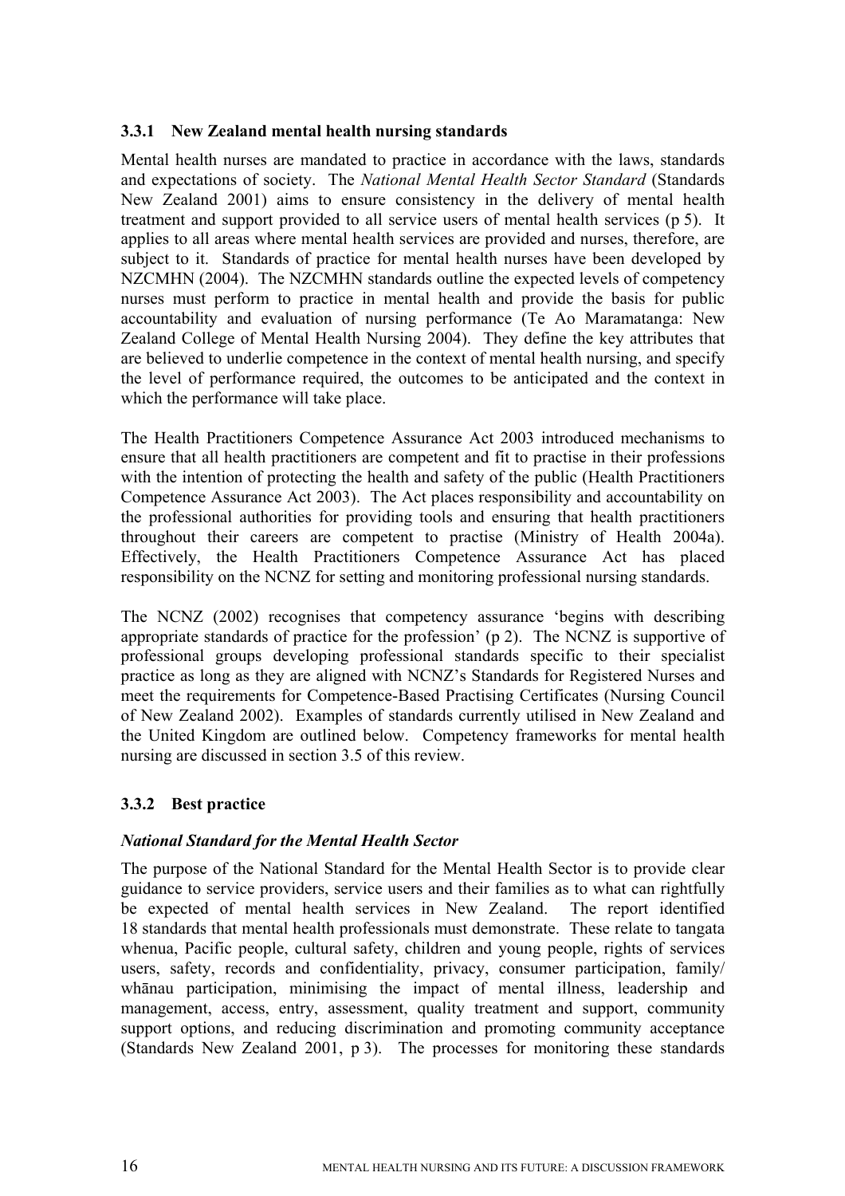### 3.3.1 New Zealand mental health nursing standards

Mental health nurses are mandated to practice in accordance with the laws, standards and expectations of society. The *National Mental Health Sector Standard* (Standards New Zealand 2001) aims to ensure consistency in the delivery of mental health treatment and support provided to all service users of mental health services (p 5). It applies to all areas where mental health services are provided and nurses, therefore, are subject to it. Standards of practice for mental health nurses have been developed by NZCMHN (2004). The NZCMHN standards outline the expected levels of competency nurses must perform to practice in mental health and provide the basis for public accountability and evaluation of nursing performance (Te Ao Maramatanga: New Zealand College of Mental Health Nursing 2004). They define the key attributes that are believed to underlie competence in the context of mental health nursing, and specify the level of performance required, the outcomes to be anticipated and the context in which the performance will take place.

The Health Practitioners Competence Assurance Act 2003 introduced mechanisms to ensure that all health practitioners are competent and fit to practise in their professions with the intention of protecting the health and safety of the public (Health Practitioners Competence Assurance Act 2003). The Act places responsibility and accountability on the professional authorities for providing tools and ensuring that health practitioners throughout their careers are competent to practise (Ministry of Health 2004a). Effectively, the Health Practitioners Competence Assurance Act has placed responsibility on the NCNZ for setting and monitoring professional nursing standards.

The NCNZ (2002) recognises that competency assurance 'begins with describing appropriate standards of practice for the profession' (p 2). The NCNZ is supportive of professional groups developing professional standards specific to their specialist practice as long as they are aligned with NCNZ's Standards for Registered Nurses and meet the requirements for Competence-Based Practising Certificates (Nursing Council of New Zealand 2002). Examples of standards currently utilised in New Zealand and the United Kingdom are outlined below. Competency frameworks for mental health nursing are discussed in section 3.5 of this review.

### 3.3.2 Best practice

***National Standard for the Mental Health Sector***

The purpose of the National Standard for the Mental Health Sector is to provide clear guidance to service providers, service users and their families as to what can rightfully be expected of mental health services in New Zealand. The report identified 18 standards that mental health professionals must demonstrate. These relate to tangata whenua, Pacific people, cultural safety, children and young people, rights of services users, safety, records and confidentiality, privacy, consumer participation, family/ whānau participation, minimising the impact of mental illness, leadership and management, access, entry, assessment, quality treatment and support, community support options, and reducing discrimination and promoting community acceptance (Standards New Zealand 2001, p 3). The processes for monitoring these standards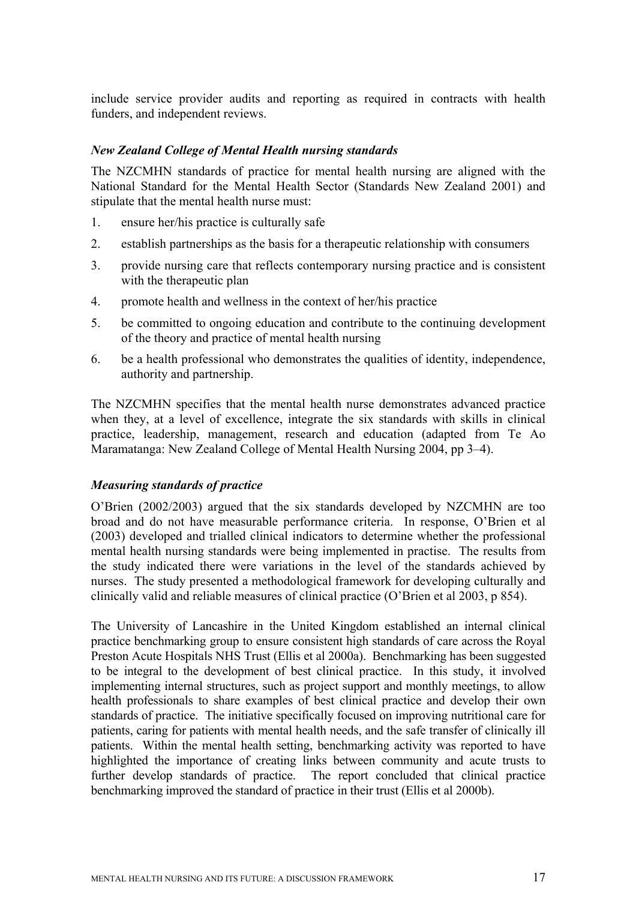include service provider audits and reporting as required in contracts with health funders, and independent reviews.

### *New Zealand College of Mental Health nursing standards*

The NZCMHN standards of practice for mental health nursing are aligned with the National Standard for the Mental Health Sector (Standards New Zealand 2001) and stipulate that the mental health nurse must:

1. ensure her/his practice is culturally safe
2. establish partnerships as the basis for a therapeutic relationship with consumers
3. provide nursing care that reflects contemporary nursing practice and is consistent with the therapeutic plan
4. promote health and wellness in the context of her/his practice
5. be committed to ongoing education and contribute to the continuing development of the theory and practice of mental health nursing
6. be a health professional who demonstrates the qualities of identity, independence, authority and partnership.

The NZCMHN specifies that the mental health nurse demonstrates advanced practice when they, at a level of excellence, integrate the six standards with skills in clinical practice, leadership, management, research and education (adapted from Te Ao Maramatanga: New Zealand College of Mental Health Nursing 2004, pp 3–4).

### *Measuring standards of practice*

O'Brien (2002/2003) argued that the six standards developed by NZCMHN are too broad and do not have measurable performance criteria. In response, O'Brien et al (2003) developed and trialled clinical indicators to determine whether the professional mental health nursing standards were being implemented in practise. The results from the study indicated there were variations in the level of the standards achieved by nurses. The study presented a methodological framework for developing culturally and clinically valid and reliable measures of clinical practice (O'Brien et al 2003, p 854).

The University of Lancashire in the United Kingdom established an internal clinical practice benchmarking group to ensure consistent high standards of care across the Royal Preston Acute Hospitals NHS Trust (Ellis et al 2000a). Benchmarking has been suggested to be integral to the development of best clinical practice. In this study, it involved implementing internal structures, such as project support and monthly meetings, to allow health professionals to share examples of best clinical practice and develop their own standards of practice. The initiative specifically focused on improving nutritional care for patients, caring for patients with mental health needs, and the safe transfer of clinically ill patients. Within the mental health setting, benchmarking activity was reported to have highlighted the importance of creating links between community and acute trusts to further develop standards of practice. The report concluded that clinical practice benchmarking improved the standard of practice in their trust (Ellis et al 2000b).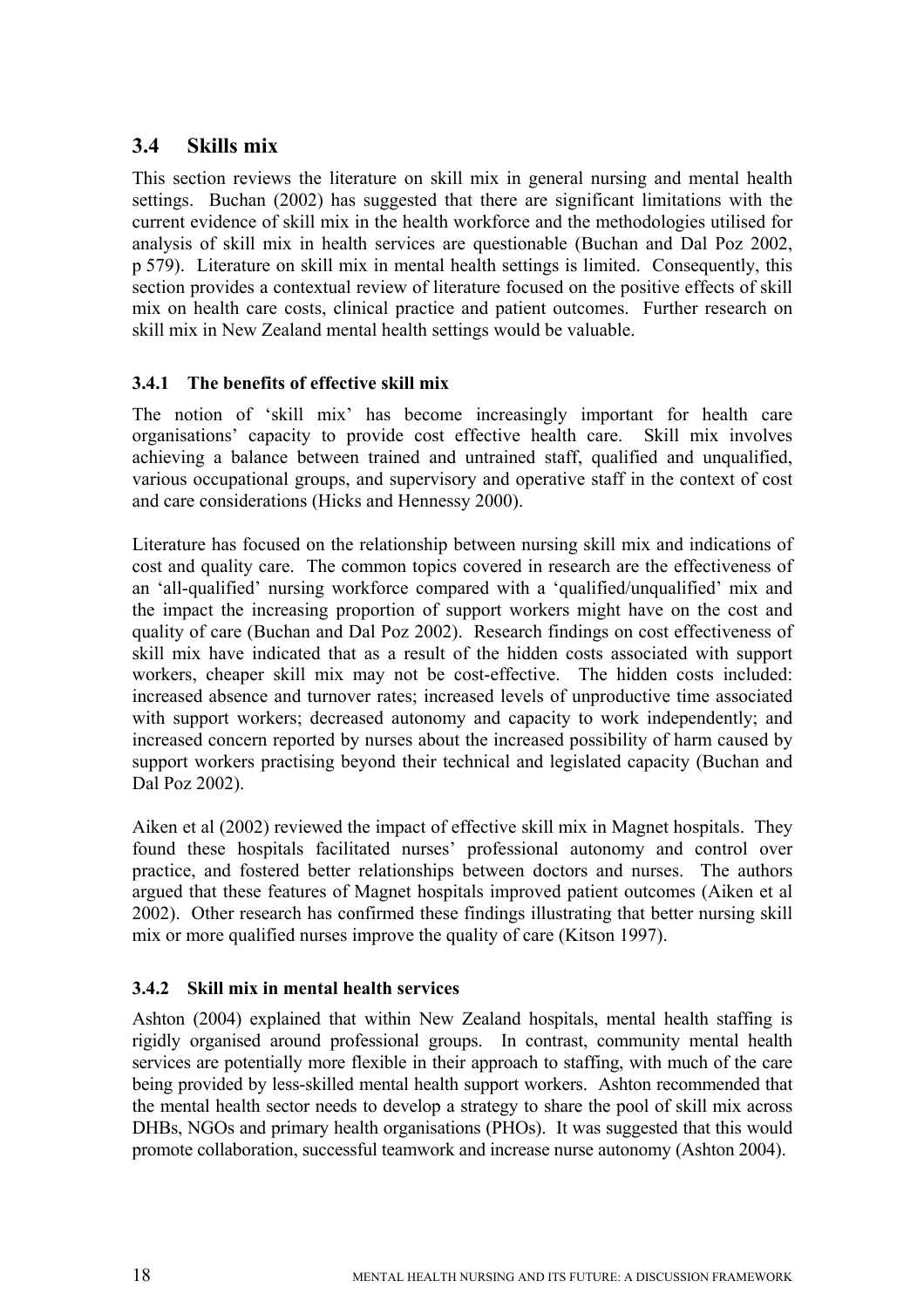## 3.4 Skills mix

This section reviews the literature on skill mix in general nursing and mental health settings. Buchan (2002) has suggested that there are significant limitations with the current evidence of skill mix in the health workforce and the methodologies utilised for analysis of skill mix in health services are questionable (Buchan and Dal Poz 2002, p 579). Literature on skill mix in mental health settings is limited. Consequently, this section provides a contextual review of literature focused on the positive effects of skill mix on health care costs, clinical practice and patient outcomes. Further research on skill mix in New Zealand mental health settings would be valuable.

### 3.4.1 The benefits of effective skill mix

The notion of 'skill mix' has become increasingly important for health care organisations' capacity to provide cost effective health care. Skill mix involves achieving a balance between trained and untrained staff, qualified and unqualified, various occupational groups, and supervisory and operative staff in the context of cost and care considerations (Hicks and Hennessy 2000).

Literature has focused on the relationship between nursing skill mix and indications of cost and quality care. The common topics covered in research are the effectiveness of an 'all-qualified' nursing workforce compared with a 'qualified/unqualified' mix and the impact the increasing proportion of support workers might have on the cost and quality of care (Buchan and Dal Poz 2002). Research findings on cost effectiveness of skill mix have indicated that as a result of the hidden costs associated with support workers, cheaper skill mix may not be cost-effective. The hidden costs included: increased absence and turnover rates; increased levels of unproductive time associated with support workers; decreased autonomy and capacity to work independently; and increased concern reported by nurses about the increased possibility of harm caused by support workers practising beyond their technical and legislated capacity (Buchan and Dal Poz 2002).

Aiken et al (2002) reviewed the impact of effective skill mix in Magnet hospitals. They found these hospitals facilitated nurses' professional autonomy and control over practice, and fostered better relationships between doctors and nurses. The authors argued that these features of Magnet hospitals improved patient outcomes (Aiken et al 2002). Other research has confirmed these findings illustrating that better nursing skill mix or more qualified nurses improve the quality of care (Kitson 1997).

### 3.4.2 Skill mix in mental health services

Ashton (2004) explained that within New Zealand hospitals, mental health staffing is rigidly organised around professional groups. In contrast, community mental health services are potentially more flexible in their approach to staffing, with much of the care being provided by less-skilled mental health support workers. Ashton recommended that the mental health sector needs to develop a strategy to share the pool of skill mix across DHBs, NGOs and primary health organisations (PHOs). It was suggested that this would promote collaboration, successful teamwork and increase nurse autonomy (Ashton 2004).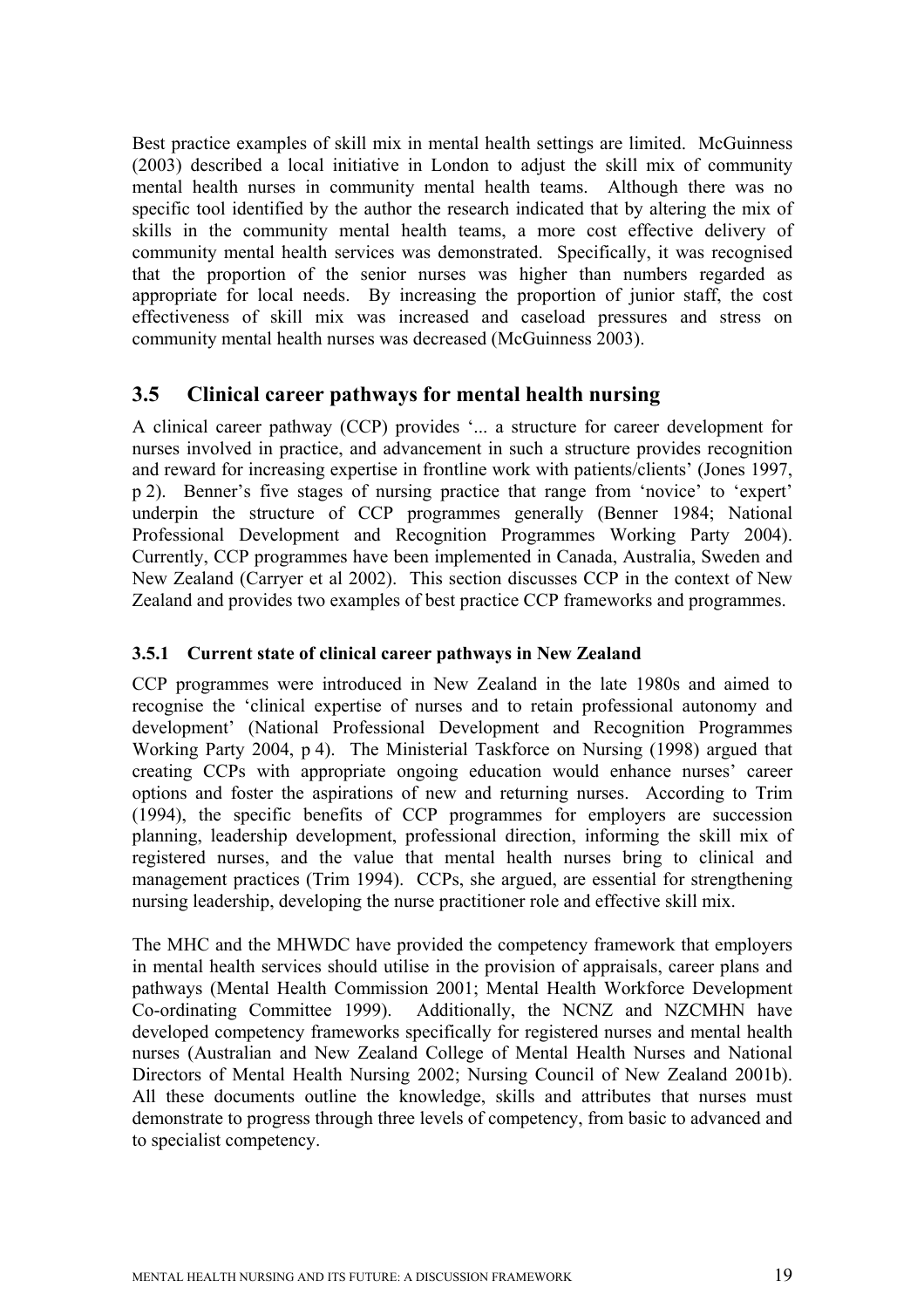Best practice examples of skill mix in mental health settings are limited. McGuinness (2003) described a local initiative in London to adjust the skill mix of community mental health nurses in community mental health teams. Although there was no specific tool identified by the author the research indicated that by altering the mix of skills in the community mental health teams, a more cost effective delivery of community mental health services was demonstrated. Specifically, it was recognised that the proportion of the senior nurses was higher than numbers regarded as appropriate for local needs. By increasing the proportion of junior staff, the cost effectiveness of skill mix was increased and caseload pressures and stress on community mental health nurses was decreased (McGuinness 2003).

## 3.5 Clinical career pathways for mental health nursing

A clinical career pathway (CCP) provides '... a structure for career development for nurses involved in practice, and advancement in such a structure provides recognition and reward for increasing expertise in frontline work with patients/clients' (Jones 1997, p 2). Benner's five stages of nursing practice that range from 'novice' to 'expert' underpin the structure of CCP programmes generally (Benner 1984; National Professional Development and Recognition Programmes Working Party 2004). Currently, CCP programmes have been implemented in Canada, Australia, Sweden and New Zealand (Carryer et al 2002). This section discusses CCP in the context of New Zealand and provides two examples of best practice CCP frameworks and programmes.

### 3.5.1 Current state of clinical career pathways in New Zealand

CCP programmes were introduced in New Zealand in the late 1980s and aimed to recognise the 'clinical expertise of nurses and to retain professional autonomy and development' (National Professional Development and Recognition Programmes Working Party 2004, p 4). The Ministerial Taskforce on Nursing (1998) argued that creating CCPs with appropriate ongoing education would enhance nurses' career options and foster the aspirations of new and returning nurses. According to Trim (1994), the specific benefits of CCP programmes for employers are succession planning, leadership development, professional direction, informing the skill mix of registered nurses, and the value that mental health nurses bring to clinical and management practices (Trim 1994). CCPs, she argued, are essential for strengthening nursing leadership, developing the nurse practitioner role and effective skill mix.

The MHC and the MHWDC have provided the competency framework that employers in mental health services should utilise in the provision of appraisals, career plans and pathways (Mental Health Commission 2001; Mental Health Workforce Development Co-ordinating Committee 1999). Additionally, the NCNZ and NZCMHN have developed competency frameworks specifically for registered nurses and mental health nurses (Australian and New Zealand College of Mental Health Nurses and National Directors of Mental Health Nursing 2002; Nursing Council of New Zealand 2001b). All these documents outline the knowledge, skills and attributes that nurses must demonstrate to progress through three levels of competency, from basic to advanced and to specialist competency.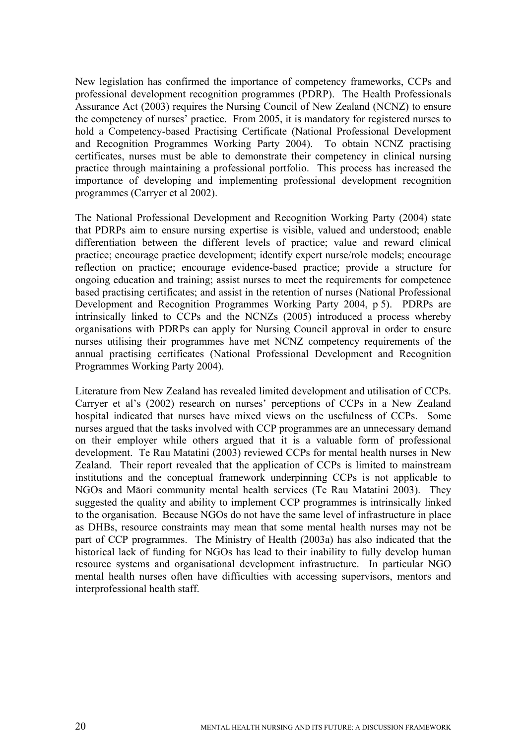New legislation has confirmed the importance of competency frameworks, CCPs and professional development recognition programmes (PDRP). The Health Professionals Assurance Act (2003) requires the Nursing Council of New Zealand (NCNZ) to ensure the competency of nurses' practice. From 2005, it is mandatory for registered nurses to hold a Competency-based Practising Certificate (National Professional Development and Recognition Programmes Working Party 2004). To obtain NCNZ practising certificates, nurses must be able to demonstrate their competency in clinical nursing practice through maintaining a professional portfolio. This process has increased the importance of developing and implementing professional development recognition programmes (Carryer et al 2002).

The National Professional Development and Recognition Working Party (2004) state that PDRPs aim to ensure nursing expertise is visible, valued and understood; enable differentiation between the different levels of practice; value and reward clinical practice; encourage practice development; identify expert nurse/role models; encourage reflection on practice; encourage evidence-based practice; provide a structure for ongoing education and training; assist nurses to meet the requirements for competence based practising certificates; and assist in the retention of nurses (National Professional Development and Recognition Programmes Working Party 2004, p 5). PDRPs are intrinsically linked to CCPs and the NCNZs (2005) introduced a process whereby organisations with PDRPs can apply for Nursing Council approval in order to ensure nurses utilising their programmes have met NCNZ competency requirements of the annual practising certificates (National Professional Development and Recognition Programmes Working Party 2004).

Literature from New Zealand has revealed limited development and utilisation of CCPs. Carryer et al's (2002) research on nurses' perceptions of CCPs in a New Zealand hospital indicated that nurses have mixed views on the usefulness of CCPs. Some nurses argued that the tasks involved with CCP programmes are an unnecessary demand on their employer while others argued that it is a valuable form of professional development. Te Rau Matatini (2003) reviewed CCPs for mental health nurses in New Zealand. Their report revealed that the application of CCPs is limited to mainstream institutions and the conceptual framework underpinning CCPs is not applicable to NGOs and Māori community mental health services (Te Rau Matatini 2003). They suggested the quality and ability to implement CCP programmes is intrinsically linked to the organisation. Because NGOs do not have the same level of infrastructure in place as DHBs, resource constraints may mean that some mental health nurses may not be part of CCP programmes. The Ministry of Health (2003a) has also indicated that the historical lack of funding for NGOs has lead to their inability to fully develop human resource systems and organisational development infrastructure. In particular NGO mental health nurses often have difficulties with accessing supervisors, mentors and interprofessional health staff.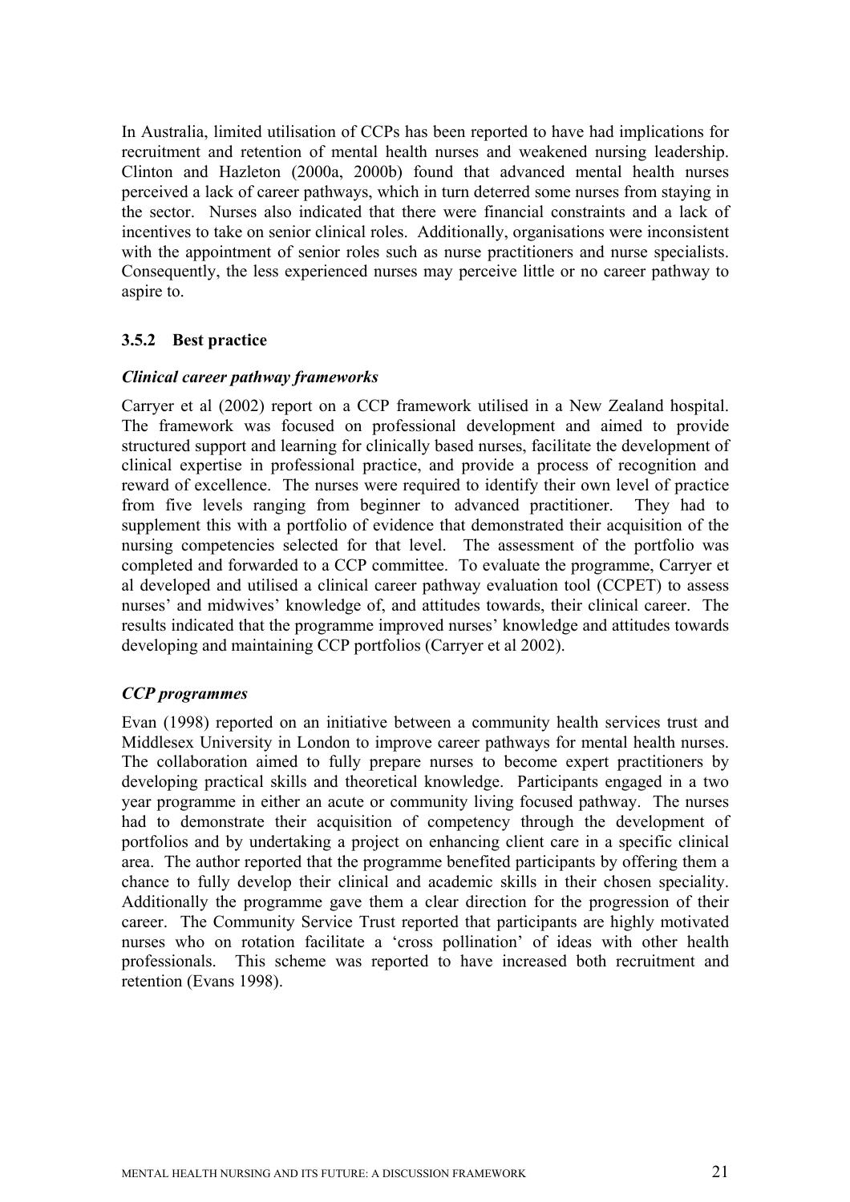In Australia, limited utilisation of CCPs has been reported to have had implications for recruitment and retention of mental health nurses and weakened nursing leadership. Clinton and Hazleton (2000a, 2000b) found that advanced mental health nurses perceived a lack of career pathways, which in turn deterred some nurses from staying in the sector. Nurses also indicated that there were financial constraints and a lack of incentives to take on senior clinical roles. Additionally, organisations were inconsistent with the appointment of senior roles such as nurse practitioners and nurse specialists. Consequently, the less experienced nurses may perceive little or no career pathway to aspire to.

### 3.5.2 Best practice

#### *Clinical career pathway frameworks*

Carryer et al (2002) report on a CCP framework utilised in a New Zealand hospital. The framework was focused on professional development and aimed to provide structured support and learning for clinically based nurses, facilitate the development of clinical expertise in professional practice, and provide a process of recognition and reward of excellence. The nurses were required to identify their own level of practice from five levels ranging from beginner to advanced practitioner. They had to supplement this with a portfolio of evidence that demonstrated their acquisition of the nursing competencies selected for that level. The assessment of the portfolio was completed and forwarded to a CCP committee. To evaluate the programme, Carryer et al developed and utilised a clinical career pathway evaluation tool (CCPET) to assess nurses' and midwives' knowledge of, and attitudes towards, their clinical career. The results indicated that the programme improved nurses' knowledge and attitudes towards developing and maintaining CCP portfolios (Carryer et al 2002).

#### *CCP programmes*

Evan (1998) reported on an initiative between a community health services trust and Middlesex University in London to improve career pathways for mental health nurses. The collaboration aimed to fully prepare nurses to become expert practitioners by developing practical skills and theoretical knowledge. Participants engaged in a two year programme in either an acute or community living focused pathway. The nurses had to demonstrate their acquisition of competency through the development of portfolios and by undertaking a project on enhancing client care in a specific clinical area. The author reported that the programme benefited participants by offering them a chance to fully develop their clinical and academic skills in their chosen speciality. Additionally the programme gave them a clear direction for the progression of their career. The Community Service Trust reported that participants are highly motivated nurses who on rotation facilitate a 'cross pollination' of ideas with other health professionals. This scheme was reported to have increased both recruitment and retention (Evans 1998).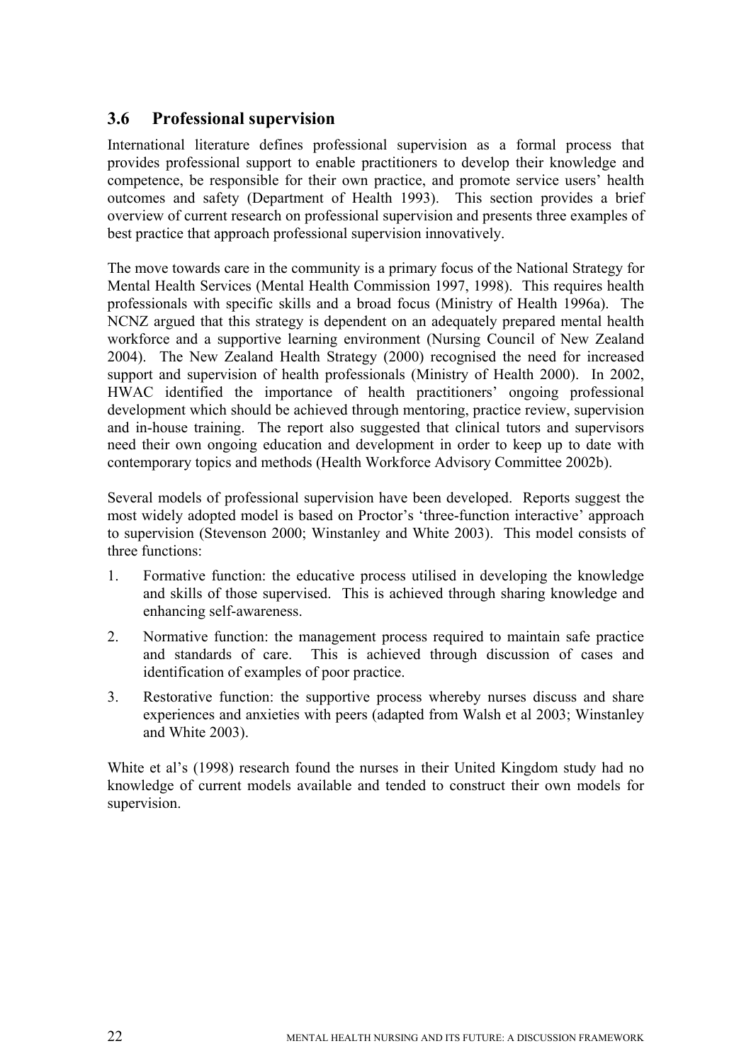## 3.6 Professional supervision

International literature defines professional supervision as a formal process that provides professional support to enable practitioners to develop their knowledge and competence, be responsible for their own practice, and promote service users' health outcomes and safety (Department of Health 1993). This section provides a brief overview of current research on professional supervision and presents three examples of best practice that approach professional supervision innovatively.

The move towards care in the community is a primary focus of the National Strategy for Mental Health Services (Mental Health Commission 1997, 1998). This requires health professionals with specific skills and a broad focus (Ministry of Health 1996a). The NCNZ argued that this strategy is dependent on an adequately prepared mental health workforce and a supportive learning environment (Nursing Council of New Zealand 2004). The New Zealand Health Strategy (2000) recognised the need for increased support and supervision of health professionals (Ministry of Health 2000). In 2002, HWAC identified the importance of health practitioners' ongoing professional development which should be achieved through mentoring, practice review, supervision and in-house training. The report also suggested that clinical tutors and supervisors need their own ongoing education and development in order to keep up to date with contemporary topics and methods (Health Workforce Advisory Committee 2002b).

Several models of professional supervision have been developed. Reports suggest the most widely adopted model is based on Proctor's 'three-function interactive' approach to supervision (Stevenson 2000; Winstanley and White 2003). This model consists of three functions:

1. Formative function: the educative process utilised in developing the knowledge and skills of those supervised. This is achieved through sharing knowledge and enhancing self-awareness.
2. Normative function: the management process required to maintain safe practice and standards of care. This is achieved through discussion of cases and identification of examples of poor practice.
3. Restorative function: the supportive process whereby nurses discuss and share experiences and anxieties with peers (adapted from Walsh et al 2003; Winstanley and White 2003).

White et al's (1998) research found the nurses in their United Kingdom study had no knowledge of current models available and tended to construct their own models for supervision.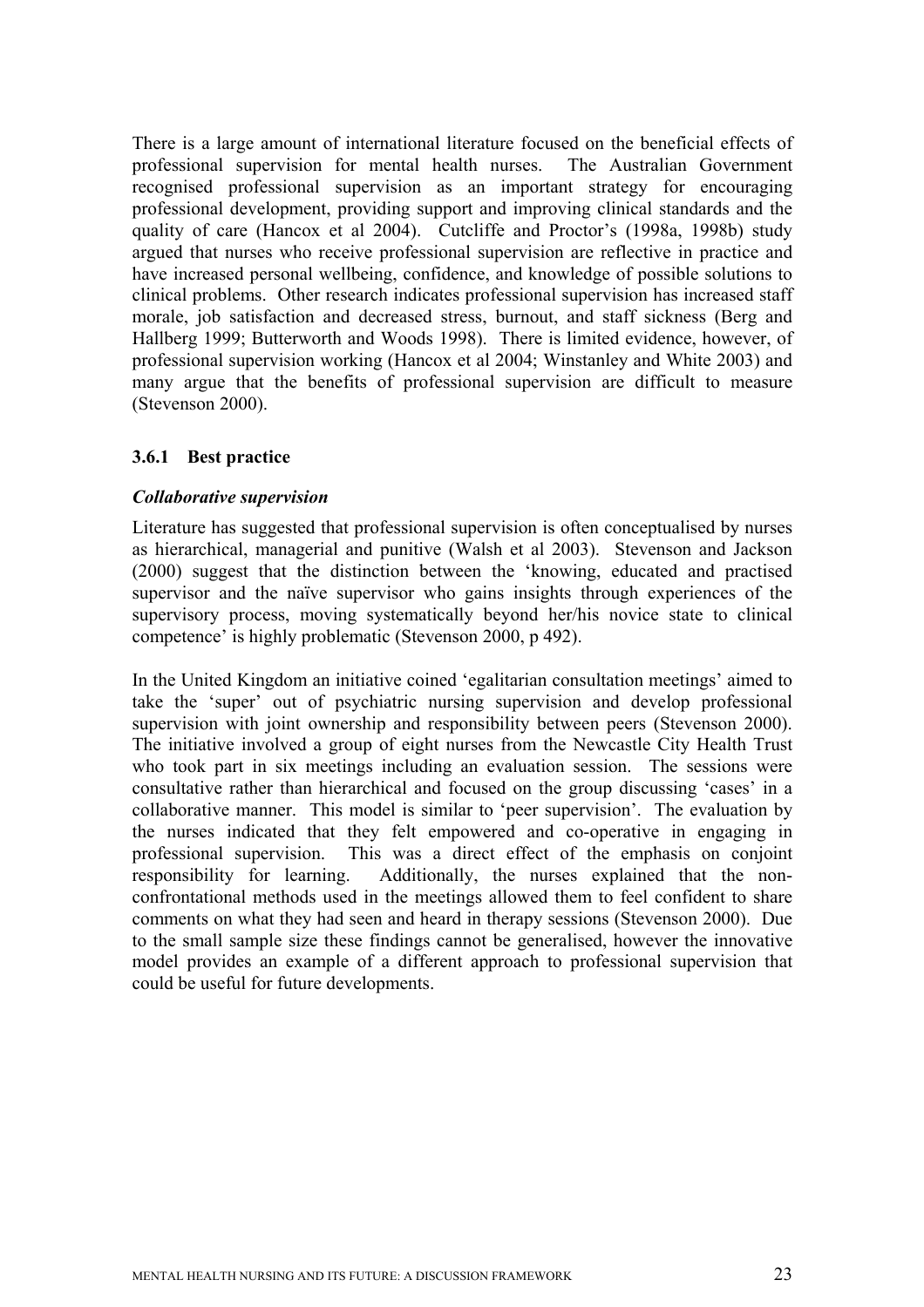There is a large amount of international literature focused on the beneficial effects of professional supervision for mental health nurses. The Australian Government recognised professional supervision as an important strategy for encouraging professional development, providing support and improving clinical standards and the quality of care (Hancox et al 2004). Cutcliffe and Proctor's (1998a, 1998b) study argued that nurses who receive professional supervision are reflective in practice and have increased personal wellbeing, confidence, and knowledge of possible solutions to clinical problems. Other research indicates professional supervision has increased staff morale, job satisfaction and decreased stress, burnout, and staff sickness (Berg and Hallberg 1999; Butterworth and Woods 1998). There is limited evidence, however, of professional supervision working (Hancox et al 2004; Winstanley and White 2003) and many argue that the benefits of professional supervision are difficult to measure (Stevenson 2000).

### 3.6.1 Best practice

***Collaborative supervision***

Literature has suggested that professional supervision is often conceptualised by nurses as hierarchical, managerial and punitive (Walsh et al 2003). Stevenson and Jackson (2000) suggest that the distinction between the 'knowing, educated and practised supervisor and the naïve supervisor who gains insights through experiences of the supervisory process, moving systematically beyond her/his novice state to clinical competence' is highly problematic (Stevenson 2000, p 492).

In the United Kingdom an initiative coined 'egalitarian consultation meetings' aimed to take the 'super' out of psychiatric nursing supervision and develop professional supervision with joint ownership and responsibility between peers (Stevenson 2000). The initiative involved a group of eight nurses from the Newcastle City Health Trust who took part in six meetings including an evaluation session. The sessions were consultative rather than hierarchical and focused on the group discussing 'cases' in a collaborative manner. This model is similar to 'peer supervision'. The evaluation by the nurses indicated that they felt empowered and co-operative in engaging in professional supervision. This was a direct effect of the emphasis on conjoint responsibility for learning. Additionally, the nurses explained that the non-confrontational methods used in the meetings allowed them to feel confident to share comments on what they had seen and heard in therapy sessions (Stevenson 2000). Due to the small sample size these findings cannot be generalised, however the innovative model provides an example of a different approach to professional supervision that could be useful for future developments.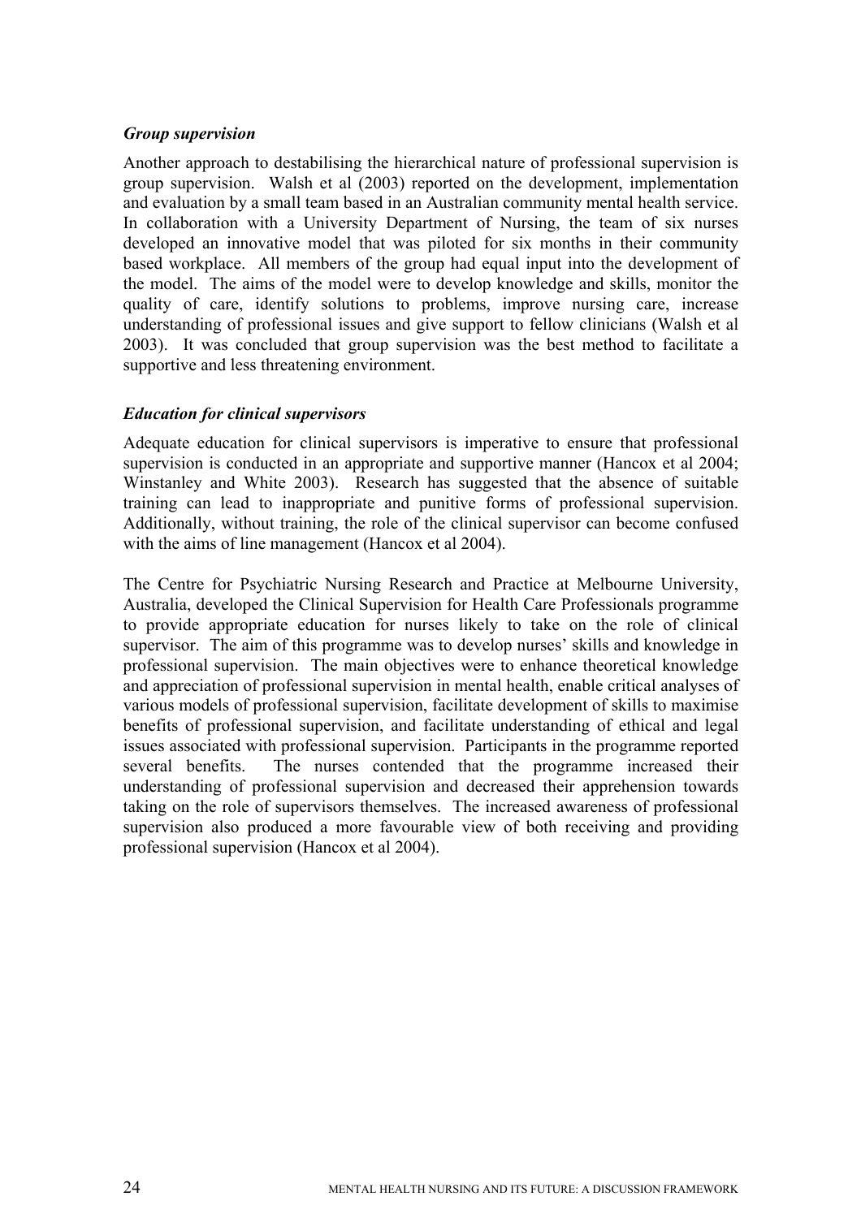### *Group supervision*

Another approach to destabilising the hierarchical nature of professional supervision is group supervision. Walsh et al (2003) reported on the development, implementation and evaluation by a small team based in an Australian community mental health service. In collaboration with a University Department of Nursing, the team of six nurses developed an innovative model that was piloted for six months in their community based workplace. All members of the group had equal input into the development of the model. The aims of the model were to develop knowledge and skills, monitor the quality of care, identify solutions to problems, improve nursing care, increase understanding of professional issues and give support to fellow clinicians (Walsh et al 2003). It was concluded that group supervision was the best method to facilitate a supportive and less threatening environment.

### *Education for clinical supervisors*

Adequate education for clinical supervisors is imperative to ensure that professional supervision is conducted in an appropriate and supportive manner (Hancox et al 2004; Winstanley and White 2003). Research has suggested that the absence of suitable training can lead to inappropriate and punitive forms of professional supervision. Additionally, without training, the role of the clinical supervisor can become confused with the aims of line management (Hancox et al 2004).

The Centre for Psychiatric Nursing Research and Practice at Melbourne University, Australia, developed the Clinical Supervision for Health Care Professionals programme to provide appropriate education for nurses likely to take on the role of clinical supervisor. The aim of this programme was to develop nurses' skills and knowledge in professional supervision. The main objectives were to enhance theoretical knowledge and appreciation of professional supervision in mental health, enable critical analyses of various models of professional supervision, facilitate development of skills to maximise benefits of professional supervision, and facilitate understanding of ethical and legal issues associated with professional supervision. Participants in the programme reported several benefits. The nurses contended that the programme increased their understanding of professional supervision and decreased their apprehension towards taking on the role of supervisors themselves. The increased awareness of professional supervision also produced a more favourable view of both receiving and providing professional supervision (Hancox et al 2004).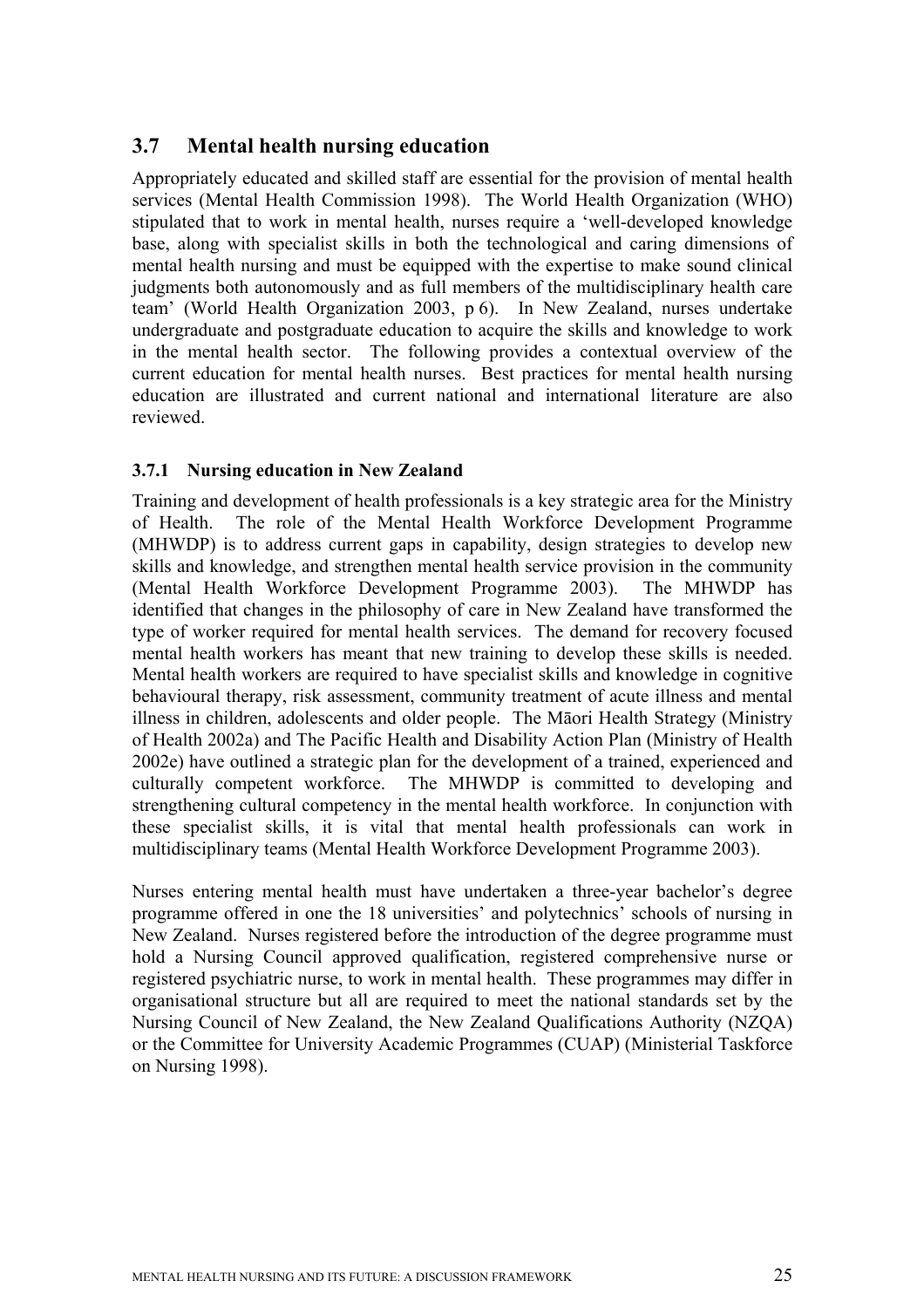## 3.7 Mental health nursing education

Appropriately educated and skilled staff are essential for the provision of mental health services (Mental Health Commission 1998). The World Health Organization (WHO) stipulated that to work in mental health, nurses require a 'well-developed knowledge base, along with specialist skills in both the technological and caring dimensions of mental health nursing and must be equipped with the expertise to make sound clinical judgments both autonomously and as full members of the multidisciplinary health care team' (World Health Organization 2003, p 6). In New Zealand, nurses undertake undergraduate and postgraduate education to acquire the skills and knowledge to work in the mental health sector. The following provides a contextual overview of the current education for mental health nurses. Best practices for mental health nursing education are illustrated and current national and international literature are also reviewed.

### 3.7.1 Nursing education in New Zealand

Training and development of health professionals is a key strategic area for the Ministry of Health. The role of the Mental Health Workforce Development Programme (MHWDP) is to address current gaps in capability, design strategies to develop new skills and knowledge, and strengthen mental health service provision in the community (Mental Health Workforce Development Programme 2003). The MHWDP has identified that changes in the philosophy of care in New Zealand have transformed the type of worker required for mental health services. The demand for recovery focused mental health workers has meant that new training to develop these skills is needed. Mental health workers are required to have specialist skills and knowledge in cognitive behavioural therapy, risk assessment, community treatment of acute illness and mental illness in children, adolescents and older people. The Māori Health Strategy (Ministry of Health 2002a) and The Pacific Health and Disability Action Plan (Ministry of Health 2002e) have outlined a strategic plan for the development of a trained, experienced and culturally competent workforce. The MHWDP is committed to developing and strengthening cultural competency in the mental health workforce. In conjunction with these specialist skills, it is vital that mental health professionals can work in multidisciplinary teams (Mental Health Workforce Development Programme 2003).

Nurses entering mental health must have undertaken a three-year bachelor's degree programme offered in one the 18 universities' and polytechnics' schools of nursing in New Zealand. Nurses registered before the introduction of the degree programme must hold a Nursing Council approved qualification, registered comprehensive nurse or registered psychiatric nurse, to work in mental health. These programmes may differ in organisational structure but all are required to meet the national standards set by the Nursing Council of New Zealand, the New Zealand Qualifications Authority (NZQA) or the Committee for University Academic Programmes (CUAP) (Ministerial Taskforce on Nursing 1998).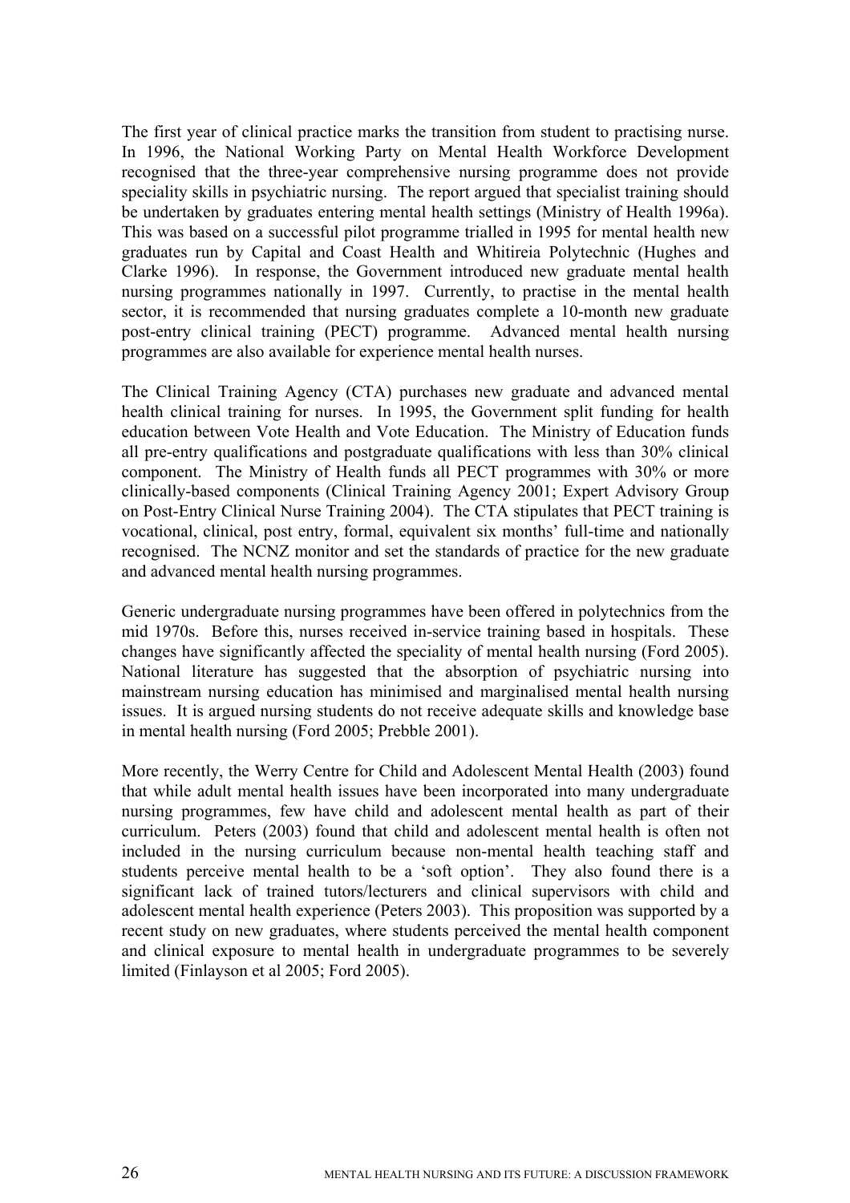The first year of clinical practice marks the transition from student to practising nurse. In 1996, the National Working Party on Mental Health Workforce Development recognised that the three-year comprehensive nursing programme does not provide speciality skills in psychiatric nursing. The report argued that specialist training should be undertaken by graduates entering mental health settings (Ministry of Health 1996a). This was based on a successful pilot programme trialled in 1995 for mental health new graduates run by Capital and Coast Health and Whitireia Polytechnic (Hughes and Clarke 1996). In response, the Government introduced new graduate mental health nursing programmes nationally in 1997. Currently, to practise in the mental health sector, it is recommended that nursing graduates complete a 10-month new graduate post-entry clinical training (PECT) programme. Advanced mental health nursing programmes are also available for experience mental health nurses.

The Clinical Training Agency (CTA) purchases new graduate and advanced mental health clinical training for nurses. In 1995, the Government split funding for health education between Vote Health and Vote Education. The Ministry of Education funds all pre-entry qualifications and postgraduate qualifications with less than 30% clinical component. The Ministry of Health funds all PECT programmes with 30% or more clinically-based components (Clinical Training Agency 2001; Expert Advisory Group on Post-Entry Clinical Nurse Training 2004). The CTA stipulates that PECT training is vocational, clinical, post entry, formal, equivalent six months' full-time and nationally recognised. The NCNZ monitor and set the standards of practice for the new graduate and advanced mental health nursing programmes.

Generic undergraduate nursing programmes have been offered in polytechnics from the mid 1970s. Before this, nurses received in-service training based in hospitals. These changes have significantly affected the speciality of mental health nursing (Ford 2005). National literature has suggested that the absorption of psychiatric nursing into mainstream nursing education has minimised and marginalised mental health nursing issues. It is argued nursing students do not receive adequate skills and knowledge base in mental health nursing (Ford 2005; Prebble 2001).

More recently, the Werry Centre for Child and Adolescent Mental Health (2003) found that while adult mental health issues have been incorporated into many undergraduate nursing programmes, few have child and adolescent mental health as part of their curriculum. Peters (2003) found that child and adolescent mental health is often not included in the nursing curriculum because non-mental health teaching staff and students perceive mental health to be a 'soft option'. They also found there is a significant lack of trained tutors/lecturers and clinical supervisors with child and adolescent mental health experience (Peters 2003). This proposition was supported by a recent study on new graduates, where students perceived the mental health component and clinical exposure to mental health in undergraduate programmes to be severely limited (Finlayson et al 2005; Ford 2005).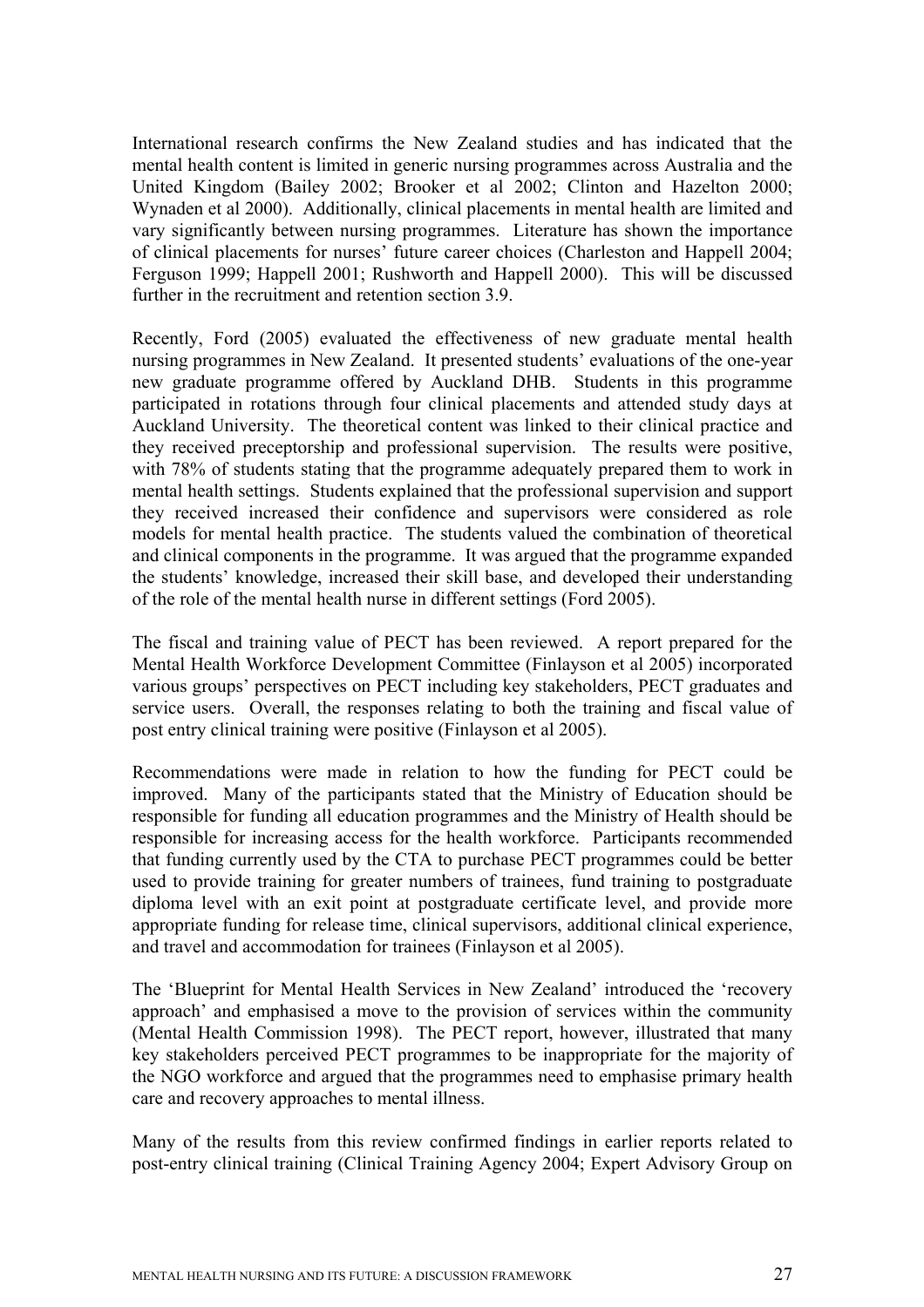International research confirms the New Zealand studies and has indicated that the mental health content is limited in generic nursing programmes across Australia and the United Kingdom (Bailey 2002; Brooker et al 2002; Clinton and Hazelton 2000; Wynaden et al 2000). Additionally, clinical placements in mental health are limited and vary significantly between nursing programmes. Literature has shown the importance of clinical placements for nurses' future career choices (Charleston and Happell 2004; Ferguson 1999; Happell 2001; Rushworth and Happell 2000). This will be discussed further in the recruitment and retention section 3.9.

Recently, Ford (2005) evaluated the effectiveness of new graduate mental health nursing programmes in New Zealand. It presented students' evaluations of the one-year new graduate programme offered by Auckland DHB. Students in this programme participated in rotations through four clinical placements and attended study days at Auckland University. The theoretical content was linked to their clinical practice and they received preceptorship and professional supervision. The results were positive, with 78% of students stating that the programme adequately prepared them to work in mental health settings. Students explained that the professional supervision and support they received increased their confidence and supervisors were considered as role models for mental health practice. The students valued the combination of theoretical and clinical components in the programme. It was argued that the programme expanded the students' knowledge, increased their skill base, and developed their understanding of the role of the mental health nurse in different settings (Ford 2005).

The fiscal and training value of PECT has been reviewed. A report prepared for the Mental Health Workforce Development Committee (Finlayson et al 2005) incorporated various groups' perspectives on PECT including key stakeholders, PECT graduates and service users. Overall, the responses relating to both the training and fiscal value of post entry clinical training were positive (Finlayson et al 2005).

Recommendations were made in relation to how the funding for PECT could be improved. Many of the participants stated that the Ministry of Education should be responsible for funding all education programmes and the Ministry of Health should be responsible for increasing access for the health workforce. Participants recommended that funding currently used by the CTA to purchase PECT programmes could be better used to provide training for greater numbers of trainees, fund training to postgraduate diploma level with an exit point at postgraduate certificate level, and provide more appropriate funding for release time, clinical supervisors, additional clinical experience, and travel and accommodation for trainees (Finlayson et al 2005).

The 'Blueprint for Mental Health Services in New Zealand' introduced the 'recovery approach' and emphasised a move to the provision of services within the community (Mental Health Commission 1998). The PECT report, however, illustrated that many key stakeholders perceived PECT programmes to be inappropriate for the majority of the NGO workforce and argued that the programmes need to emphasise primary health care and recovery approaches to mental illness.

Many of the results from this review confirmed findings in earlier reports related to post-entry clinical training (Clinical Training Agency 2004; Expert Advisory Group on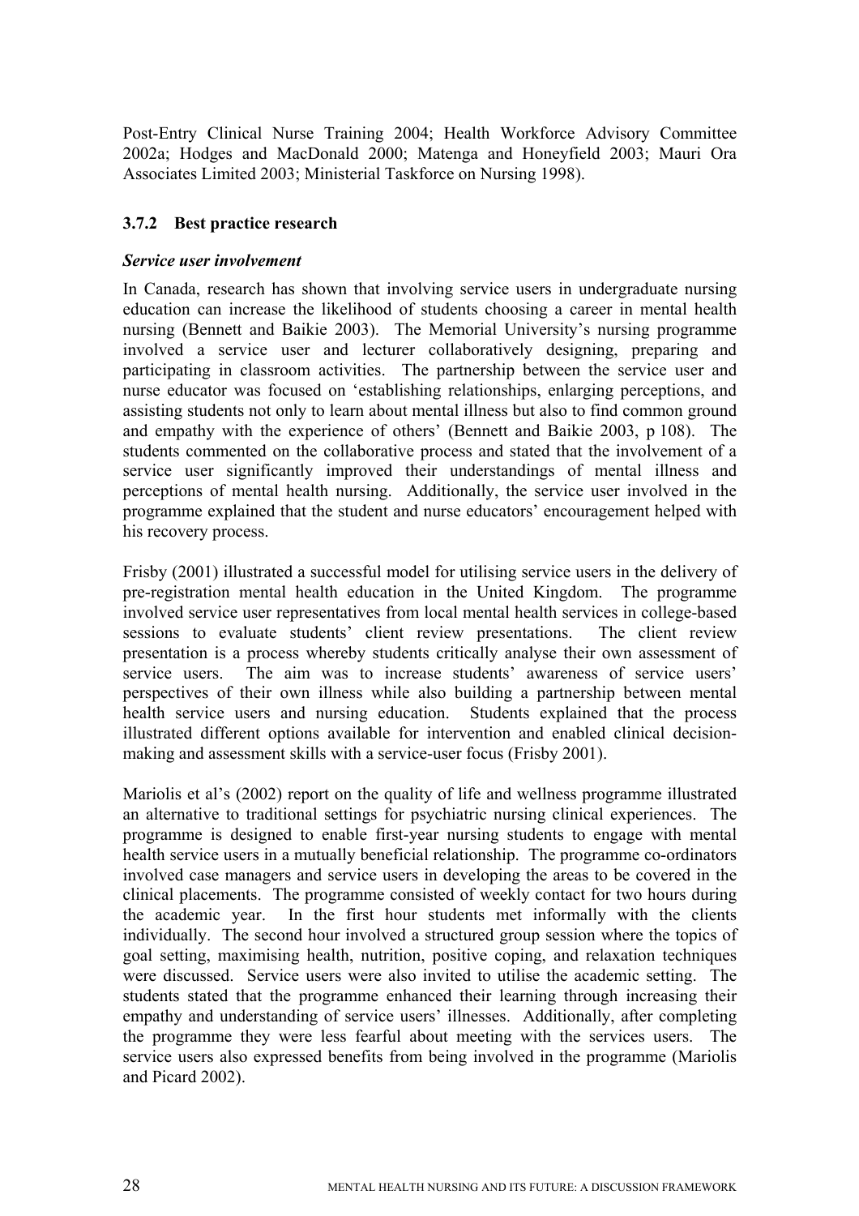Post-Entry Clinical Nurse Training 2004; Health Workforce Advisory Committee 2002a; Hodges and MacDonald 2000; Matenga and Honeyfield 2003; Mauri Ora Associates Limited 2003; Ministerial Taskforce on Nursing 1998).

### 3.7.2 Best practice research

***Service user involvement***

In Canada, research has shown that involving service users in undergraduate nursing education can increase the likelihood of students choosing a career in mental health nursing (Bennett and Baikie 2003). The Memorial University's nursing programme involved a service user and lecturer collaboratively designing, preparing and participating in classroom activities. The partnership between the service user and nurse educator was focused on 'establishing relationships, enlarging perceptions, and assisting students not only to learn about mental illness but also to find common ground and empathy with the experience of others' (Bennett and Baikie 2003, p 108). The students commented on the collaborative process and stated that the involvement of a service user significantly improved their understandings of mental illness and perceptions of mental health nursing. Additionally, the service user involved in the programme explained that the student and nurse educators' encouragement helped with his recovery process.

Frisby (2001) illustrated a successful model for utilising service users in the delivery of pre-registration mental health education in the United Kingdom. The programme involved service user representatives from local mental health services in college-based sessions to evaluate students' client review presentations. The client review presentation is a process whereby students critically analyse their own assessment of service users. The aim was to increase students' awareness of service users' perspectives of their own illness while also building a partnership between mental health service users and nursing education. Students explained that the process illustrated different options available for intervention and enabled clinical decision-making and assessment skills with a service-user focus (Frisby 2001).

Mariolis et al's (2002) report on the quality of life and wellness programme illustrated an alternative to traditional settings for psychiatric nursing clinical experiences. The programme is designed to enable first-year nursing students to engage with mental health service users in a mutually beneficial relationship. The programme co-ordinators involved case managers and service users in developing the areas to be covered in the clinical placements. The programme consisted of weekly contact for two hours during the academic year. In the first hour students met informally with the clients individually. The second hour involved a structured group session where the topics of goal setting, maximising health, nutrition, positive coping, and relaxation techniques were discussed. Service users were also invited to utilise the academic setting. The students stated that the programme enhanced their learning through increasing their empathy and understanding of service users' illnesses. Additionally, after completing the programme they were less fearful about meeting with the services users. The service users also expressed benefits from being involved in the programme (Mariolis and Picard 2002).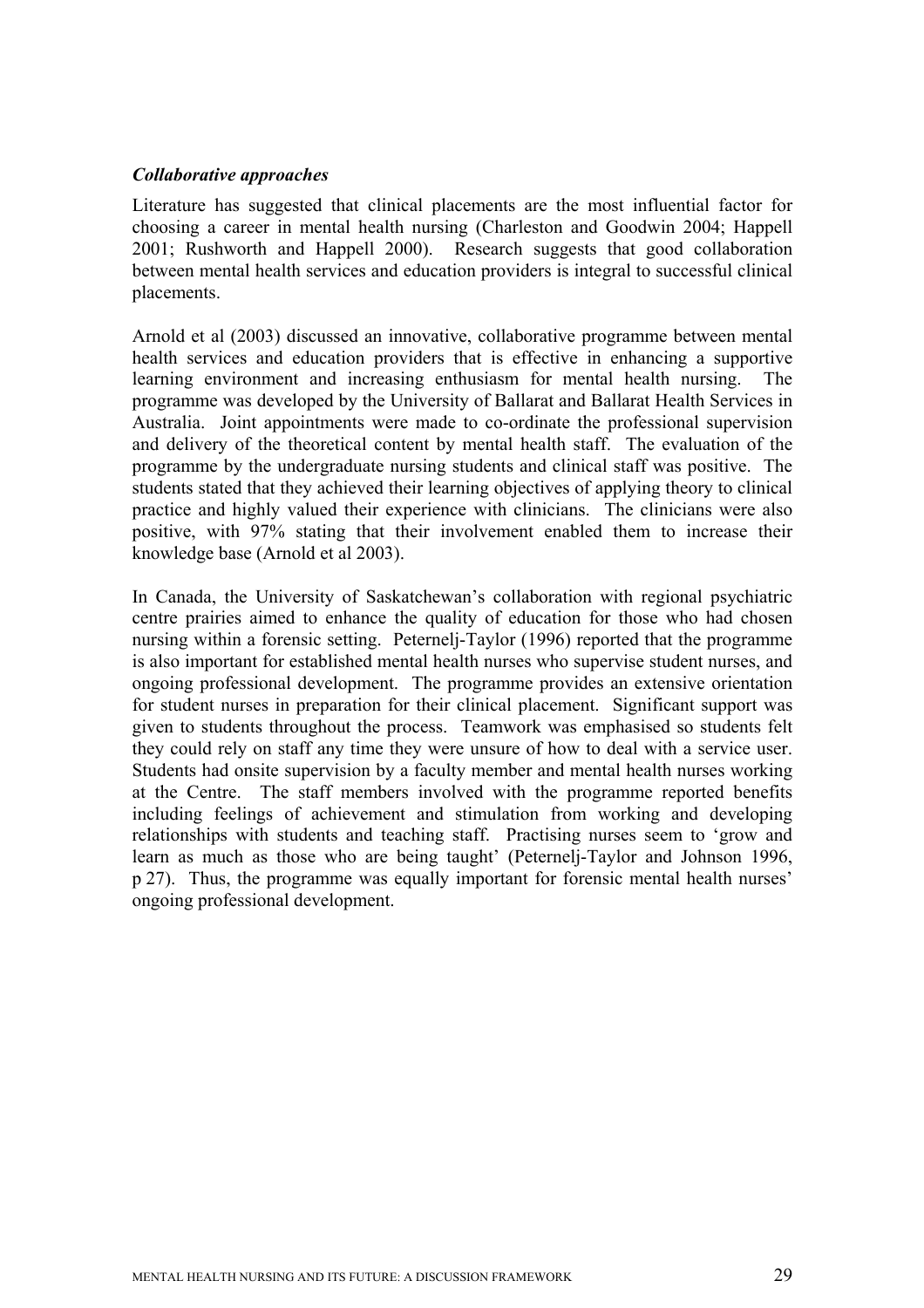### *Collaborative approaches*

Literature has suggested that clinical placements are the most influential factor for choosing a career in mental health nursing (Charleston and Goodwin 2004; Happell 2001; Rushworth and Happell 2000). Research suggests that good collaboration between mental health services and education providers is integral to successful clinical placements.

Arnold et al (2003) discussed an innovative, collaborative programme between mental health services and education providers that is effective in enhancing a supportive learning environment and increasing enthusiasm for mental health nursing. The programme was developed by the University of Ballarat and Ballarat Health Services in Australia. Joint appointments were made to co-ordinate the professional supervision and delivery of the theoretical content by mental health staff. The evaluation of the programme by the undergraduate nursing students and clinical staff was positive. The students stated that they achieved their learning objectives of applying theory to clinical practice and highly valued their experience with clinicians. The clinicians were also positive, with 97% stating that their involvement enabled them to increase their knowledge base (Arnold et al 2003).

In Canada, the University of Saskatchewan's collaboration with regional psychiatric centre prairies aimed to enhance the quality of education for those who had chosen nursing within a forensic setting. Peternelj-Taylor (1996) reported that the programme is also important for established mental health nurses who supervise student nurses, and ongoing professional development. The programme provides an extensive orientation for student nurses in preparation for their clinical placement. Significant support was given to students throughout the process. Teamwork was emphasised so students felt they could rely on staff any time they were unsure of how to deal with a service user. Students had onsite supervision by a faculty member and mental health nurses working at the Centre. The staff members involved with the programme reported benefits including feelings of achievement and stimulation from working and developing relationships with students and teaching staff. Practising nurses seem to 'grow and learn as much as those who are being taught' (Peternelj-Taylor and Johnson 1996, p 27). Thus, the programme was equally important for forensic mental health nurses' ongoing professional development.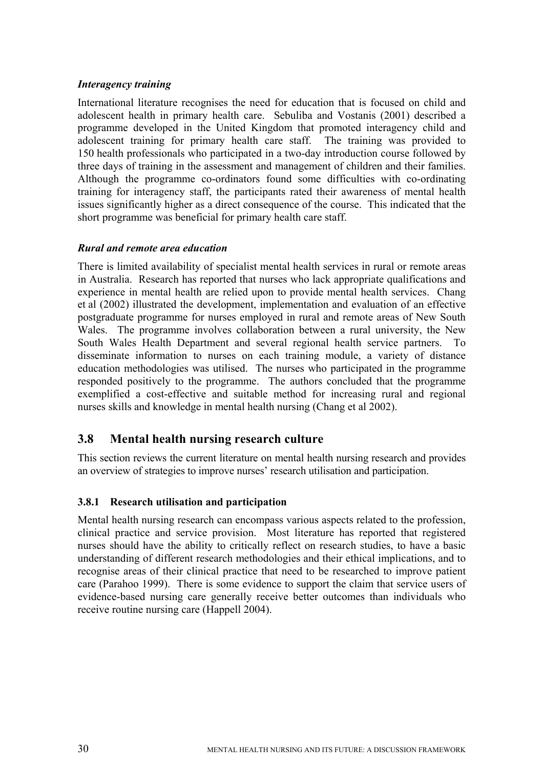### *Interagency training*

International literature recognises the need for education that is focused on child and adolescent health in primary health care. Sebuliba and Vostanis (2001) described a programme developed in the United Kingdom that promoted interagency child and adolescent training for primary health care staff. The training was provided to 150 health professionals who participated in a two-day introduction course followed by three days of training in the assessment and management of children and their families. Although the programme co-ordinators found some difficulties with co-ordinating training for interagency staff, the participants rated their awareness of mental health issues significantly higher as a direct consequence of the course. This indicated that the short programme was beneficial for primary health care staff.

### *Rural and remote area education*

There is limited availability of specialist mental health services in rural or remote areas in Australia. Research has reported that nurses who lack appropriate qualifications and experience in mental health are relied upon to provide mental health services. Chang et al (2002) illustrated the development, implementation and evaluation of an effective postgraduate programme for nurses employed in rural and remote areas of New South Wales. The programme involves collaboration between a rural university, the New South Wales Health Department and several regional health service partners. To disseminate information to nurses on each training module, a variety of distance education methodologies was utilised. The nurses who participated in the programme responded positively to the programme. The authors concluded that the programme exemplified a cost-effective and suitable method for increasing rural and regional nurses skills and knowledge in mental health nursing (Chang et al 2002).

## 3.8 Mental health nursing research culture

This section reviews the current literature on mental health nursing research and provides an overview of strategies to improve nurses' research utilisation and participation.

### 3.8.1 Research utilisation and participation

Mental health nursing research can encompass various aspects related to the profession, clinical practice and service provision. Most literature has reported that registered nurses should have the ability to critically reflect on research studies, to have a basic understanding of different research methodologies and their ethical implications, and to recognise areas of their clinical practice that need to be researched to improve patient care (Parahoo 1999). There is some evidence to support the claim that service users of evidence-based nursing care generally receive better outcomes than individuals who receive routine nursing care (Happell 2004).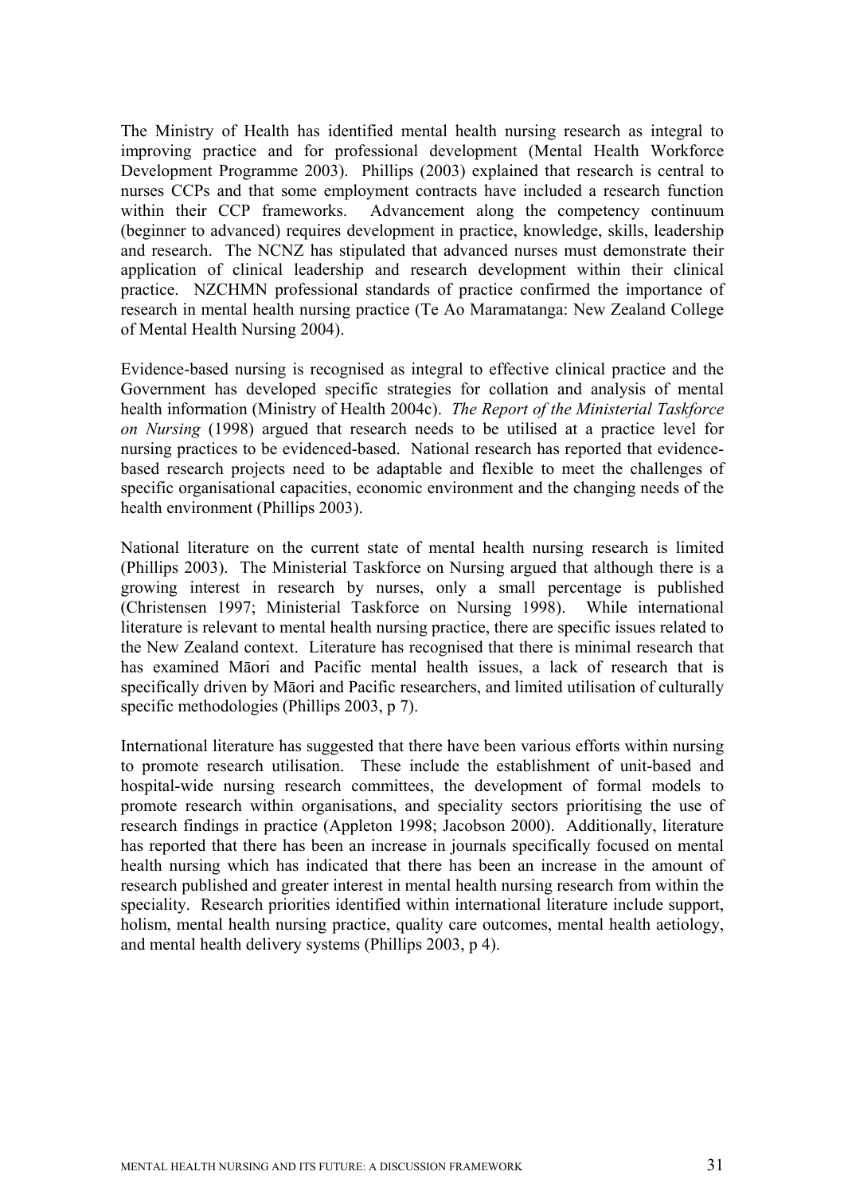The Ministry of Health has identified mental health nursing research as integral to improving practice and for professional development (Mental Health Workforce Development Programme 2003). Phillips (2003) explained that research is central to nurses CCPs and that some employment contracts have included a research function within their CCP frameworks. Advancement along the competency continuum (beginner to advanced) requires development in practice, knowledge, skills, leadership and research. The NCNZ has stipulated that advanced nurses must demonstrate their application of clinical leadership and research development within their clinical practice. NZCHMN professional standards of practice confirmed the importance of research in mental health nursing practice (Te Ao Maramatanga: New Zealand College of Mental Health Nursing 2004).

Evidence-based nursing is recognised as integral to effective clinical practice and the Government has developed specific strategies for collation and analysis of mental health information (Ministry of Health 2004c). *The Report of the Ministerial Taskforce on Nursing* (1998) argued that research needs to be utilised at a practice level for nursing practices to be evidenced-based. National research has reported that evidence-based research projects need to be adaptable and flexible to meet the challenges of specific organisational capacities, economic environment and the changing needs of the health environment (Phillips 2003).

National literature on the current state of mental health nursing research is limited (Phillips 2003). The Ministerial Taskforce on Nursing argued that although there is a growing interest in research by nurses, only a small percentage is published (Christensen 1997; Ministerial Taskforce on Nursing 1998). While international literature is relevant to mental health nursing practice, there are specific issues related to the New Zealand context. Literature has recognised that there is minimal research that has examined Māori and Pacific mental health issues, a lack of research that is specifically driven by Māori and Pacific researchers, and limited utilisation of culturally specific methodologies (Phillips 2003, p 7).

International literature has suggested that there have been various efforts within nursing to promote research utilisation. These include the establishment of unit-based and hospital-wide nursing research committees, the development of formal models to promote research within organisations, and speciality sectors prioritising the use of research findings in practice (Appleton 1998; Jacobson 2000). Additionally, literature has reported that there has been an increase in journals specifically focused on mental health nursing which has indicated that there has been an increase in the amount of research published and greater interest in mental health nursing research from within the speciality. Research priorities identified within international literature include support, holism, mental health nursing practice, quality care outcomes, mental health aetiology, and mental health delivery systems (Phillips 2003, p 4).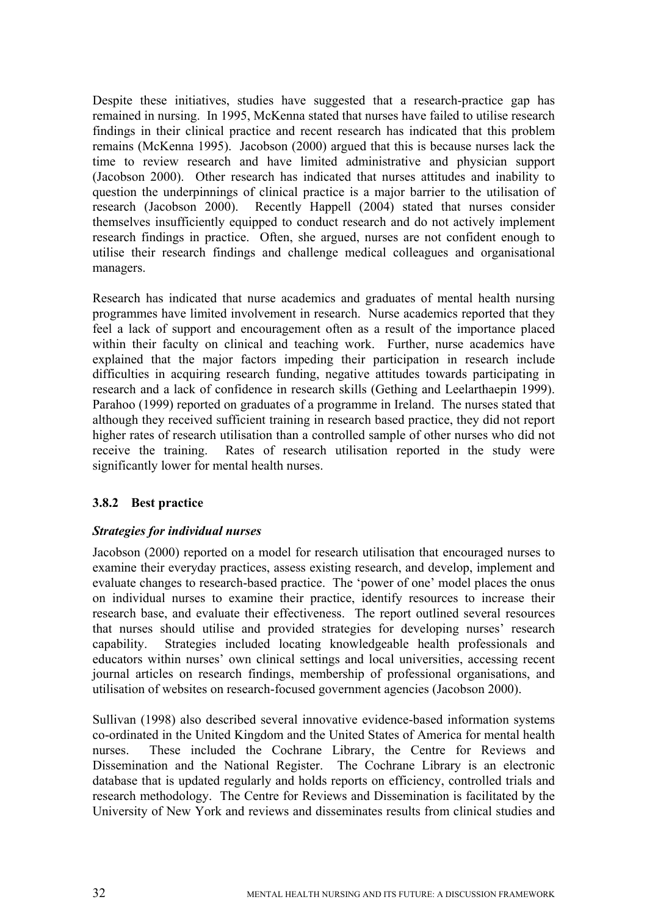Despite these initiatives, studies have suggested that a research-practice gap has remained in nursing. In 1995, McKenna stated that nurses have failed to utilise research findings in their clinical practice and recent research has indicated that this problem remains (McKenna 1995). Jacobson (2000) argued that this is because nurses lack the time to review research and have limited administrative and physician support (Jacobson 2000). Other research has indicated that nurses attitudes and inability to question the underpinnings of clinical practice is a major barrier to the utilisation of research (Jacobson 2000). Recently Happell (2004) stated that nurses consider themselves insufficiently equipped to conduct research and do not actively implement research findings in practice. Often, she argued, nurses are not confident enough to utilise their research findings and challenge medical colleagues and organisational managers.

Research has indicated that nurse academics and graduates of mental health nursing programmes have limited involvement in research. Nurse academics reported that they feel a lack of support and encouragement often as a result of the importance placed within their faculty on clinical and teaching work. Further, nurse academics have explained that the major factors impeding their participation in research include difficulties in acquiring research funding, negative attitudes towards participating in research and a lack of confidence in research skills (Gething and Leelarthaepin 1999). Parahoo (1999) reported on graduates of a programme in Ireland. The nurses stated that although they received sufficient training in research based practice, they did not report higher rates of research utilisation than a controlled sample of other nurses who did not receive the training. Rates of research utilisation reported in the study were significantly lower for mental health nurses.

### 3.8.2 Best practice

***Strategies for individual nurses***

Jacobson (2000) reported on a model for research utilisation that encouraged nurses to examine their everyday practices, assess existing research, and develop, implement and evaluate changes to research-based practice. The 'power of one' model places the onus on individual nurses to examine their practice, identify resources to increase their research base, and evaluate their effectiveness. The report outlined several resources that nurses should utilise and provided strategies for developing nurses' research capability. Strategies included locating knowledgeable health professionals and educators within nurses' own clinical settings and local universities, accessing recent journal articles on research findings, membership of professional organisations, and utilisation of websites on research-focused government agencies (Jacobson 2000).

Sullivan (1998) also described several innovative evidence-based information systems co-ordinated in the United Kingdom and the United States of America for mental health nurses. These included the Cochrane Library, the Centre for Reviews and Dissemination and the National Register. The Cochrane Library is an electronic database that is updated regularly and holds reports on efficiency, controlled trials and research methodology. The Centre for Reviews and Dissemination is facilitated by the University of New York and reviews and disseminates results from clinical studies and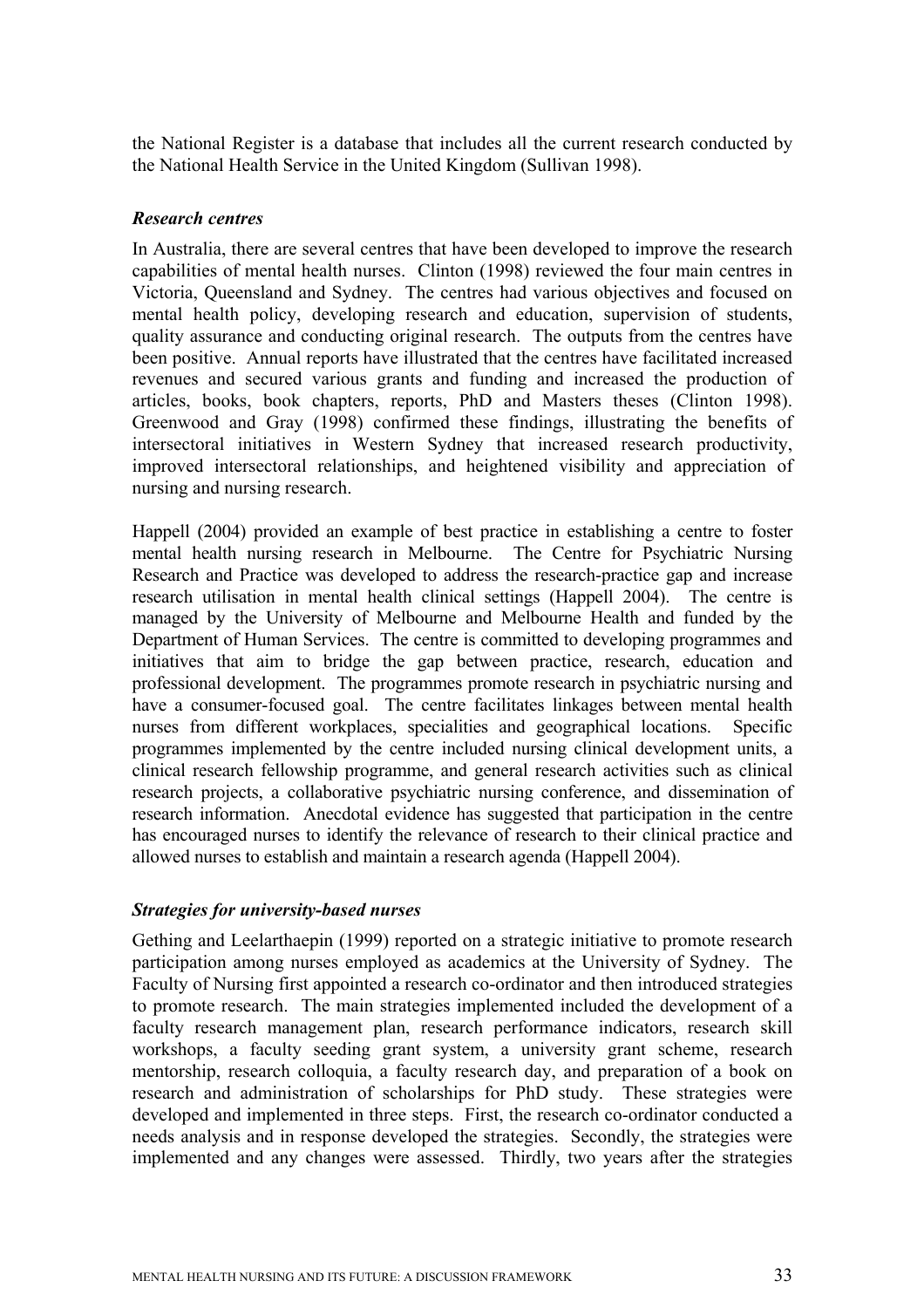the National Register is a database that includes all the current research conducted by the National Health Service in the United Kingdom (Sullivan 1998).

### *Research centres*

In Australia, there are several centres that have been developed to improve the research capabilities of mental health nurses. Clinton (1998) reviewed the four main centres in Victoria, Queensland and Sydney. The centres had various objectives and focused on mental health policy, developing research and education, supervision of students, quality assurance and conducting original research. The outputs from the centres have been positive. Annual reports have illustrated that the centres have facilitated increased revenues and secured various grants and funding and increased the production of articles, books, book chapters, reports, PhD and Masters theses (Clinton 1998). Greenwood and Gray (1998) confirmed these findings, illustrating the benefits of intersectoral initiatives in Western Sydney that increased research productivity, improved intersectoral relationships, and heightened visibility and appreciation of nursing and nursing research.

Happell (2004) provided an example of best practice in establishing a centre to foster mental health nursing research in Melbourne. The Centre for Psychiatric Nursing Research and Practice was developed to address the research-practice gap and increase research utilisation in mental health clinical settings (Happell 2004). The centre is managed by the University of Melbourne and Melbourne Health and funded by the Department of Human Services. The centre is committed to developing programmes and initiatives that aim to bridge the gap between practice, research, education and professional development. The programmes promote research in psychiatric nursing and have a consumer-focused goal. The centre facilitates linkages between mental health nurses from different workplaces, specialities and geographical locations. Specific programmes implemented by the centre included nursing clinical development units, a clinical research fellowship programme, and general research activities such as clinical research projects, a collaborative psychiatric nursing conference, and dissemination of research information. Anecdotal evidence has suggested that participation in the centre has encouraged nurses to identify the relevance of research to their clinical practice and allowed nurses to establish and maintain a research agenda (Happell 2004).

### *Strategies for university-based nurses*

Gething and Leelarthaepin (1999) reported on a strategic initiative to promote research participation among nurses employed as academics at the University of Sydney. The Faculty of Nursing first appointed a research co-ordinator and then introduced strategies to promote research. The main strategies implemented included the development of a faculty research management plan, research performance indicators, research skill workshops, a faculty seeding grant system, a university grant scheme, research mentorship, research colloquia, a faculty research day, and preparation of a book on research and administration of scholarships for PhD study. These strategies were developed and implemented in three steps. First, the research co-ordinator conducted a needs analysis and in response developed the strategies. Secondly, the strategies were implemented and any changes were assessed. Thirdly, two years after the strategies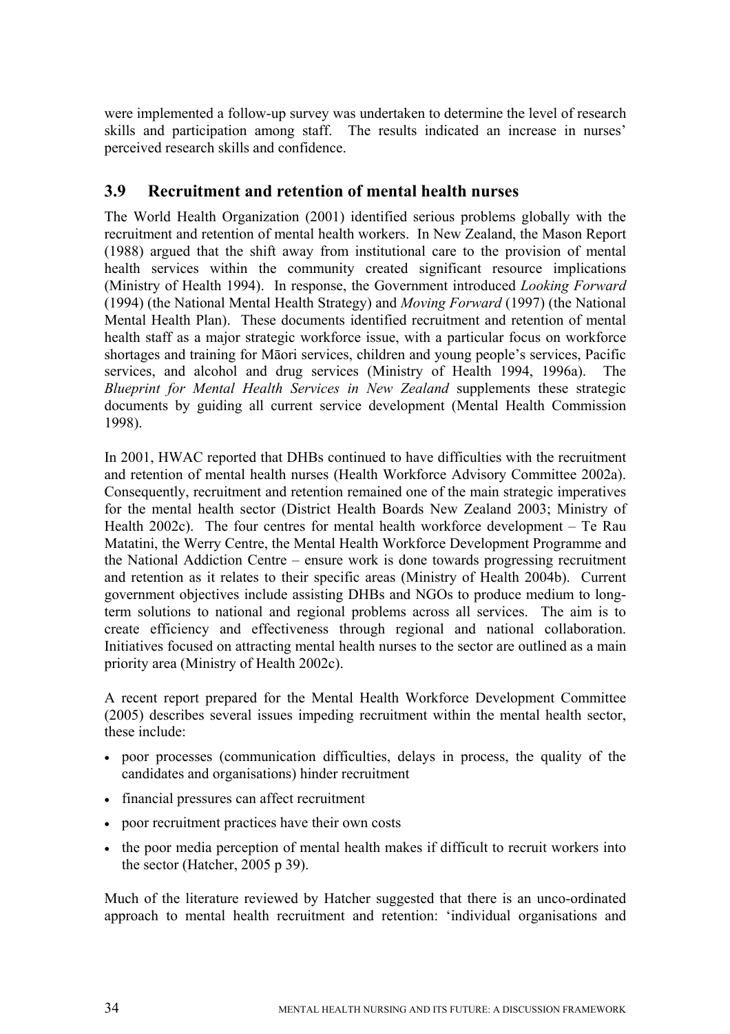were implemented a follow-up survey was undertaken to determine the level of research skills and participation among staff. The results indicated an increase in nurses' perceived research skills and confidence.

## 3.9 Recruitment and retention of mental health nurses

The World Health Organization (2001) identified serious problems globally with the recruitment and retention of mental health workers. In New Zealand, the Mason Report (1988) argued that the shift away from institutional care to the provision of mental health services within the community created significant resource implications (Ministry of Health 1994). In response, the Government introduced *Looking Forward* (1994) (the National Mental Health Strategy) and *Moving Forward* (1997) (the National Mental Health Plan). These documents identified recruitment and retention of mental health staff as a major strategic workforce issue, with a particular focus on workforce shortages and training for Māori services, children and young people's services, Pacific services, and alcohol and drug services (Ministry of Health 1994, 1996a). The *Blueprint for Mental Health Services in New Zealand* supplements these strategic documents by guiding all current service development (Mental Health Commission 1998).

In 2001, HWAC reported that DHBs continued to have difficulties with the recruitment and retention of mental health nurses (Health Workforce Advisory Committee 2002a). Consequently, recruitment and retention remained one of the main strategic imperatives for the mental health sector (District Health Boards New Zealand 2003; Ministry of Health 2002c). The four centres for mental health workforce development – Te Rau Matatini, the Werry Centre, the Mental Health Workforce Development Programme and the National Addiction Centre – ensure work is done towards progressing recruitment and retention as it relates to their specific areas (Ministry of Health 2004b). Current government objectives include assisting DHBs and NGOs to produce medium to long-term solutions to national and regional problems across all services. The aim is to create efficiency and effectiveness through regional and national collaboration. Initiatives focused on attracting mental health nurses to the sector are outlined as a main priority area (Ministry of Health 2002c).

A recent report prepared for the Mental Health Workforce Development Committee (2005) describes several issues impeding recruitment within the mental health sector, these include:

- poor processes (communication difficulties, delays in process, the quality of the candidates and organisations) hinder recruitment
- financial pressures can affect recruitment
- poor recruitment practices have their own costs
- the poor media perception of mental health makes if difficult to recruit workers into the sector (Hatcher, 2005 p 39).

Much of the literature reviewed by Hatcher suggested that there is an unco-ordinated approach to mental health recruitment and retention: 'individual organisations and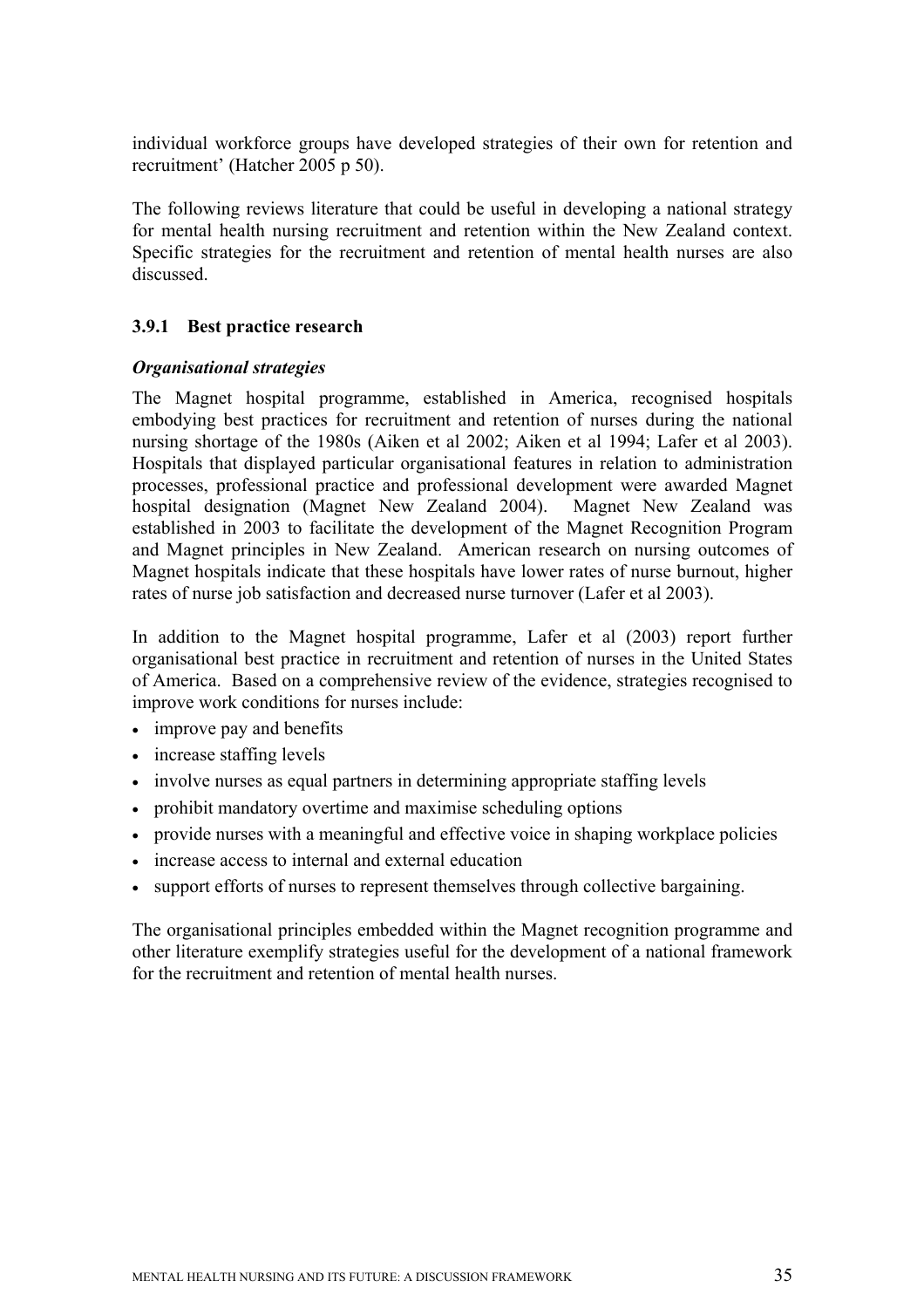individual workforce groups have developed strategies of their own for retention and recruitment' (Hatcher 2005 p 50).

The following reviews literature that could be useful in developing a national strategy for mental health nursing recruitment and retention within the New Zealand context. Specific strategies for the recruitment and retention of mental health nurses are also discussed.

### 3.9.1 Best practice research

***Organisational strategies***

The Magnet hospital programme, established in America, recognised hospitals embodying best practices for recruitment and retention of nurses during the national nursing shortage of the 1980s (Aiken et al 2002; Aiken et al 1994; Lafer et al 2003). Hospitals that displayed particular organisational features in relation to administration processes, professional practice and professional development were awarded Magnet hospital designation (Magnet New Zealand 2004). Magnet New Zealand was established in 2003 to facilitate the development of the Magnet Recognition Program and Magnet principles in New Zealand. American research on nursing outcomes of Magnet hospitals indicate that these hospitals have lower rates of nurse burnout, higher rates of nurse job satisfaction and decreased nurse turnover (Lafer et al 2003).

In addition to the Magnet hospital programme, Lafer et al (2003) report further organisational best practice in recruitment and retention of nurses in the United States of America. Based on a comprehensive review of the evidence, strategies recognised to improve work conditions for nurses include:

- improve pay and benefits
- increase staffing levels
- involve nurses as equal partners in determining appropriate staffing levels
- prohibit mandatory overtime and maximise scheduling options
- provide nurses with a meaningful and effective voice in shaping workplace policies
- increase access to internal and external education
- support efforts of nurses to represent themselves through collective bargaining.

The organisational principles embedded within the Magnet recognition programme and other literature exemplify strategies useful for the development of a national framework for the recruitment and retention of mental health nurses.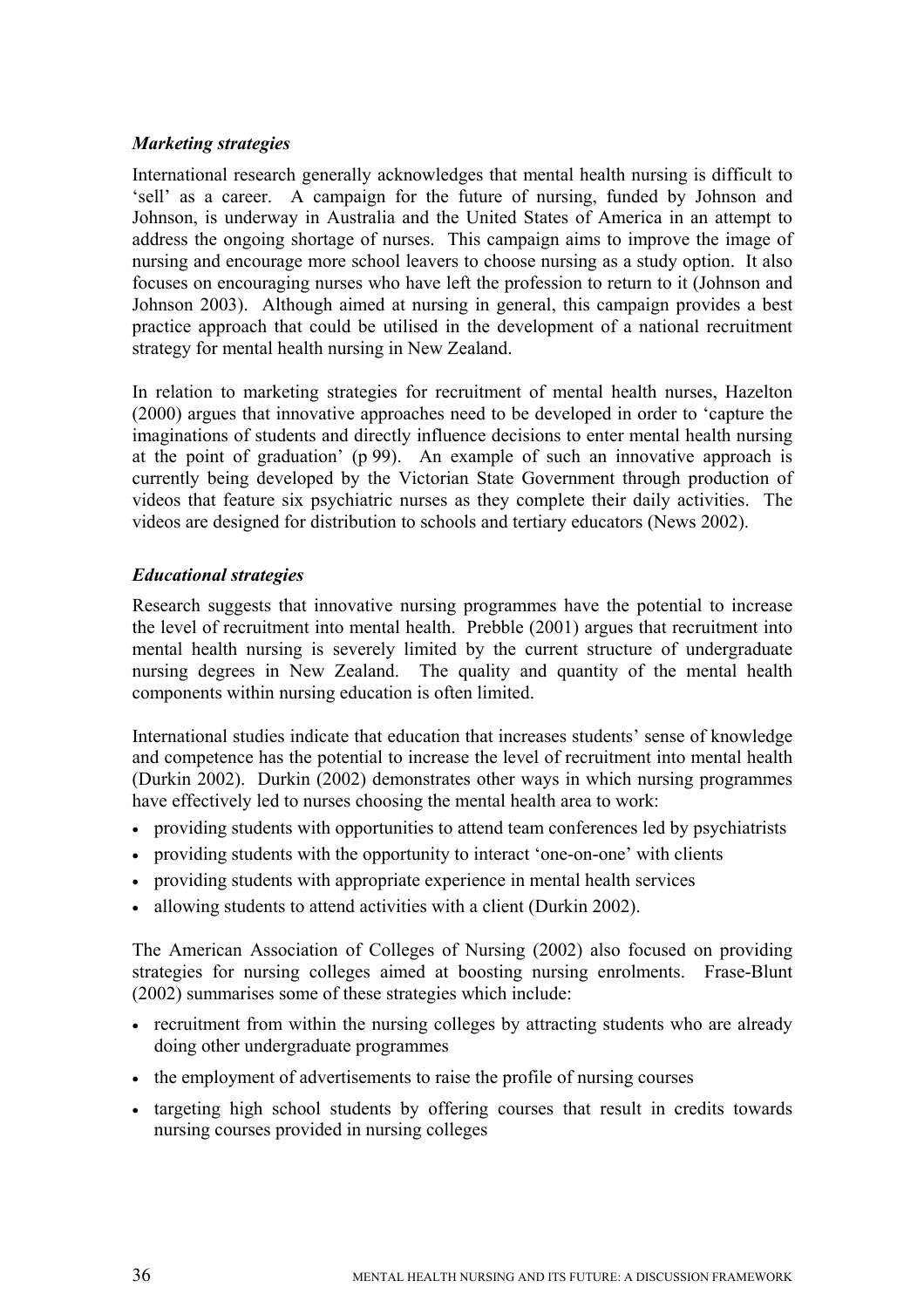### *Marketing strategies*

International research generally acknowledges that mental health nursing is difficult to 'sell' as a career. A campaign for the future of nursing, funded by Johnson and Johnson, is underway in Australia and the United States of America in an attempt to address the ongoing shortage of nurses. This campaign aims to improve the image of nursing and encourage more school leavers to choose nursing as a study option. It also focuses on encouraging nurses who have left the profession to return to it (Johnson and Johnson 2003). Although aimed at nursing in general, this campaign provides a best practice approach that could be utilised in the development of a national recruitment strategy for mental health nursing in New Zealand.

In relation to marketing strategies for recruitment of mental health nurses, Hazelton (2000) argues that innovative approaches need to be developed in order to 'capture the imaginations of students and directly influence decisions to enter mental health nursing at the point of graduation' (p 99). An example of such an innovative approach is currently being developed by the Victorian State Government through production of videos that feature six psychiatric nurses as they complete their daily activities. The videos are designed for distribution to schools and tertiary educators (News 2002).

### *Educational strategies*

Research suggests that innovative nursing programmes have the potential to increase the level of recruitment into mental health. Prebble (2001) argues that recruitment into mental health nursing is severely limited by the current structure of undergraduate nursing degrees in New Zealand. The quality and quantity of the mental health components within nursing education is often limited.

International studies indicate that education that increases students' sense of knowledge and competence has the potential to increase the level of recruitment into mental health (Durkin 2002). Durkin (2002) demonstrates other ways in which nursing programmes have effectively led to nurses choosing the mental health area to work:

- providing students with opportunities to attend team conferences led by psychiatrists
- providing students with the opportunity to interact 'one-on-one' with clients
- providing students with appropriate experience in mental health services
- allowing students to attend activities with a client (Durkin 2002).

The American Association of Colleges of Nursing (2002) also focused on providing strategies for nursing colleges aimed at boosting nursing enrolments. Frase-Blunt (2002) summarises some of these strategies which include:

- recruitment from within the nursing colleges by attracting students who are already doing other undergraduate programmes
- the employment of advertisements to raise the profile of nursing courses
- targeting high school students by offering courses that result in credits towards nursing courses provided in nursing colleges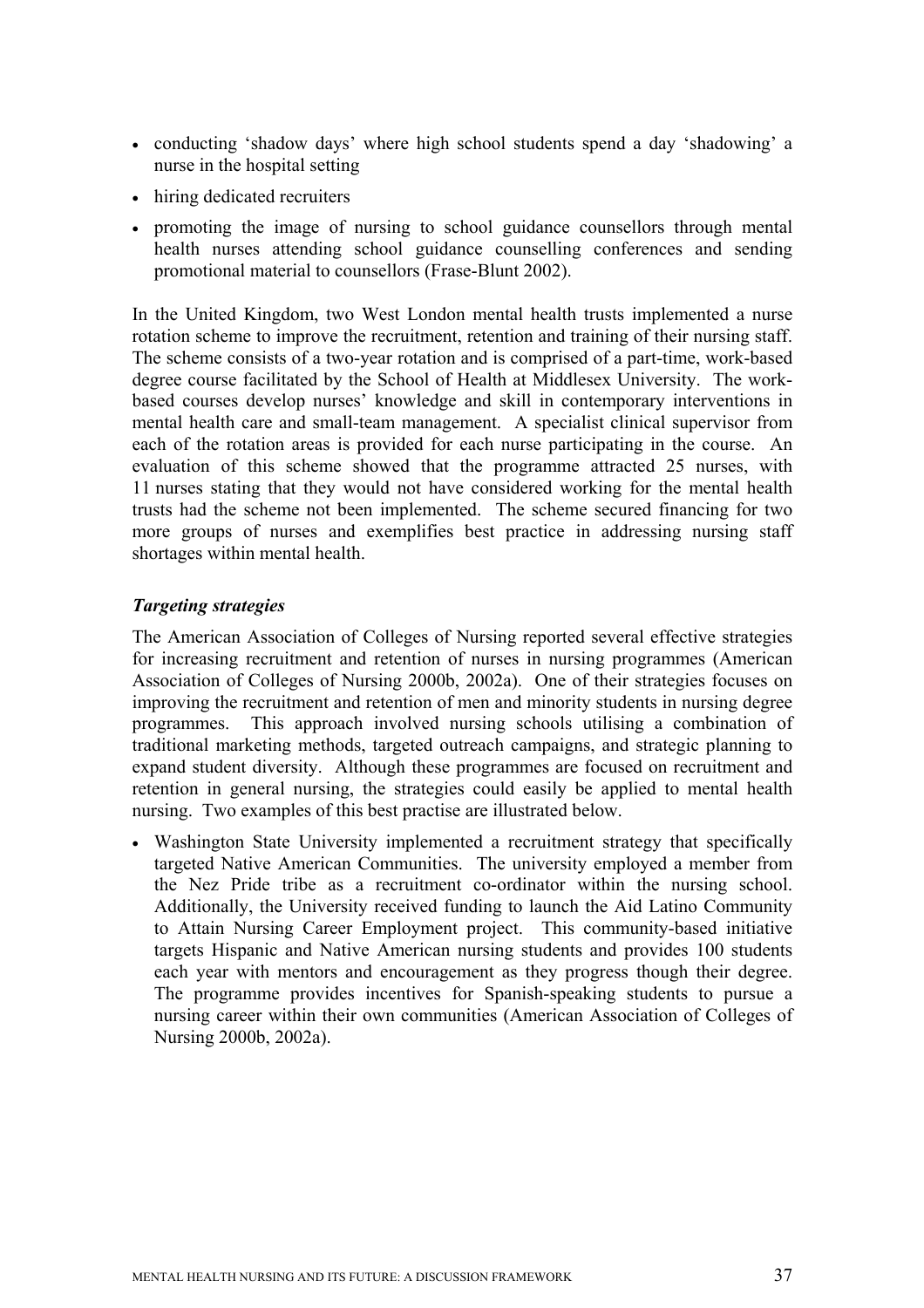- conducting 'shadow days' where high school students spend a day 'shadowing' a nurse in the hospital setting
- hiring dedicated recruiters
- promoting the image of nursing to school guidance counsellors through mental health nurses attending school guidance counselling conferences and sending promotional material to counsellors (Frase-Blunt 2002).

In the United Kingdom, two West London mental health trusts implemented a nurse rotation scheme to improve the recruitment, retention and training of their nursing staff. The scheme consists of a two-year rotation and is comprised of a part-time, work-based degree course facilitated by the School of Health at Middlesex University. The work-based courses develop nurses' knowledge and skill in contemporary interventions in mental health care and small-team management. A specialist clinical supervisor from each of the rotation areas is provided for each nurse participating in the course. An evaluation of this scheme showed that the programme attracted 25 nurses, with 11 nurses stating that they would not have considered working for the mental health trusts had the scheme not been implemented. The scheme secured financing for two more groups of nurses and exemplifies best practice in addressing nursing staff shortages within mental health.

***Targeting strategies***

The American Association of Colleges of Nursing reported several effective strategies for increasing recruitment and retention of nurses in nursing programmes (American Association of Colleges of Nursing 2000b, 2002a). One of their strategies focuses on improving the recruitment and retention of men and minority students in nursing degree programmes. This approach involved nursing schools utilising a combination of traditional marketing methods, targeted outreach campaigns, and strategic planning to expand student diversity. Although these programmes are focused on recruitment and retention in general nursing, the strategies could easily be applied to mental health nursing. Two examples of this best practise are illustrated below.

- Washington State University implemented a recruitment strategy that specifically targeted Native American Communities. The university employed a member from the Nez Pride tribe as a recruitment co-ordinator within the nursing school. Additionally, the University received funding to launch the Aid Latino Community to Attain Nursing Career Employment project. This community-based initiative targets Hispanic and Native American nursing students and provides 100 students each year with mentors and encouragement as they progress though their degree. The programme provides incentives for Spanish-speaking students to pursue a nursing career within their own communities (American Association of Colleges of Nursing 2000b, 2002a).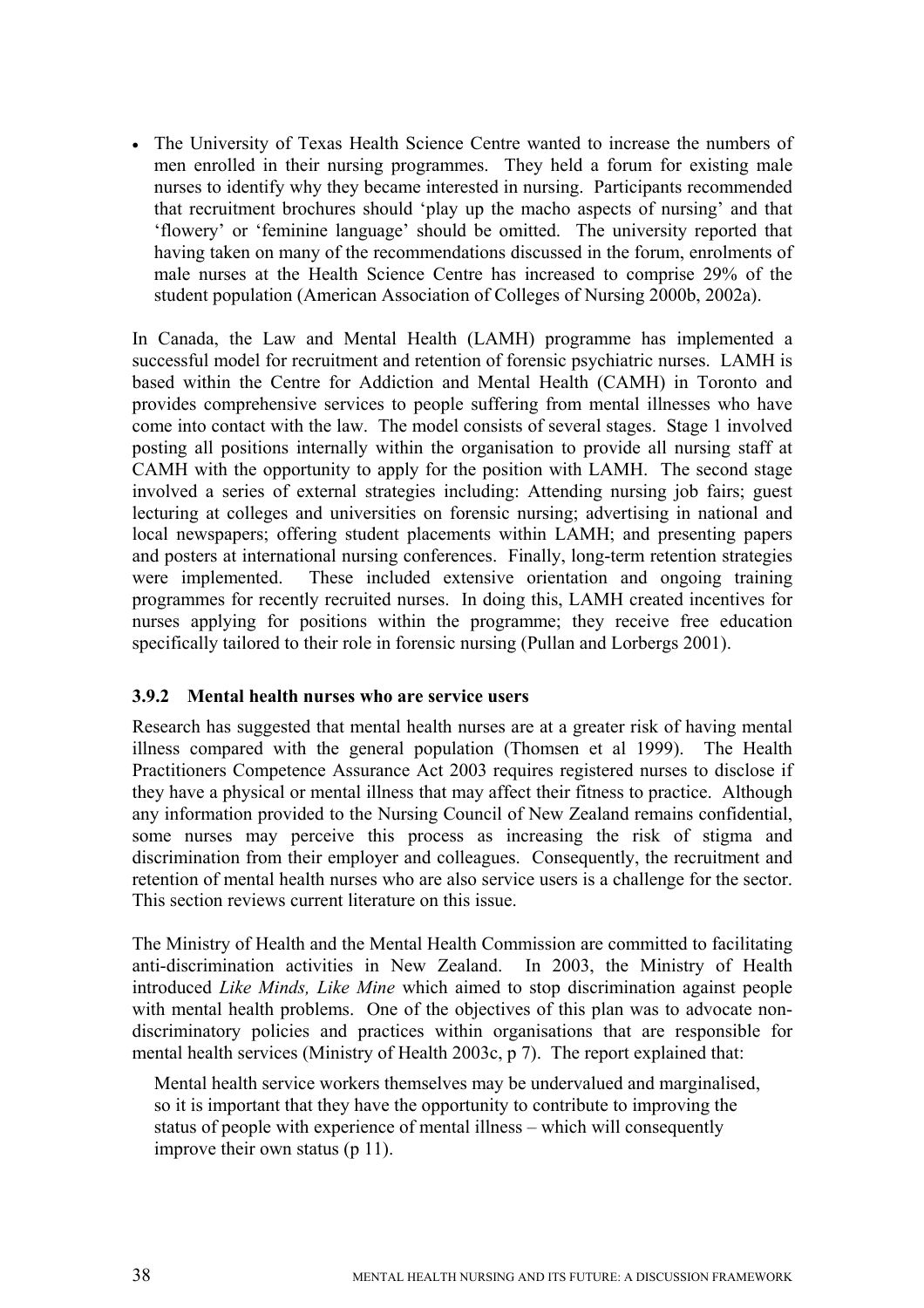- The University of Texas Health Science Centre wanted to increase the numbers of men enrolled in their nursing programmes. They held a forum for existing male nurses to identify why they became interested in nursing. Participants recommended that recruitment brochures should 'play up the macho aspects of nursing' and that 'flowery' or 'feminine language' should be omitted. The university reported that having taken on many of the recommendations discussed in the forum, enrolments of male nurses at the Health Science Centre has increased to comprise 29% of the student population (American Association of Colleges of Nursing 2000b, 2002a).

In Canada, the Law and Mental Health (LAMH) programme has implemented a successful model for recruitment and retention of forensic psychiatric nurses. LAMH is based within the Centre for Addiction and Mental Health (CAMH) in Toronto and provides comprehensive services to people suffering from mental illnesses who have come into contact with the law. The model consists of several stages. Stage 1 involved posting all positions internally within the organisation to provide all nursing staff at CAMH with the opportunity to apply for the position with LAMH. The second stage involved a series of external strategies including: Attending nursing job fairs; guest lecturing at colleges and universities on forensic nursing; advertising in national and local newspapers; offering student placements within LAMH; and presenting papers and posters at international nursing conferences. Finally, long-term retention strategies were implemented. These included extensive orientation and ongoing training programmes for recently recruited nurses. In doing this, LAMH created incentives for nurses applying for positions within the programme; they receive free education specifically tailored to their role in forensic nursing (Pullan and Lorbergs 2001).

### 3.9.2 Mental health nurses who are service users

Research has suggested that mental health nurses are at a greater risk of having mental illness compared with the general population (Thomsen et al 1999). The Health Practitioners Competence Assurance Act 2003 requires registered nurses to disclose if they have a physical or mental illness that may affect their fitness to practice. Although any information provided to the Nursing Council of New Zealand remains confidential, some nurses may perceive this process as increasing the risk of stigma and discrimination from their employer and colleagues. Consequently, the recruitment and retention of mental health nurses who are also service users is a challenge for the sector. This section reviews current literature on this issue.

The Ministry of Health and the Mental Health Commission are committed to facilitating anti-discrimination activities in New Zealand. In 2003, the Ministry of Health introduced *Like Minds, Like Mine* which aimed to stop discrimination against people with mental health problems. One of the objectives of this plan was to advocate non-discriminatory policies and practices within organisations that are responsible for mental health services (Ministry of Health 2003c, p 7). The report explained that:

> Mental health service workers themselves may be undervalued and marginalised, so it is important that they have the opportunity to contribute to improving the status of people with experience of mental illness – which will consequently improve their own status (p 11).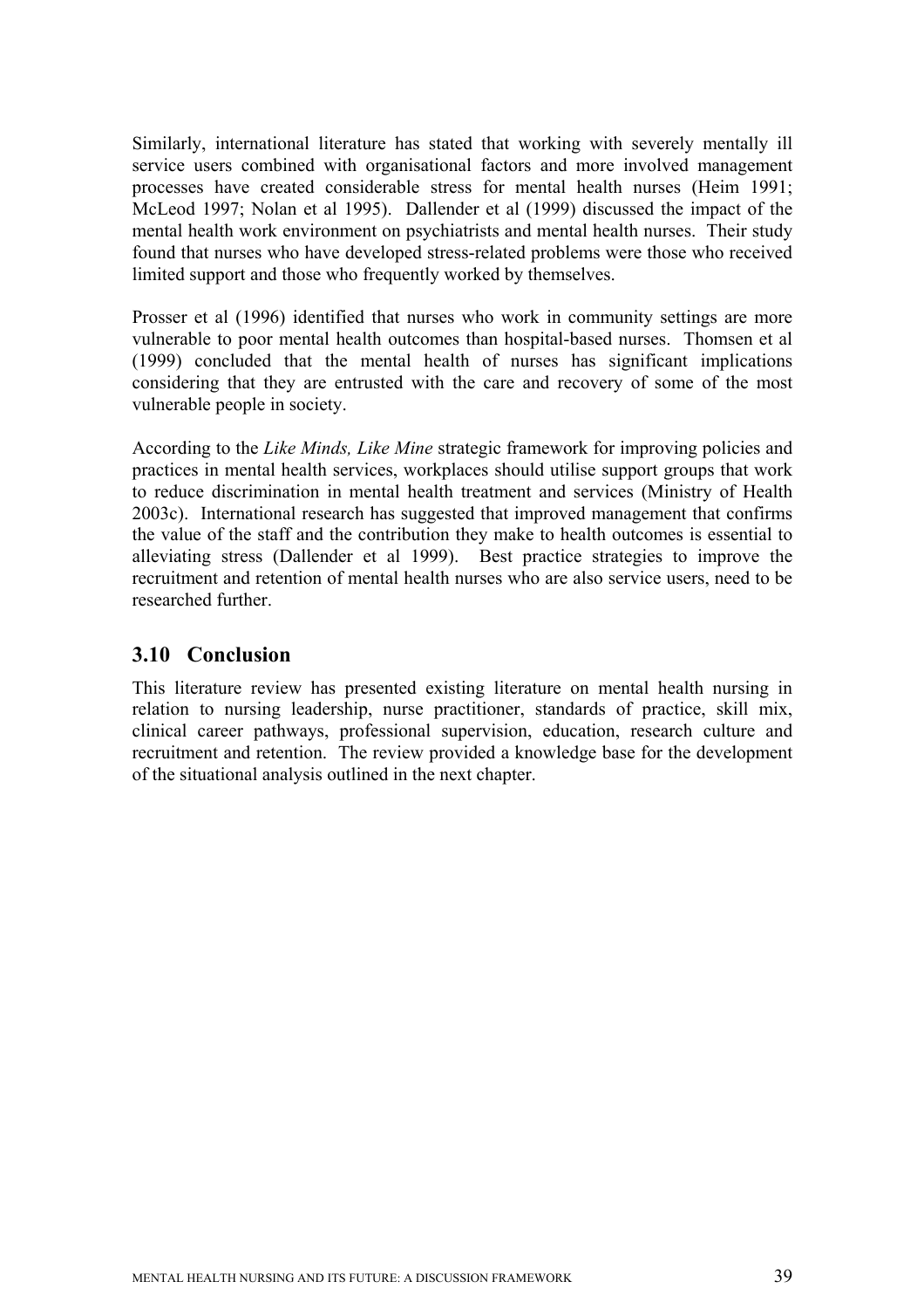Similarly, international literature has stated that working with severely mentally ill service users combined with organisational factors and more involved management processes have created considerable stress for mental health nurses (Heim 1991; McLeod 1997; Nolan et al 1995). Dallender et al (1999) discussed the impact of the mental health work environment on psychiatrists and mental health nurses. Their study found that nurses who have developed stress-related problems were those who received limited support and those who frequently worked by themselves.

Prosser et al (1996) identified that nurses who work in community settings are more vulnerable to poor mental health outcomes than hospital-based nurses. Thomsen et al (1999) concluded that the mental health of nurses has significant implications considering that they are entrusted with the care and recovery of some of the most vulnerable people in society.

According to the *Like Minds, Like Mine* strategic framework for improving policies and practices in mental health services, workplaces should utilise support groups that work to reduce discrimination in mental health treatment and services (Ministry of Health 2003c). International research has suggested that improved management that confirms the value of the staff and the contribution they make to health outcomes is essential to alleviating stress (Dallender et al 1999). Best practice strategies to improve the recruitment and retention of mental health nurses who are also service users, need to be researched further.

## 3.10 Conclusion

This literature review has presented existing literature on mental health nursing in relation to nursing leadership, nurse practitioner, standards of practice, skill mix, clinical career pathways, professional supervision, education, research culture and recruitment and retention. The review provided a knowledge base for the development of the situational analysis outlined in the next chapter.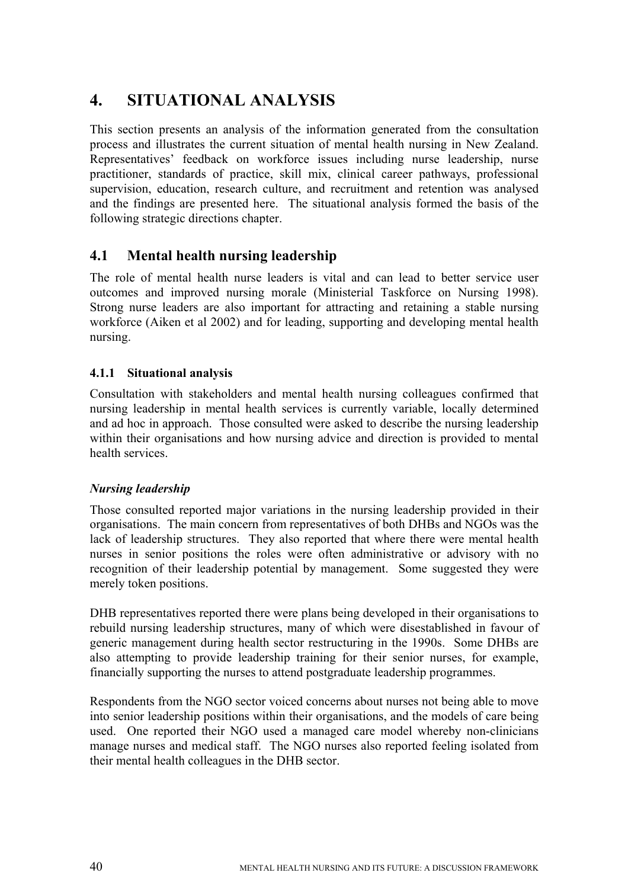# 4. SITUATIONAL ANALYSIS

This section presents an analysis of the information generated from the consultation process and illustrates the current situation of mental health nursing in New Zealand. Representatives' feedback on workforce issues including nurse leadership, nurse practitioner, standards of practice, skill mix, clinical career pathways, professional supervision, education, research culture, and recruitment and retention was analysed and the findings are presented here. The situational analysis formed the basis of the following strategic directions chapter.

## 4.1 Mental health nursing leadership

The role of mental health nurse leaders is vital and can lead to better service user outcomes and improved nursing morale (Ministerial Taskforce on Nursing 1998). Strong nurse leaders are also important for attracting and retaining a stable nursing workforce (Aiken et al 2002) and for leading, supporting and developing mental health nursing.

### 4.1.1 Situational analysis

Consultation with stakeholders and mental health nursing colleagues confirmed that nursing leadership in mental health services is currently variable, locally determined and ad hoc in approach. Those consulted were asked to describe the nursing leadership within their organisations and how nursing advice and direction is provided to mental health services.

***Nursing leadership***

Those consulted reported major variations in the nursing leadership provided in their organisations. The main concern from representatives of both DHBs and NGOs was the lack of leadership structures. They also reported that where there were mental health nurses in senior positions the roles were often administrative or advisory with no recognition of their leadership potential by management. Some suggested they were merely token positions.

DHB representatives reported there were plans being developed in their organisations to rebuild nursing leadership structures, many of which were disestablished in favour of generic management during health sector restructuring in the 1990s. Some DHBs are also attempting to provide leadership training for their senior nurses, for example, financially supporting the nurses to attend postgraduate leadership programmes.

Respondents from the NGO sector voiced concerns about nurses not being able to move into senior leadership positions within their organisations, and the models of care being used. One reported their NGO used a managed care model whereby non-clinicians manage nurses and medical staff. The NGO nurses also reported feeling isolated from their mental health colleagues in the DHB sector.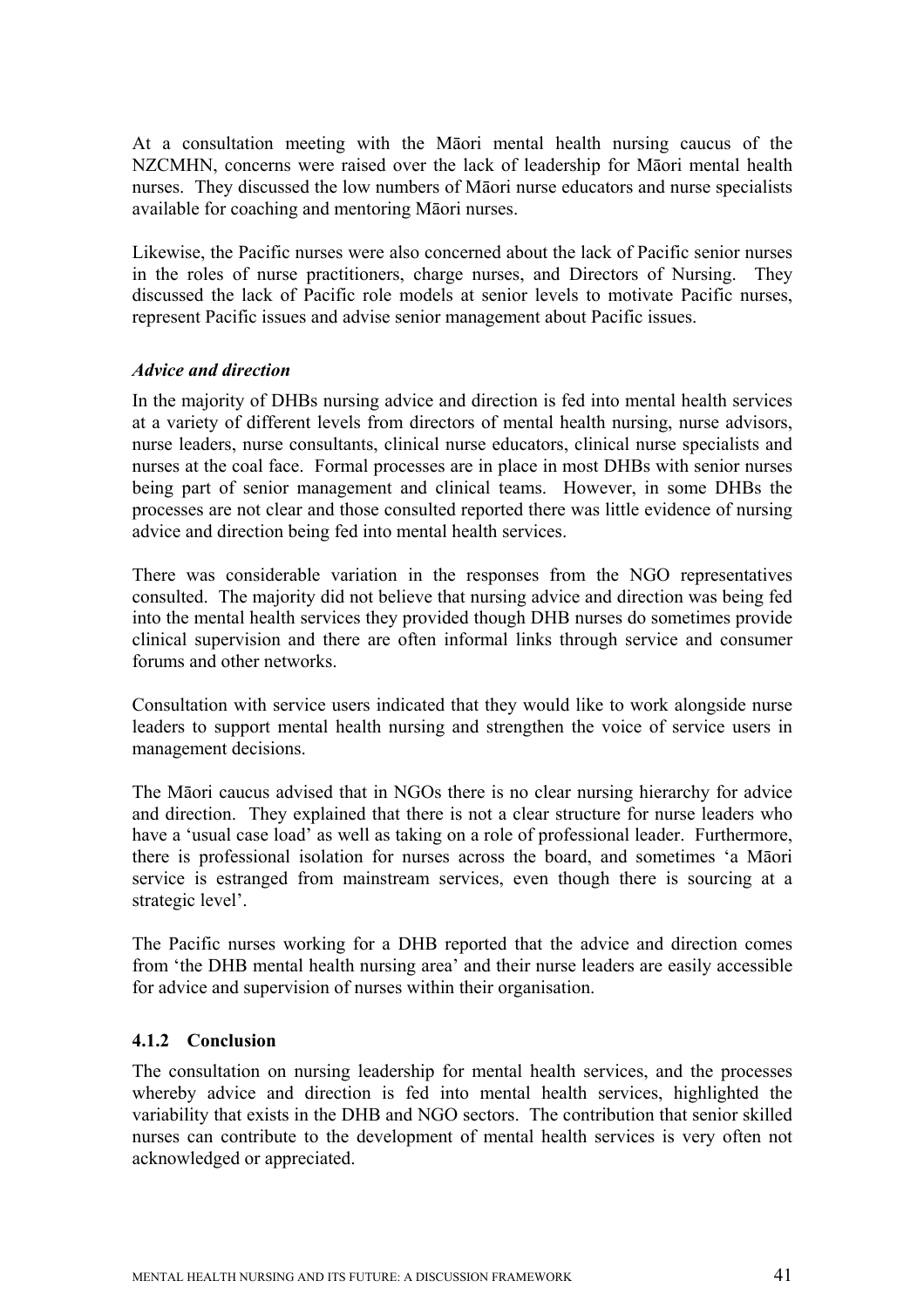At a consultation meeting with the Māori mental health nursing caucus of the NZCMHN, concerns were raised over the lack of leadership for Māori mental health nurses. They discussed the low numbers of Māori nurse educators and nurse specialists available for coaching and mentoring Māori nurses.

Likewise, the Pacific nurses were also concerned about the lack of Pacific senior nurses in the roles of nurse practitioners, charge nurses, and Directors of Nursing. They discussed the lack of Pacific role models at senior levels to motivate Pacific nurses, represent Pacific issues and advise senior management about Pacific issues.

#### *Advice and direction*

In the majority of DHBs nursing advice and direction is fed into mental health services at a variety of different levels from directors of mental health nursing, nurse advisors, nurse leaders, nurse consultants, clinical nurse educators, clinical nurse specialists and nurses at the coal face. Formal processes are in place in most DHBs with senior nurses being part of senior management and clinical teams. However, in some DHBs the processes are not clear and those consulted reported there was little evidence of nursing advice and direction being fed into mental health services.

There was considerable variation in the responses from the NGO representatives consulted. The majority did not believe that nursing advice and direction was being fed into the mental health services they provided though DHB nurses do sometimes provide clinical supervision and there are often informal links through service and consumer forums and other networks.

Consultation with service users indicated that they would like to work alongside nurse leaders to support mental health nursing and strengthen the voice of service users in management decisions.

The Māori caucus advised that in NGOs there is no clear nursing hierarchy for advice and direction. They explained that there is not a clear structure for nurse leaders who have a 'usual case load' as well as taking on a role of professional leader. Furthermore, there is professional isolation for nurses across the board, and sometimes 'a Māori service is estranged from mainstream services, even though there is sourcing at a strategic level'.

The Pacific nurses working for a DHB reported that the advice and direction comes from 'the DHB mental health nursing area' and their nurse leaders are easily accessible for advice and supervision of nurses within their organisation.

### 4.1.2 Conclusion

The consultation on nursing leadership for mental health services, and the processes whereby advice and direction is fed into mental health services, highlighted the variability that exists in the DHB and NGO sectors. The contribution that senior skilled nurses can contribute to the development of mental health services is very often not acknowledged or appreciated.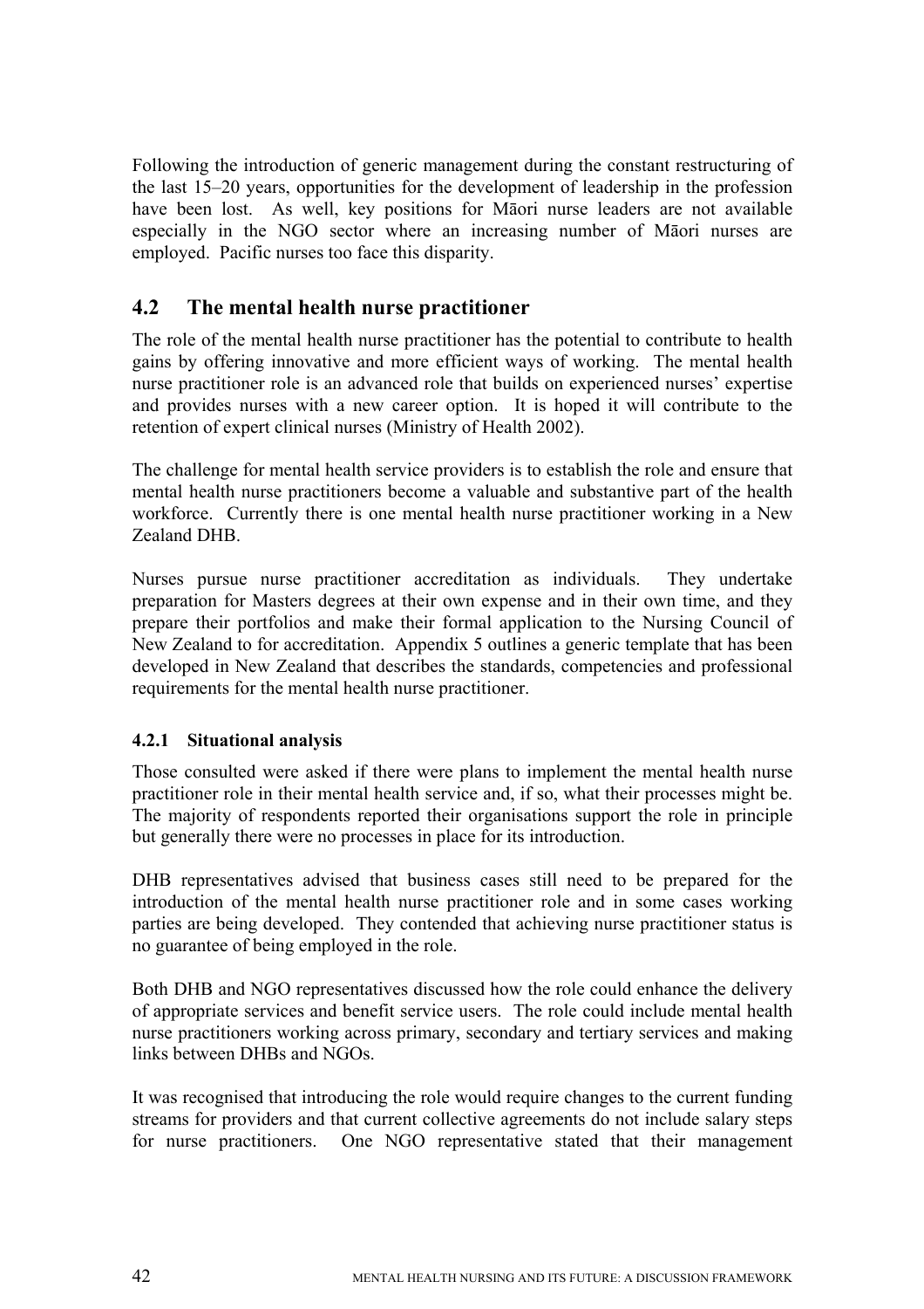Following the introduction of generic management during the constant restructuring of the last 15–20 years, opportunities for the development of leadership in the profession have been lost. As well, key positions for Māori nurse leaders are not available especially in the NGO sector where an increasing number of Māori nurses are employed. Pacific nurses too face this disparity.

## 4.2 The mental health nurse practitioner

The role of the mental health nurse practitioner has the potential to contribute to health gains by offering innovative and more efficient ways of working. The mental health nurse practitioner role is an advanced role that builds on experienced nurses' expertise and provides nurses with a new career option. It is hoped it will contribute to the retention of expert clinical nurses (Ministry of Health 2002).

The challenge for mental health service providers is to establish the role and ensure that mental health nurse practitioners become a valuable and substantive part of the health workforce. Currently there is one mental health nurse practitioner working in a New Zealand DHB.

Nurses pursue nurse practitioner accreditation as individuals. They undertake preparation for Masters degrees at their own expense and in their own time, and they prepare their portfolios and make their formal application to the Nursing Council of New Zealand to for accreditation. Appendix 5 outlines a generic template that has been developed in New Zealand that describes the standards, competencies and professional requirements for the mental health nurse practitioner.

### 4.2.1 Situational analysis

Those consulted were asked if there were plans to implement the mental health nurse practitioner role in their mental health service and, if so, what their processes might be. The majority of respondents reported their organisations support the role in principle but generally there were no processes in place for its introduction.

DHB representatives advised that business cases still need to be prepared for the introduction of the mental health nurse practitioner role and in some cases working parties are being developed. They contended that achieving nurse practitioner status is no guarantee of being employed in the role.

Both DHB and NGO representatives discussed how the role could enhance the delivery of appropriate services and benefit service users. The role could include mental health nurse practitioners working across primary, secondary and tertiary services and making links between DHBs and NGOs.

It was recognised that introducing the role would require changes to the current funding streams for providers and that current collective agreements do not include salary steps for nurse practitioners. One NGO representative stated that their management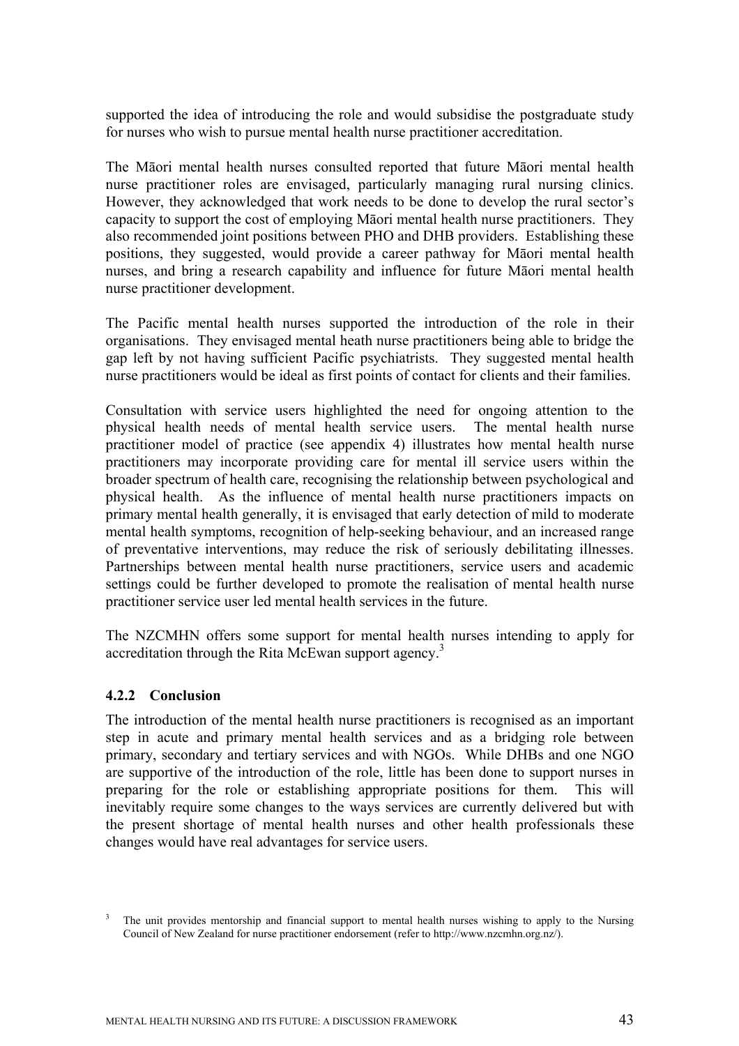supported the idea of introducing the role and would subsidise the postgraduate study for nurses who wish to pursue mental health nurse practitioner accreditation.

The Māori mental health nurses consulted reported that future Māori mental health nurse practitioner roles are envisaged, particularly managing rural nursing clinics. However, they acknowledged that work needs to be done to develop the rural sector's capacity to support the cost of employing Māori mental health nurse practitioners. They also recommended joint positions between PHO and DHB providers. Establishing these positions, they suggested, would provide a career pathway for Māori mental health nurses, and bring a research capability and influence for future Māori mental health nurse practitioner development.

The Pacific mental health nurses supported the introduction of the role in their organisations. They envisaged mental heath nurse practitioners being able to bridge the gap left by not having sufficient Pacific psychiatrists. They suggested mental health nurse practitioners would be ideal as first points of contact for clients and their families.

Consultation with service users highlighted the need for ongoing attention to the physical health needs of mental health service users. The mental health nurse practitioner model of practice (see appendix 4) illustrates how mental health nurse practitioners may incorporate providing care for mental ill service users within the broader spectrum of health care, recognising the relationship between psychological and physical health. As the influence of mental health nurse practitioners impacts on primary mental health generally, it is envisaged that early detection of mild to moderate mental health symptoms, recognition of help-seeking behaviour, and an increased range of preventative interventions, may reduce the risk of seriously debilitating illnesses. Partnerships between mental health nurse practitioners, service users and academic settings could be further developed to promote the realisation of mental health nurse practitioner service user led mental health services in the future.

The NZCMHN offers some support for mental health nurses intending to apply for accreditation through the Rita McEwan support agency.[3]

### 4.2.2 Conclusion

The introduction of the mental health nurse practitioners is recognised as an important step in acute and primary mental health services and as a bridging role between primary, secondary and tertiary services and with NGOs. While DHBs and one NGO are supportive of the introduction of the role, little has been done to support nurses in preparing for the role or establishing appropriate positions for them. This will inevitably require some changes to the ways services are currently delivered but with the present shortage of mental health nurses and other health professionals these changes would have real advantages for service users.

[3] The unit provides mentorship and financial support to mental health nurses wishing to apply to the Nursing Council of New Zealand for nurse practitioner endorsement (refer to http://www.nzcmhn.org.nz/).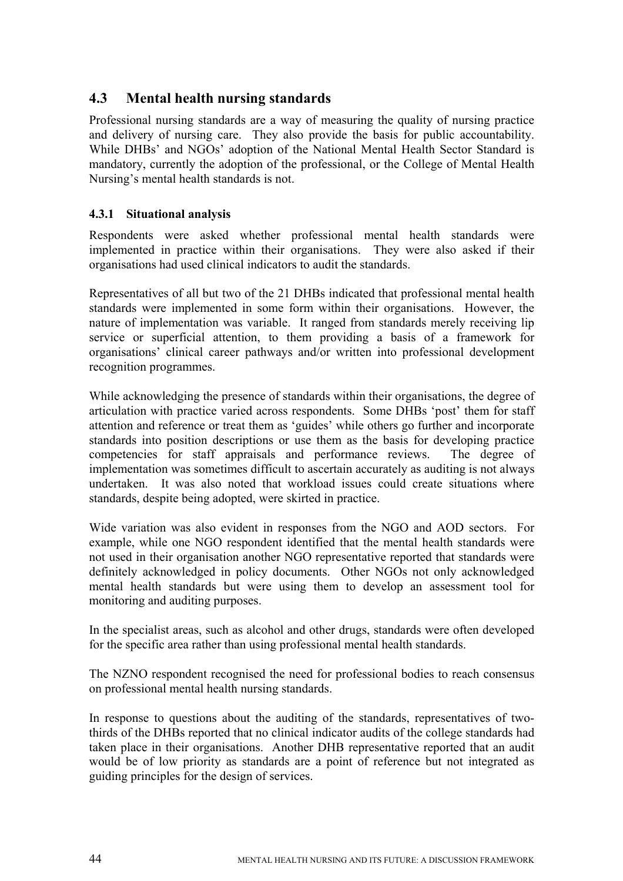## 4.3 Mental health nursing standards

Professional nursing standards are a way of measuring the quality of nursing practice and delivery of nursing care. They also provide the basis for public accountability. While DHBs' and NGOs' adoption of the National Mental Health Sector Standard is mandatory, currently the adoption of the professional, or the College of Mental Health Nursing's mental health standards is not.

### 4.3.1 Situational analysis

Respondents were asked whether professional mental health standards were implemented in practice within their organisations. They were also asked if their organisations had used clinical indicators to audit the standards.

Representatives of all but two of the 21 DHBs indicated that professional mental health standards were implemented in some form within their organisations. However, the nature of implementation was variable. It ranged from standards merely receiving lip service or superficial attention, to them providing a basis of a framework for organisations' clinical career pathways and/or written into professional development recognition programmes.

While acknowledging the presence of standards within their organisations, the degree of articulation with practice varied across respondents. Some DHBs 'post' them for staff attention and reference or treat them as 'guides' while others go further and incorporate standards into position descriptions or use them as the basis for developing practice competencies for staff appraisals and performance reviews. The degree of implementation was sometimes difficult to ascertain accurately as auditing is not always undertaken. It was also noted that workload issues could create situations where standards, despite being adopted, were skirted in practice.

Wide variation was also evident in responses from the NGO and AOD sectors. For example, while one NGO respondent identified that the mental health standards were not used in their organisation another NGO representative reported that standards were definitely acknowledged in policy documents. Other NGOs not only acknowledged mental health standards but were using them to develop an assessment tool for monitoring and auditing purposes.

In the specialist areas, such as alcohol and other drugs, standards were often developed for the specific area rather than using professional mental health standards.

The NZNO respondent recognised the need for professional bodies to reach consensus on professional mental health nursing standards.

In response to questions about the auditing of the standards, representatives of two-thirds of the DHBs reported that no clinical indicator audits of the college standards had taken place in their organisations. Another DHB representative reported that an audit would be of low priority as standards are a point of reference but not integrated as guiding principles for the design of services.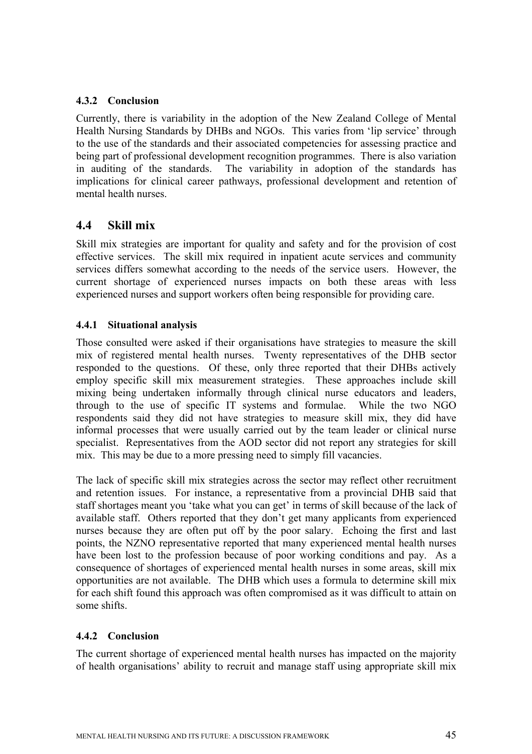### 4.3.2 Conclusion

Currently, there is variability in the adoption of the New Zealand College of Mental Health Nursing Standards by DHBs and NGOs. This varies from 'lip service' through to the use of the standards and their associated competencies for assessing practice and being part of professional development recognition programmes. There is also variation in auditing of the standards. The variability in adoption of the standards has implications for clinical career pathways, professional development and retention of mental health nurses.

## 4.4 Skill mix

Skill mix strategies are important for quality and safety and for the provision of cost effective services. The skill mix required in inpatient acute services and community services differs somewhat according to the needs of the service users. However, the current shortage of experienced nurses impacts on both these areas with less experienced nurses and support workers often being responsible for providing care.

### 4.4.1 Situational analysis

Those consulted were asked if their organisations have strategies to measure the skill mix of registered mental health nurses. Twenty representatives of the DHB sector responded to the questions. Of these, only three reported that their DHBs actively employ specific skill mix measurement strategies. These approaches include skill mixing being undertaken informally through clinical nurse educators and leaders, through to the use of specific IT systems and formulae. While the two NGO respondents said they did not have strategies to measure skill mix, they did have informal processes that were usually carried out by the team leader or clinical nurse specialist. Representatives from the AOD sector did not report any strategies for skill mix. This may be due to a more pressing need to simply fill vacancies.

The lack of specific skill mix strategies across the sector may reflect other recruitment and retention issues. For instance, a representative from a provincial DHB said that staff shortages meant you 'take what you can get' in terms of skill because of the lack of available staff. Others reported that they don't get many applicants from experienced nurses because they are often put off by the poor salary. Echoing the first and last points, the NZNO representative reported that many experienced mental health nurses have been lost to the profession because of poor working conditions and pay. As a consequence of shortages of experienced mental health nurses in some areas, skill mix opportunities are not available. The DHB which uses a formula to determine skill mix for each shift found this approach was often compromised as it was difficult to attain on some shifts.

### 4.4.2 Conclusion

The current shortage of experienced mental health nurses has impacted on the majority of health organisations' ability to recruit and manage staff using appropriate skill mix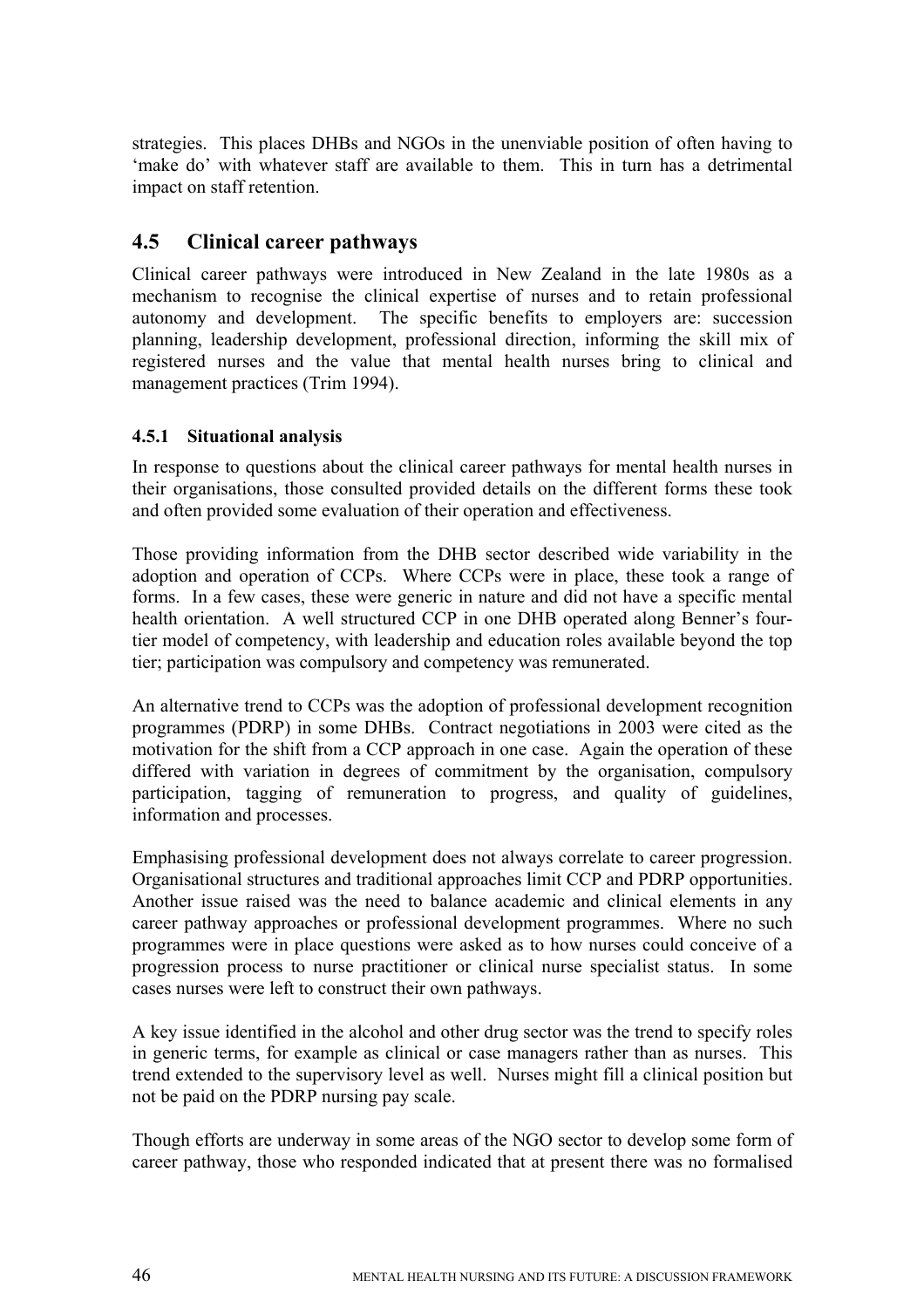strategies. This places DHBs and NGOs in the unenviable position of often having to 'make do' with whatever staff are available to them. This in turn has a detrimental impact on staff retention.

## 4.5 Clinical career pathways

Clinical career pathways were introduced in New Zealand in the late 1980s as a mechanism to recognise the clinical expertise of nurses and to retain professional autonomy and development. The specific benefits to employers are: succession planning, leadership development, professional direction, informing the skill mix of registered nurses and the value that mental health nurses bring to clinical and management practices (Trim 1994).

### 4.5.1 Situational analysis

In response to questions about the clinical career pathways for mental health nurses in their organisations, those consulted provided details on the different forms these took and often provided some evaluation of their operation and effectiveness.

Those providing information from the DHB sector described wide variability in the adoption and operation of CCPs. Where CCPs were in place, these took a range of forms. In a few cases, these were generic in nature and did not have a specific mental health orientation. A well structured CCP in one DHB operated along Benner's four-tier model of competency, with leadership and education roles available beyond the top tier; participation was compulsory and competency was remunerated.

An alternative trend to CCPs was the adoption of professional development recognition programmes (PDRP) in some DHBs. Contract negotiations in 2003 were cited as the motivation for the shift from a CCP approach in one case. Again the operation of these differed with variation in degrees of commitment by the organisation, compulsory participation, tagging of remuneration to progress, and quality of guidelines, information and processes.

Emphasising professional development does not always correlate to career progression. Organisational structures and traditional approaches limit CCP and PDRP opportunities. Another issue raised was the need to balance academic and clinical elements in any career pathway approaches or professional development programmes. Where no such programmes were in place questions were asked as to how nurses could conceive of a progression process to nurse practitioner or clinical nurse specialist status. In some cases nurses were left to construct their own pathways.

A key issue identified in the alcohol and other drug sector was the trend to specify roles in generic terms, for example as clinical or case managers rather than as nurses. This trend extended to the supervisory level as well. Nurses might fill a clinical position but not be paid on the PDRP nursing pay scale.

Though efforts are underway in some areas of the NGO sector to develop some form of career pathway, those who responded indicated that at present there was no formalised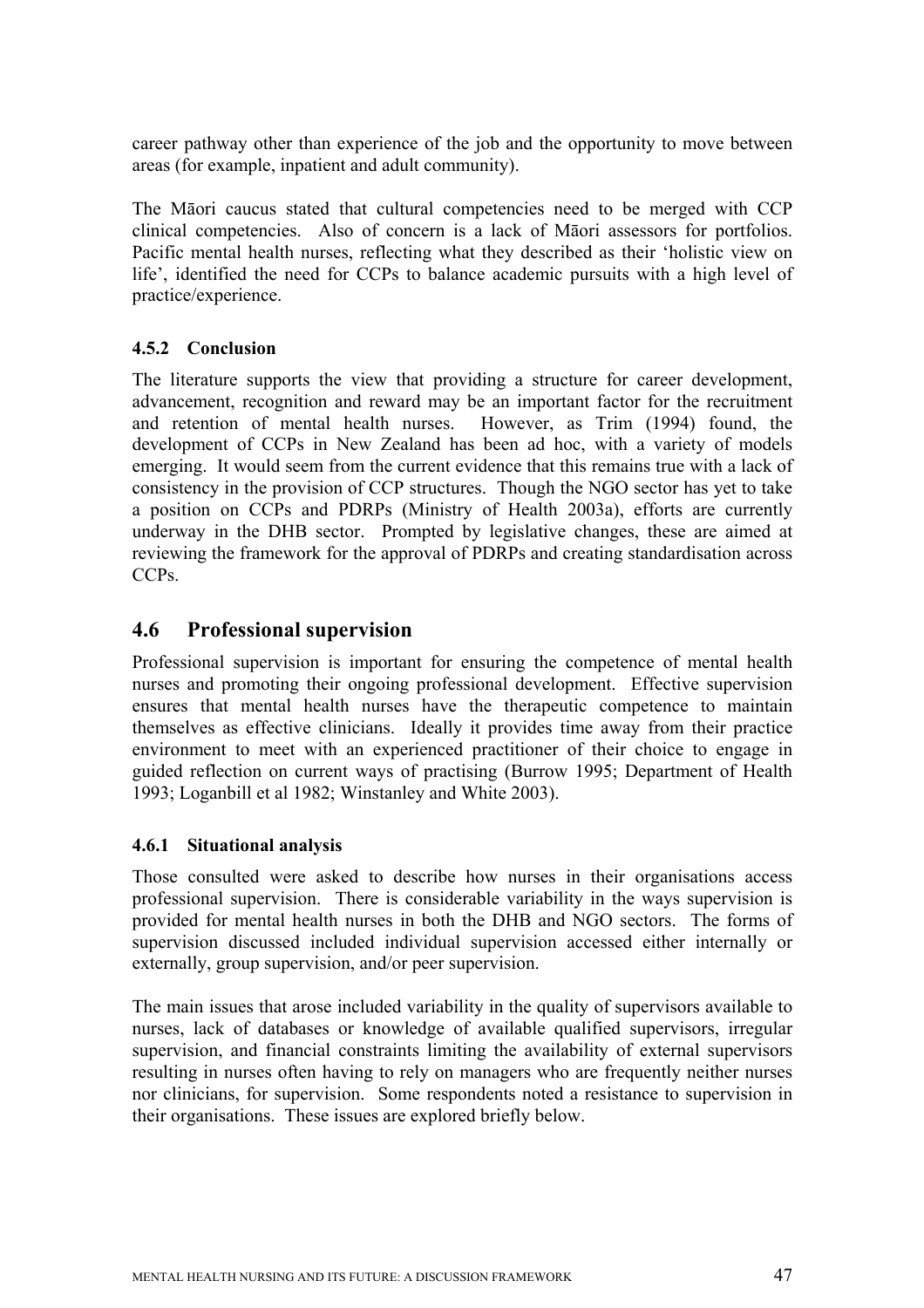career pathway other than experience of the job and the opportunity to move between areas (for example, inpatient and adult community).

The Māori caucus stated that cultural competencies need to be merged with CCP clinical competencies. Also of concern is a lack of Māori assessors for portfolios. Pacific mental health nurses, reflecting what they described as their 'holistic view on life', identified the need for CCPs to balance academic pursuits with a high level of practice/experience.

### 4.5.2 Conclusion

The literature supports the view that providing a structure for career development, advancement, recognition and reward may be an important factor for the recruitment and retention of mental health nurses. However, as Trim (1994) found, the development of CCPs in New Zealand has been ad hoc, with a variety of models emerging. It would seem from the current evidence that this remains true with a lack of consistency in the provision of CCP structures. Though the NGO sector has yet to take a position on CCPs and PDRPs (Ministry of Health 2003a), efforts are currently underway in the DHB sector. Prompted by legislative changes, these are aimed at reviewing the framework for the approval of PDRPs and creating standardisation across CCPs.

## 4.6 Professional supervision

Professional supervision is important for ensuring the competence of mental health nurses and promoting their ongoing professional development. Effective supervision ensures that mental health nurses have the therapeutic competence to maintain themselves as effective clinicians. Ideally it provides time away from their practice environment to meet with an experienced practitioner of their choice to engage in guided reflection on current ways of practising (Burrow 1995; Department of Health 1993; Loganbill et al 1982; Winstanley and White 2003).

### 4.6.1 Situational analysis

Those consulted were asked to describe how nurses in their organisations access professional supervision. There is considerable variability in the ways supervision is provided for mental health nurses in both the DHB and NGO sectors. The forms of supervision discussed included individual supervision accessed either internally or externally, group supervision, and/or peer supervision.

The main issues that arose included variability in the quality of supervisors available to nurses, lack of databases or knowledge of available qualified supervisors, irregular supervision, and financial constraints limiting the availability of external supervisors resulting in nurses often having to rely on managers who are frequently neither nurses nor clinicians, for supervision. Some respondents noted a resistance to supervision in their organisations. These issues are explored briefly below.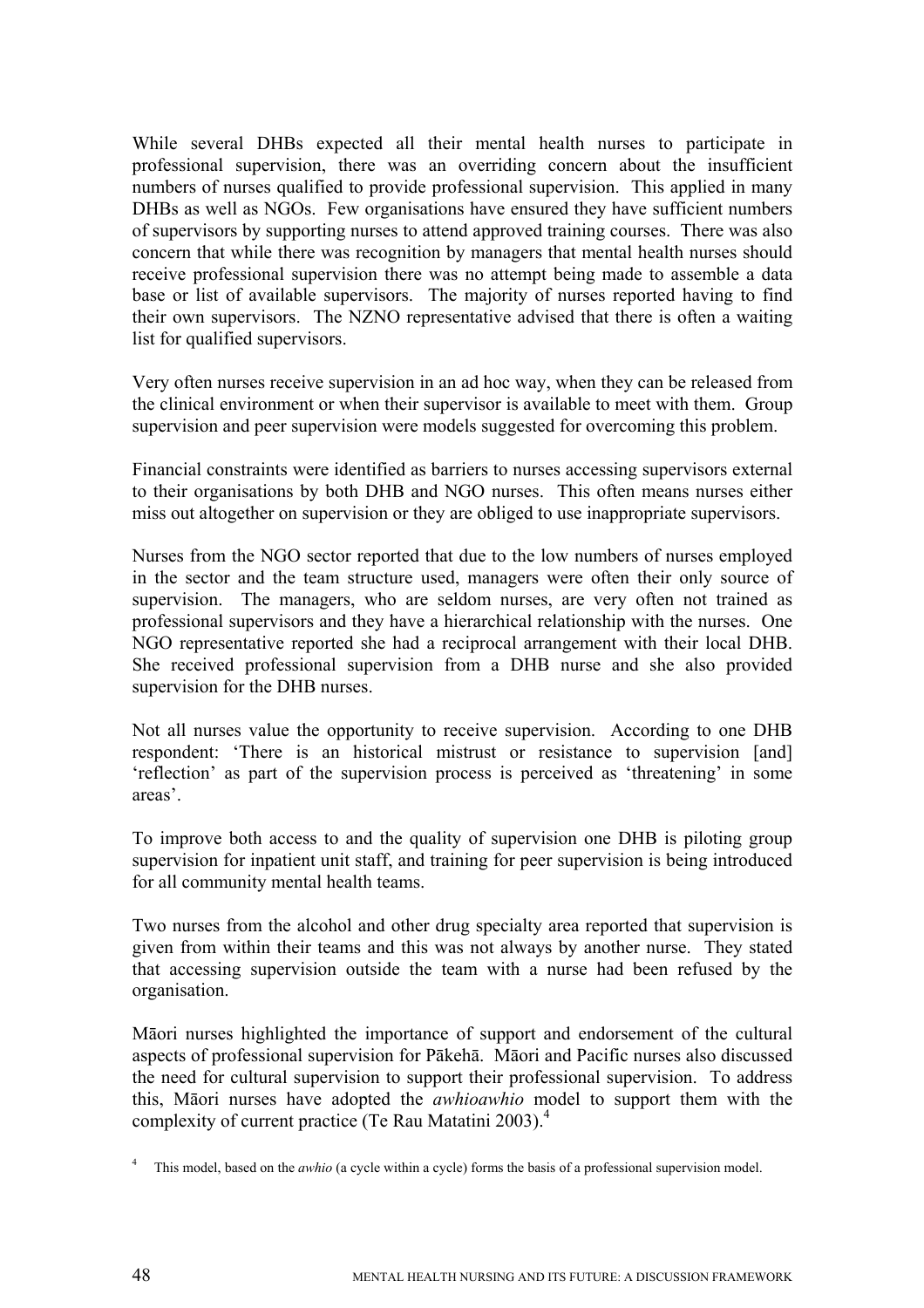While several DHBs expected all their mental health nurses to participate in professional supervision, there was an overriding concern about the insufficient numbers of nurses qualified to provide professional supervision. This applied in many DHBs as well as NGOs. Few organisations have ensured they have sufficient numbers of supervisors by supporting nurses to attend approved training courses. There was also concern that while there was recognition by managers that mental health nurses should receive professional supervision there was no attempt being made to assemble a data base or list of available supervisors. The majority of nurses reported having to find their own supervisors. The NZNO representative advised that there is often a waiting list for qualified supervisors.

Very often nurses receive supervision in an ad hoc way, when they can be released from the clinical environment or when their supervisor is available to meet with them. Group supervision and peer supervision were models suggested for overcoming this problem.

Financial constraints were identified as barriers to nurses accessing supervisors external to their organisations by both DHB and NGO nurses. This often means nurses either miss out altogether on supervision or they are obliged to use inappropriate supervisors.

Nurses from the NGO sector reported that due to the low numbers of nurses employed in the sector and the team structure used, managers were often their only source of supervision. The managers, who are seldom nurses, are very often not trained as professional supervisors and they have a hierarchical relationship with the nurses. One NGO representative reported she had a reciprocal arrangement with their local DHB. She received professional supervision from a DHB nurse and she also provided supervision for the DHB nurses.

Not all nurses value the opportunity to receive supervision. According to one DHB respondent: 'There is an historical mistrust or resistance to supervision [and] 'reflection' as part of the supervision process is perceived as 'threatening' in some areas'.

To improve both access to and the quality of supervision one DHB is piloting group supervision for inpatient unit staff, and training for peer supervision is being introduced for all community mental health teams.

Two nurses from the alcohol and other drug specialty area reported that supervision is given from within their teams and this was not always by another nurse. They stated that accessing supervision outside the team with a nurse had been refused by the organisation.

Māori nurses highlighted the importance of support and endorsement of the cultural aspects of professional supervision for Pākehā. Māori and Pacific nurses also discussed the need for cultural supervision to support their professional supervision. To address this, Māori nurses have adopted the *awhioawhio* model to support them with the complexity of current practice (Te Rau Matatini 2003).[4]

[4] This model, based on the *awhio* (a cycle within a cycle) forms the basis of a professional supervision model.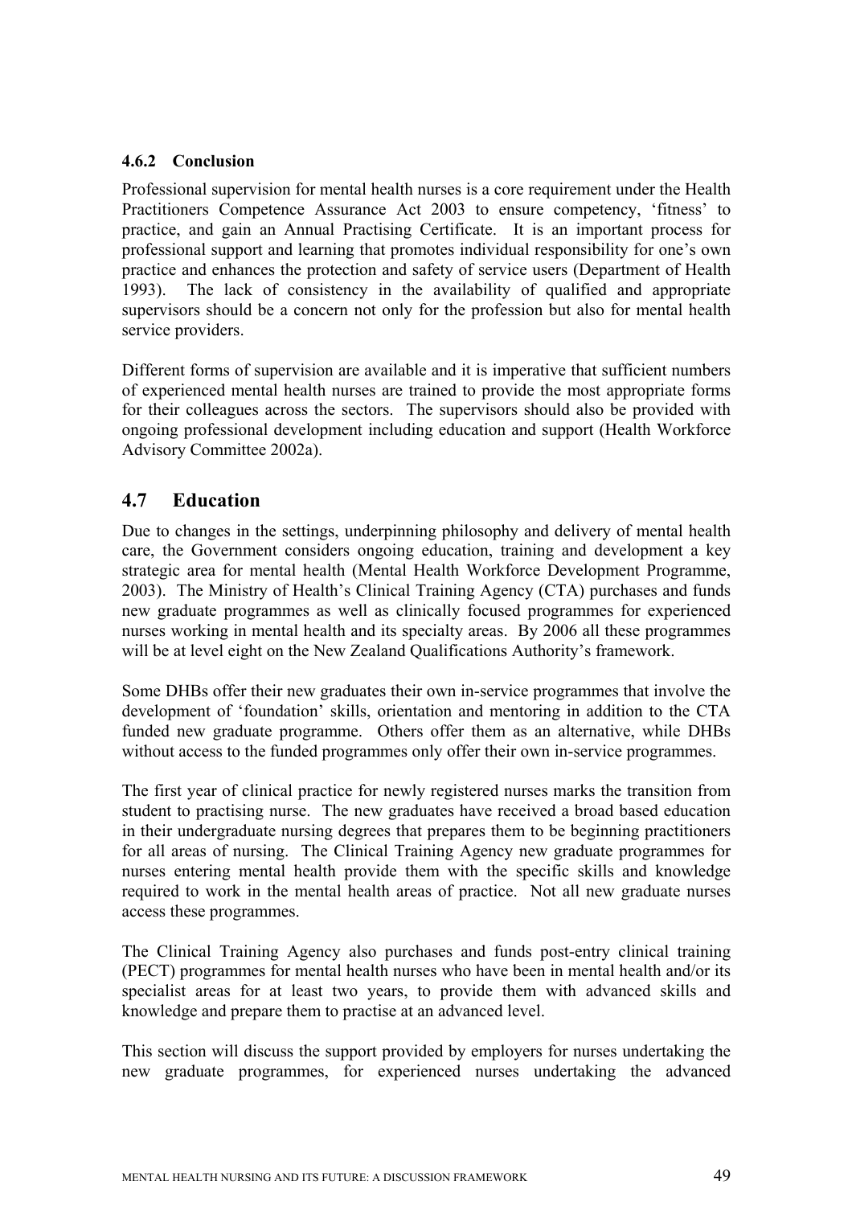### 4.6.2 Conclusion

Professional supervision for mental health nurses is a core requirement under the Health Practitioners Competence Assurance Act 2003 to ensure competency, 'fitness' to practice, and gain an Annual Practising Certificate. It is an important process for professional support and learning that promotes individual responsibility for one's own practice and enhances the protection and safety of service users (Department of Health 1993). The lack of consistency in the availability of qualified and appropriate supervisors should be a concern not only for the profession but also for mental health service providers.

Different forms of supervision are available and it is imperative that sufficient numbers of experienced mental health nurses are trained to provide the most appropriate forms for their colleagues across the sectors. The supervisors should also be provided with ongoing professional development including education and support (Health Workforce Advisory Committee 2002a).

## 4.7 Education

Due to changes in the settings, underpinning philosophy and delivery of mental health care, the Government considers ongoing education, training and development a key strategic area for mental health (Mental Health Workforce Development Programme, 2003). The Ministry of Health's Clinical Training Agency (CTA) purchases and funds new graduate programmes as well as clinically focused programmes for experienced nurses working in mental health and its specialty areas. By 2006 all these programmes will be at level eight on the New Zealand Qualifications Authority's framework.

Some DHBs offer their new graduates their own in-service programmes that involve the development of 'foundation' skills, orientation and mentoring in addition to the CTA funded new graduate programme. Others offer them as an alternative, while DHBs without access to the funded programmes only offer their own in-service programmes.

The first year of clinical practice for newly registered nurses marks the transition from student to practising nurse. The new graduates have received a broad based education in their undergraduate nursing degrees that prepares them to be beginning practitioners for all areas of nursing. The Clinical Training Agency new graduate programmes for nurses entering mental health provide them with the specific skills and knowledge required to work in the mental health areas of practice. Not all new graduate nurses access these programmes.

The Clinical Training Agency also purchases and funds post-entry clinical training (PECT) programmes for mental health nurses who have been in mental health and/or its specialist areas for at least two years, to provide them with advanced skills and knowledge and prepare them to practise at an advanced level.

This section will discuss the support provided by employers for nurses undertaking the new graduate programmes, for experienced nurses undertaking the advanced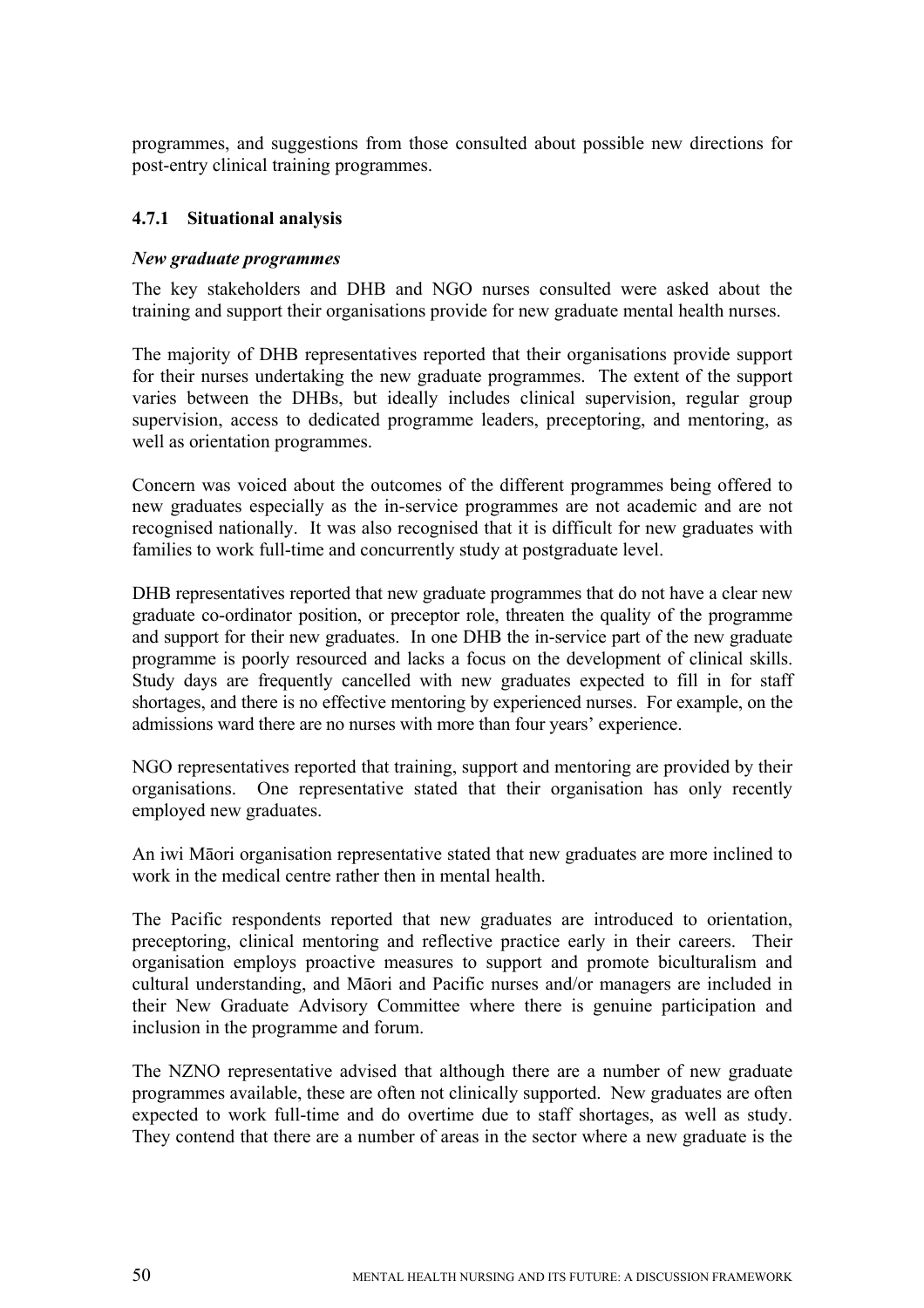programmes, and suggestions from those consulted about possible new directions for post-entry clinical training programmes.

### 4.7.1 Situational analysis

***New graduate programmes***

The key stakeholders and DHB and NGO nurses consulted were asked about the training and support their organisations provide for new graduate mental health nurses.

The majority of DHB representatives reported that their organisations provide support for their nurses undertaking the new graduate programmes. The extent of the support varies between the DHBs, but ideally includes clinical supervision, regular group supervision, access to dedicated programme leaders, preceptoring, and mentoring, as well as orientation programmes.

Concern was voiced about the outcomes of the different programmes being offered to new graduates especially as the in-service programmes are not academic and are not recognised nationally. It was also recognised that it is difficult for new graduates with families to work full-time and concurrently study at postgraduate level.

DHB representatives reported that new graduate programmes that do not have a clear new graduate co-ordinator position, or preceptor role, threaten the quality of the programme and support for their new graduates. In one DHB the in-service part of the new graduate programme is poorly resourced and lacks a focus on the development of clinical skills. Study days are frequently cancelled with new graduates expected to fill in for staff shortages, and there is no effective mentoring by experienced nurses. For example, on the admissions ward there are no nurses with more than four years' experience.

NGO representatives reported that training, support and mentoring are provided by their organisations. One representative stated that their organisation has only recently employed new graduates.

An iwi Māori organisation representative stated that new graduates are more inclined to work in the medical centre rather then in mental health.

The Pacific respondents reported that new graduates are introduced to orientation, preceptoring, clinical mentoring and reflective practice early in their careers. Their organisation employs proactive measures to support and promote biculturalism and cultural understanding, and Māori and Pacific nurses and/or managers are included in their New Graduate Advisory Committee where there is genuine participation and inclusion in the programme and forum.

The NZNO representative advised that although there are a number of new graduate programmes available, these are often not clinically supported. New graduates are often expected to work full-time and do overtime due to staff shortages, as well as study. They contend that there are a number of areas in the sector where a new graduate is the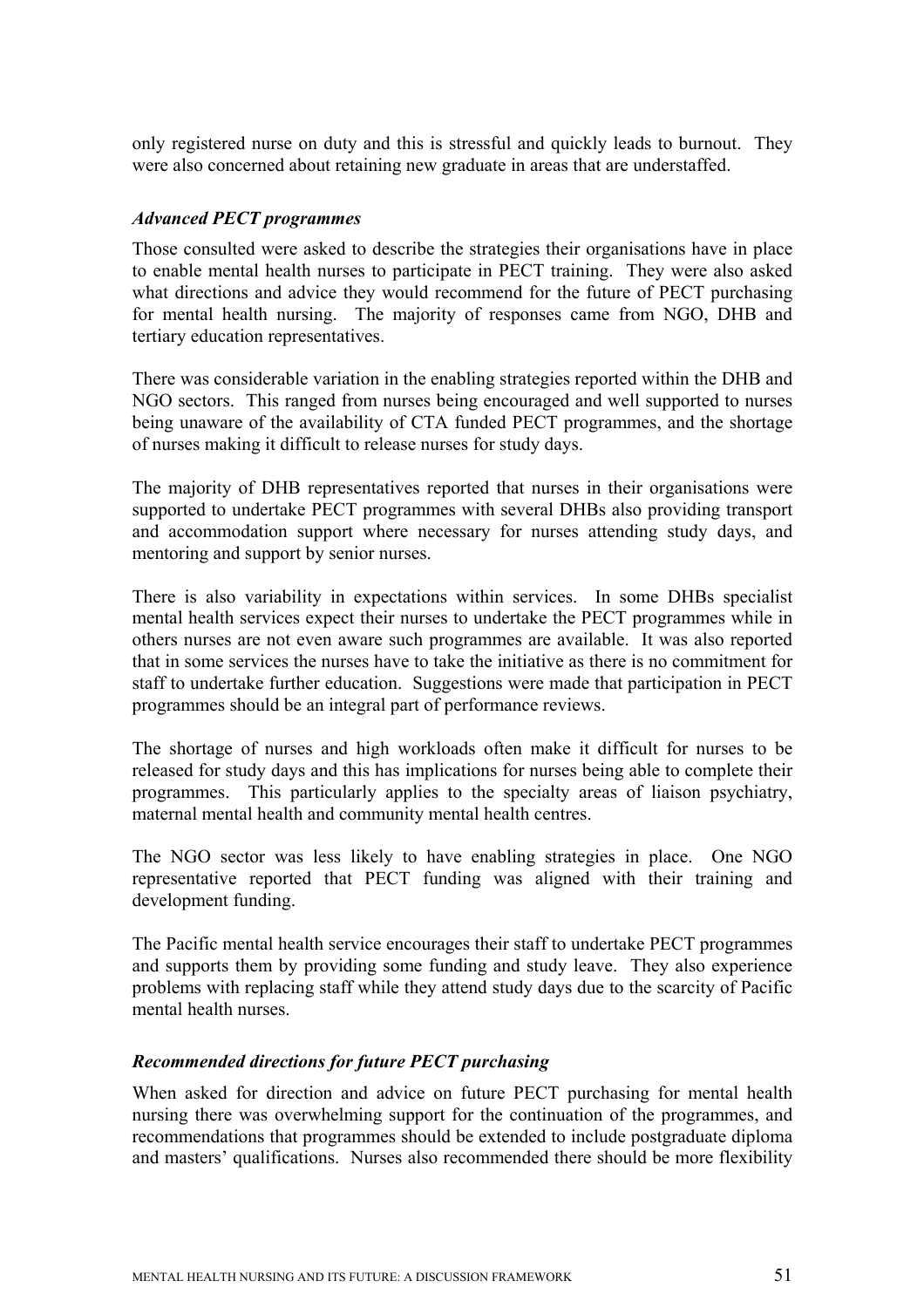only registered nurse on duty and this is stressful and quickly leads to burnout. They were also concerned about retaining new graduate in areas that are understaffed.

### *Advanced PECT programmes*

Those consulted were asked to describe the strategies their organisations have in place to enable mental health nurses to participate in PECT training. They were also asked what directions and advice they would recommend for the future of PECT purchasing for mental health nursing. The majority of responses came from NGO, DHB and tertiary education representatives.

There was considerable variation in the enabling strategies reported within the DHB and NGO sectors. This ranged from nurses being encouraged and well supported to nurses being unaware of the availability of CTA funded PECT programmes, and the shortage of nurses making it difficult to release nurses for study days.

The majority of DHB representatives reported that nurses in their organisations were supported to undertake PECT programmes with several DHBs also providing transport and accommodation support where necessary for nurses attending study days, and mentoring and support by senior nurses.

There is also variability in expectations within services. In some DHBs specialist mental health services expect their nurses to undertake the PECT programmes while in others nurses are not even aware such programmes are available. It was also reported that in some services the nurses have to take the initiative as there is no commitment for staff to undertake further education. Suggestions were made that participation in PECT programmes should be an integral part of performance reviews.

The shortage of nurses and high workloads often make it difficult for nurses to be released for study days and this has implications for nurses being able to complete their programmes. This particularly applies to the specialty areas of liaison psychiatry, maternal mental health and community mental health centres.

The NGO sector was less likely to have enabling strategies in place. One NGO representative reported that PECT funding was aligned with their training and development funding.

The Pacific mental health service encourages their staff to undertake PECT programmes and supports them by providing some funding and study leave. They also experience problems with replacing staff while they attend study days due to the scarcity of Pacific mental health nurses.

### *Recommended directions for future PECT purchasing*

When asked for direction and advice on future PECT purchasing for mental health nursing there was overwhelming support for the continuation of the programmes, and recommendations that programmes should be extended to include postgraduate diploma and masters' qualifications. Nurses also recommended there should be more flexibility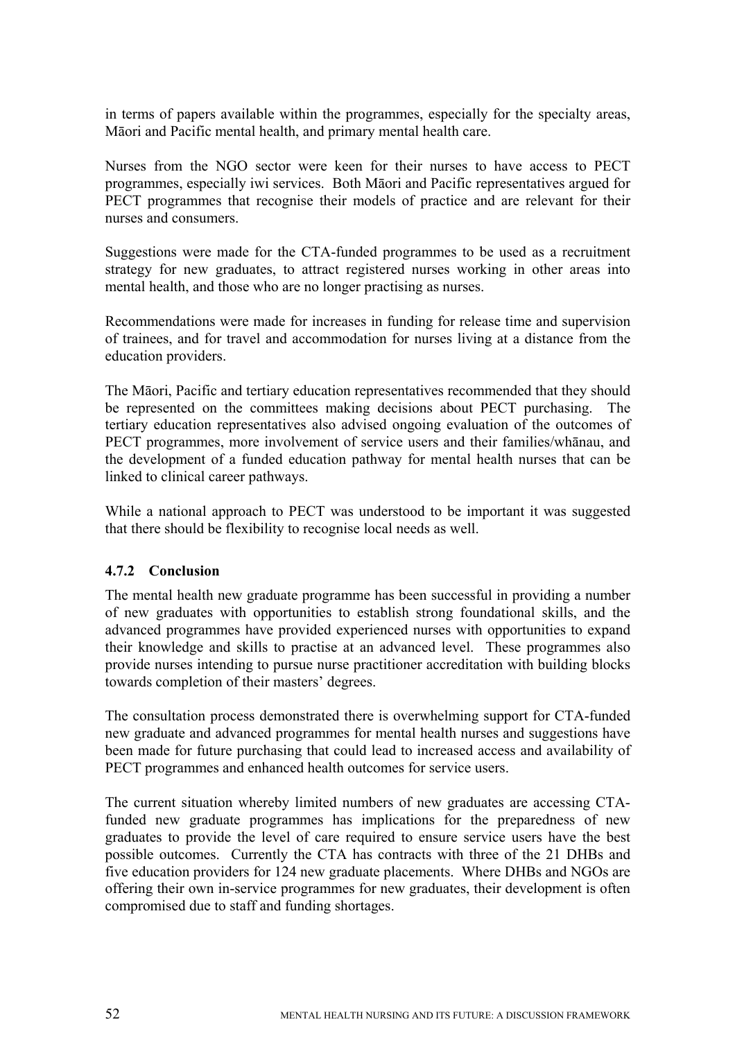in terms of papers available within the programmes, especially for the specialty areas, Māori and Pacific mental health, and primary mental health care.

Nurses from the NGO sector were keen for their nurses to have access to PECT programmes, especially iwi services. Both Māori and Pacific representatives argued for PECT programmes that recognise their models of practice and are relevant for their nurses and consumers.

Suggestions were made for the CTA-funded programmes to be used as a recruitment strategy for new graduates, to attract registered nurses working in other areas into mental health, and those who are no longer practising as nurses.

Recommendations were made for increases in funding for release time and supervision of trainees, and for travel and accommodation for nurses living at a distance from the education providers.

The Māori, Pacific and tertiary education representatives recommended that they should be represented on the committees making decisions about PECT purchasing. The tertiary education representatives also advised ongoing evaluation of the outcomes of PECT programmes, more involvement of service users and their families/whānau, and the development of a funded education pathway for mental health nurses that can be linked to clinical career pathways.

While a national approach to PECT was understood to be important it was suggested that there should be flexibility to recognise local needs as well.

### 4.7.2 Conclusion

The mental health new graduate programme has been successful in providing a number of new graduates with opportunities to establish strong foundational skills, and the advanced programmes have provided experienced nurses with opportunities to expand their knowledge and skills to practise at an advanced level. These programmes also provide nurses intending to pursue nurse practitioner accreditation with building blocks towards completion of their masters' degrees.

The consultation process demonstrated there is overwhelming support for CTA-funded new graduate and advanced programmes for mental health nurses and suggestions have been made for future purchasing that could lead to increased access and availability of PECT programmes and enhanced health outcomes for service users.

The current situation whereby limited numbers of new graduates are accessing CTA-funded new graduate programmes has implications for the preparedness of new graduates to provide the level of care required to ensure service users have the best possible outcomes. Currently the CTA has contracts with three of the 21 DHBs and five education providers for 124 new graduate placements. Where DHBs and NGOs are offering their own in-service programmes for new graduates, their development is often compromised due to staff and funding shortages.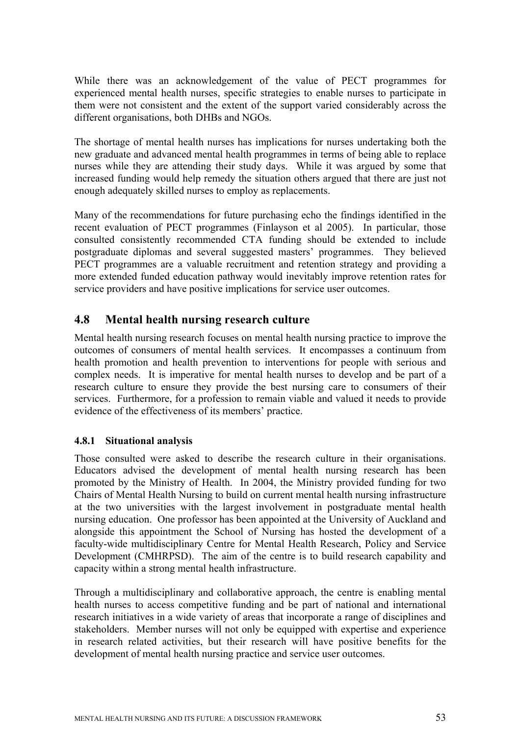While there was an acknowledgement of the value of PECT programmes for experienced mental health nurses, specific strategies to enable nurses to participate in them were not consistent and the extent of the support varied considerably across the different organisations, both DHBs and NGOs.

The shortage of mental health nurses has implications for nurses undertaking both the new graduate and advanced mental health programmes in terms of being able to replace nurses while they are attending their study days. While it was argued by some that increased funding would help remedy the situation others argued that there are just not enough adequately skilled nurses to employ as replacements.

Many of the recommendations for future purchasing echo the findings identified in the recent evaluation of PECT programmes (Finlayson et al 2005). In particular, those consulted consistently recommended CTA funding should be extended to include postgraduate diplomas and several suggested masters' programmes. They believed PECT programmes are a valuable recruitment and retention strategy and providing a more extended funded education pathway would inevitably improve retention rates for service providers and have positive implications for service user outcomes.

## 4.8 Mental health nursing research culture

Mental health nursing research focuses on mental health nursing practice to improve the outcomes of consumers of mental health services. It encompasses a continuum from health promotion and health prevention to interventions for people with serious and complex needs. It is imperative for mental health nurses to develop and be part of a research culture to ensure they provide the best nursing care to consumers of their services. Furthermore, for a profession to remain viable and valued it needs to provide evidence of the effectiveness of its members' practice.

### 4.8.1 Situational analysis

Those consulted were asked to describe the research culture in their organisations. Educators advised the development of mental health nursing research has been promoted by the Ministry of Health. In 2004, the Ministry provided funding for two Chairs of Mental Health Nursing to build on current mental health nursing infrastructure at the two universities with the largest involvement in postgraduate mental health nursing education. One professor has been appointed at the University of Auckland and alongside this appointment the School of Nursing has hosted the development of a faculty-wide multidisciplinary Centre for Mental Health Research, Policy and Service Development (CMHRPSD). The aim of the centre is to build research capability and capacity within a strong mental health infrastructure.

Through a multidisciplinary and collaborative approach, the centre is enabling mental health nurses to access competitive funding and be part of national and international research initiatives in a wide variety of areas that incorporate a range of disciplines and stakeholders. Member nurses will not only be equipped with expertise and experience in research related activities, but their research will have positive benefits for the development of mental health nursing practice and service user outcomes.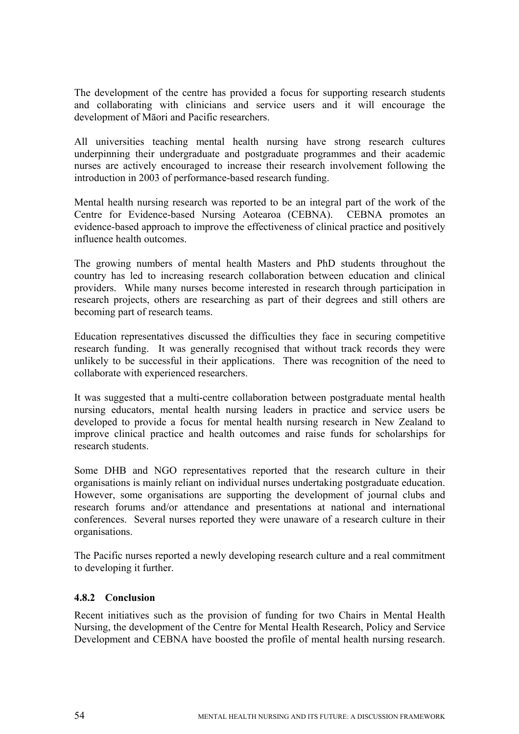The development of the centre has provided a focus for supporting research students and collaborating with clinicians and service users and it will encourage the development of Māori and Pacific researchers.

All universities teaching mental health nursing have strong research cultures underpinning their undergraduate and postgraduate programmes and their academic nurses are actively encouraged to increase their research involvement following the introduction in 2003 of performance-based research funding.

Mental health nursing research was reported to be an integral part of the work of the Centre for Evidence-based Nursing Aotearoa (CEBNA). CEBNA promotes an evidence-based approach to improve the effectiveness of clinical practice and positively influence health outcomes.

The growing numbers of mental health Masters and PhD students throughout the country has led to increasing research collaboration between education and clinical providers. While many nurses become interested in research through participation in research projects, others are researching as part of their degrees and still others are becoming part of research teams.

Education representatives discussed the difficulties they face in securing competitive research funding. It was generally recognised that without track records they were unlikely to be successful in their applications. There was recognition of the need to collaborate with experienced researchers.

It was suggested that a multi-centre collaboration between postgraduate mental health nursing educators, mental health nursing leaders in practice and service users be developed to provide a focus for mental health nursing research in New Zealand to improve clinical practice and health outcomes and raise funds for scholarships for research students.

Some DHB and NGO representatives reported that the research culture in their organisations is mainly reliant on individual nurses undertaking postgraduate education. However, some organisations are supporting the development of journal clubs and research forums and/or attendance and presentations at national and international conferences. Several nurses reported they were unaware of a research culture in their organisations.

The Pacific nurses reported a newly developing research culture and a real commitment to developing it further.

### 4.8.2 Conclusion

Recent initiatives such as the provision of funding for two Chairs in Mental Health Nursing, the development of the Centre for Mental Health Research, Policy and Service Development and CEBNA have boosted the profile of mental health nursing research.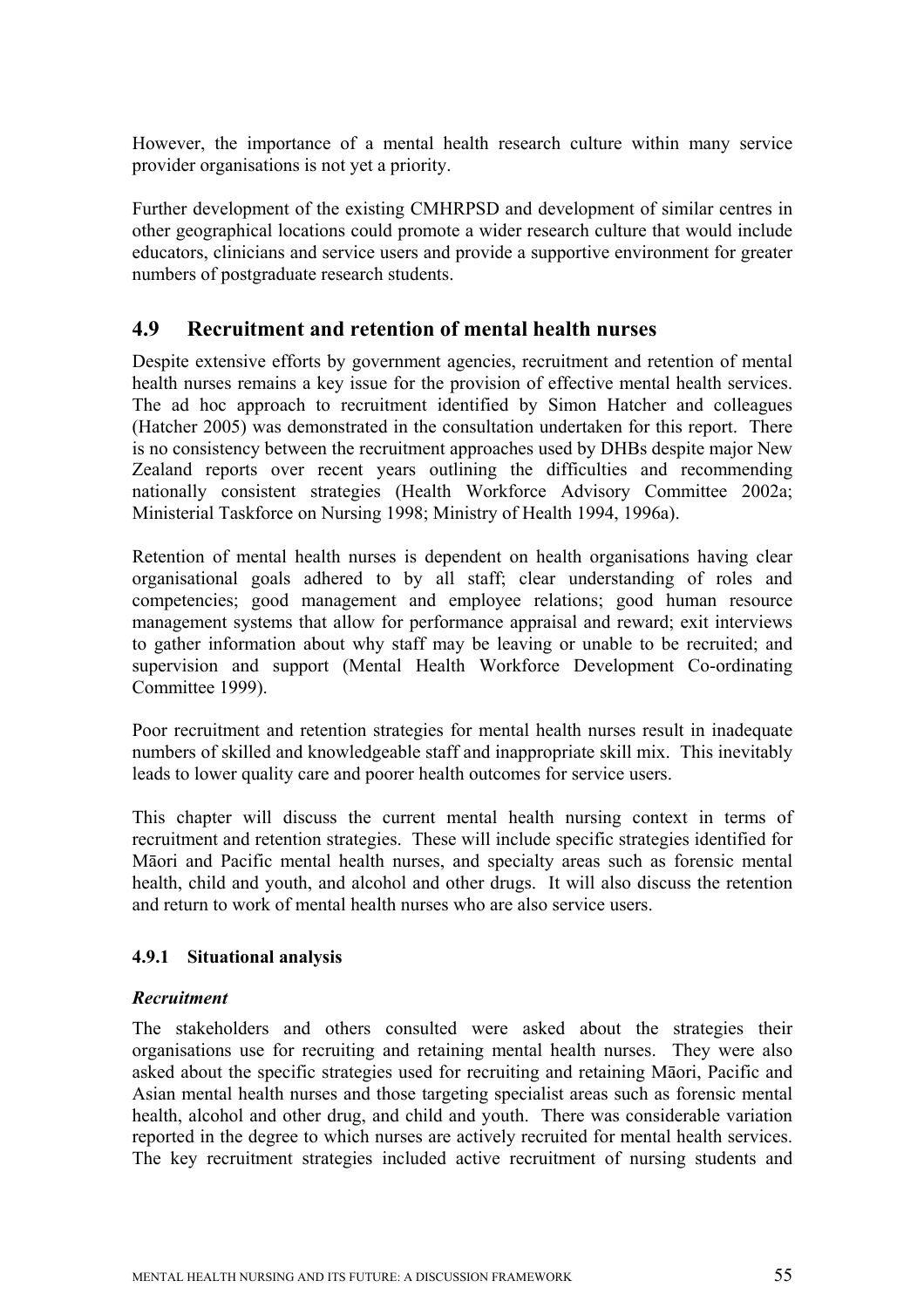However, the importance of a mental health research culture within many service provider organisations is not yet a priority.

Further development of the existing CMHRPSD and development of similar centres in other geographical locations could promote a wider research culture that would include educators, clinicians and service users and provide a supportive environment for greater numbers of postgraduate research students.

## 4.9 Recruitment and retention of mental health nurses

Despite extensive efforts by government agencies, recruitment and retention of mental health nurses remains a key issue for the provision of effective mental health services. The ad hoc approach to recruitment identified by Simon Hatcher and colleagues (Hatcher 2005) was demonstrated in the consultation undertaken for this report. There is no consistency between the recruitment approaches used by DHBs despite major New Zealand reports over recent years outlining the difficulties and recommending nationally consistent strategies (Health Workforce Advisory Committee 2002a; Ministerial Taskforce on Nursing 1998; Ministry of Health 1994, 1996a).

Retention of mental health nurses is dependent on health organisations having clear organisational goals adhered to by all staff; clear understanding of roles and competencies; good management and employee relations; good human resource management systems that allow for performance appraisal and reward; exit interviews to gather information about why staff may be leaving or unable to be recruited; and supervision and support (Mental Health Workforce Development Co-ordinating Committee 1999).

Poor recruitment and retention strategies for mental health nurses result in inadequate numbers of skilled and knowledgeable staff and inappropriate skill mix. This inevitably leads to lower quality care and poorer health outcomes for service users.

This chapter will discuss the current mental health nursing context in terms of recruitment and retention strategies. These will include specific strategies identified for Māori and Pacific mental health nurses, and specialty areas such as forensic mental health, child and youth, and alcohol and other drugs. It will also discuss the retention and return to work of mental health nurses who are also service users.

### 4.9.1 Situational analysis

***Recruitment***

The stakeholders and others consulted were asked about the strategies their organisations use for recruiting and retaining mental health nurses. They were also asked about the specific strategies used for recruiting and retaining Māori, Pacific and Asian mental health nurses and those targeting specialist areas such as forensic mental health, alcohol and other drug, and child and youth. There was considerable variation reported in the degree to which nurses are actively recruited for mental health services. The key recruitment strategies included active recruitment of nursing students and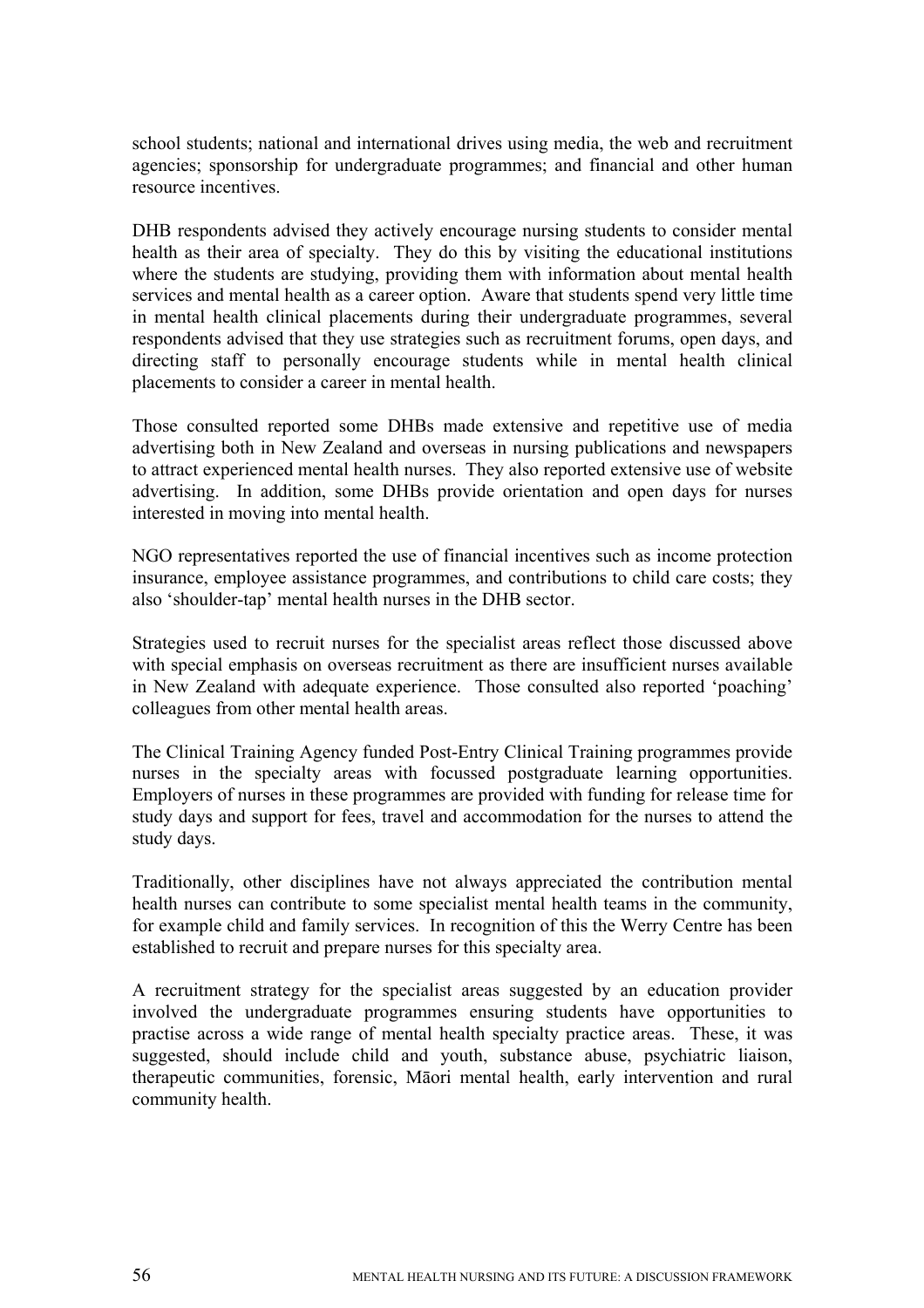school students; national and international drives using media, the web and recruitment agencies; sponsorship for undergraduate programmes; and financial and other human resource incentives.

DHB respondents advised they actively encourage nursing students to consider mental health as their area of specialty. They do this by visiting the educational institutions where the students are studying, providing them with information about mental health services and mental health as a career option. Aware that students spend very little time in mental health clinical placements during their undergraduate programmes, several respondents advised that they use strategies such as recruitment forums, open days, and directing staff to personally encourage students while in mental health clinical placements to consider a career in mental health.

Those consulted reported some DHBs made extensive and repetitive use of media advertising both in New Zealand and overseas in nursing publications and newspapers to attract experienced mental health nurses. They also reported extensive use of website advertising. In addition, some DHBs provide orientation and open days for nurses interested in moving into mental health.

NGO representatives reported the use of financial incentives such as income protection insurance, employee assistance programmes, and contributions to child care costs; they also 'shoulder-tap' mental health nurses in the DHB sector.

Strategies used to recruit nurses for the specialist areas reflect those discussed above with special emphasis on overseas recruitment as there are insufficient nurses available in New Zealand with adequate experience. Those consulted also reported 'poaching' colleagues from other mental health areas.

The Clinical Training Agency funded Post-Entry Clinical Training programmes provide nurses in the specialty areas with focussed postgraduate learning opportunities. Employers of nurses in these programmes are provided with funding for release time for study days and support for fees, travel and accommodation for the nurses to attend the study days.

Traditionally, other disciplines have not always appreciated the contribution mental health nurses can contribute to some specialist mental health teams in the community, for example child and family services. In recognition of this the Werry Centre has been established to recruit and prepare nurses for this specialty area.

A recruitment strategy for the specialist areas suggested by an education provider involved the undergraduate programmes ensuring students have opportunities to practise across a wide range of mental health specialty practice areas. These, it was suggested, should include child and youth, substance abuse, psychiatric liaison, therapeutic communities, forensic, Māori mental health, early intervention and rural community health.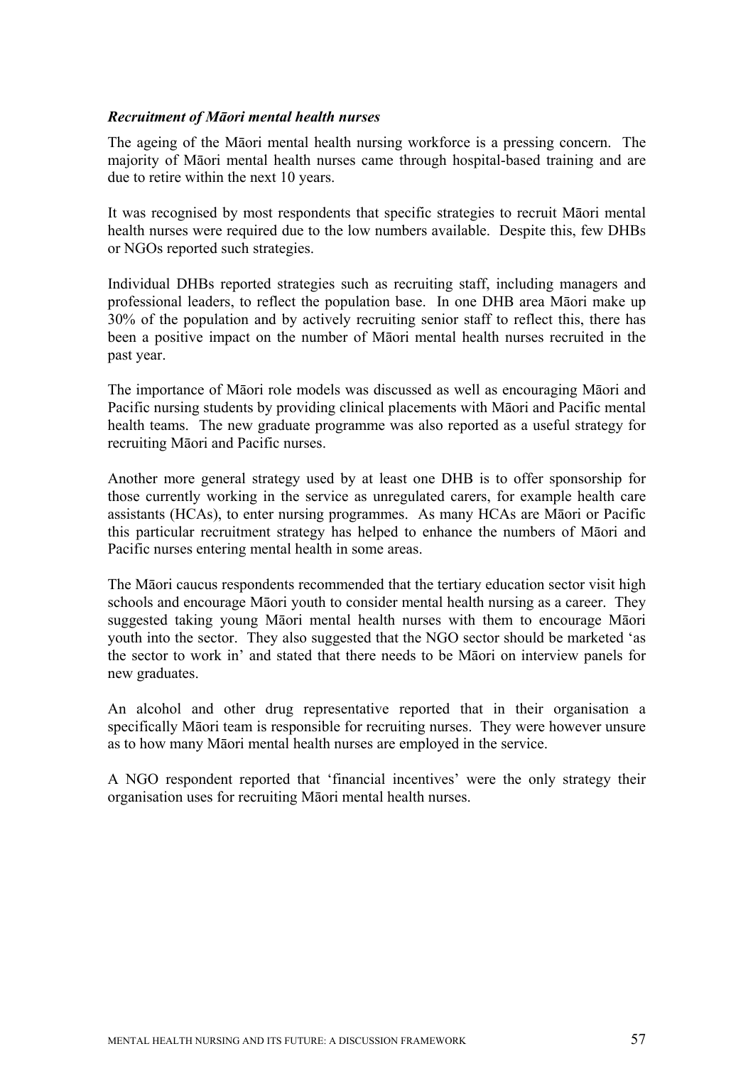***Recruitment of Māori mental health nurses***

The ageing of the Māori mental health nursing workforce is a pressing concern. The majority of Māori mental health nurses came through hospital-based training and are due to retire within the next 10 years.

It was recognised by most respondents that specific strategies to recruit Māori mental health nurses were required due to the low numbers available. Despite this, few DHBs or NGOs reported such strategies.

Individual DHBs reported strategies such as recruiting staff, including managers and professional leaders, to reflect the population base. In one DHB area Māori make up 30% of the population and by actively recruiting senior staff to reflect this, there has been a positive impact on the number of Māori mental health nurses recruited in the past year.

The importance of Māori role models was discussed as well as encouraging Māori and Pacific nursing students by providing clinical placements with Māori and Pacific mental health teams. The new graduate programme was also reported as a useful strategy for recruiting Māori and Pacific nurses.

Another more general strategy used by at least one DHB is to offer sponsorship for those currently working in the service as unregulated carers, for example health care assistants (HCAs), to enter nursing programmes. As many HCAs are Māori or Pacific this particular recruitment strategy has helped to enhance the numbers of Māori and Pacific nurses entering mental health in some areas.

The Māori caucus respondents recommended that the tertiary education sector visit high schools and encourage Māori youth to consider mental health nursing as a career. They suggested taking young Māori mental health nurses with them to encourage Māori youth into the sector. They also suggested that the NGO sector should be marketed 'as the sector to work in' and stated that there needs to be Māori on interview panels for new graduates.

An alcohol and other drug representative reported that in their organisation a specifically Māori team is responsible for recruiting nurses. They were however unsure as to how many Māori mental health nurses are employed in the service.

A NGO respondent reported that 'financial incentives' were the only strategy their organisation uses for recruiting Māori mental health nurses.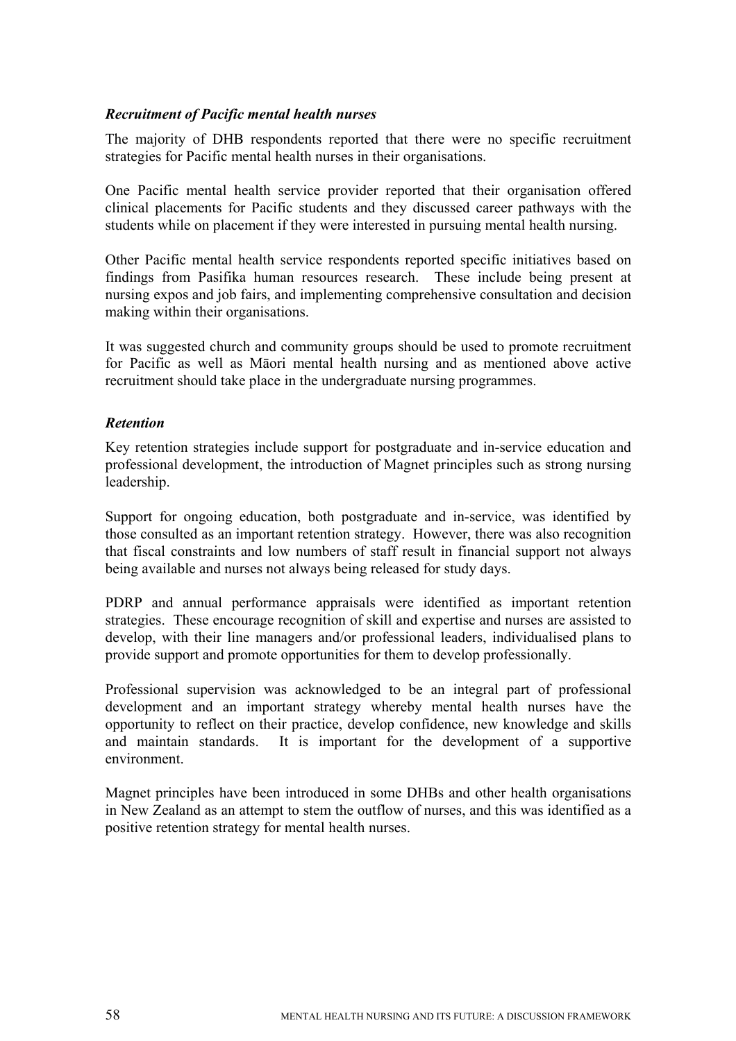### *Recruitment of Pacific mental health nurses*

The majority of DHB respondents reported that there were no specific recruitment strategies for Pacific mental health nurses in their organisations.

One Pacific mental health service provider reported that their organisation offered clinical placements for Pacific students and they discussed career pathways with the students while on placement if they were interested in pursuing mental health nursing.

Other Pacific mental health service respondents reported specific initiatives based on findings from Pasifika human resources research. These include being present at nursing expos and job fairs, and implementing comprehensive consultation and decision making within their organisations.

It was suggested church and community groups should be used to promote recruitment for Pacific as well as Māori mental health nursing and as mentioned above active recruitment should take place in the undergraduate nursing programmes.

### *Retention*

Key retention strategies include support for postgraduate and in-service education and professional development, the introduction of Magnet principles such as strong nursing leadership.

Support for ongoing education, both postgraduate and in-service, was identified by those consulted as an important retention strategy. However, there was also recognition that fiscal constraints and low numbers of staff result in financial support not always being available and nurses not always being released for study days.

PDRP and annual performance appraisals were identified as important retention strategies. These encourage recognition of skill and expertise and nurses are assisted to develop, with their line managers and/or professional leaders, individualised plans to provide support and promote opportunities for them to develop professionally.

Professional supervision was acknowledged to be an integral part of professional development and an important strategy whereby mental health nurses have the opportunity to reflect on their practice, develop confidence, new knowledge and skills and maintain standards. It is important for the development of a supportive environment.

Magnet principles have been introduced in some DHBs and other health organisations in New Zealand as an attempt to stem the outflow of nurses, and this was identified as a positive retention strategy for mental health nurses.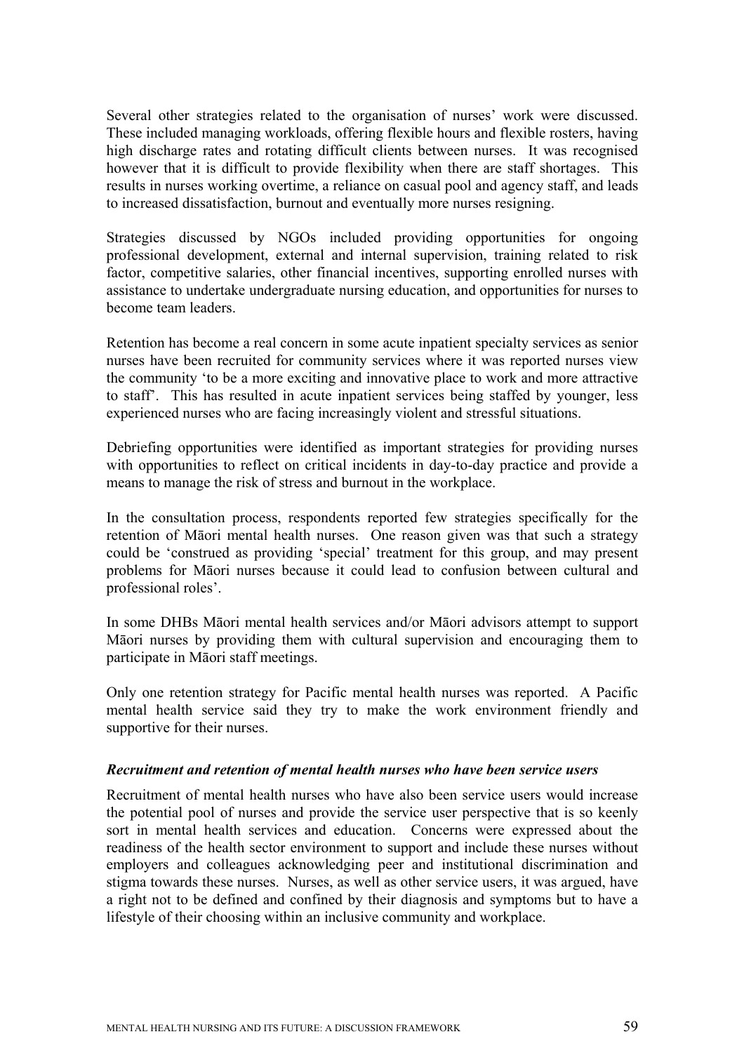Several other strategies related to the organisation of nurses' work were discussed. These included managing workloads, offering flexible hours and flexible rosters, having high discharge rates and rotating difficult clients between nurses. It was recognised however that it is difficult to provide flexibility when there are staff shortages. This results in nurses working overtime, a reliance on casual pool and agency staff, and leads to increased dissatisfaction, burnout and eventually more nurses resigning.

Strategies discussed by NGOs included providing opportunities for ongoing professional development, external and internal supervision, training related to risk factor, competitive salaries, other financial incentives, supporting enrolled nurses with assistance to undertake undergraduate nursing education, and opportunities for nurses to become team leaders.

Retention has become a real concern in some acute inpatient specialty services as senior nurses have been recruited for community services where it was reported nurses view the community 'to be a more exciting and innovative place to work and more attractive to staff'. This has resulted in acute inpatient services being staffed by younger, less experienced nurses who are facing increasingly violent and stressful situations.

Debriefing opportunities were identified as important strategies for providing nurses with opportunities to reflect on critical incidents in day-to-day practice and provide a means to manage the risk of stress and burnout in the workplace.

In the consultation process, respondents reported few strategies specifically for the retention of Māori mental health nurses. One reason given was that such a strategy could be 'construed as providing 'special' treatment for this group, and may present problems for Māori nurses because it could lead to confusion between cultural and professional roles'.

In some DHBs Māori mental health services and/or Māori advisors attempt to support Māori nurses by providing them with cultural supervision and encouraging them to participate in Māori staff meetings.

Only one retention strategy for Pacific mental health nurses was reported. A Pacific mental health service said they try to make the work environment friendly and supportive for their nurses.

### *Recruitment and retention of mental health nurses who have been service users*

Recruitment of mental health nurses who have also been service users would increase the potential pool of nurses and provide the service user perspective that is so keenly sort in mental health services and education. Concerns were expressed about the readiness of the health sector environment to support and include these nurses without employers and colleagues acknowledging peer and institutional discrimination and stigma towards these nurses. Nurses, as well as other service users, it was argued, have a right not to be defined and confined by their diagnosis and symptoms but to have a lifestyle of their choosing within an inclusive community and workplace.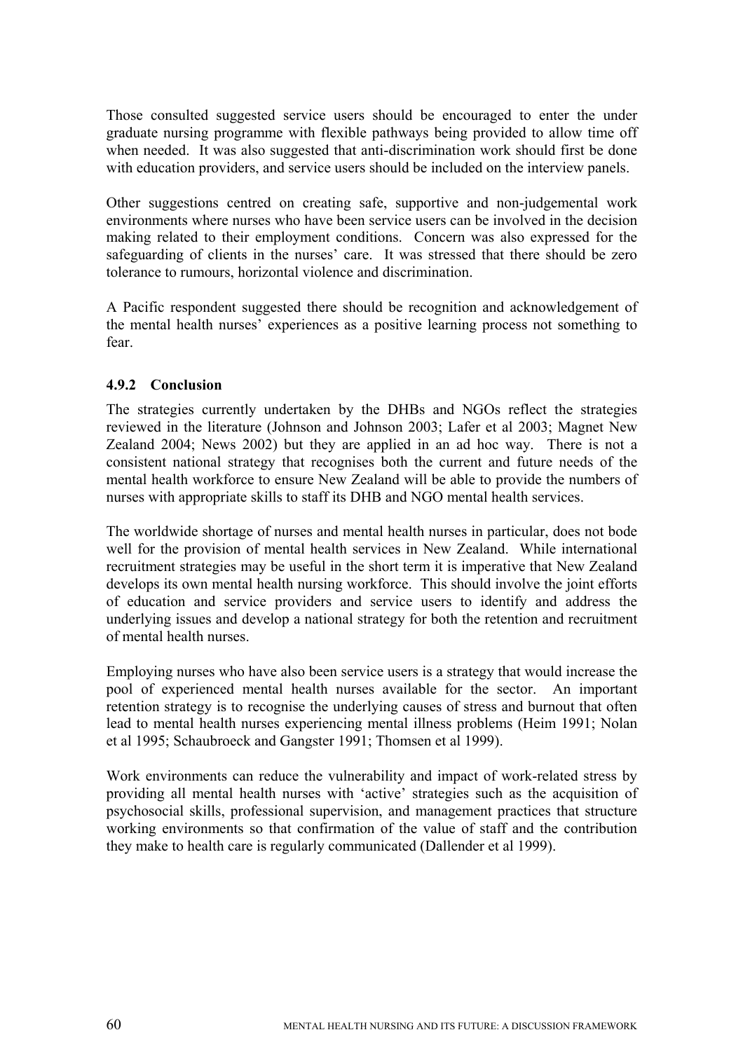Those consulted suggested service users should be encouraged to enter the under graduate nursing programme with flexible pathways being provided to allow time off when needed. It was also suggested that anti-discrimination work should first be done with education providers, and service users should be included on the interview panels.

Other suggestions centred on creating safe, supportive and non-judgemental work environments where nurses who have been service users can be involved in the decision making related to their employment conditions. Concern was also expressed for the safeguarding of clients in the nurses' care. It was stressed that there should be zero tolerance to rumours, horizontal violence and discrimination.

A Pacific respondent suggested there should be recognition and acknowledgement of the mental health nurses' experiences as a positive learning process not something to fear.

### 4.9.2 Conclusion

The strategies currently undertaken by the DHBs and NGOs reflect the strategies reviewed in the literature (Johnson and Johnson 2003; Lafer et al 2003; Magnet New Zealand 2004; News 2002) but they are applied in an ad hoc way. There is not a consistent national strategy that recognises both the current and future needs of the mental health workforce to ensure New Zealand will be able to provide the numbers of nurses with appropriate skills to staff its DHB and NGO mental health services.

The worldwide shortage of nurses and mental health nurses in particular, does not bode well for the provision of mental health services in New Zealand. While international recruitment strategies may be useful in the short term it is imperative that New Zealand develops its own mental health nursing workforce. This should involve the joint efforts of education and service providers and service users to identify and address the underlying issues and develop a national strategy for both the retention and recruitment of mental health nurses.

Employing nurses who have also been service users is a strategy that would increase the pool of experienced mental health nurses available for the sector. An important retention strategy is to recognise the underlying causes of stress and burnout that often lead to mental health nurses experiencing mental illness problems (Heim 1991; Nolan et al 1995; Schaubroeck and Gangster 1991; Thomsen et al 1999).

Work environments can reduce the vulnerability and impact of work-related stress by providing all mental health nurses with 'active' strategies such as the acquisition of psychosocial skills, professional supervision, and management practices that structure working environments so that confirmation of the value of staff and the contribution they make to health care is regularly communicated (Dallender et al 1999).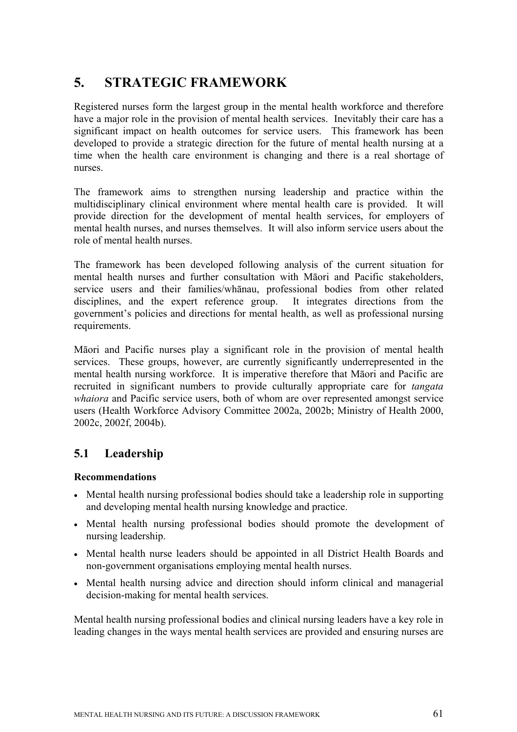# 5. STRATEGIC FRAMEWORK

Registered nurses form the largest group in the mental health workforce and therefore have a major role in the provision of mental health services. Inevitably their care has a significant impact on health outcomes for service users. This framework has been developed to provide a strategic direction for the future of mental health nursing at a time when the health care environment is changing and there is a real shortage of nurses.

The framework aims to strengthen nursing leadership and practice within the multidisciplinary clinical environment where mental health care is provided. It will provide direction for the development of mental health services, for employers of mental health nurses, and nurses themselves. It will also inform service users about the role of mental health nurses.

The framework has been developed following analysis of the current situation for mental health nurses and further consultation with Māori and Pacific stakeholders, service users and their families/whānau, professional bodies from other related disciplines, and the expert reference group. It integrates directions from the government's policies and directions for mental health, as well as professional nursing requirements.

Māori and Pacific nurses play a significant role in the provision of mental health services. These groups, however, are currently significantly underrepresented in the mental health nursing workforce. It is imperative therefore that Māori and Pacific are recruited in significant numbers to provide culturally appropriate care for *tangata whaiora* and Pacific service users, both of whom are over represented amongst service users (Health Workforce Advisory Committee 2002a, 2002b; Ministry of Health 2000, 2002c, 2002f, 2004b).

## 5.1 Leadership

**Recommendations**

- Mental health nursing professional bodies should take a leadership role in supporting and developing mental health nursing knowledge and practice.
- Mental health nursing professional bodies should promote the development of nursing leadership.
- Mental health nurse leaders should be appointed in all District Health Boards and non-government organisations employing mental health nurses.
- Mental health nursing advice and direction should inform clinical and managerial decision-making for mental health services.

Mental health nursing professional bodies and clinical nursing leaders have a key role in leading changes in the ways mental health services are provided and ensuring nurses are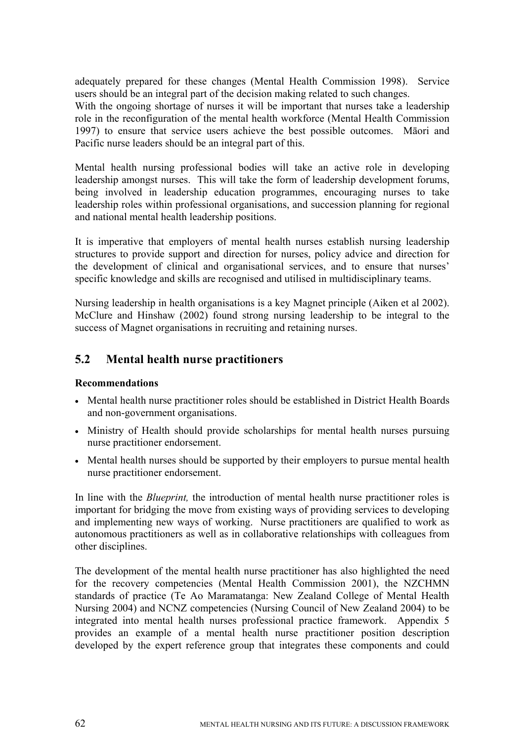adequately prepared for these changes (Mental Health Commission 1998). Service users should be an integral part of the decision making related to such changes.
With the ongoing shortage of nurses it will be important that nurses take a leadership role in the reconfiguration of the mental health workforce (Mental Health Commission 1997) to ensure that service users achieve the best possible outcomes. Māori and Pacific nurse leaders should be an integral part of this.

Mental health nursing professional bodies will take an active role in developing leadership amongst nurses. This will take the form of leadership development forums, being involved in leadership education programmes, encouraging nurses to take leadership roles within professional organisations, and succession planning for regional and national mental health leadership positions.

It is imperative that employers of mental health nurses establish nursing leadership structures to provide support and direction for nurses, policy advice and direction for the development of clinical and organisational services, and to ensure that nurses' specific knowledge and skills are recognised and utilised in multidisciplinary teams.

Nursing leadership in health organisations is a key Magnet principle (Aiken et al 2002). McClure and Hinshaw (2002) found strong nursing leadership to be integral to the success of Magnet organisations in recruiting and retaining nurses.

## 5.2 Mental health nurse practitioners

**Recommendations**

- Mental health nurse practitioner roles should be established in District Health Boards and non-government organisations.
- Ministry of Health should provide scholarships for mental health nurses pursuing nurse practitioner endorsement.
- Mental health nurses should be supported by their employers to pursue mental health nurse practitioner endorsement.

In line with the *Blueprint,* the introduction of mental health nurse practitioner roles is important for bridging the move from existing ways of providing services to developing and implementing new ways of working. Nurse practitioners are qualified to work as autonomous practitioners as well as in collaborative relationships with colleagues from other disciplines.

The development of the mental health nurse practitioner has also highlighted the need for the recovery competencies (Mental Health Commission 2001), the NZCHMN standards of practice (Te Ao Maramatanga: New Zealand College of Mental Health Nursing 2004) and NCNZ competencies (Nursing Council of New Zealand 2004) to be integrated into mental health nurses professional practice framework. Appendix 5 provides an example of a mental health nurse practitioner position description developed by the expert reference group that integrates these components and could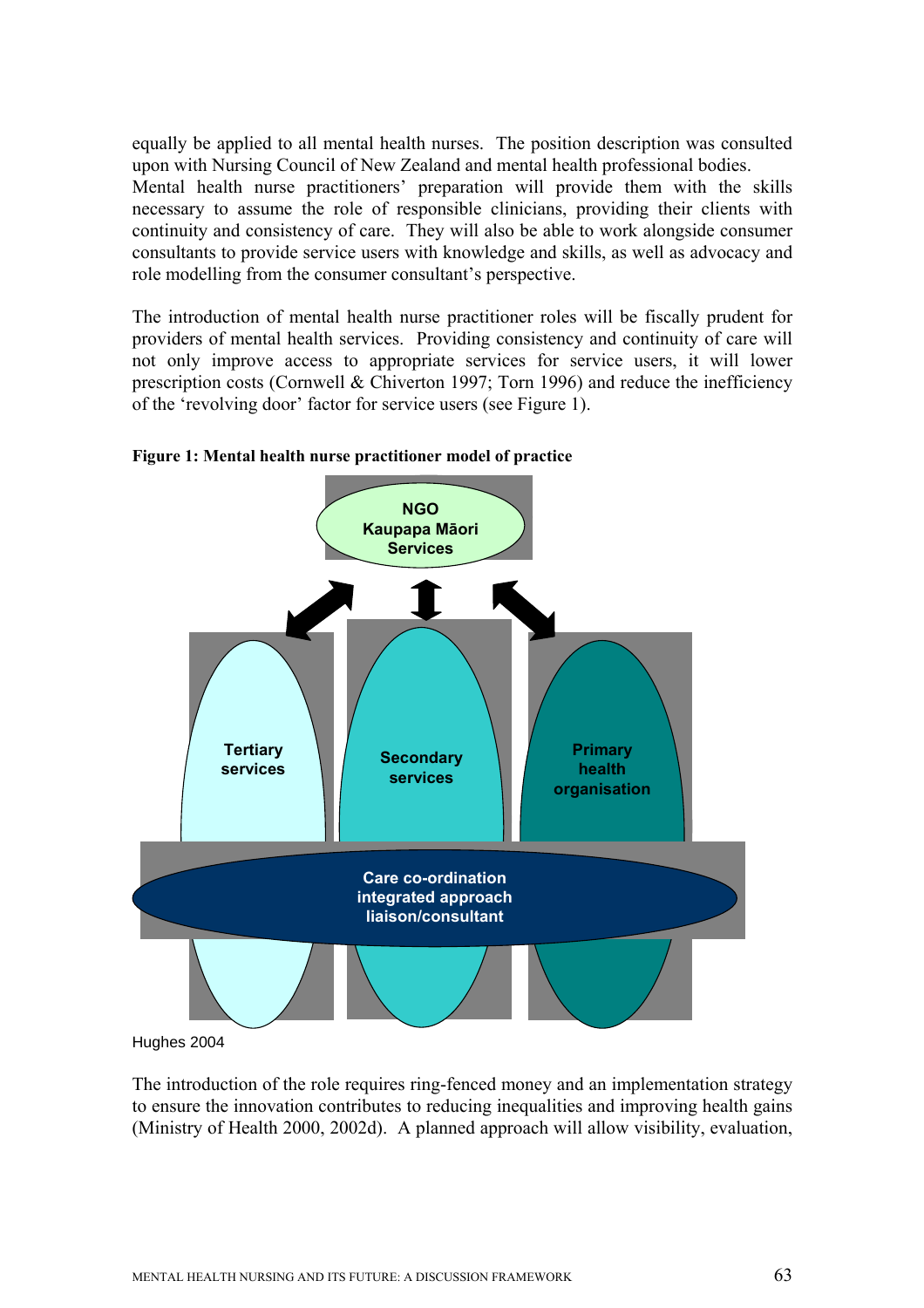equally be applied to all mental health nurses. The position description was consulted upon with Nursing Council of New Zealand and mental health professional bodies. Mental health nurse practitioners' preparation will provide them with the skills necessary to assume the role of responsible clinicians, providing their clients with continuity and consistency of care. They will also be able to work alongside consumer consultants to provide service users with knowledge and skills, as well as advocacy and role modelling from the consumer consultant's perspective.

The introduction of mental health nurse practitioner roles will be fiscally prudent for providers of mental health services. Providing consistency and continuity of care will not only improve access to appropriate services for service users, it will lower prescription costs (Cornwell & Chiverton 1997; Torn 1996) and reduce the inefficiency of the 'revolving door' factor for service users (see Figure 1).

**Figure 1: Mental health nurse practitioner model of practice**

NGO
Kaupapa Māori
Services

Tertiary services

Secondary services

Primary health organisation

Care co-ordination
integrated approach
liaison/consultant

Hughes 2004

The introduction of the role requires ring-fenced money and an implementation strategy to ensure the innovation contributes to reducing inequalities and improving health gains (Ministry of Health 2000, 2002d). A planned approach will allow visibility, evaluation,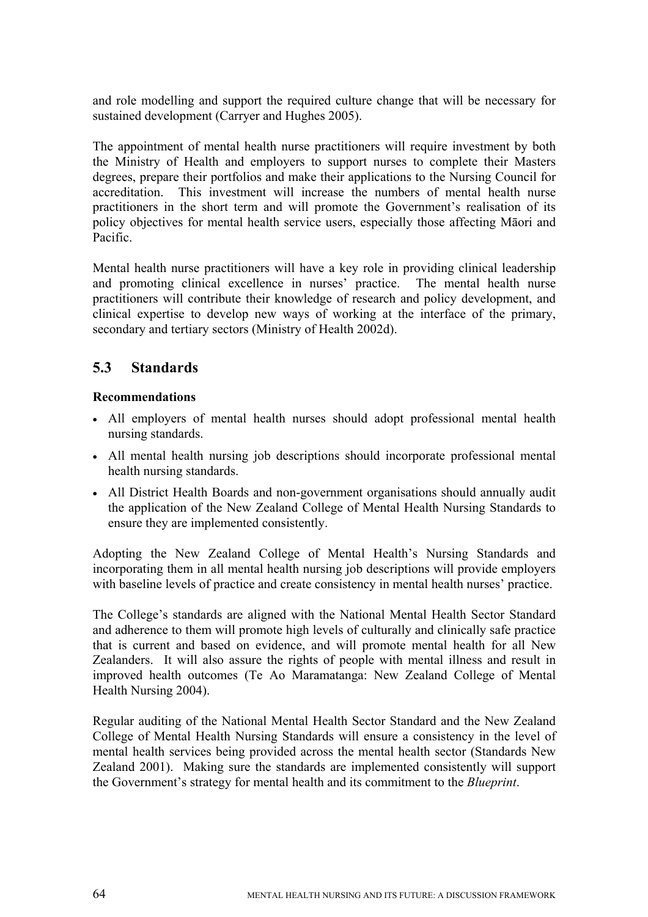and role modelling and support the required culture change that will be necessary for sustained development (Carryer and Hughes 2005).

The appointment of mental health nurse practitioners will require investment by both the Ministry of Health and employers to support nurses to complete their Masters degrees, prepare their portfolios and make their applications to the Nursing Council for accreditation. This investment will increase the numbers of mental health nurse practitioners in the short term and will promote the Government's realisation of its policy objectives for mental health service users, especially those affecting Māori and Pacific.

Mental health nurse practitioners will have a key role in providing clinical leadership and promoting clinical excellence in nurses' practice. The mental health nurse practitioners will contribute their knowledge of research and policy development, and clinical expertise to develop new ways of working at the interface of the primary, secondary and tertiary sectors (Ministry of Health 2002d).

## 5.3 Standards

**Recommendations**

- All employers of mental health nurses should adopt professional mental health nursing standards.
- All mental health nursing job descriptions should incorporate professional mental health nursing standards.
- All District Health Boards and non-government organisations should annually audit the application of the New Zealand College of Mental Health Nursing Standards to ensure they are implemented consistently.

Adopting the New Zealand College of Mental Health's Nursing Standards and incorporating them in all mental health nursing job descriptions will provide employers with baseline levels of practice and create consistency in mental health nurses' practice.

The College's standards are aligned with the National Mental Health Sector Standard and adherence to them will promote high levels of culturally and clinically safe practice that is current and based on evidence, and will promote mental health for all New Zealanders. It will also assure the rights of people with mental illness and result in improved health outcomes (Te Ao Maramatanga: New Zealand College of Mental Health Nursing 2004).

Regular auditing of the National Mental Health Sector Standard and the New Zealand College of Mental Health Nursing Standards will ensure a consistency in the level of mental health services being provided across the mental health sector (Standards New Zealand 2001). Making sure the standards are implemented consistently will support the Government's strategy for mental health and its commitment to the *Blueprint*.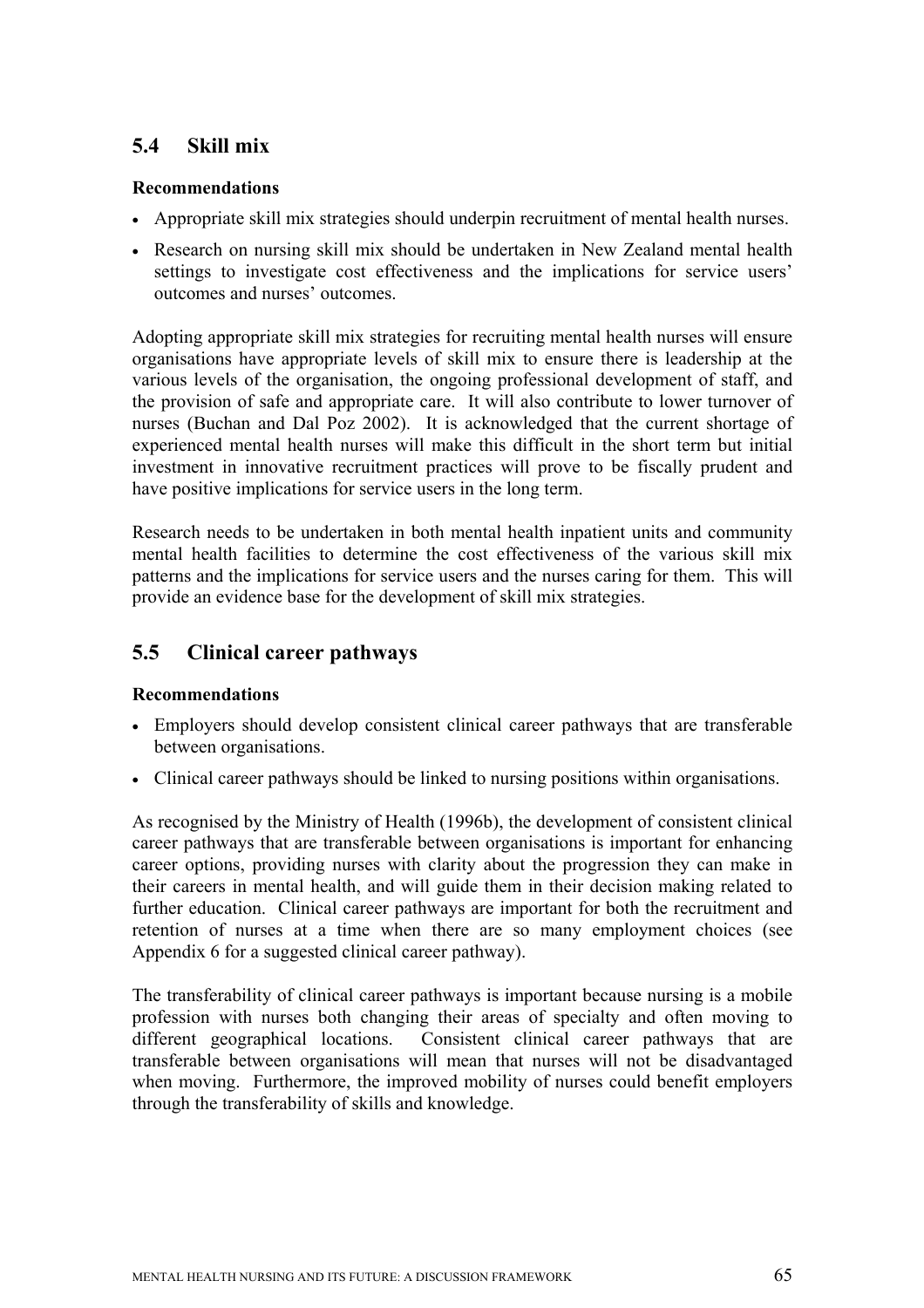## 5.4 Skill mix

**Recommendations**

- Appropriate skill mix strategies should underpin recruitment of mental health nurses.
- Research on nursing skill mix should be undertaken in New Zealand mental health settings to investigate cost effectiveness and the implications for service users' outcomes and nurses' outcomes.

Adopting appropriate skill mix strategies for recruiting mental health nurses will ensure organisations have appropriate levels of skill mix to ensure there is leadership at the various levels of the organisation, the ongoing professional development of staff, and the provision of safe and appropriate care. It will also contribute to lower turnover of nurses (Buchan and Dal Poz 2002). It is acknowledged that the current shortage of experienced mental health nurses will make this difficult in the short term but initial investment in innovative recruitment practices will prove to be fiscally prudent and have positive implications for service users in the long term.

Research needs to be undertaken in both mental health inpatient units and community mental health facilities to determine the cost effectiveness of the various skill mix patterns and the implications for service users and the nurses caring for them. This will provide an evidence base for the development of skill mix strategies.

## 5.5 Clinical career pathways

**Recommendations**

- Employers should develop consistent clinical career pathways that are transferable between organisations.
- Clinical career pathways should be linked to nursing positions within organisations.

As recognised by the Ministry of Health (1996b), the development of consistent clinical career pathways that are transferable between organisations is important for enhancing career options, providing nurses with clarity about the progression they can make in their careers in mental health, and will guide them in their decision making related to further education. Clinical career pathways are important for both the recruitment and retention of nurses at a time when there are so many employment choices (see Appendix 6 for a suggested clinical career pathway).

The transferability of clinical career pathways is important because nursing is a mobile profession with nurses both changing their areas of specialty and often moving to different geographical locations. Consistent clinical career pathways that are transferable between organisations will mean that nurses will not be disadvantaged when moving. Furthermore, the improved mobility of nurses could benefit employers through the transferability of skills and knowledge.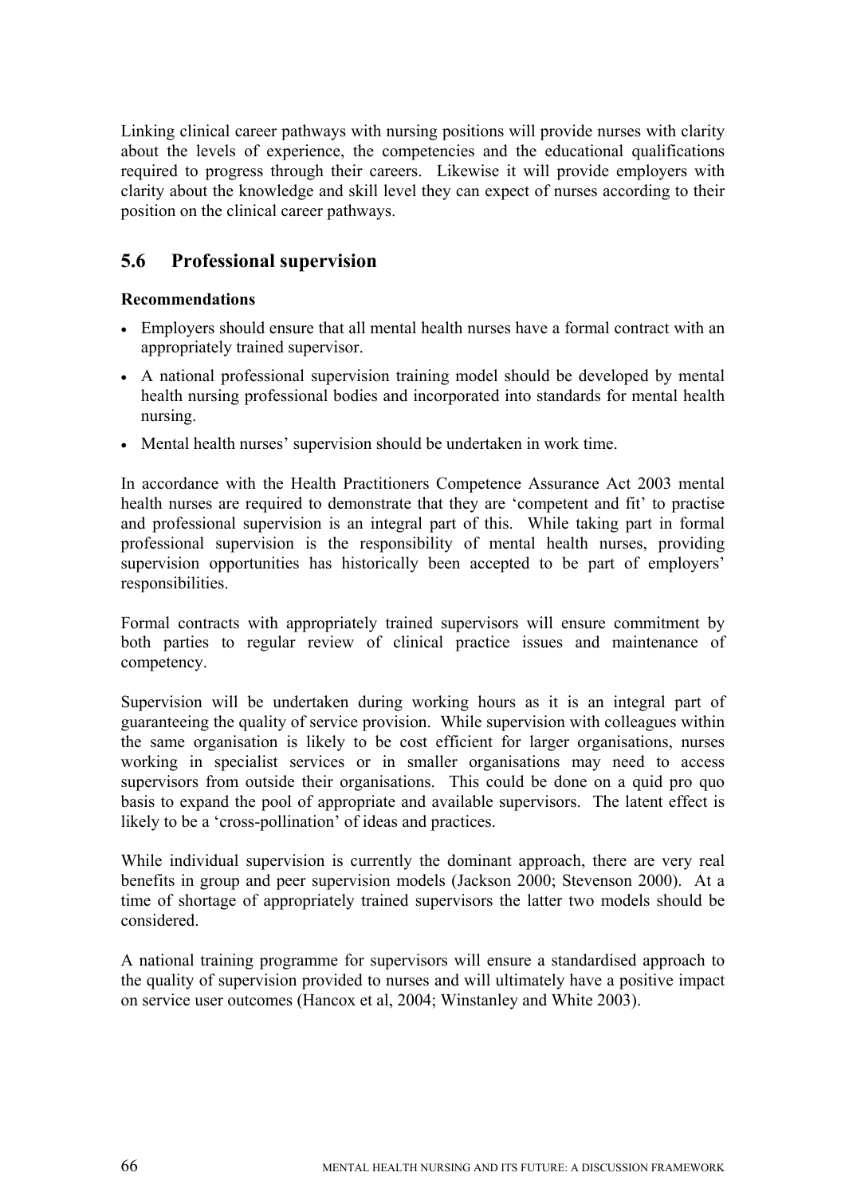Linking clinical career pathways with nursing positions will provide nurses with clarity about the levels of experience, the competencies and the educational qualifications required to progress through their careers. Likewise it will provide employers with clarity about the knowledge and skill level they can expect of nurses according to their position on the clinical career pathways.

## 5.6 Professional supervision

**Recommendations**

- Employers should ensure that all mental health nurses have a formal contract with an appropriately trained supervisor.
- A national professional supervision training model should be developed by mental health nursing professional bodies and incorporated into standards for mental health nursing.
- Mental health nurses' supervision should be undertaken in work time.

In accordance with the Health Practitioners Competence Assurance Act 2003 mental health nurses are required to demonstrate that they are 'competent and fit' to practise and professional supervision is an integral part of this. While taking part in formal professional supervision is the responsibility of mental health nurses, providing supervision opportunities has historically been accepted to be part of employers' responsibilities.

Formal contracts with appropriately trained supervisors will ensure commitment by both parties to regular review of clinical practice issues and maintenance of competency.

Supervision will be undertaken during working hours as it is an integral part of guaranteeing the quality of service provision. While supervision with colleagues within the same organisation is likely to be cost efficient for larger organisations, nurses working in specialist services or in smaller organisations may need to access supervisors from outside their organisations. This could be done on a quid pro quo basis to expand the pool of appropriate and available supervisors. The latent effect is likely to be a 'cross-pollination' of ideas and practices.

While individual supervision is currently the dominant approach, there are very real benefits in group and peer supervision models (Jackson 2000; Stevenson 2000). At a time of shortage of appropriately trained supervisors the latter two models should be considered.

A national training programme for supervisors will ensure a standardised approach to the quality of supervision provided to nurses and will ultimately have a positive impact on service user outcomes (Hancox et al, 2004; Winstanley and White 2003).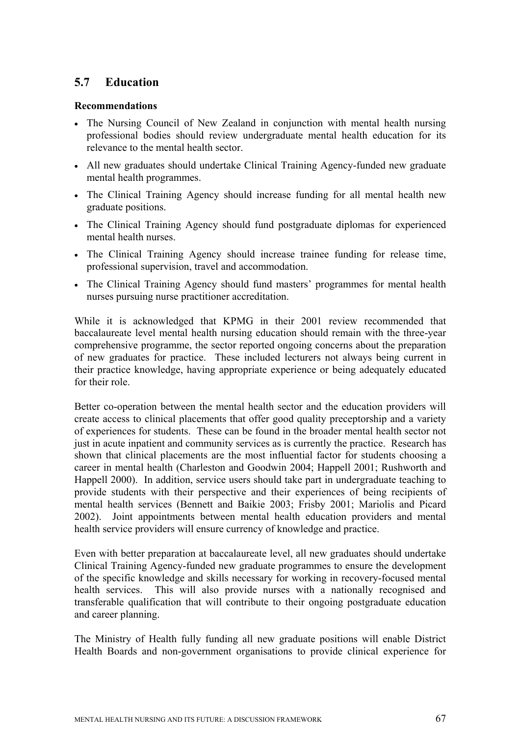## 5.7 Education

**Recommendations**

- The Nursing Council of New Zealand in conjunction with mental health nursing professional bodies should review undergraduate mental health education for its relevance to the mental health sector.
- All new graduates should undertake Clinical Training Agency-funded new graduate mental health programmes.
- The Clinical Training Agency should increase funding for all mental health new graduate positions.
- The Clinical Training Agency should fund postgraduate diplomas for experienced mental health nurses.
- The Clinical Training Agency should increase trainee funding for release time, professional supervision, travel and accommodation.
- The Clinical Training Agency should fund masters' programmes for mental health nurses pursuing nurse practitioner accreditation.

While it is acknowledged that KPMG in their 2001 review recommended that baccalaureate level mental health nursing education should remain with the three-year comprehensive programme, the sector reported ongoing concerns about the preparation of new graduates for practice. These included lecturers not always being current in their practice knowledge, having appropriate experience or being adequately educated for their role.

Better co-operation between the mental health sector and the education providers will create access to clinical placements that offer good quality preceptorship and a variety of experiences for students. These can be found in the broader mental health sector not just in acute inpatient and community services as is currently the practice. Research has shown that clinical placements are the most influential factor for students choosing a career in mental health (Charleston and Goodwin 2004; Happell 2001; Rushworth and Happell 2000). In addition, service users should take part in undergraduate teaching to provide students with their perspective and their experiences of being recipients of mental health services (Bennett and Baikie 2003; Frisby 2001; Mariolis and Picard 2002). Joint appointments between mental health education providers and mental health service providers will ensure currency of knowledge and practice.

Even with better preparation at baccalaureate level, all new graduates should undertake Clinical Training Agency-funded new graduate programmes to ensure the development of the specific knowledge and skills necessary for working in recovery-focused mental health services. This will also provide nurses with a nationally recognised and transferable qualification that will contribute to their ongoing postgraduate education and career planning.

The Ministry of Health fully funding all new graduate positions will enable District Health Boards and non-government organisations to provide clinical experience for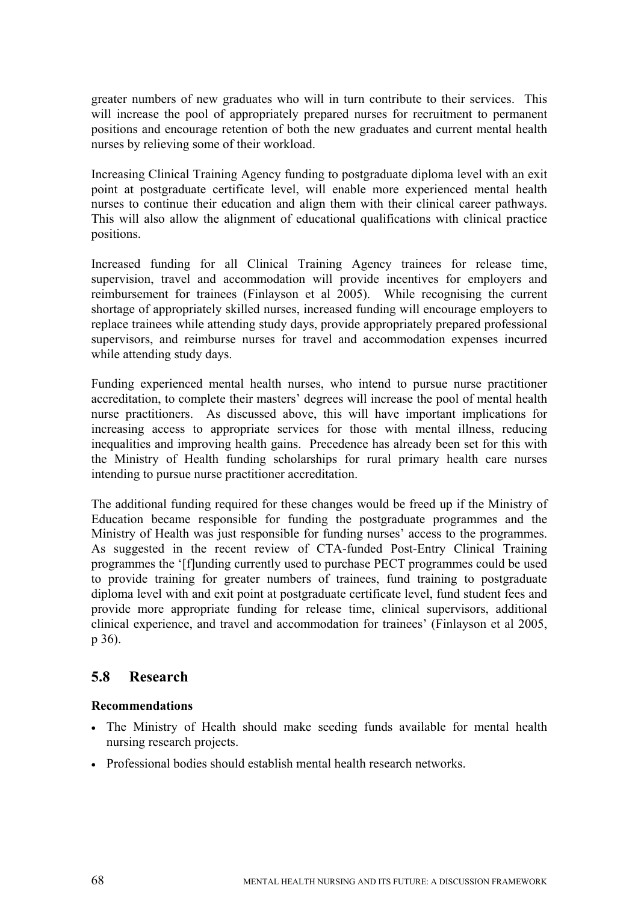greater numbers of new graduates who will in turn contribute to their services. This will increase the pool of appropriately prepared nurses for recruitment to permanent positions and encourage retention of both the new graduates and current mental health nurses by relieving some of their workload.

Increasing Clinical Training Agency funding to postgraduate diploma level with an exit point at postgraduate certificate level, will enable more experienced mental health nurses to continue their education and align them with their clinical career pathways. This will also allow the alignment of educational qualifications with clinical practice positions.

Increased funding for all Clinical Training Agency trainees for release time, supervision, travel and accommodation will provide incentives for employers and reimbursement for trainees (Finlayson et al 2005). While recognising the current shortage of appropriately skilled nurses, increased funding will encourage employers to replace trainees while attending study days, provide appropriately prepared professional supervisors, and reimburse nurses for travel and accommodation expenses incurred while attending study days.

Funding experienced mental health nurses, who intend to pursue nurse practitioner accreditation, to complete their masters' degrees will increase the pool of mental health nurse practitioners. As discussed above, this will have important implications for increasing access to appropriate services for those with mental illness, reducing inequalities and improving health gains. Precedence has already been set for this with the Ministry of Health funding scholarships for rural primary health care nurses intending to pursue nurse practitioner accreditation.

The additional funding required for these changes would be freed up if the Ministry of Education became responsible for funding the postgraduate programmes and the Ministry of Health was just responsible for funding nurses' access to the programmes. As suggested in the recent review of CTA-funded Post-Entry Clinical Training programmes the '[f]unding currently used to purchase PECT programmes could be used to provide training for greater numbers of trainees, fund training to postgraduate diploma level with and exit point at postgraduate certificate level, fund student fees and provide more appropriate funding for release time, clinical supervisors, additional clinical experience, and travel and accommodation for trainees' (Finlayson et al 2005, p 36).

## 5.8 Research

**Recommendations**

- The Ministry of Health should make seeding funds available for mental health nursing research projects.
- Professional bodies should establish mental health research networks.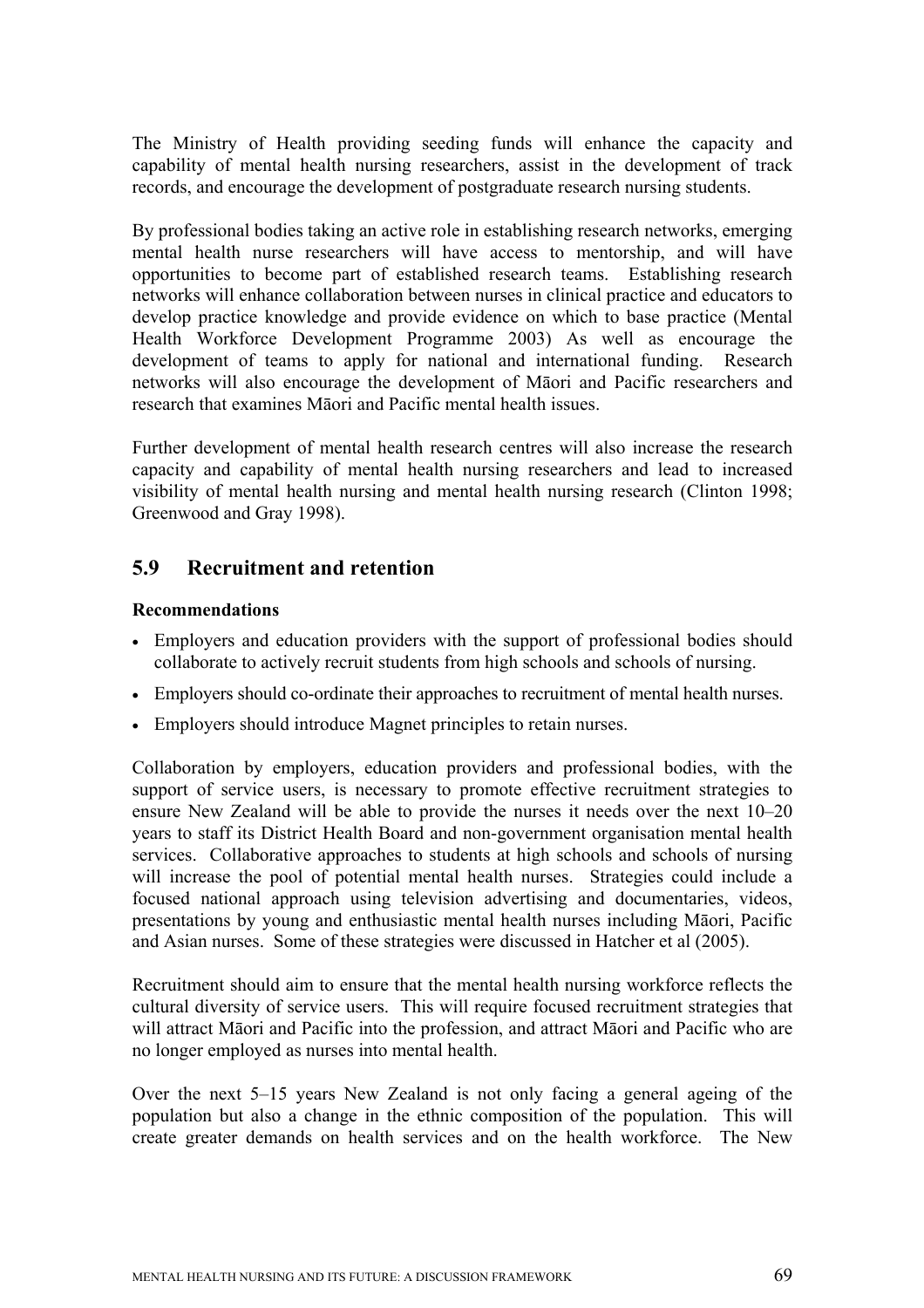The Ministry of Health providing seeding funds will enhance the capacity and capability of mental health nursing researchers, assist in the development of track records, and encourage the development of postgraduate research nursing students.

By professional bodies taking an active role in establishing research networks, emerging mental health nurse researchers will have access to mentorship, and will have opportunities to become part of established research teams. Establishing research networks will enhance collaboration between nurses in clinical practice and educators to develop practice knowledge and provide evidence on which to base practice (Mental Health Workforce Development Programme 2003) As well as encourage the development of teams to apply for national and international funding. Research networks will also encourage the development of Māori and Pacific researchers and research that examines Māori and Pacific mental health issues.

Further development of mental health research centres will also increase the research capacity and capability of mental health nursing researchers and lead to increased visibility of mental health nursing and mental health nursing research (Clinton 1998; Greenwood and Gray 1998).

## 5.9 Recruitment and retention

**Recommendations**

- Employers and education providers with the support of professional bodies should collaborate to actively recruit students from high schools and schools of nursing.
- Employers should co-ordinate their approaches to recruitment of mental health nurses.
- Employers should introduce Magnet principles to retain nurses.

Collaboration by employers, education providers and professional bodies, with the support of service users, is necessary to promote effective recruitment strategies to ensure New Zealand will be able to provide the nurses it needs over the next 10–20 years to staff its District Health Board and non-government organisation mental health services. Collaborative approaches to students at high schools and schools of nursing will increase the pool of potential mental health nurses. Strategies could include a focused national approach using television advertising and documentaries, videos, presentations by young and enthusiastic mental health nurses including Māori, Pacific and Asian nurses. Some of these strategies were discussed in Hatcher et al (2005).

Recruitment should aim to ensure that the mental health nursing workforce reflects the cultural diversity of service users. This will require focused recruitment strategies that will attract Māori and Pacific into the profession, and attract Māori and Pacific who are no longer employed as nurses into mental health.

Over the next 5–15 years New Zealand is not only facing a general ageing of the population but also a change in the ethnic composition of the population. This will create greater demands on health services and on the health workforce. The New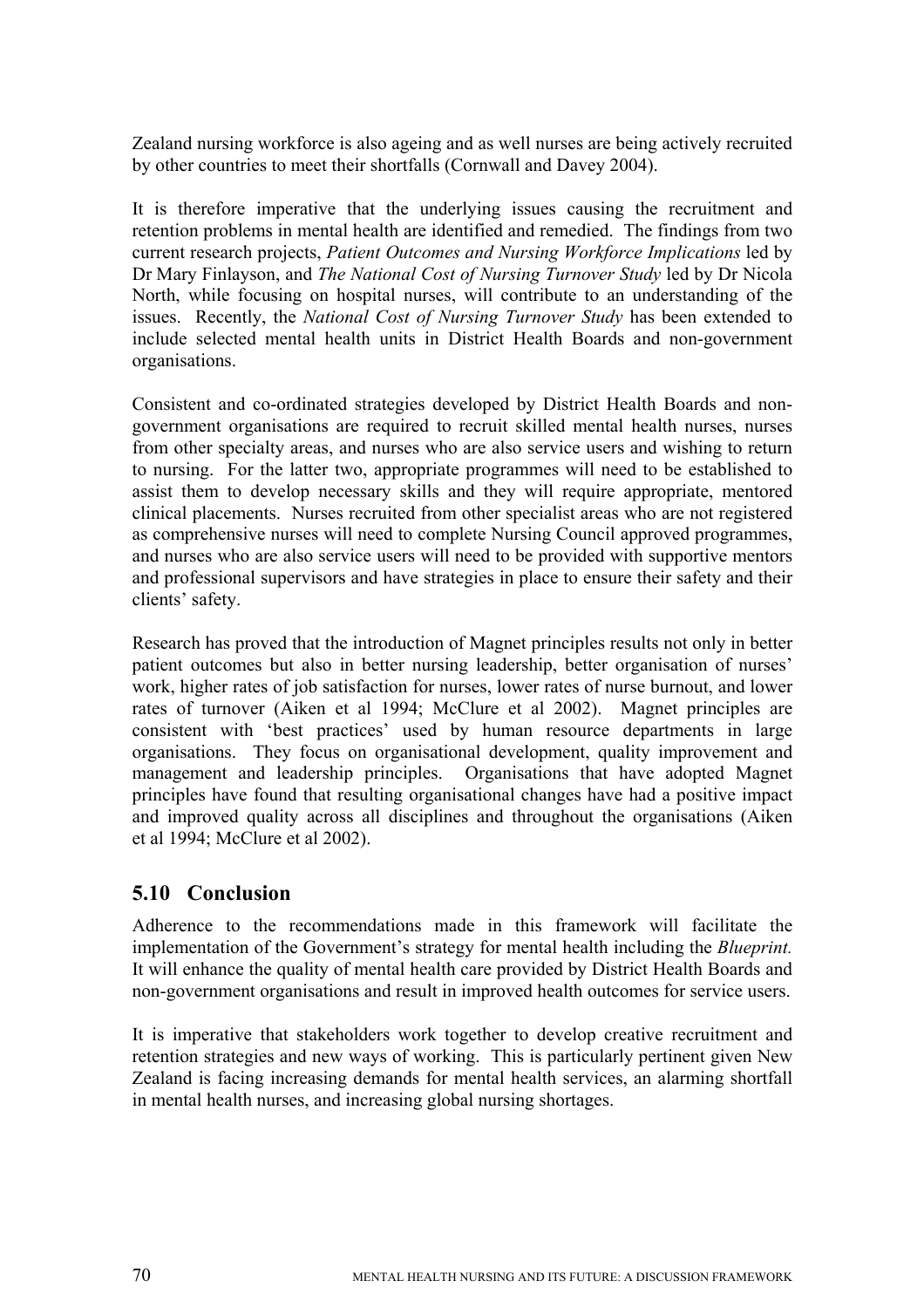Zealand nursing workforce is also ageing and as well nurses are being actively recruited by other countries to meet their shortfalls (Cornwall and Davey 2004).

It is therefore imperative that the underlying issues causing the recruitment and retention problems in mental health are identified and remedied. The findings from two current research projects, *Patient Outcomes and Nursing Workforce Implications* led by Dr Mary Finlayson, and *The National Cost of Nursing Turnover Study* led by Dr Nicola North, while focusing on hospital nurses, will contribute to an understanding of the issues. Recently, the *National Cost of Nursing Turnover Study* has been extended to include selected mental health units in District Health Boards and non-government organisations.

Consistent and co-ordinated strategies developed by District Health Boards and non-government organisations are required to recruit skilled mental health nurses, nurses from other specialty areas, and nurses who are also service users and wishing to return to nursing. For the latter two, appropriate programmes will need to be established to assist them to develop necessary skills and they will require appropriate, mentored clinical placements. Nurses recruited from other specialist areas who are not registered as comprehensive nurses will need to complete Nursing Council approved programmes, and nurses who are also service users will need to be provided with supportive mentors and professional supervisors and have strategies in place to ensure their safety and their clients' safety.

Research has proved that the introduction of Magnet principles results not only in better patient outcomes but also in better nursing leadership, better organisation of nurses' work, higher rates of job satisfaction for nurses, lower rates of nurse burnout, and lower rates of turnover (Aiken et al 1994; McClure et al 2002). Magnet principles are consistent with 'best practices' used by human resource departments in large organisations. They focus on organisational development, quality improvement and management and leadership principles. Organisations that have adopted Magnet principles have found that resulting organisational changes have had a positive impact and improved quality across all disciplines and throughout the organisations (Aiken et al 1994; McClure et al 2002).

## 5.10 Conclusion

Adherence to the recommendations made in this framework will facilitate the implementation of the Government's strategy for mental health including the *Blueprint.* It will enhance the quality of mental health care provided by District Health Boards and non-government organisations and result in improved health outcomes for service users.

It is imperative that stakeholders work together to develop creative recruitment and retention strategies and new ways of working. This is particularly pertinent given New Zealand is facing increasing demands for mental health services, an alarming shortfall in mental health nurses, and increasing global nursing shortages.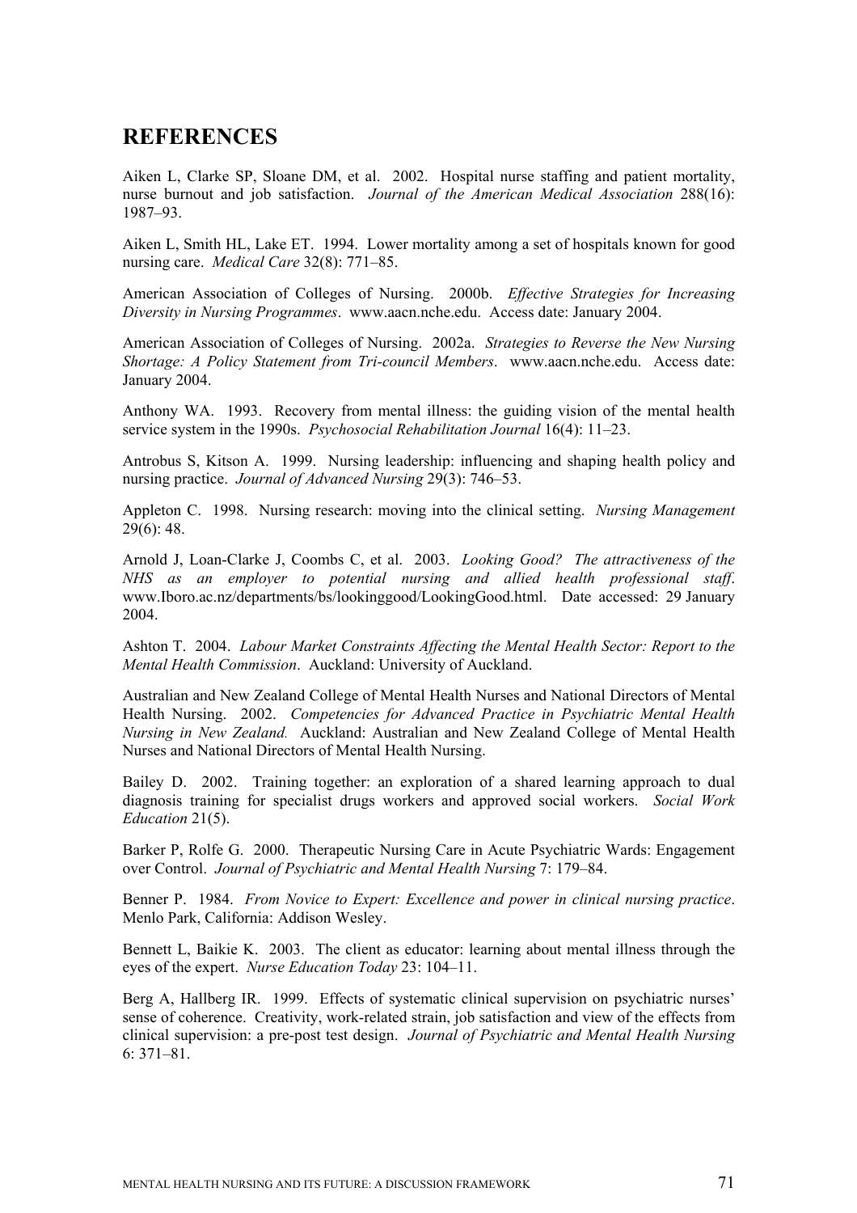# REFERENCES

Aiken L, Clarke SP, Sloane DM, et al. 2002. Hospital nurse staffing and patient mortality, nurse burnout and job satisfaction. *Journal of the American Medical Association* 288(16): 1987–93.

Aiken L, Smith HL, Lake ET. 1994. Lower mortality among a set of hospitals known for good nursing care. *Medical Care* 32(8): 771–85.

American Association of Colleges of Nursing. 2000b. *Effective Strategies for Increasing Diversity in Nursing Programmes*. www.aacn.nche.edu. Access date: January 2004.

American Association of Colleges of Nursing. 2002a. *Strategies to Reverse the New Nursing Shortage: A Policy Statement from Tri-council Members*. www.aacn.nche.edu. Access date: January 2004.

Anthony WA. 1993. Recovery from mental illness: the guiding vision of the mental health service system in the 1990s. *Psychosocial Rehabilitation Journal* 16(4): 11–23.

Antrobus S, Kitson A. 1999. Nursing leadership: influencing and shaping health policy and nursing practice. *Journal of Advanced Nursing* 29(3): 746–53.

Appleton C. 1998. Nursing research: moving into the clinical setting. *Nursing Management* 29(6): 48.

Arnold J, Loan-Clarke J, Coombs C, et al. 2003. *Looking Good? The attractiveness of the NHS as an employer to potential nursing and allied health professional staff*. www.Iboro.ac.nz/departments/bs/lookinggood/LookingGood.html. Date accessed: 29 January 2004.

Ashton T. 2004. *Labour Market Constraints Affecting the Mental Health Sector: Report to the Mental Health Commission*. Auckland: University of Auckland.

Australian and New Zealand College of Mental Health Nurses and National Directors of Mental Health Nursing. 2002. *Competencies for Advanced Practice in Psychiatric Mental Health Nursing in New Zealand.* Auckland: Australian and New Zealand College of Mental Health Nurses and National Directors of Mental Health Nursing.

Bailey D. 2002. Training together: an exploration of a shared learning approach to dual diagnosis training for specialist drugs workers and approved social workers. *Social Work Education* 21(5).

Barker P, Rolfe G. 2000. Therapeutic Nursing Care in Acute Psychiatric Wards: Engagement over Control. *Journal of Psychiatric and Mental Health Nursing* 7: 179–84.

Benner P. 1984. *From Novice to Expert: Excellence and power in clinical nursing practice*. Menlo Park, California: Addison Wesley.

Bennett L, Baikie K. 2003. The client as educator: learning about mental illness through the eyes of the expert. *Nurse Education Today* 23: 104–11.

Berg A, Hallberg IR. 1999. Effects of systematic clinical supervision on psychiatric nurses' sense of coherence. Creativity, work-related strain, job satisfaction and view of the effects from clinical supervision: a pre-post test design. *Journal of Psychiatric and Mental Health Nursing* 6: 371–81.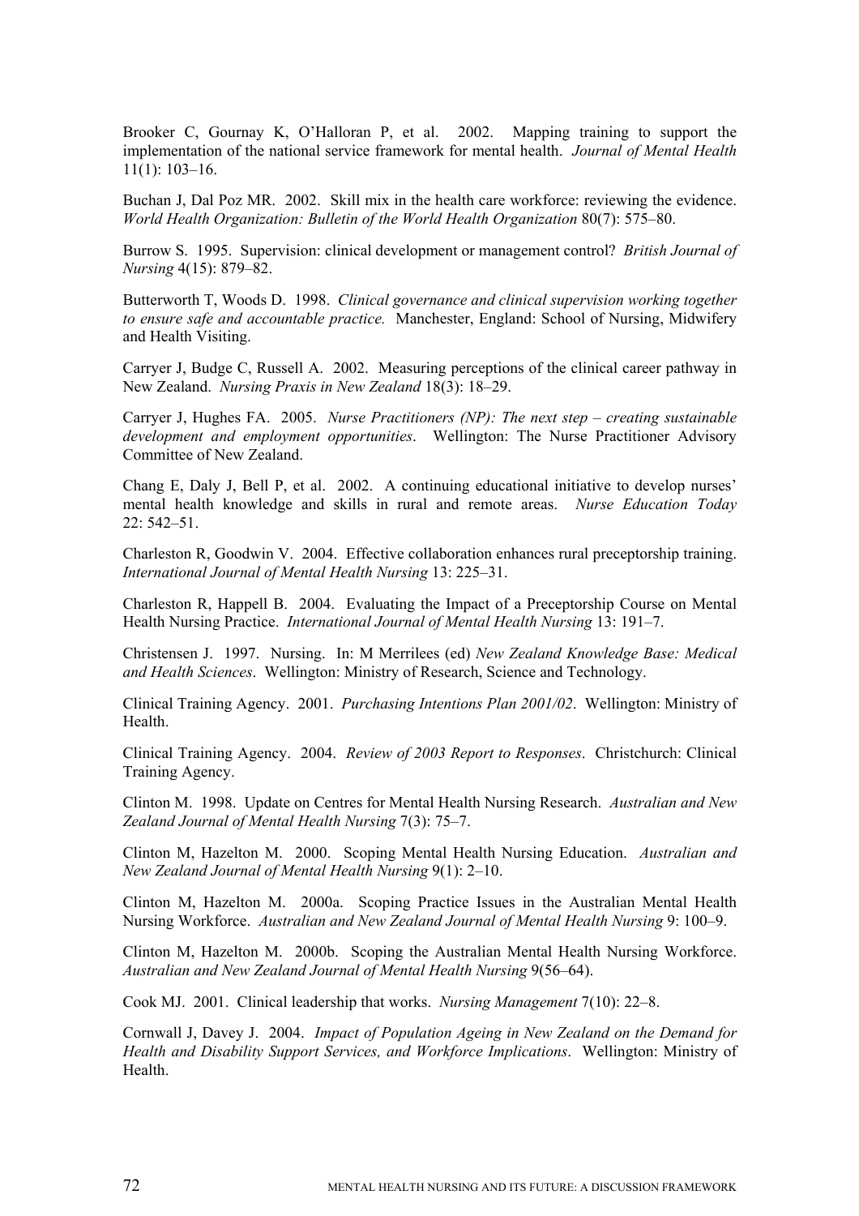Brooker C, Gournay K, O'Halloran P, et al. 2002. Mapping training to support the implementation of the national service framework for mental health. *Journal of Mental Health* 11(1): 103–16.

Buchan J, Dal Poz MR. 2002. Skill mix in the health care workforce: reviewing the evidence. *World Health Organization: Bulletin of the World Health Organization* 80(7): 575–80.

Burrow S. 1995. Supervision: clinical development or management control? *British Journal of Nursing* 4(15): 879–82.

Butterworth T, Woods D. 1998. *Clinical governance and clinical supervision working together to ensure safe and accountable practice.* Manchester, England: School of Nursing, Midwifery and Health Visiting.

Carryer J, Budge C, Russell A. 2002. Measuring perceptions of the clinical career pathway in New Zealand. *Nursing Praxis in New Zealand* 18(3): 18–29.

Carryer J, Hughes FA. 2005. *Nurse Practitioners (NP): The next step – creating sustainable development and employment opportunities*. Wellington: The Nurse Practitioner Advisory Committee of New Zealand.

Chang E, Daly J, Bell P, et al. 2002. A continuing educational initiative to develop nurses' mental health knowledge and skills in rural and remote areas. *Nurse Education Today* 22: 542–51.

Charleston R, Goodwin V. 2004. Effective collaboration enhances rural preceptorship training. *International Journal of Mental Health Nursing* 13: 225–31.

Charleston R, Happell B. 2004. Evaluating the Impact of a Preceptorship Course on Mental Health Nursing Practice. *International Journal of Mental Health Nursing* 13: 191–7.

Christensen J. 1997. Nursing. In: M Merrilees (ed) *New Zealand Knowledge Base: Medical and Health Sciences*. Wellington: Ministry of Research, Science and Technology.

Clinical Training Agency. 2001. *Purchasing Intentions Plan 2001/02*. Wellington: Ministry of Health.

Clinical Training Agency. 2004. *Review of 2003 Report to Responses*. Christchurch: Clinical Training Agency.

Clinton M. 1998. Update on Centres for Mental Health Nursing Research. *Australian and New Zealand Journal of Mental Health Nursing* 7(3): 75–7.

Clinton M, Hazelton M. 2000. Scoping Mental Health Nursing Education. *Australian and New Zealand Journal of Mental Health Nursing* 9(1): 2–10.

Clinton M, Hazelton M. 2000a. Scoping Practice Issues in the Australian Mental Health Nursing Workforce. *Australian and New Zealand Journal of Mental Health Nursing* 9: 100–9.

Clinton M, Hazelton M. 2000b. Scoping the Australian Mental Health Nursing Workforce. *Australian and New Zealand Journal of Mental Health Nursing* 9(56–64).

Cook MJ. 2001. Clinical leadership that works. *Nursing Management* 7(10): 22–8.

Cornwall J, Davey J. 2004. *Impact of Population Ageing in New Zealand on the Demand for Health and Disability Support Services, and Workforce Implications*. Wellington: Ministry of Health.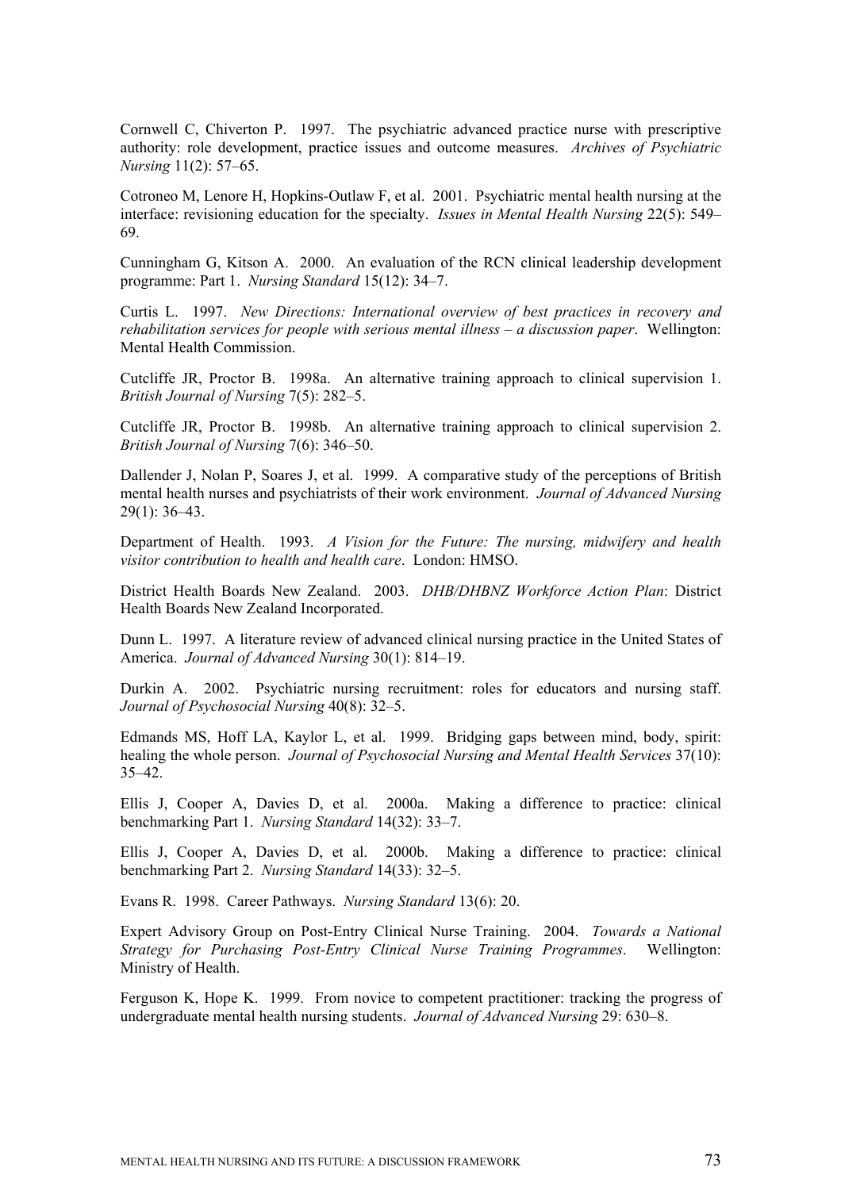Cornwell C, Chiverton P. 1997. The psychiatric advanced practice nurse with prescriptive authority: role development, practice issues and outcome measures. *Archives of Psychiatric Nursing* 11(2): 57–65.

Cotroneo M, Lenore H, Hopkins-Outlaw F, et al. 2001. Psychiatric mental health nursing at the interface: revisioning education for the specialty. *Issues in Mental Health Nursing* 22(5): 549–69.

Cunningham G, Kitson A. 2000. An evaluation of the RCN clinical leadership development programme: Part 1. *Nursing Standard* 15(12): 34–7.

Curtis L. 1997. *New Directions: International overview of best practices in recovery and rehabilitation services for people with serious mental illness – a discussion paper*. Wellington: Mental Health Commission.

Cutcliffe JR, Proctor B. 1998a. An alternative training approach to clinical supervision 1. *British Journal of Nursing* 7(5): 282–5.

Cutcliffe JR, Proctor B. 1998b. An alternative training approach to clinical supervision 2. *British Journal of Nursing* 7(6): 346–50.

Dallender J, Nolan P, Soares J, et al. 1999. A comparative study of the perceptions of British mental health nurses and psychiatrists of their work environment. *Journal of Advanced Nursing* 29(1): 36–43.

Department of Health. 1993. *A Vision for the Future: The nursing, midwifery and health visitor contribution to health and health care*. London: HMSO.

District Health Boards New Zealand. 2003. *DHB/DHBNZ Workforce Action Plan*: District Health Boards New Zealand Incorporated.

Dunn L. 1997. A literature review of advanced clinical nursing practice in the United States of America. *Journal of Advanced Nursing* 30(1): 814–19.

Durkin A. 2002. Psychiatric nursing recruitment: roles for educators and nursing staff. *Journal of Psychosocial Nursing* 40(8): 32–5.

Edmands MS, Hoff LA, Kaylor L, et al. 1999. Bridging gaps between mind, body, spirit: healing the whole person. *Journal of Psychosocial Nursing and Mental Health Services* 37(10): 35–42.

Ellis J, Cooper A, Davies D, et al. 2000a. Making a difference to practice: clinical benchmarking Part 1. *Nursing Standard* 14(32): 33–7.

Ellis J, Cooper A, Davies D, et al. 2000b. Making a difference to practice: clinical benchmarking Part 2. *Nursing Standard* 14(33): 32–5.

Evans R. 1998. Career Pathways. *Nursing Standard* 13(6): 20.

Expert Advisory Group on Post-Entry Clinical Nurse Training. 2004. *Towards a National Strategy for Purchasing Post-Entry Clinical Nurse Training Programmes*. Wellington: Ministry of Health.

Ferguson K, Hope K. 1999. From novice to competent practitioner: tracking the progress of undergraduate mental health nursing students. *Journal of Advanced Nursing* 29: 630–8.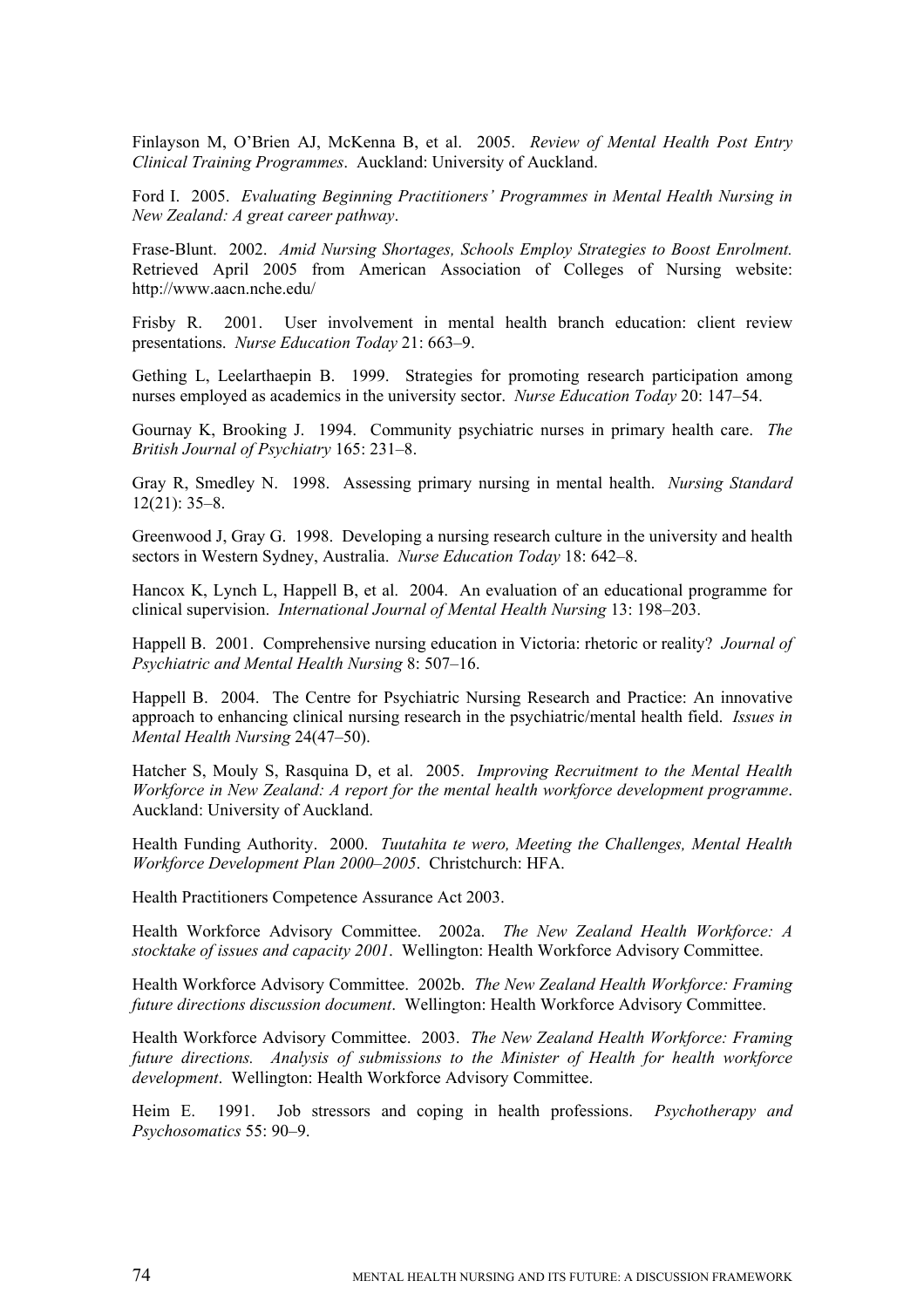Finlayson M, O'Brien AJ, McKenna B, et al. 2005. *Review of Mental Health Post Entry Clinical Training Programmes*. Auckland: University of Auckland.

Ford I. 2005. *Evaluating Beginning Practitioners' Programmes in Mental Health Nursing in New Zealand: A great career pathway*.

Frase-Blunt. 2002. *Amid Nursing Shortages, Schools Employ Strategies to Boost Enrolment.* Retrieved April 2005 from American Association of Colleges of Nursing website: http://www.aacn.nche.edu/

Frisby R. 2001. User involvement in mental health branch education: client review presentations. *Nurse Education Today* 21: 663–9.

Gething L, Leelarthaepin B. 1999. Strategies for promoting research participation among nurses employed as academics in the university sector. *Nurse Education Today* 20: 147–54.

Gournay K, Brooking J. 1994. Community psychiatric nurses in primary health care. *The British Journal of Psychiatry* 165: 231–8.

Gray R, Smedley N. 1998. Assessing primary nursing in mental health. *Nursing Standard* 12(21): 35–8.

Greenwood J, Gray G. 1998. Developing a nursing research culture in the university and health sectors in Western Sydney, Australia. *Nurse Education Today* 18: 642–8.

Hancox K, Lynch L, Happell B, et al. 2004. An evaluation of an educational programme for clinical supervision. *International Journal of Mental Health Nursing* 13: 198–203.

Happell B. 2001. Comprehensive nursing education in Victoria: rhetoric or reality? *Journal of Psychiatric and Mental Health Nursing* 8: 507–16.

Happell B. 2004. The Centre for Psychiatric Nursing Research and Practice: An innovative approach to enhancing clinical nursing research in the psychiatric/mental health field. *Issues in Mental Health Nursing* 24(47–50).

Hatcher S, Mouly S, Rasquina D, et al. 2005. *Improving Recruitment to the Mental Health Workforce in New Zealand: A report for the mental health workforce development programme*. Auckland: University of Auckland.

Health Funding Authority. 2000. *Tuutahita te wero, Meeting the Challenges, Mental Health Workforce Development Plan 2000–2005*. Christchurch: HFA.

Health Practitioners Competence Assurance Act 2003.

Health Workforce Advisory Committee. 2002a. *The New Zealand Health Workforce: A stocktake of issues and capacity 2001*. Wellington: Health Workforce Advisory Committee.

Health Workforce Advisory Committee. 2002b. *The New Zealand Health Workforce: Framing future directions discussion document*. Wellington: Health Workforce Advisory Committee.

Health Workforce Advisory Committee. 2003. *The New Zealand Health Workforce: Framing future directions. Analysis of submissions to the Minister of Health for health workforce development*. Wellington: Health Workforce Advisory Committee.

Heim E. 1991. Job stressors and coping in health professions. *Psychotherapy and Psychosomatics* 55: 90–9.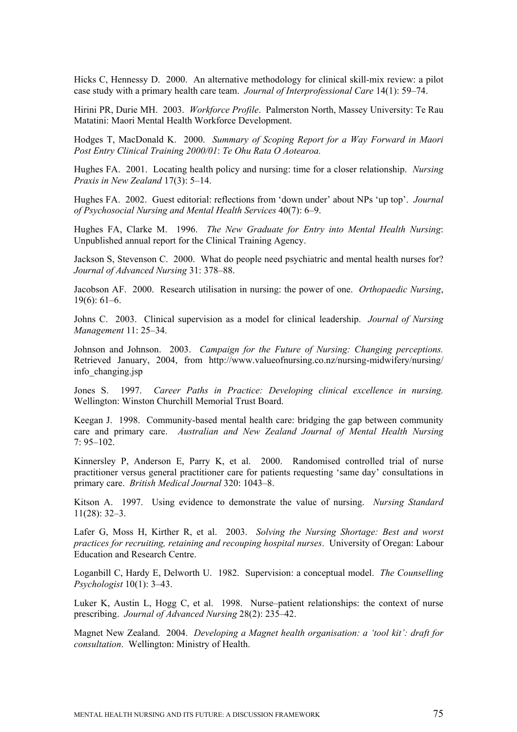Hicks C, Hennessy D. 2000. An alternative methodology for clinical skill-mix review: a pilot case study with a primary health care team. *Journal of Interprofessional Care* 14(1): 59–74.

Hirini PR, Durie MH. 2003. *Workforce Profile*. Palmerston North, Massey University: Te Rau Matatini: Maori Mental Health Workforce Development.

Hodges T, MacDonald K. 2000. *Summary of Scoping Report for a Way Forward in Maori Post Entry Clinical Training 2000/01*: *Te Ohu Rata O Aotearoa.*

Hughes FA. 2001. Locating health policy and nursing: time for a closer relationship. *Nursing Praxis in New Zealand* 17(3): 5–14.

Hughes FA. 2002. Guest editorial: reflections from 'down under' about NPs 'up top'. *Journal of Psychosocial Nursing and Mental Health Services* 40(7): 6–9.

Hughes FA, Clarke M. 1996. *The New Graduate for Entry into Mental Health Nursing*: Unpublished annual report for the Clinical Training Agency.

Jackson S, Stevenson C. 2000. What do people need psychiatric and mental health nurses for? *Journal of Advanced Nursing* 31: 378–88.

Jacobson AF. 2000. Research utilisation in nursing: the power of one. *Orthopaedic Nursing*, 19(6): 61–6.

Johns C. 2003. Clinical supervision as a model for clinical leadership. *Journal of Nursing Management* 11: 25–34.

Johnson and Johnson. 2003. *Campaign for the Future of Nursing: Changing perceptions.* Retrieved January, 2004, from http://www.valueofnursing.co.nz/nursing-midwifery/nursing/info_changing.jsp

Jones S. 1997. *Career Paths in Practice: Developing clinical excellence in nursing.* Wellington: Winston Churchill Memorial Trust Board.

Keegan J. 1998. Community-based mental health care: bridging the gap between community care and primary care. *Australian and New Zealand Journal of Mental Health Nursing* 7: 95–102.

Kinnersley P, Anderson E, Parry K, et al. 2000. Randomised controlled trial of nurse practitioner versus general practitioner care for patients requesting 'same day' consultations in primary care. *British Medical Journal* 320: 1043–8.

Kitson A. 1997. Using evidence to demonstrate the value of nursing. *Nursing Standard* 11(28): 32–3.

Lafer G, Moss H, Kirther R, et al. 2003. *Solving the Nursing Shortage: Best and worst practices for recruiting, retaining and recouping hospital nurses*. University of Oregan: Labour Education and Research Centre.

Loganbill C, Hardy E, Delworth U. 1982. Supervision: a conceptual model. *The Counselling Psychologist* 10(1): 3–43.

Luker K, Austin L, Hogg C, et al. 1998. Nurse–patient relationships: the context of nurse prescribing. *Journal of Advanced Nursing* 28(2): 235–42.

Magnet New Zealand. 2004. *Developing a Magnet health organisation: a 'tool kit': draft for consultation*. Wellington: Ministry of Health.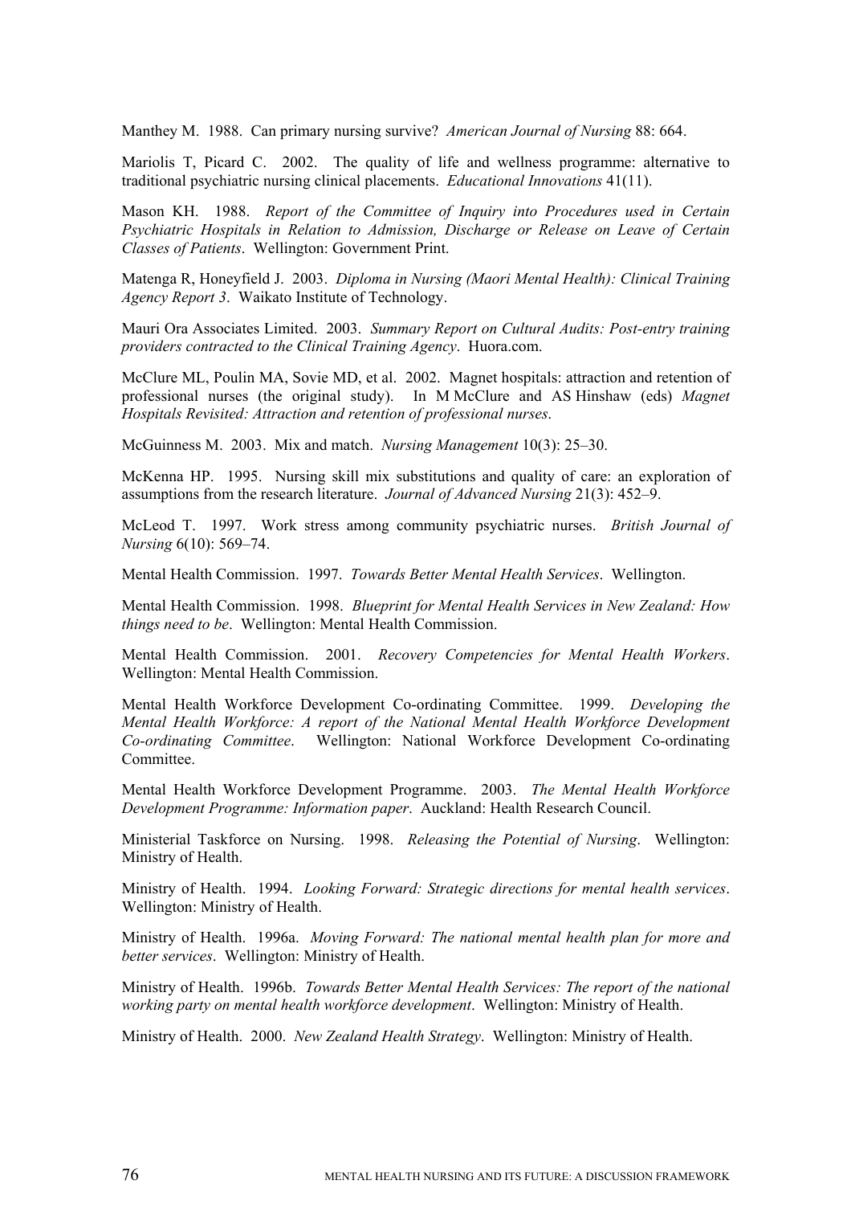Manthey M. 1988. Can primary nursing survive? *American Journal of Nursing* 88: 664.

Mariolis T, Picard C. 2002. The quality of life and wellness programme: alternative to traditional psychiatric nursing clinical placements. *Educational Innovations* 41(11).

Mason KH. 1988. *Report of the Committee of Inquiry into Procedures used in Certain Psychiatric Hospitals in Relation to Admission, Discharge or Release on Leave of Certain Classes of Patients*. Wellington: Government Print.

Matenga R, Honeyfield J. 2003. *Diploma in Nursing (Maori Mental Health): Clinical Training Agency Report 3*. Waikato Institute of Technology.

Mauri Ora Associates Limited. 2003. *Summary Report on Cultural Audits: Post-entry training providers contracted to the Clinical Training Agency*. Huora.com.

McClure ML, Poulin MA, Sovie MD, et al. 2002. Magnet hospitals: attraction and retention of professional nurses (the original study). In M McClure and AS Hinshaw (eds) *Magnet Hospitals Revisited: Attraction and retention of professional nurses*.

McGuinness M. 2003. Mix and match. *Nursing Management* 10(3): 25–30.

McKenna HP. 1995. Nursing skill mix substitutions and quality of care: an exploration of assumptions from the research literature. *Journal of Advanced Nursing* 21(3): 452–9.

McLeod T. 1997. Work stress among community psychiatric nurses. *British Journal of Nursing* 6(10): 569–74.

Mental Health Commission. 1997. *Towards Better Mental Health Services*. Wellington.

Mental Health Commission. 1998. *Blueprint for Mental Health Services in New Zealand: How things need to be*. Wellington: Mental Health Commission.

Mental Health Commission. 2001. *Recovery Competencies for Mental Health Workers*. Wellington: Mental Health Commission.

Mental Health Workforce Development Co-ordinating Committee. 1999. *Developing the Mental Health Workforce: A report of the National Mental Health Workforce Development Co-ordinating Committee*. Wellington: National Workforce Development Co-ordinating Committee.

Mental Health Workforce Development Programme. 2003. *The Mental Health Workforce Development Programme: Information paper*. Auckland: Health Research Council.

Ministerial Taskforce on Nursing. 1998. *Releasing the Potential of Nursing*. Wellington: Ministry of Health.

Ministry of Health. 1994. *Looking Forward: Strategic directions for mental health services*. Wellington: Ministry of Health.

Ministry of Health. 1996a. *Moving Forward: The national mental health plan for more and better services*. Wellington: Ministry of Health.

Ministry of Health. 1996b. *Towards Better Mental Health Services: The report of the national working party on mental health workforce development*. Wellington: Ministry of Health.

Ministry of Health. 2000. *New Zealand Health Strategy*. Wellington: Ministry of Health.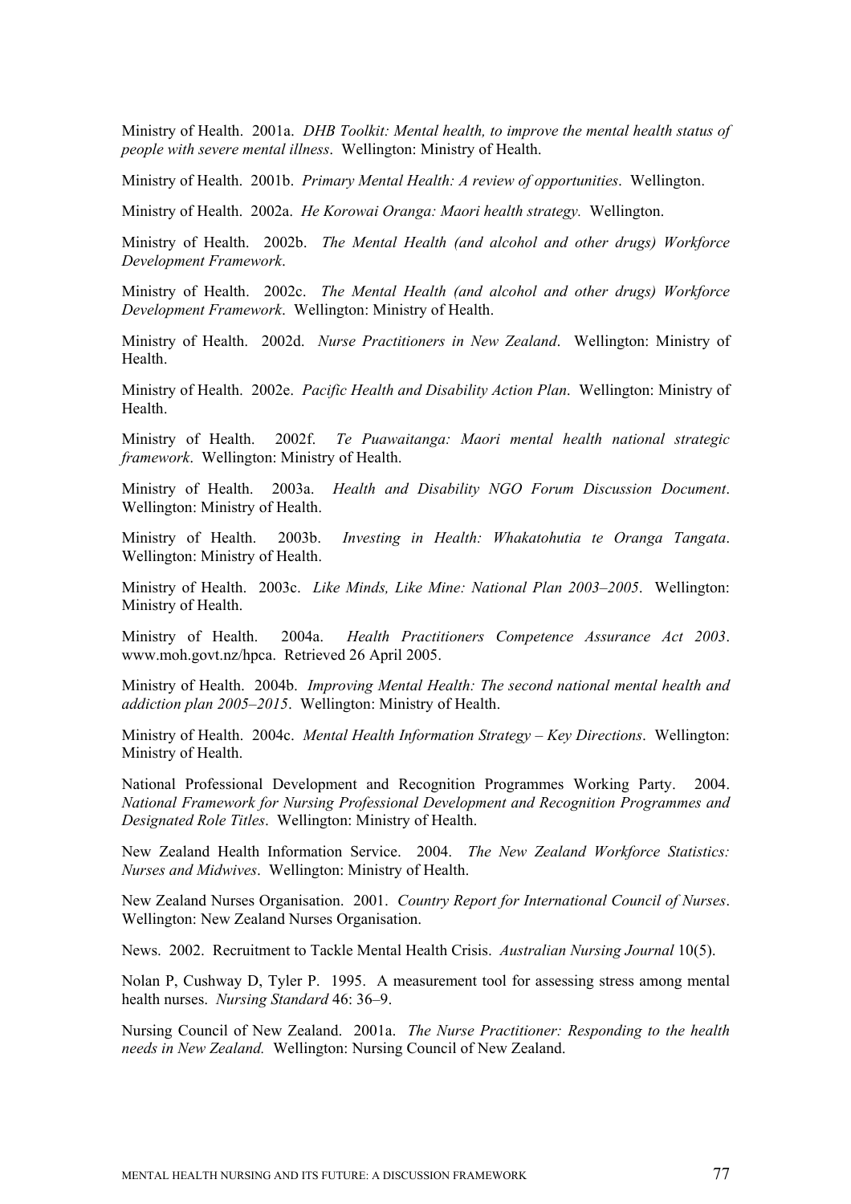Ministry of Health. 2001a. *DHB Toolkit: Mental health, to improve the mental health status of people with severe mental illness*. Wellington: Ministry of Health.

Ministry of Health. 2001b. *Primary Mental Health: A review of opportunities*. Wellington.

Ministry of Health. 2002a. *He Korowai Oranga: Maori health strategy.* Wellington.

Ministry of Health. 2002b. *The Mental Health (and alcohol and other drugs) Workforce Development Framework*.

Ministry of Health. 2002c. *The Mental Health (and alcohol and other drugs) Workforce Development Framework*. Wellington: Ministry of Health.

Ministry of Health. 2002d. *Nurse Practitioners in New Zealand*. Wellington: Ministry of Health.

Ministry of Health. 2002e. *Pacific Health and Disability Action Plan*. Wellington: Ministry of Health.

Ministry of Health. 2002f. *Te Puawaitanga: Maori mental health national strategic framework*. Wellington: Ministry of Health.

Ministry of Health. 2003a. *Health and Disability NGO Forum Discussion Document*. Wellington: Ministry of Health.

Ministry of Health. 2003b. *Investing in Health: Whakatohutia te Oranga Tangata*. Wellington: Ministry of Health.

Ministry of Health. 2003c. *Like Minds, Like Mine: National Plan 2003–2005*. Wellington: Ministry of Health.

Ministry of Health. 2004a. *Health Practitioners Competence Assurance Act 2003*. www.moh.govt.nz/hpca. Retrieved 26 April 2005.

Ministry of Health. 2004b. *Improving Mental Health: The second national mental health and addiction plan 2005–2015*. Wellington: Ministry of Health.

Ministry of Health. 2004c. *Mental Health Information Strategy – Key Directions*. Wellington: Ministry of Health.

National Professional Development and Recognition Programmes Working Party. 2004. *National Framework for Nursing Professional Development and Recognition Programmes and Designated Role Titles*. Wellington: Ministry of Health.

New Zealand Health Information Service. 2004. *The New Zealand Workforce Statistics: Nurses and Midwives*. Wellington: Ministry of Health.

New Zealand Nurses Organisation. 2001. *Country Report for International Council of Nurses*. Wellington: New Zealand Nurses Organisation.

News. 2002. Recruitment to Tackle Mental Health Crisis. *Australian Nursing Journal* 10(5).

Nolan P, Cushway D, Tyler P. 1995. A measurement tool for assessing stress among mental health nurses. *Nursing Standard* 46: 36–9.

Nursing Council of New Zealand. 2001a. *The Nurse Practitioner: Responding to the health needs in New Zealand.* Wellington: Nursing Council of New Zealand.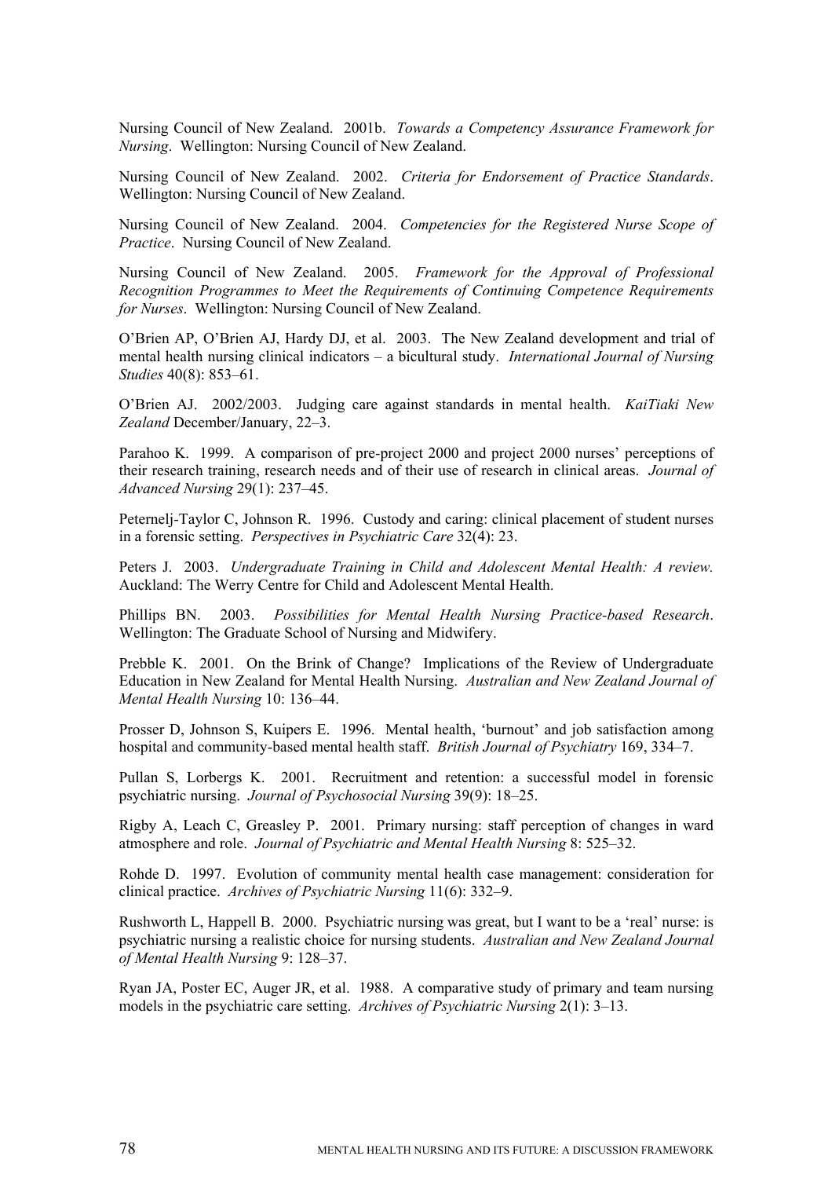Nursing Council of New Zealand. 2001b. *Towards a Competency Assurance Framework for Nursing*. Wellington: Nursing Council of New Zealand.

Nursing Council of New Zealand. 2002. *Criteria for Endorsement of Practice Standards*. Wellington: Nursing Council of New Zealand.

Nursing Council of New Zealand. 2004. *Competencies for the Registered Nurse Scope of Practice*. Nursing Council of New Zealand.

Nursing Council of New Zealand. 2005. *Framework for the Approval of Professional Recognition Programmes to Meet the Requirements of Continuing Competence Requirements for Nurses*. Wellington: Nursing Council of New Zealand.

O'Brien AP, O'Brien AJ, Hardy DJ, et al. 2003. The New Zealand development and trial of mental health nursing clinical indicators – a bicultural study. *International Journal of Nursing Studies* 40(8): 853–61.

O'Brien AJ. 2002/2003. Judging care against standards in mental health. *KaiTiaki New Zealand* December/January, 22–3.

Parahoo K. 1999. A comparison of pre-project 2000 and project 2000 nurses' perceptions of their research training, research needs and of their use of research in clinical areas. *Journal of Advanced Nursing* 29(1): 237–45.

Peternelj-Taylor C, Johnson R. 1996. Custody and caring: clinical placement of student nurses in a forensic setting. *Perspectives in Psychiatric Care* 32(4): 23.

Peters J. 2003. *Undergraduate Training in Child and Adolescent Mental Health: A review.* Auckland: The Werry Centre for Child and Adolescent Mental Health.

Phillips BN. 2003. *Possibilities for Mental Health Nursing Practice-based Research*. Wellington: The Graduate School of Nursing and Midwifery.

Prebble K. 2001. On the Brink of Change? Implications of the Review of Undergraduate Education in New Zealand for Mental Health Nursing. *Australian and New Zealand Journal of Mental Health Nursing* 10: 136–44.

Prosser D, Johnson S, Kuipers E. 1996. Mental health, 'burnout' and job satisfaction among hospital and community-based mental health staff. *British Journal of Psychiatry* 169, 334–7.

Pullan S, Lorbergs K. 2001. Recruitment and retention: a successful model in forensic psychiatric nursing. *Journal of Psychosocial Nursing* 39(9): 18–25.

Rigby A, Leach C, Greasley P. 2001. Primary nursing: staff perception of changes in ward atmosphere and role. *Journal of Psychiatric and Mental Health Nursing* 8: 525–32.

Rohde D. 1997. Evolution of community mental health case management: consideration for clinical practice. *Archives of Psychiatric Nursing* 11(6): 332–9.

Rushworth L, Happell B. 2000. Psychiatric nursing was great, but I want to be a 'real' nurse: is psychiatric nursing a realistic choice for nursing students. *Australian and New Zealand Journal of Mental Health Nursing* 9: 128–37.

Ryan JA, Poster EC, Auger JR, et al. 1988. A comparative study of primary and team nursing models in the psychiatric care setting. *Archives of Psychiatric Nursing* 2(1): 3–13.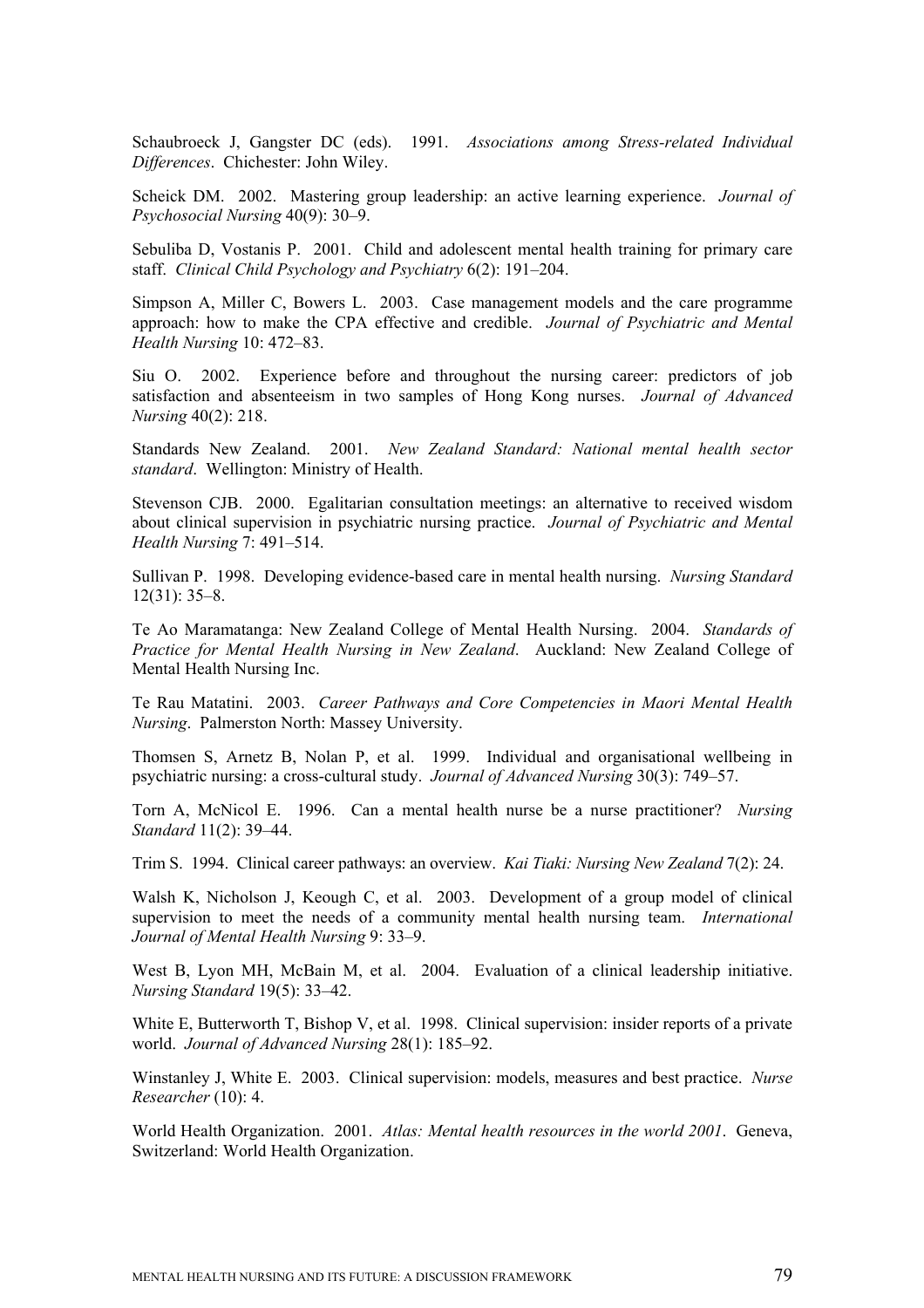Schaubroeck J, Gangster DC (eds). 1991. *Associations among Stress-related Individual Differences*. Chichester: John Wiley.

Scheick DM. 2002. Mastering group leadership: an active learning experience. *Journal of Psychosocial Nursing* 40(9): 30–9.

Sebuliba D, Vostanis P. 2001. Child and adolescent mental health training for primary care staff. *Clinical Child Psychology and Psychiatry* 6(2): 191–204.

Simpson A, Miller C, Bowers L. 2003. Case management models and the care programme approach: how to make the CPA effective and credible. *Journal of Psychiatric and Mental Health Nursing* 10: 472–83.

Siu O. 2002. Experience before and throughout the nursing career: predictors of job satisfaction and absenteeism in two samples of Hong Kong nurses. *Journal of Advanced Nursing* 40(2): 218.

Standards New Zealand. 2001. *New Zealand Standard: National mental health sector standard*. Wellington: Ministry of Health.

Stevenson CJB. 2000. Egalitarian consultation meetings: an alternative to received wisdom about clinical supervision in psychiatric nursing practice. *Journal of Psychiatric and Mental Health Nursing* 7: 491–514.

Sullivan P. 1998. Developing evidence-based care in mental health nursing. *Nursing Standard* 12(31): 35–8.

Te Ao Maramatanga: New Zealand College of Mental Health Nursing. 2004. *Standards of Practice for Mental Health Nursing in New Zealand*. Auckland: New Zealand College of Mental Health Nursing Inc.

Te Rau Matatini. 2003. *Career Pathways and Core Competencies in Maori Mental Health Nursing*. Palmerston North: Massey University.

Thomsen S, Arnetz B, Nolan P, et al. 1999. Individual and organisational wellbeing in psychiatric nursing: a cross-cultural study. *Journal of Advanced Nursing* 30(3): 749–57.

Torn A, McNicol E. 1996. Can a mental health nurse be a nurse practitioner? *Nursing Standard* 11(2): 39–44.

Trim S. 1994. Clinical career pathways: an overview. *Kai Tiaki: Nursing New Zealand* 7(2): 24.

Walsh K, Nicholson J, Keough C, et al. 2003. Development of a group model of clinical supervision to meet the needs of a community mental health nursing team. *International Journal of Mental Health Nursing* 9: 33–9.

West B, Lyon MH, McBain M, et al. 2004. Evaluation of a clinical leadership initiative. *Nursing Standard* 19(5): 33–42.

White E, Butterworth T, Bishop V, et al. 1998. Clinical supervision: insider reports of a private world. *Journal of Advanced Nursing* 28(1): 185–92.

Winstanley J, White E. 2003. Clinical supervision: models, measures and best practice. *Nurse Researcher* (10): 4.

World Health Organization. 2001. *Atlas: Mental health resources in the world 2001*. Geneva, Switzerland: World Health Organization.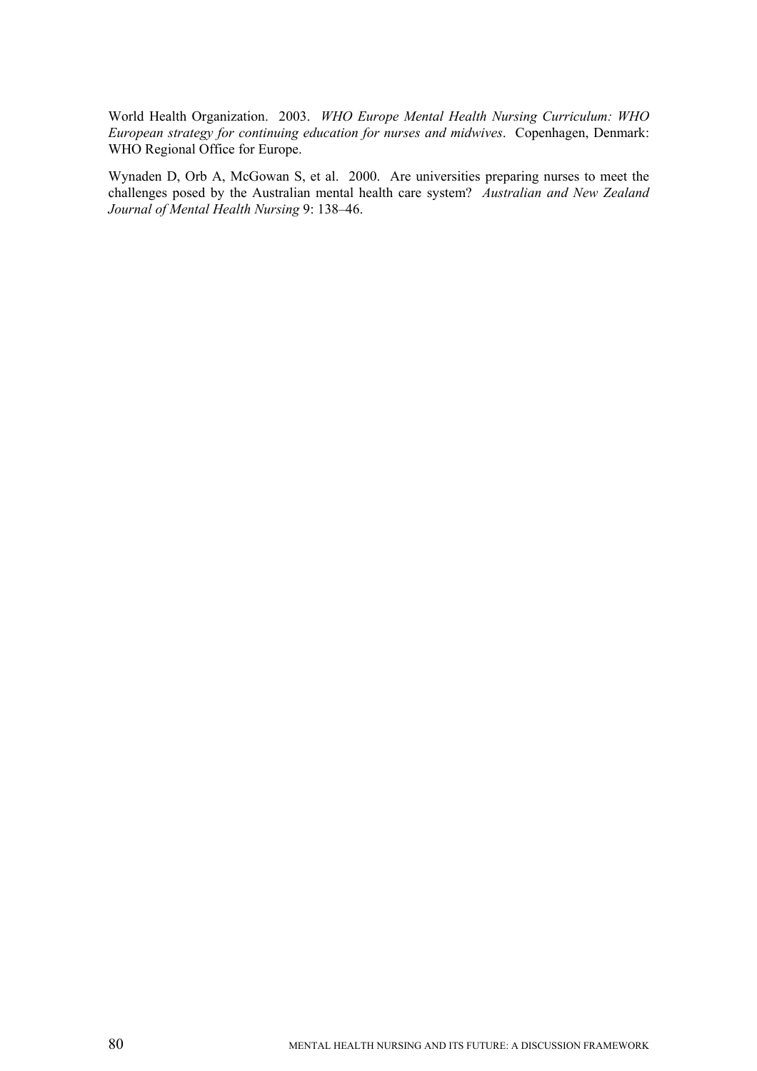World Health Organization. 2003. *WHO Europe Mental Health Nursing Curriculum: WHO European strategy for continuing education for nurses and midwives*. Copenhagen, Denmark: WHO Regional Office for Europe.

Wynaden D, Orb A, McGowan S, et al. 2000. Are universities preparing nurses to meet the challenges posed by the Australian mental health care system? *Australian and New Zealand Journal of Mental Health Nursing* 9: 138–46.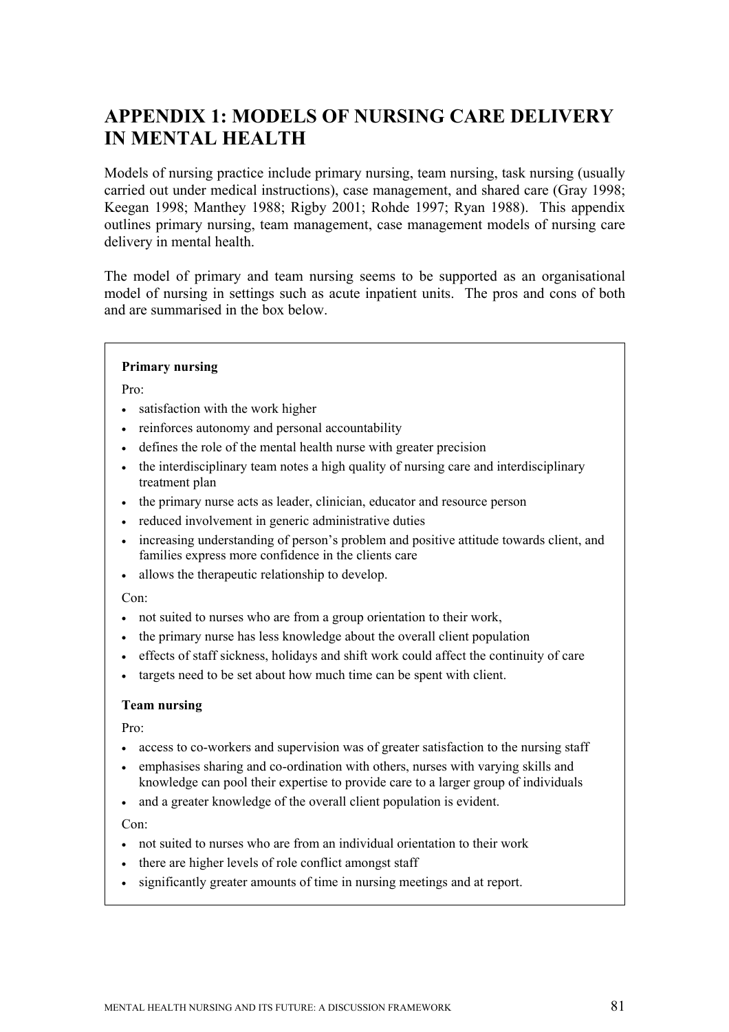# APPENDIX 1: MODELS OF NURSING CARE DELIVERY IN MENTAL HEALTH

Models of nursing practice include primary nursing, team nursing, task nursing (usually carried out under medical instructions), case management, and shared care (Gray 1998; Keegan 1998; Manthey 1988; Rigby 2001; Rohde 1997; Ryan 1988). This appendix outlines primary nursing, team management, case management models of nursing care delivery in mental health.

The model of primary and team nursing seems to be supported as an organisational model of nursing in settings such as acute inpatient units. The pros and cons of both and are summarised in the box below.

**Primary nursing**

Pro:

- satisfaction with the work higher
- reinforces autonomy and personal accountability
- defines the role of the mental health nurse with greater precision
- the interdisciplinary team notes a high quality of nursing care and interdisciplinary treatment plan
- the primary nurse acts as leader, clinician, educator and resource person
- reduced involvement in generic administrative duties
- increasing understanding of person's problem and positive attitude towards client, and families express more confidence in the clients care
- allows the therapeutic relationship to develop.

Con:

- not suited to nurses who are from a group orientation to their work,
- the primary nurse has less knowledge about the overall client population
- effects of staff sickness, holidays and shift work could affect the continuity of care
- targets need to be set about how much time can be spent with client.

**Team nursing**

Pro:

- access to co-workers and supervision was of greater satisfaction to the nursing staff
- emphasises sharing and co-ordination with others, nurses with varying skills and knowledge can pool their expertise to provide care to a larger group of individuals
- and a greater knowledge of the overall client population is evident.

Con:

- not suited to nurses who are from an individual orientation to their work
- there are higher levels of role conflict amongst staff
- significantly greater amounts of time in nursing meetings and at report.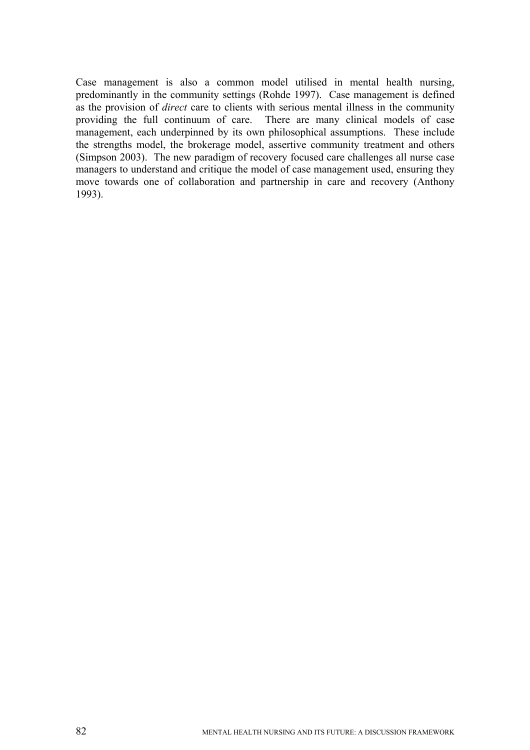Case management is also a common model utilised in mental health nursing, predominantly in the community settings (Rohde 1997). Case management is defined as the provision of *direct* care to clients with serious mental illness in the community providing the full continuum of care. There are many clinical models of case management, each underpinned by its own philosophical assumptions. These include the strengths model, the brokerage model, assertive community treatment and others (Simpson 2003). The new paradigm of recovery focused care challenges all nurse case managers to understand and critique the model of case management used, ensuring they move towards one of collaboration and partnership in care and recovery (Anthony 1993).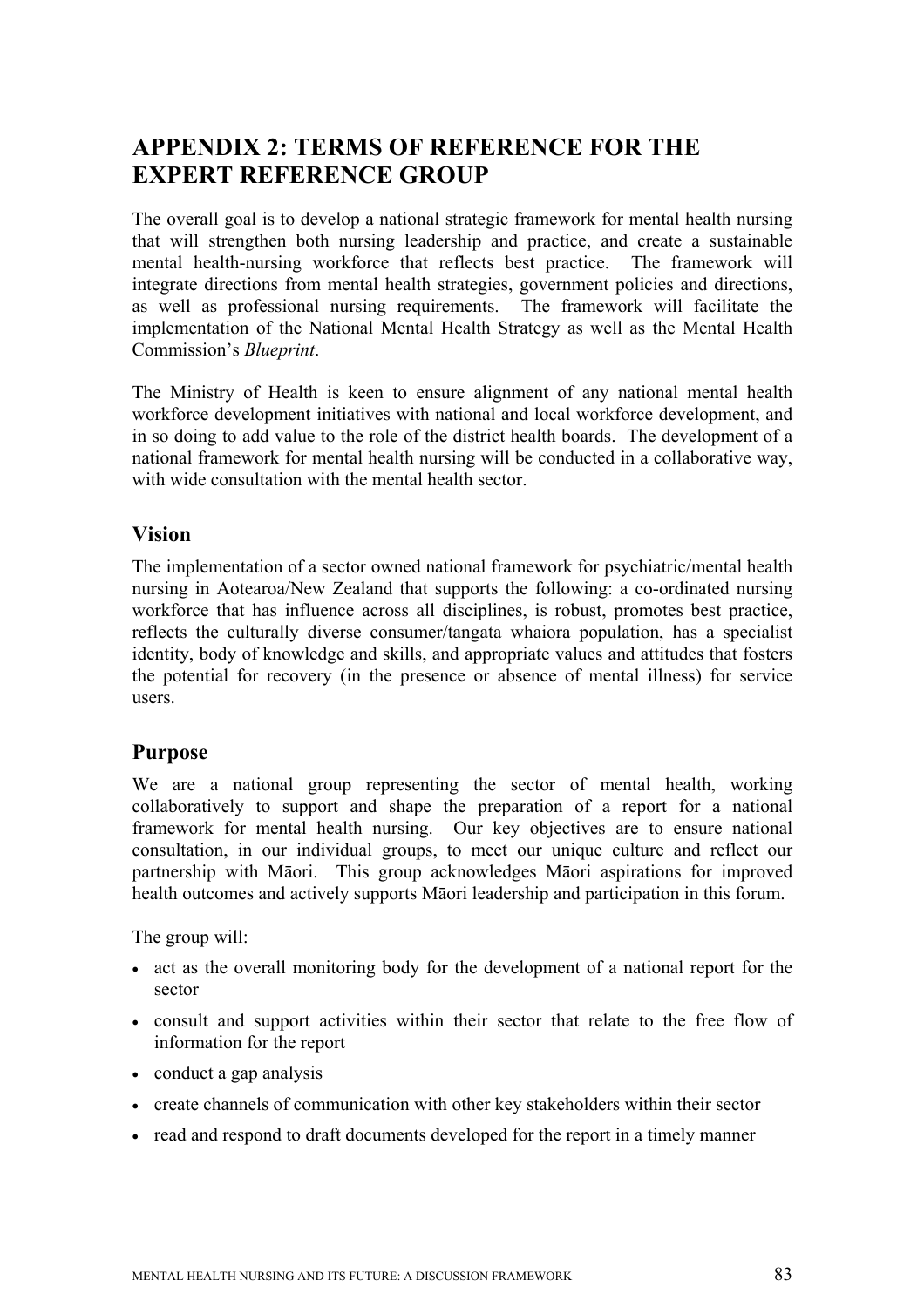# APPENDIX 2: TERMS OF REFERENCE FOR THE EXPERT REFERENCE GROUP

The overall goal is to develop a national strategic framework for mental health nursing that will strengthen both nursing leadership and practice, and create a sustainable mental health-nursing workforce that reflects best practice. The framework will integrate directions from mental health strategies, government policies and directions, as well as professional nursing requirements. The framework will facilitate the implementation of the National Mental Health Strategy as well as the Mental Health Commission's *Blueprint*.

The Ministry of Health is keen to ensure alignment of any national mental health workforce development initiatives with national and local workforce development, and in so doing to add value to the role of the district health boards. The development of a national framework for mental health nursing will be conducted in a collaborative way, with wide consultation with the mental health sector.

## Vision

The implementation of a sector owned national framework for psychiatric/mental health nursing in Aotearoa/New Zealand that supports the following: a co-ordinated nursing workforce that has influence across all disciplines, is robust, promotes best practice, reflects the culturally diverse consumer/tangata whaiora population, has a specialist identity, body of knowledge and skills, and appropriate values and attitudes that fosters the potential for recovery (in the presence or absence of mental illness) for service users.

## Purpose

We are a national group representing the sector of mental health, working collaboratively to support and shape the preparation of a report for a national framework for mental health nursing. Our key objectives are to ensure national consultation, in our individual groups, to meet our unique culture and reflect our partnership with Māori. This group acknowledges Māori aspirations for improved health outcomes and actively supports Māori leadership and participation in this forum.

The group will:

- act as the overall monitoring body for the development of a national report for the sector
- consult and support activities within their sector that relate to the free flow of information for the report
- conduct a gap analysis
- create channels of communication with other key stakeholders within their sector
- read and respond to draft documents developed for the report in a timely manner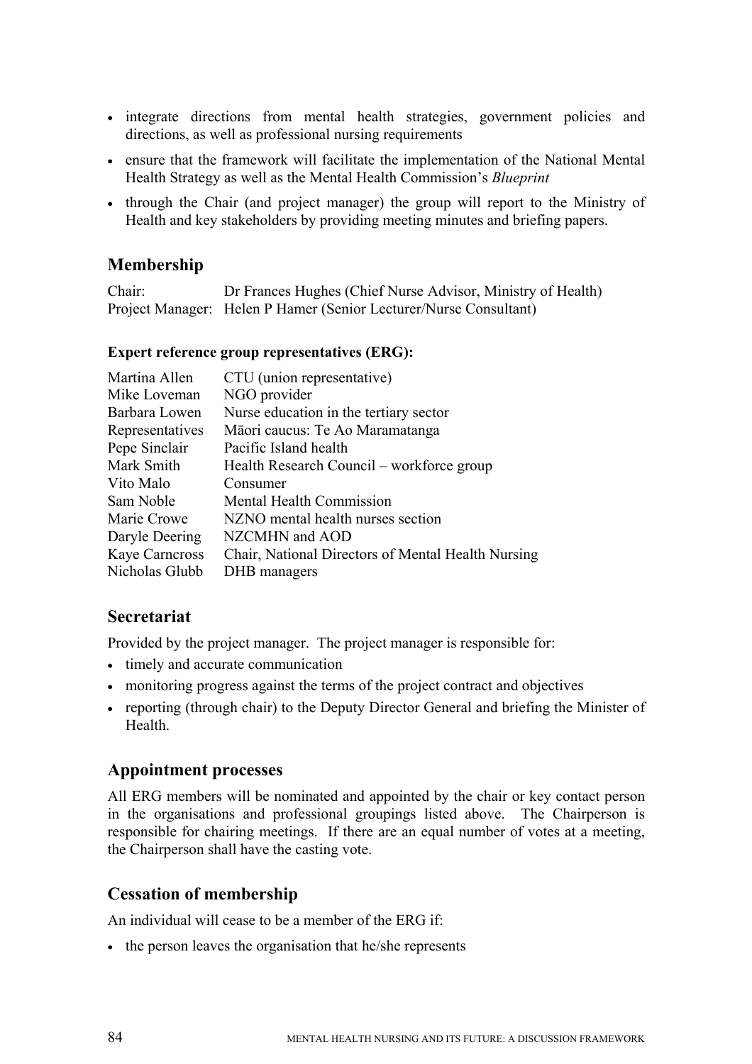- integrate directions from mental health strategies, government policies and directions, as well as professional nursing requirements
- ensure that the framework will facilitate the implementation of the National Mental Health Strategy as well as the Mental Health Commission's *Blueprint*
- through the Chair (and project manager) the group will report to the Ministry of Health and key stakeholders by providing meeting minutes and briefing papers.

## Membership

Chair: Dr Frances Hughes (Chief Nurse Advisor, Ministry of Health)
Project Manager: Helen P Hamer (Senior Lecturer/Nurse Consultant)

**Expert reference group representatives (ERG):**

| | |
|---|---|
| Martina Allen | CTU (union representative) |
| Mike Loveman | NGO provider |
| Barbara Lowen | Nurse education in the tertiary sector |
| Representatives | Māori caucus: Te Ao Maramatanga |
| Pepe Sinclair | Pacific Island health |
| Mark Smith | Health Research Council – workforce group |
| Vito Malo | Consumer |
| Sam Noble | Mental Health Commission |
| Marie Crowe | NZNO mental health nurses section |
| Daryle Deering | NZCMHN and AOD |
| Kaye Carncross | Chair, National Directors of Mental Health Nursing |
| Nicholas Glubb | DHB managers |

## Secretariat

Provided by the project manager. The project manager is responsible for:

- timely and accurate communication
- monitoring progress against the terms of the project contract and objectives
- reporting (through chair) to the Deputy Director General and briefing the Minister of Health.

## Appointment processes

All ERG members will be nominated and appointed by the chair or key contact person in the organisations and professional groupings listed above. The Chairperson is responsible for chairing meetings. If there are an equal number of votes at a meeting, the Chairperson shall have the casting vote.

## Cessation of membership

An individual will cease to be a member of the ERG if:

- the person leaves the organisation that he/she represents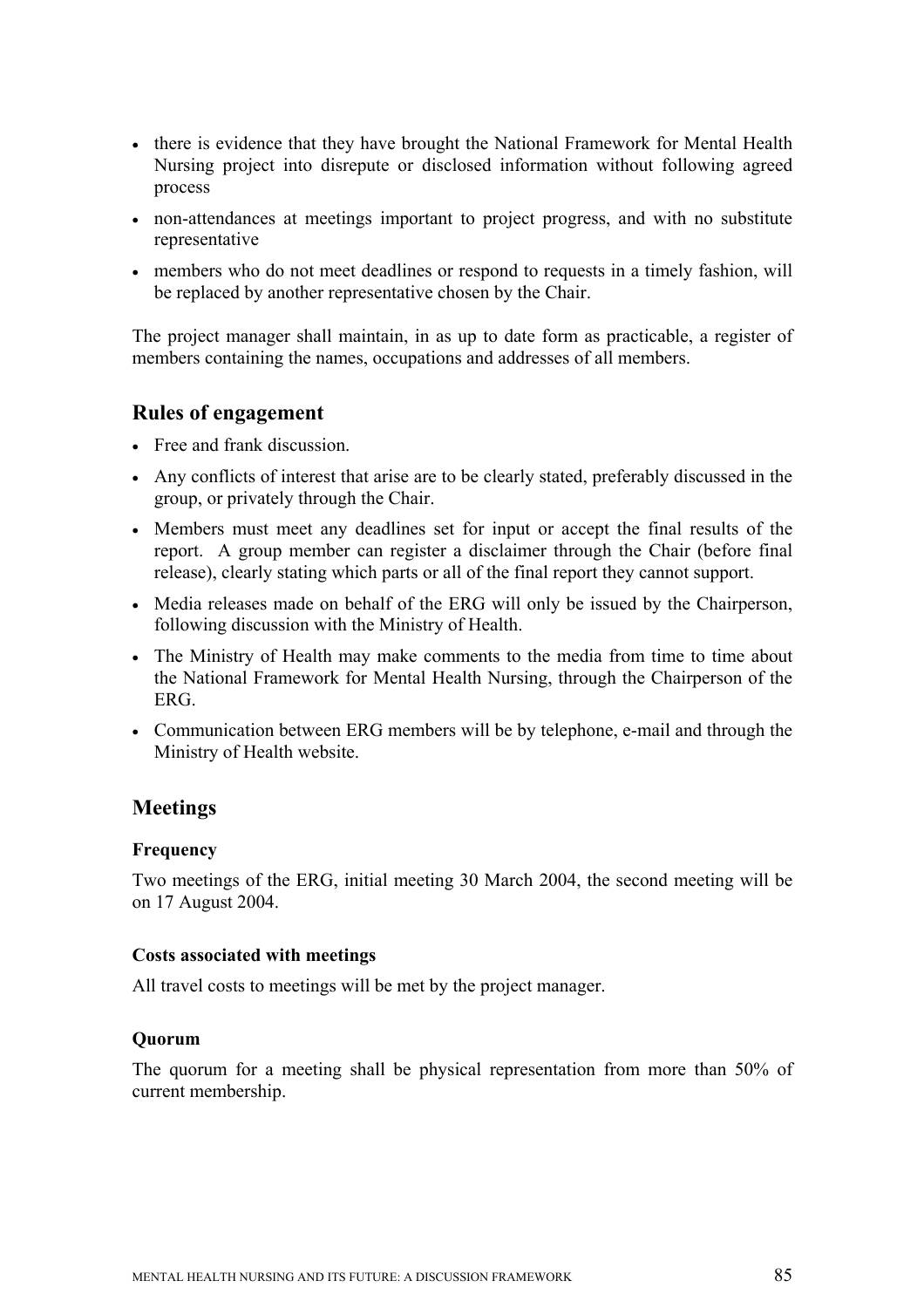- there is evidence that they have brought the National Framework for Mental Health Nursing project into disrepute or disclosed information without following agreed process
- non-attendances at meetings important to project progress, and with no substitute representative
- members who do not meet deadlines or respond to requests in a timely fashion, will be replaced by another representative chosen by the Chair.

The project manager shall maintain, in as up to date form as practicable, a register of members containing the names, occupations and addresses of all members.

## Rules of engagement

- Free and frank discussion.
- Any conflicts of interest that arise are to be clearly stated, preferably discussed in the group, or privately through the Chair.
- Members must meet any deadlines set for input or accept the final results of the report. A group member can register a disclaimer through the Chair (before final release), clearly stating which parts or all of the final report they cannot support.
- Media releases made on behalf of the ERG will only be issued by the Chairperson, following discussion with the Ministry of Health.
- The Ministry of Health may make comments to the media from time to time about the National Framework for Mental Health Nursing, through the Chairperson of the ERG.
- Communication between ERG members will be by telephone, e-mail and through the Ministry of Health website.

## Meetings

### Frequency

Two meetings of the ERG, initial meeting 30 March 2004, the second meeting will be on 17 August 2004.

### Costs associated with meetings

All travel costs to meetings will be met by the project manager.

### Quorum

The quorum for a meeting shall be physical representation from more than 50% of current membership.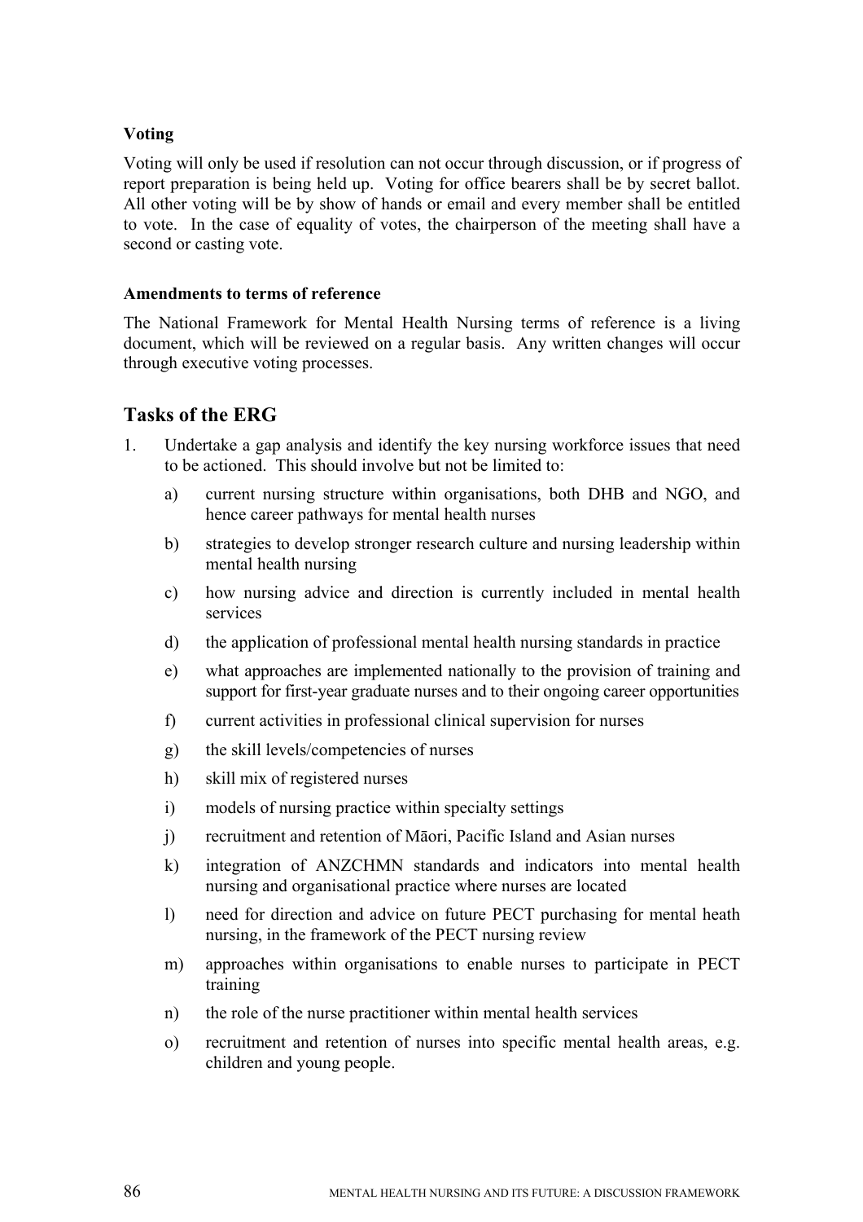**Voting**

Voting will only be used if resolution can not occur through discussion, or if progress of report preparation is being held up. Voting for office bearers shall be by secret ballot. All other voting will be by show of hands or email and every member shall be entitled to vote. In the case of equality of votes, the chairperson of the meeting shall have a second or casting vote.

**Amendments to terms of reference**

The National Framework for Mental Health Nursing terms of reference is a living document, which will be reviewed on a regular basis. Any written changes will occur through executive voting processes.

## Tasks of the ERG

1. Undertake a gap analysis and identify the key nursing workforce issues that need to be actioned. This should involve but not be limited to:
   a) current nursing structure within organisations, both DHB and NGO, and hence career pathways for mental health nurses
   b) strategies to develop stronger research culture and nursing leadership within mental health nursing
   c) how nursing advice and direction is currently included in mental health services
   d) the application of professional mental health nursing standards in practice
   e) what approaches are implemented nationally to the provision of training and support for first-year graduate nurses and to their ongoing career opportunities
   f) current activities in professional clinical supervision for nurses
   g) the skill levels/competencies of nurses
   h) skill mix of registered nurses
   i) models of nursing practice within specialty settings
   j) recruitment and retention of Māori, Pacific Island and Asian nurses
   k) integration of ANZCHMN standards and indicators into mental health nursing and organisational practice where nurses are located
   l) need for direction and advice on future PECT purchasing for mental heath nursing, in the framework of the PECT nursing review
   m) approaches within organisations to enable nurses to participate in PECT training
   n) the role of the nurse practitioner within mental health services
   o) recruitment and retention of nurses into specific mental health areas, e.g. children and young people.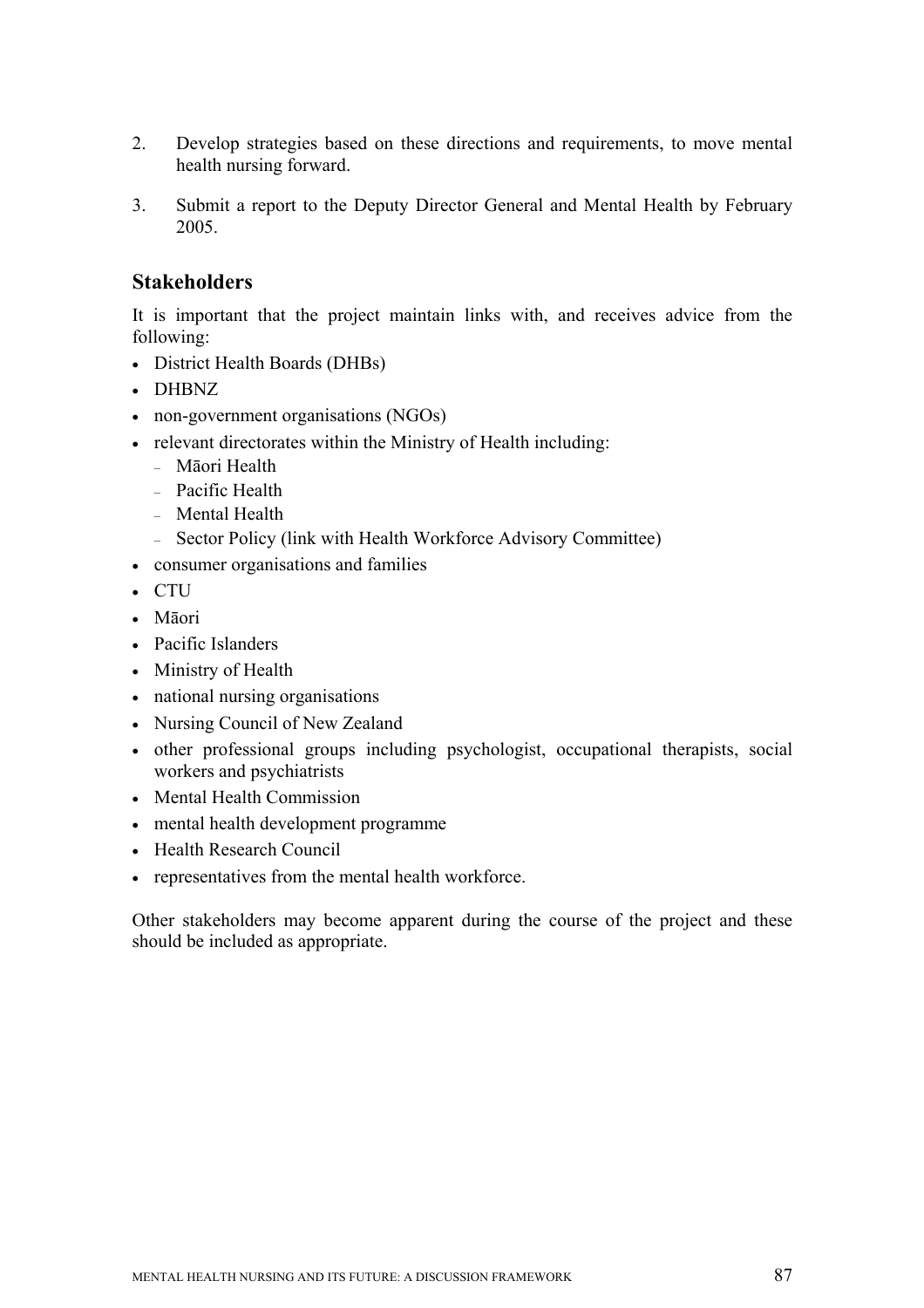2. Develop strategies based on these directions and requirements, to move mental health nursing forward.

3. Submit a report to the Deputy Director General and Mental Health by February 2005.

## Stakeholders

It is important that the project maintain links with, and receives advice from the following:

- District Health Boards (DHBs)
- DHBNZ
- non-government organisations (NGOs)
- relevant directorates within the Ministry of Health including:
  - Māori Health
  - Pacific Health
  - Mental Health
  - Sector Policy (link with Health Workforce Advisory Committee)
- consumer organisations and families
- CTU
- Māori
- Pacific Islanders
- Ministry of Health
- national nursing organisations
- Nursing Council of New Zealand
- other professional groups including psychologist, occupational therapists, social workers and psychiatrists
- Mental Health Commission
- mental health development programme
- Health Research Council
- representatives from the mental health workforce.

Other stakeholders may become apparent during the course of the project and these should be included as appropriate.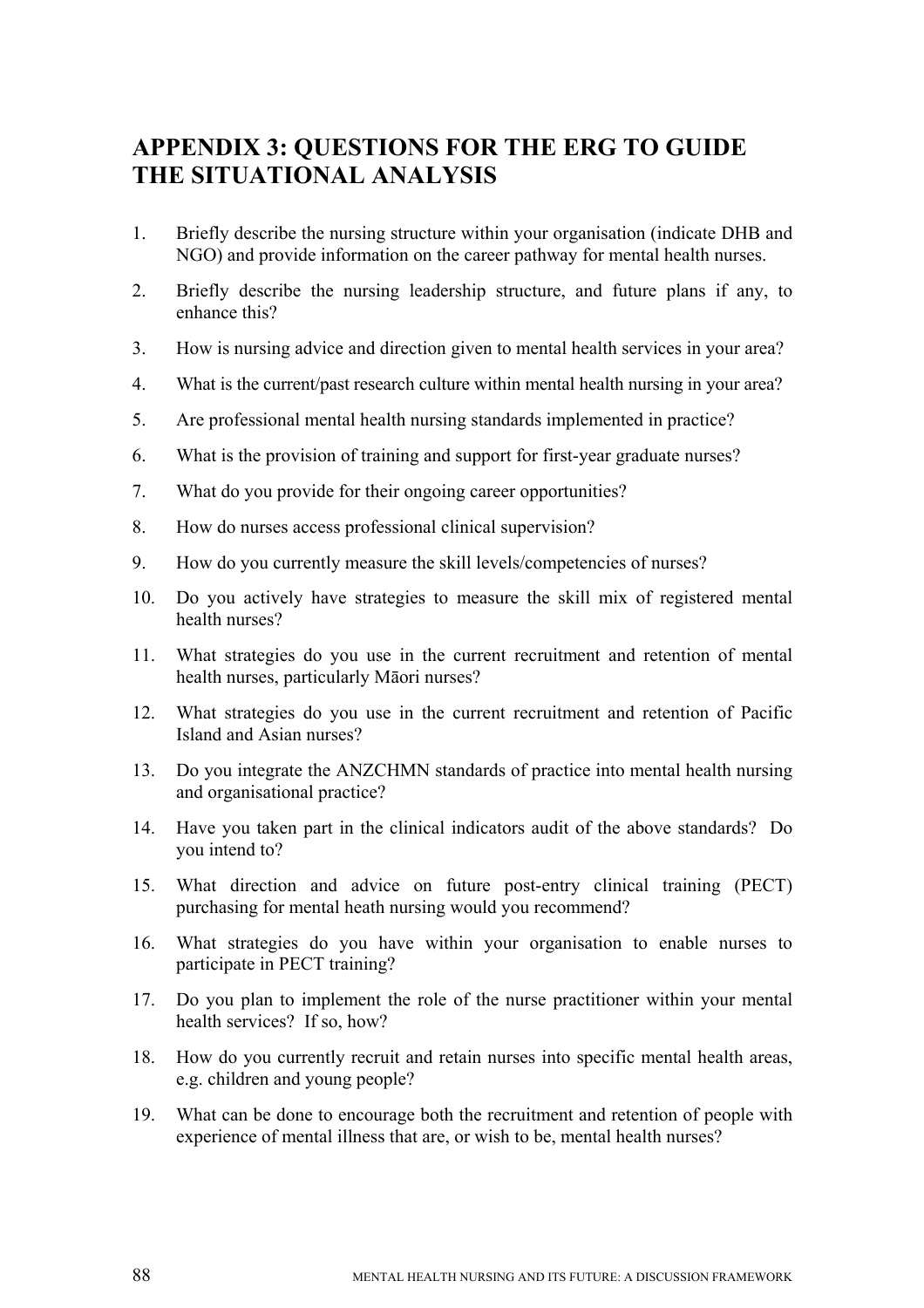# APPENDIX 3: QUESTIONS FOR THE ERG TO GUIDE THE SITUATIONAL ANALYSIS

1. Briefly describe the nursing structure within your organisation (indicate DHB and NGO) and provide information on the career pathway for mental health nurses.
2. Briefly describe the nursing leadership structure, and future plans if any, to enhance this?
3. How is nursing advice and direction given to mental health services in your area?
4. What is the current/past research culture within mental health nursing in your area?
5. Are professional mental health nursing standards implemented in practice?
6. What is the provision of training and support for first-year graduate nurses?
7. What do you provide for their ongoing career opportunities?
8. How do nurses access professional clinical supervision?
9. How do you currently measure the skill levels/competencies of nurses?
10. Do you actively have strategies to measure the skill mix of registered mental health nurses?
11. What strategies do you use in the current recruitment and retention of mental health nurses, particularly Māori nurses?
12. What strategies do you use in the current recruitment and retention of Pacific Island and Asian nurses?
13. Do you integrate the ANZCHMN standards of practice into mental health nursing and organisational practice?
14. Have you taken part in the clinical indicators audit of the above standards? Do you intend to?
15. What direction and advice on future post-entry clinical training (PECT) purchasing for mental heath nursing would you recommend?
16. What strategies do you have within your organisation to enable nurses to participate in PECT training?
17. Do you plan to implement the role of the nurse practitioner within your mental health services? If so, how?
18. How do you currently recruit and retain nurses into specific mental health areas, e.g. children and young people?
19. What can be done to encourage both the recruitment and retention of people with experience of mental illness that are, or wish to be, mental health nurses?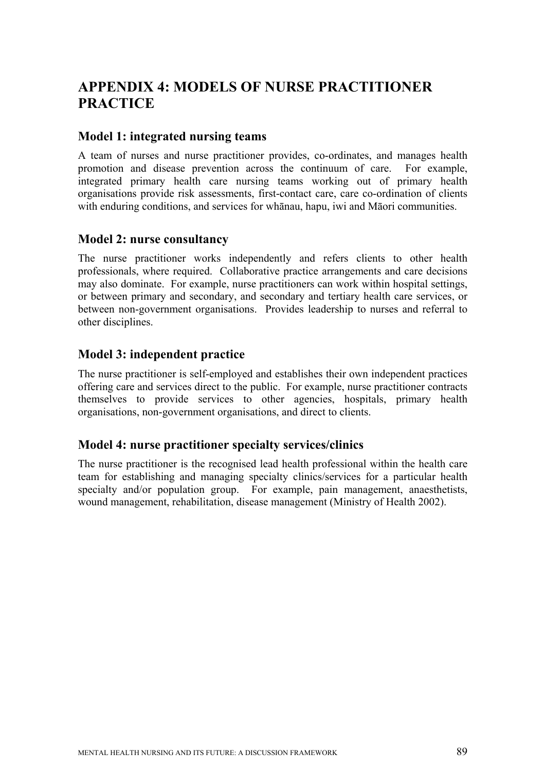# APPENDIX 4: MODELS OF NURSE PRACTITIONER PRACTICE

## Model 1: integrated nursing teams

A team of nurses and nurse practitioner provides, co-ordinates, and manages health promotion and disease prevention across the continuum of care. For example, integrated primary health care nursing teams working out of primary health organisations provide risk assessments, first-contact care, care co-ordination of clients with enduring conditions, and services for whānau, hapu, iwi and Māori communities.

## Model 2: nurse consultancy

The nurse practitioner works independently and refers clients to other health professionals, where required. Collaborative practice arrangements and care decisions may also dominate. For example, nurse practitioners can work within hospital settings, or between primary and secondary, and secondary and tertiary health care services, or between non-government organisations. Provides leadership to nurses and referral to other disciplines.

## Model 3: independent practice

The nurse practitioner is self-employed and establishes their own independent practices offering care and services direct to the public. For example, nurse practitioner contracts themselves to provide services to other agencies, hospitals, primary health organisations, non-government organisations, and direct to clients.

## Model 4: nurse practitioner specialty services/clinics

The nurse practitioner is the recognised lead health professional within the health care team for establishing and managing specialty clinics/services for a particular health specialty and/or population group. For example, pain management, anaesthetists, wound management, rehabilitation, disease management (Ministry of Health 2002).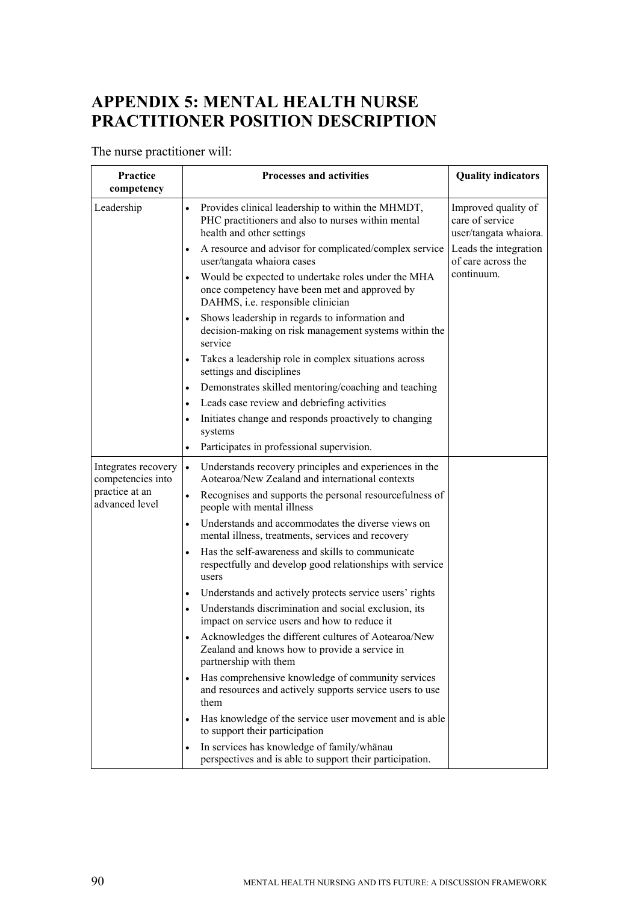# APPENDIX 5: MENTAL HEALTH NURSE PRACTITIONER POSITION DESCRIPTION

The nurse practitioner will:

| Practice competency | Processes and activities | Quality indicators |
| --- | --- | --- |
| Leadership | • Provides clinical leadership to within the MHMDT, PHC practitioners and also to nurses within mental health and other settings<br>• A resource and advisor for complicated/complex service user/tangata whaiora cases<br>• Would be expected to undertake roles under the MHA once competency have been met and approved by DAHMS, i.e. responsible clinician<br>• Shows leadership in regards to information and decision-making on risk management systems within the service<br>• Takes a leadership role in complex situations across settings and disciplines<br>• Demonstrates skilled mentoring/coaching and teaching<br>• Leads case review and debriefing activities<br>• Initiates change and responds proactively to changing systems<br>• Participates in professional supervision. | Improved quality of care of service user/tangata whaiora.<br>Leads the integration of care across the continuum. |
| Integrates recovery competencies into practice at an advanced level | • Understands recovery principles and experiences in the Aotearoa/New Zealand and international contexts<br>• Recognises and supports the personal resourcefulness of people with mental illness<br>• Understands and accommodates the diverse views on mental illness, treatments, services and recovery<br>• Has the self-awareness and skills to communicate respectfully and develop good relationships with service users<br>• Understands and actively protects service users' rights<br>• Understands discrimination and social exclusion, its impact on service users and how to reduce it<br>• Acknowledges the different cultures of Aotearoa/New Zealand and knows how to provide a service in partnership with them<br>• Has comprehensive knowledge of community services and resources and actively supports service users to use them<br>• Has knowledge of the service user movement and is able to support their participation<br>• In services has knowledge of family/whānau perspectives and is able to support their participation. | |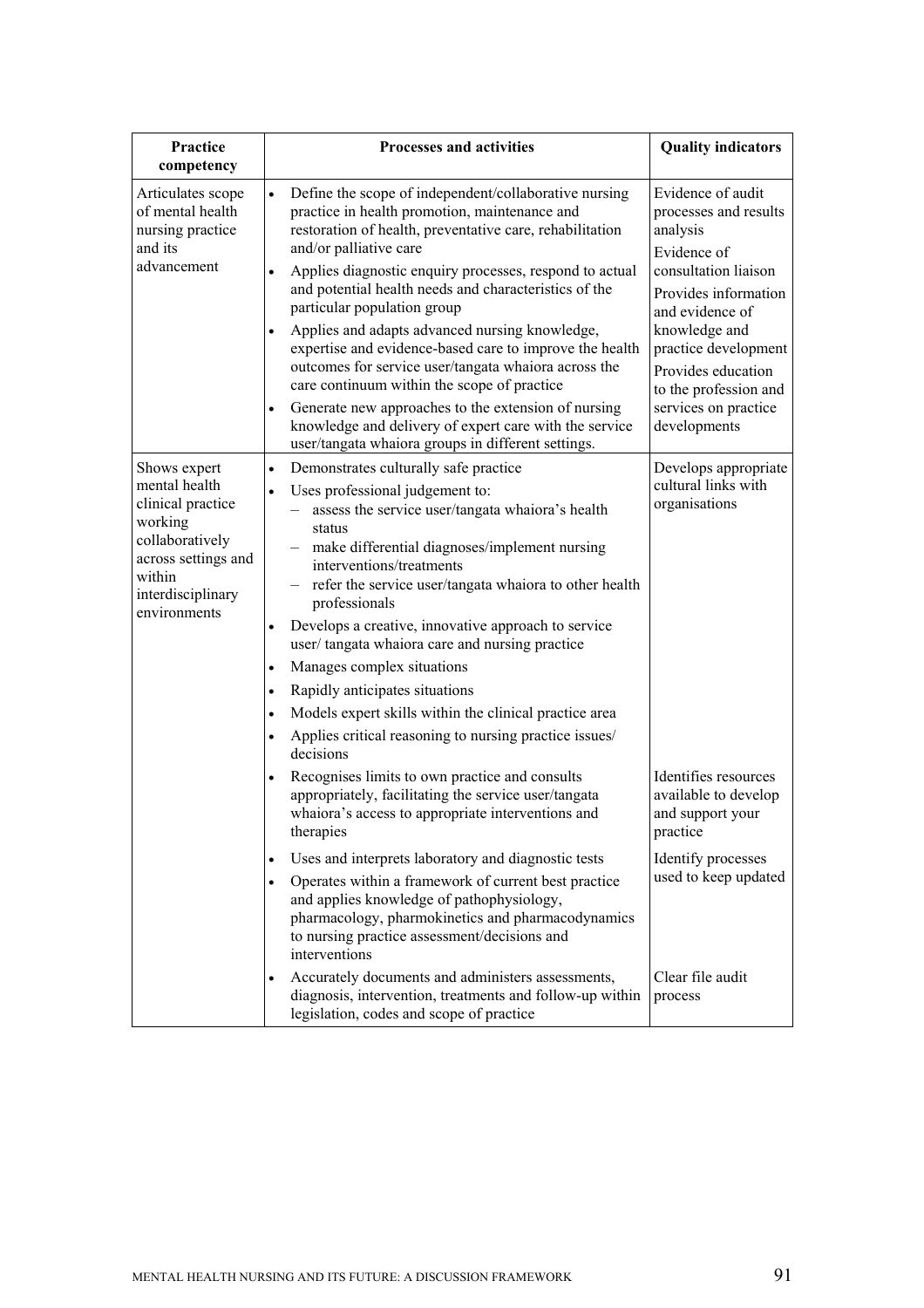| Practice competency | Processes and activities | Quality indicators |
|---|---|---|
| Articulates scope of mental health nursing practice and its advancement | • Define the scope of independent/collaborative nursing practice in health promotion, maintenance and restoration of health, preventative care, rehabilitation and/or palliative care<br>• Applies diagnostic enquiry processes, respond to actual and potential health needs and characteristics of the particular population group<br>• Applies and adapts advanced nursing knowledge, expertise and evidence-based care to improve the health outcomes for service user/tangata whaiora across the care continuum within the scope of practice<br>• Generate new approaches to the extension of nursing knowledge and delivery of expert care with the service user/tangata whaiora groups in different settings. | Evidence of audit processes and results analysis<br>Evidence of consultation liaison<br>Provides information and evidence of knowledge and practice development<br>Provides education to the profession and services on practice developments |
| Shows expert mental health clinical practice working collaboratively across settings and within interdisciplinary environments | • Demonstrates culturally safe practice<br>• Uses professional judgement to:<br>– assess the service user/tangata whaiora's health status<br>– make differential diagnoses/implement nursing interventions/treatments<br>– refer the service user/tangata whaiora to other health professionals<br>• Develops a creative, innovative approach to service user/ tangata whaiora care and nursing practice<br>• Manages complex situations<br>• Rapidly anticipates situations<br>• Models expert skills within the clinical practice area<br>• Applies critical reasoning to nursing practice issues/ decisions | Develops appropriate cultural links with organisations |
| | • Recognises limits to own practice and consults appropriately, facilitating the service user/tangata whaiora's access to appropriate interventions and therapies | Identifies resources available to develop and support your practice |
| | • Uses and interprets laboratory and diagnostic tests<br>• Operates within a framework of current best practice and applies knowledge of pathophysiology, pharmacology, pharmokinetics and pharmacodynamics to nursing practice assessment/decisions and interventions | Identify processes used to keep updated |
| | • Accurately documents and administers assessments, diagnosis, intervention, treatments and follow-up within legislation, codes and scope of practice | Clear file audit process |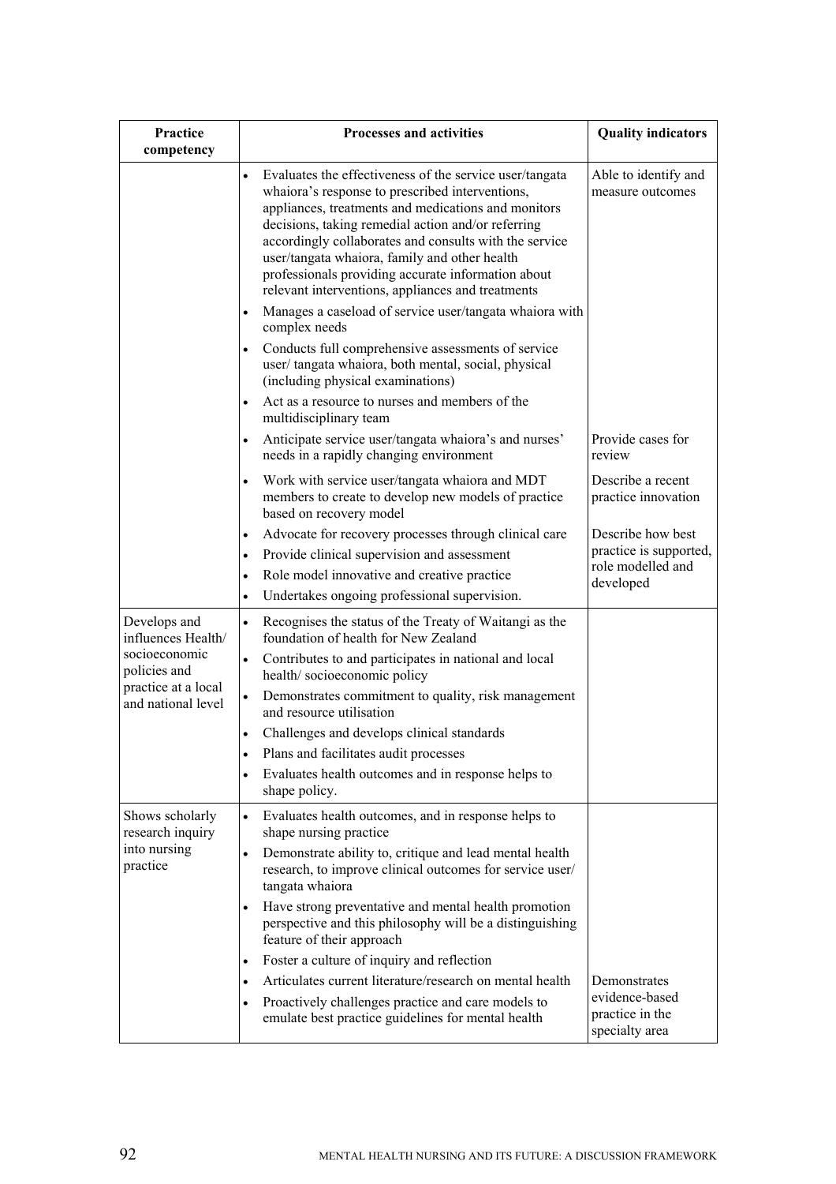| Practice competency | Processes and activities | Quality indicators |
|---|---|---|
| | • Evaluates the effectiveness of the service user/tangata whaiora's response to prescribed interventions, appliances, treatments and medications and monitors decisions, taking remedial action and/or referring accordingly collaborates and consults with the service user/tangata whaiora, family and other health professionals providing accurate information about relevant interventions, appliances and treatments<br>• Manages a caseload of service user/tangata whaiora with complex needs<br>• Conducts full comprehensive assessments of service user/ tangata whaiora, both mental, social, physical (including physical examinations)<br>• Act as a resource to nurses and members of the multidisciplinary team | Able to identify and measure outcomes |
| | • Anticipate service user/tangata whaiora's and nurses' needs in a rapidly changing environment | Provide cases for review |
| | • Work with service user/tangata whaiora and MDT members to create to develop new models of practice based on recovery model | Describe a recent practice innovation |
| | • Advocate for recovery processes through clinical care<br>• Provide clinical supervision and assessment<br>• Role model innovative and creative practice<br>• Undertakes ongoing professional supervision. | Describe how best practice is supported, role modelled and developed |
| Develops and influences Health/ socioeconomic policies and practice at a local and national level | • Recognises the status of the Treaty of Waitangi as the foundation of health for New Zealand<br>• Contributes to and participates in national and local health/ socioeconomic policy<br>• Demonstrates commitment to quality, risk management and resource utilisation<br>• Challenges and develops clinical standards<br>• Plans and facilitates audit processes<br>• Evaluates health outcomes and in response helps to shape policy. | |
| Shows scholarly research inquiry into nursing practice | • Evaluates health outcomes, and in response helps to shape nursing practice<br>• Demonstrate ability to, critique and lead mental health research, to improve clinical outcomes for service user/ tangata whaiora<br>• Have strong preventative and mental health promotion perspective and this philosophy will be a distinguishing feature of their approach<br>• Foster a culture of inquiry and reflection<br>• Articulates current literature/research on mental health<br>• Proactively challenges practice and care models to emulate best practice guidelines for mental health | Demonstrates evidence-based practice in the specialty area |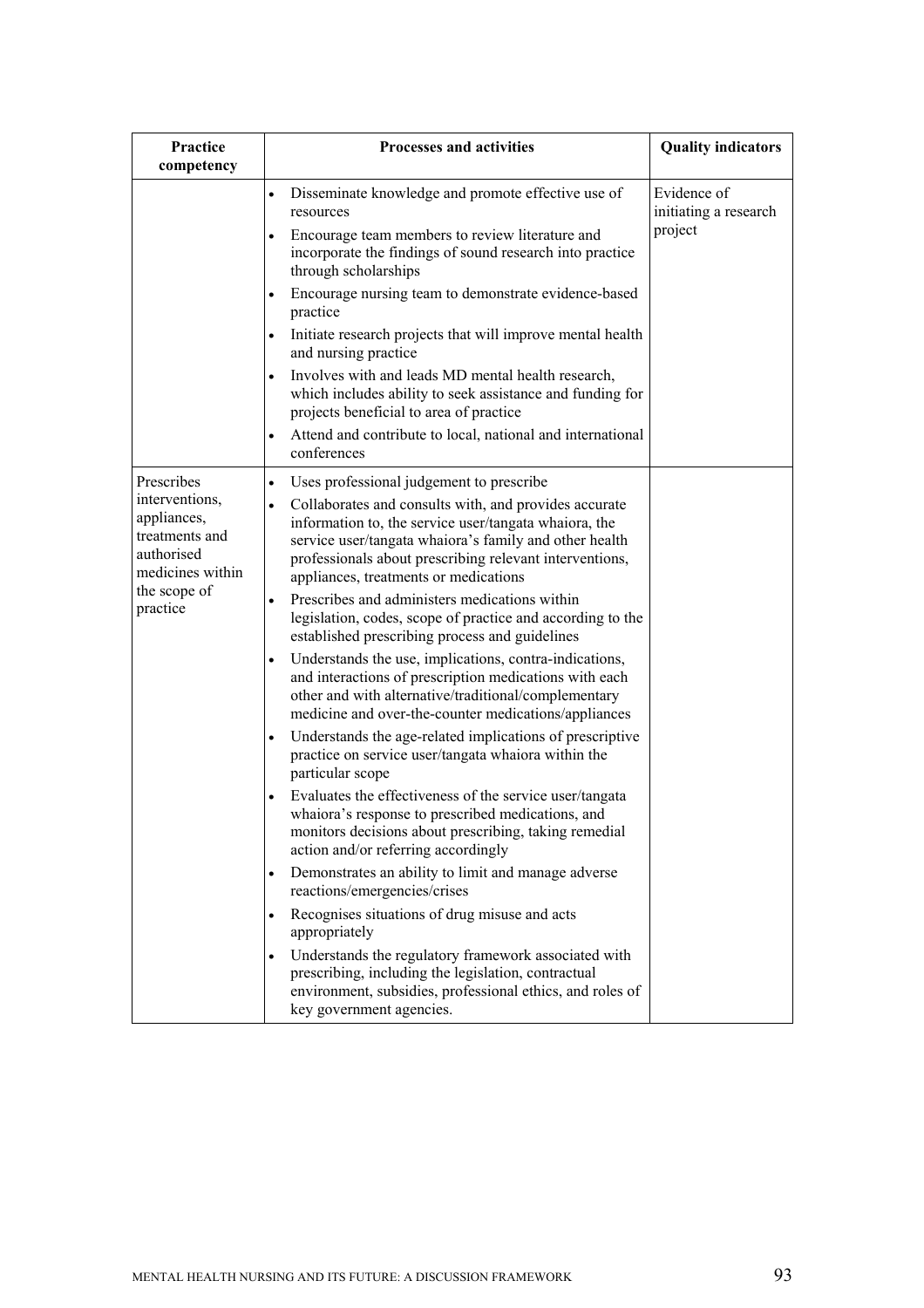| Practice competency | Processes and activities | Quality indicators |
|---|---|---|
| | • Disseminate knowledge and promote effective use of resources<br>• Encourage team members to review literature and incorporate the findings of sound research into practice through scholarships<br>• Encourage nursing team to demonstrate evidence-based practice<br>• Initiate research projects that will improve mental health and nursing practice<br>• Involves with and leads MD mental health research, which includes ability to seek assistance and funding for projects beneficial to area of practice<br>• Attend and contribute to local, national and international conferences | Evidence of initiating a research project |
| Prescribes interventions, appliances, treatments and authorised medicines within the scope of practice | • Uses professional judgement to prescribe<br>• Collaborates and consults with, and provides accurate information to, the service user/tangata whaiora, the service user/tangata whaiora's family and other health professionals about prescribing relevant interventions, appliances, treatments or medications<br>• Prescribes and administers medications within legislation, codes, scope of practice and according to the established prescribing process and guidelines<br>• Understands the use, implications, contra-indications, and interactions of prescription medications with each other and with alternative/traditional/complementary medicine and over-the-counter medications/appliances<br>• Understands the age-related implications of prescriptive practice on service user/tangata whaiora within the particular scope<br>• Evaluates the effectiveness of the service user/tangata whaiora's response to prescribed medications, and monitors decisions about prescribing, taking remedial action and/or referring accordingly<br>• Demonstrates an ability to limit and manage adverse reactions/emergencies/crises<br>• Recognises situations of drug misuse and acts appropriately<br>• Understands the regulatory framework associated with prescribing, including the legislation, contractual environment, subsidies, professional ethics, and roles of key government agencies. | |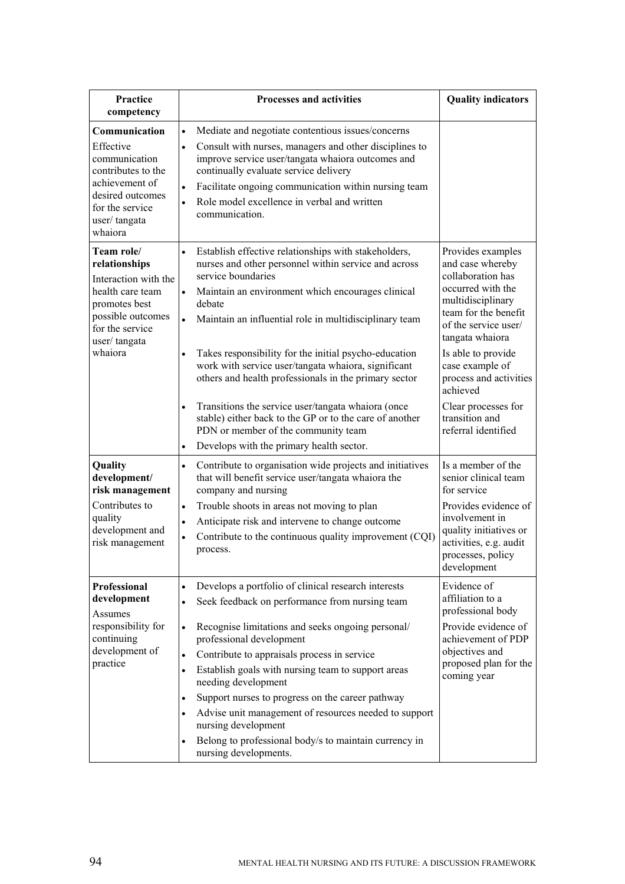| Practice competency | Processes and activities | Quality indicators |
|---|---|---|
| **Communication**<br>Effective communication contributes to the achievement of desired outcomes for the service user/ tangata whaiora | • Mediate and negotiate contentious issues/concerns<br>• Consult with nurses, managers and other disciplines to improve service user/tangata whaiora outcomes and continually evaluate service delivery<br>• Facilitate ongoing communication within nursing team<br>• Role model excellence in verbal and written communication. | |
| **Team role/ relationships**<br>Interaction with the health care team promotes best possible outcomes for the service user/ tangata whaiora | • Establish effective relationships with stakeholders, nurses and other personnel within service and across service boundaries<br>• Maintain an environment which encourages clinical debate<br>• Maintain an influential role in multidisciplinary team<br>• Takes responsibility for the initial psycho-education work with service user/tangata whaiora, significant others and health professionals in the primary sector<br>• Transitions the service user/tangata whaiora (once stable) either back to the GP or to the care of another PDN or member of the community team<br>• Develops with the primary health sector. | Provides examples and case whereby collaboration has occurred with the multidisciplinary team for the benefit of the service user/ tangata whaiora<br>Is able to provide case example of process and activities achieved<br>Clear processes for transition and referral identified |
| **Quality development/ risk management**<br>Contributes to quality development and risk management | • Contribute to organisation wide projects and initiatives that will benefit service user/tangata whaiora the company and nursing<br>• Trouble shoots in areas not moving to plan<br>• Anticipate risk and intervene to change outcome<br>• Contribute to the continuous quality improvement (CQI) process. | Is a member of the senior clinical team for service<br>Provides evidence of involvement in quality initiatives or activities, e.g. audit processes, policy development |
| **Professional development**<br>Assumes responsibility for continuing development of practice | • Develops a portfolio of clinical research interests<br>• Seek feedback on performance from nursing team<br>• Recognise limitations and seeks ongoing personal/ professional development<br>• Contribute to appraisals process in service<br>• Establish goals with nursing team to support areas needing development<br>• Support nurses to progress on the career pathway<br>• Advise unit management of resources needed to support nursing development<br>• Belong to professional body/s to maintain currency in nursing developments. | Evidence of affiliation to a professional body<br>Provide evidence of achievement of PDP objectives and proposed plan for the coming year |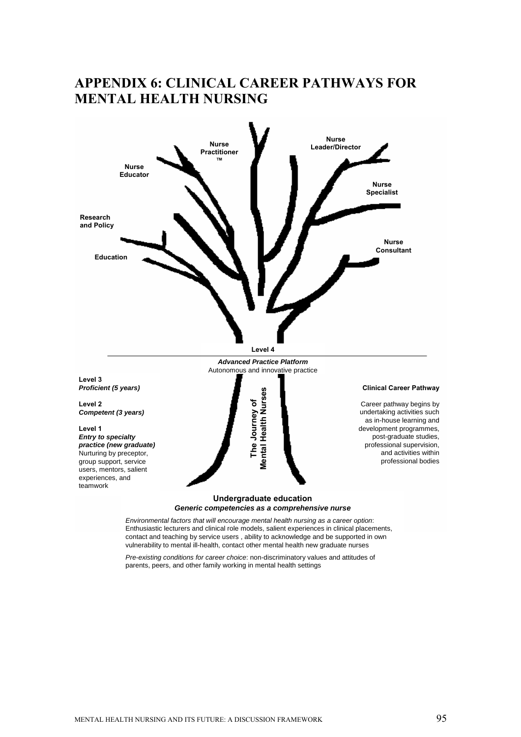# APPENDIX 6: CLINICAL CAREER PATHWAYS FOR MENTAL HEALTH NURSING

Nurse Practitioner ™

Nurse Leader/Director

Nurse Educator

Nurse Specialist

Research and Policy

Nurse Consultant

Education

**Level 4**

***Advanced Practice Platform***
Autonomous and innovative practice

**Level 3**
***Proficient (5 years)***

**Level 2**
***Competent (3 years)***

**Level 1**
***Entry to specialty practice (new graduate)***
Nurturing by preceptor, group support, service users, mentors, salient experiences, and teamwork

**The Journey of Mental Health Nurses**

**Clinical Career Pathway**

Career pathway begins by undertaking activities such as in-house learning and development programmes, post-graduate studies, professional supervision, and activities within professional bodies

**Undergraduate education**
***Generic competencies as a comprehensive nurse***

*Environmental factors that will encourage mental health nursing as a career option*: Enthusiastic lecturers and clinical role models, salient experiences in clinical placements, contact and teaching by service users , ability to acknowledge and be supported in own vulnerability to mental ill-health, contact other mental health new graduate nurses

*Pre-existing conditions for career choice*: non-discriminatory values and attitudes of parents, peers, and other family working in mental health settings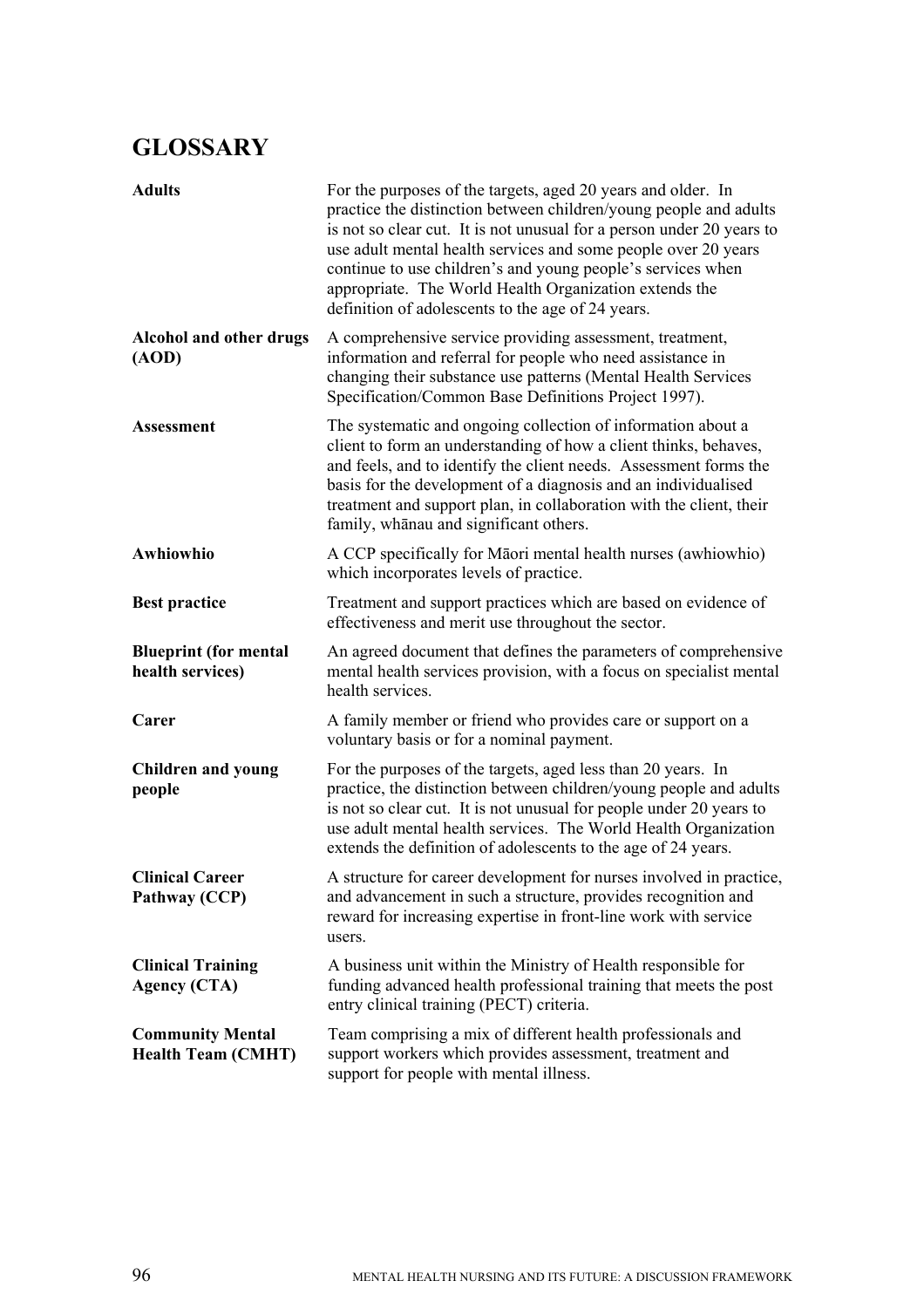# GLOSSARY

**Adults**
For the purposes of the targets, aged 20 years and older. In practice the distinction between children/young people and adults is not so clear cut. It is not unusual for a person under 20 years to use adult mental health services and some people over 20 years continue to use children's and young people's services when appropriate. The World Health Organization extends the definition of adolescents to the age of 24 years.

**Alcohol and other drugs (AOD)**
A comprehensive service providing assessment, treatment, information and referral for people who need assistance in changing their substance use patterns (Mental Health Services Specification/Common Base Definitions Project 1997).

**Assessment**
The systematic and ongoing collection of information about a client to form an understanding of how a client thinks, behaves, and feels, and to identify the client needs. Assessment forms the basis for the development of a diagnosis and an individualised treatment and support plan, in collaboration with the client, their family, whānau and significant others.

**Awhiowhio**
A CCP specifically for Māori mental health nurses (awhiowhio) which incorporates levels of practice.

**Best practice**
Treatment and support practices which are based on evidence of effectiveness and merit use throughout the sector.

**Blueprint (for mental health services)**
An agreed document that defines the parameters of comprehensive mental health services provision, with a focus on specialist mental health services.

**Carer**
A family member or friend who provides care or support on a voluntary basis or for a nominal payment.

**Children and young people**
For the purposes of the targets, aged less than 20 years. In practice, the distinction between children/young people and adults is not so clear cut. It is not unusual for people under 20 years to use adult mental health services. The World Health Organization extends the definition of adolescents to the age of 24 years.

**Clinical Career Pathway (CCP)**
A structure for career development for nurses involved in practice, and advancement in such a structure, provides recognition and reward for increasing expertise in front-line work with service users.

**Clinical Training Agency (CTA)**
A business unit within the Ministry of Health responsible for funding advanced health professional training that meets the post entry clinical training (PECT) criteria.

**Community Mental Health Team (CMHT)**
Team comprising a mix of different health professionals and support workers which provides assessment, treatment and support for people with mental illness.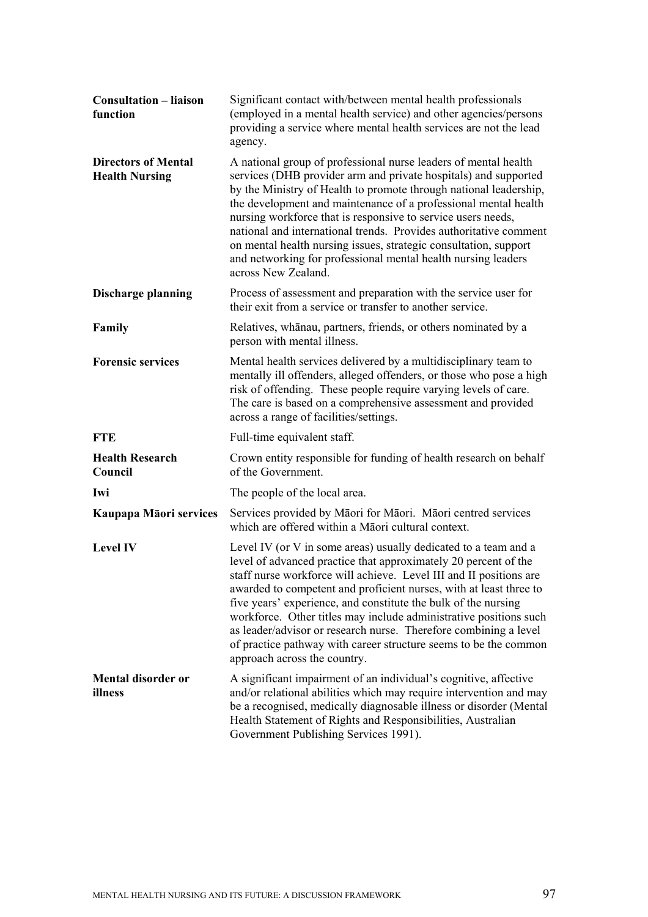| | |
|---|---|
| **Consultation – liaison function** | Significant contact with/between mental health professionals (employed in a mental health service) and other agencies/persons providing a service where mental health services are not the lead agency. |
| **Directors of Mental Health Nursing** | A national group of professional nurse leaders of mental health services (DHB provider arm and private hospitals) and supported by the Ministry of Health to promote through national leadership, the development and maintenance of a professional mental health nursing workforce that is responsive to service users needs, national and international trends. Provides authoritative comment on mental health nursing issues, strategic consultation, support and networking for professional mental health nursing leaders across New Zealand. |
| **Discharge planning** | Process of assessment and preparation with the service user for their exit from a service or transfer to another service. |
| **Family** | Relatives, whānau, partners, friends, or others nominated by a person with mental illness. |
| **Forensic services** | Mental health services delivered by a multidisciplinary team to mentally ill offenders, alleged offenders, or those who pose a high risk of offending. These people require varying levels of care. The care is based on a comprehensive assessment and provided across a range of facilities/settings. |
| **FTE** | Full-time equivalent staff. |
| **Health Research Council** | Crown entity responsible for funding of health research on behalf of the Government. |
| **Iwi** | The people of the local area. |
| **Kaupapa Māori services** | Services provided by Māori for Māori. Māori centred services which are offered within a Māori cultural context. |
| **Level IV** | Level IV (or V in some areas) usually dedicated to a team and a level of advanced practice that approximately 20 percent of the staff nurse workforce will achieve. Level III and II positions are awarded to competent and proficient nurses, with at least three to five years' experience, and constitute the bulk of the nursing workforce. Other titles may include administrative positions such as leader/advisor or research nurse. Therefore combining a level of practice pathway with career structure seems to be the common approach across the country. |
| **Mental disorder or illness** | A significant impairment of an individual's cognitive, affective and/or relational abilities which may require intervention and may be a recognised, medically diagnosable illness or disorder (Mental Health Statement of Rights and Responsibilities, Australian Government Publishing Services 1991). |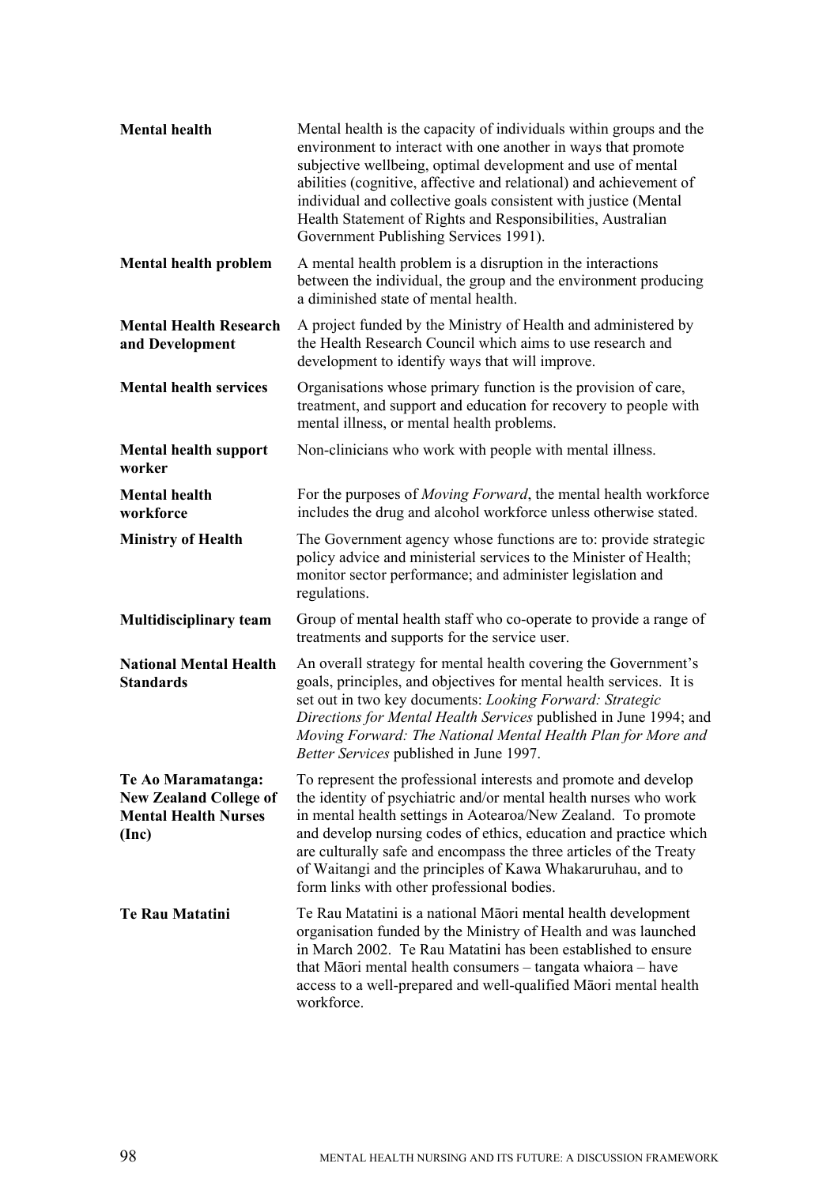| | |
|---|---|
| **Mental health** | Mental health is the capacity of individuals within groups and the environment to interact with one another in ways that promote subjective wellbeing, optimal development and use of mental abilities (cognitive, affective and relational) and achievement of individual and collective goals consistent with justice (Mental Health Statement of Rights and Responsibilities, Australian Government Publishing Services 1991). |
| **Mental health problem** | A mental health problem is a disruption in the interactions between the individual, the group and the environment producing a diminished state of mental health. |
| **Mental Health Research and Development** | A project funded by the Ministry of Health and administered by the Health Research Council which aims to use research and development to identify ways that will improve. |
| **Mental health services** | Organisations whose primary function is the provision of care, treatment, and support and education for recovery to people with mental illness, or mental health problems. |
| **Mental health support worker** | Non-clinicians who work with people with mental illness. |
| **Mental health workforce** | For the purposes of *Moving Forward*, the mental health workforce includes the drug and alcohol workforce unless otherwise stated. |
| **Ministry of Health** | The Government agency whose functions are to: provide strategic policy advice and ministerial services to the Minister of Health; monitor sector performance; and administer legislation and regulations. |
| **Multidisciplinary team** | Group of mental health staff who co-operate to provide a range of treatments and supports for the service user. |
| **National Mental Health Standards** | An overall strategy for mental health covering the Government's goals, principles, and objectives for mental health services. It is set out in two key documents: *Looking Forward: Strategic Directions for Mental Health Services* published in June 1994; and *Moving Forward: The National Mental Health Plan for More and Better Services* published in June 1997. |
| **Te Ao Maramatanga: New Zealand College of Mental Health Nurses (Inc)** | To represent the professional interests and promote and develop the identity of psychiatric and/or mental health nurses who work in mental health settings in Aotearoa/New Zealand. To promote and develop nursing codes of ethics, education and practice which are culturally safe and encompass the three articles of the Treaty of Waitangi and the principles of Kawa Whakaruruhau, and to form links with other professional bodies. |
| **Te Rau Matatini** | Te Rau Matatini is a national Māori mental health development organisation funded by the Ministry of Health and was launched in March 2002. Te Rau Matatini has been established to ensure that Māori mental health consumers – tangata whaiora – have access to a well-prepared and well-qualified Māori mental health workforce. |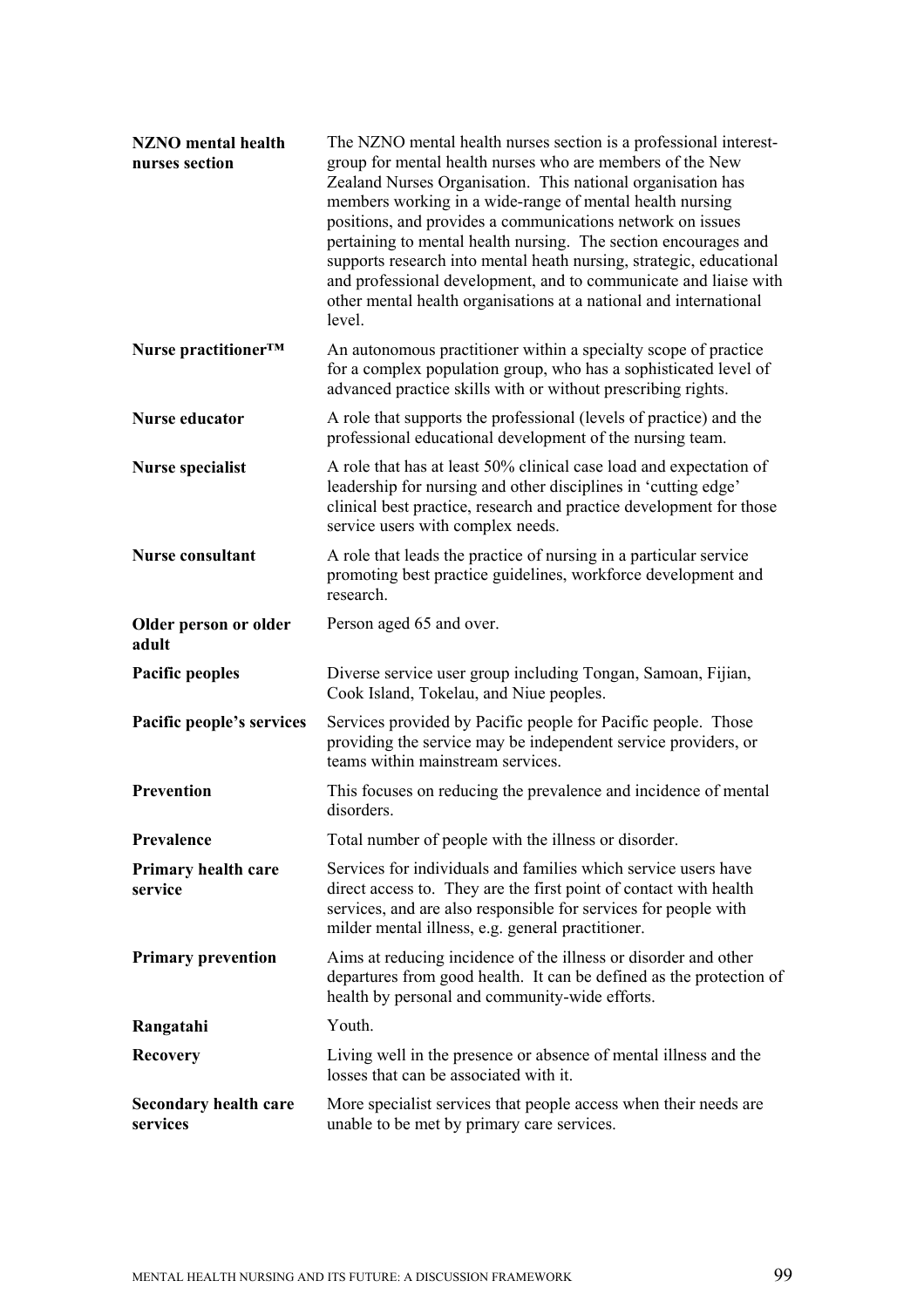| | |
|---|---|
| **NZNO mental health nurses section** | The NZNO mental health nurses section is a professional interest-group for mental health nurses who are members of the New Zealand Nurses Organisation. This national organisation has members working in a wide-range of mental health nursing positions, and provides a communications network on issues pertaining to mental health nursing. The section encourages and supports research into mental heath nursing, strategic, educational and professional development, and to communicate and liaise with other mental health organisations at a national and international level. |
| **Nurse practitioner™** | An autonomous practitioner within a specialty scope of practice for a complex population group, who has a sophisticated level of advanced practice skills with or without prescribing rights. |
| **Nurse educator** | A role that supports the professional (levels of practice) and the professional educational development of the nursing team. |
| **Nurse specialist** | A role that has at least 50% clinical case load and expectation of leadership for nursing and other disciplines in 'cutting edge' clinical best practice, research and practice development for those service users with complex needs. |
| **Nurse consultant** | A role that leads the practice of nursing in a particular service promoting best practice guidelines, workforce development and research. |
| **Older person or older adult** | Person aged 65 and over. |
| **Pacific peoples** | Diverse service user group including Tongan, Samoan, Fijian, Cook Island, Tokelau, and Niue peoples. |
| **Pacific people's services** | Services provided by Pacific people for Pacific people. Those providing the service may be independent service providers, or teams within mainstream services. |
| **Prevention** | This focuses on reducing the prevalence and incidence of mental disorders. |
| **Prevalence** | Total number of people with the illness or disorder. |
| **Primary health care service** | Services for individuals and families which service users have direct access to. They are the first point of contact with health services, and are also responsible for services for people with milder mental illness, e.g. general practitioner. |
| **Primary prevention** | Aims at reducing incidence of the illness or disorder and other departures from good health. It can be defined as the protection of health by personal and community-wide efforts. |
| **Rangatahi** | Youth. |
| **Recovery** | Living well in the presence or absence of mental illness and the losses that can be associated with it. |
| **Secondary health care services** | More specialist services that people access when their needs are unable to be met by primary care services. |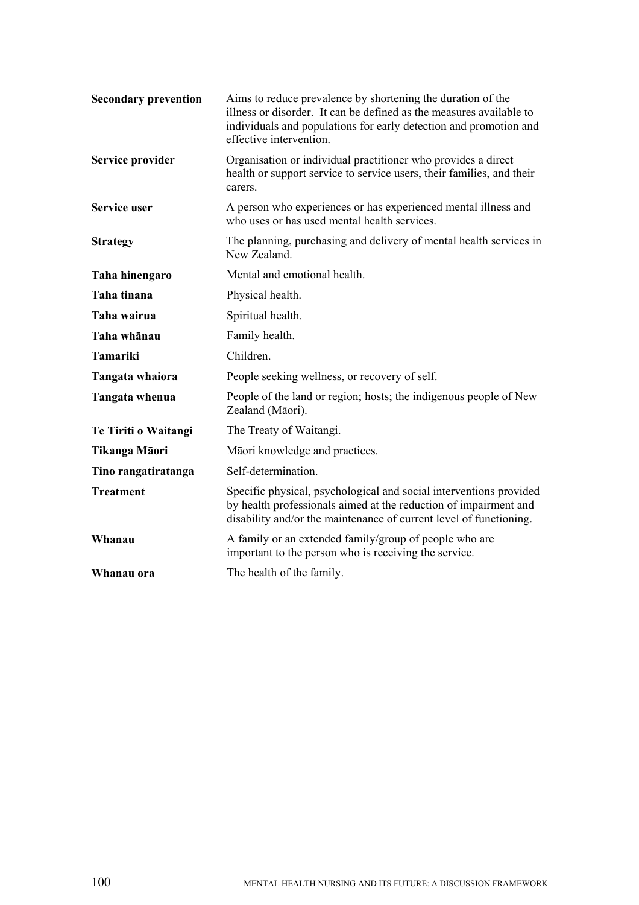| | |
|---|---|
| **Secondary prevention** | Aims to reduce prevalence by shortening the duration of the illness or disorder. It can be defined as the measures available to individuals and populations for early detection and promotion and effective intervention. |
| **Service provider** | Organisation or individual practitioner who provides a direct health or support service to service users, their families, and their carers. |
| **Service user** | A person who experiences or has experienced mental illness and who uses or has used mental health services. |
| **Strategy** | The planning, purchasing and delivery of mental health services in New Zealand. |
| **Taha hinengaro** | Mental and emotional health. |
| **Taha tinana** | Physical health. |
| **Taha wairua** | Spiritual health. |
| **Taha whānau** | Family health. |
| **Tamariki** | Children. |
| **Tangata whaiora** | People seeking wellness, or recovery of self. |
| **Tangata whenua** | People of the land or region; hosts; the indigenous people of New Zealand (Māori). |
| **Te Tiriti o Waitangi** | The Treaty of Waitangi. |
| **Tikanga Māori** | Māori knowledge and practices. |
| **Tino rangatiratanga** | Self-determination. |
| **Treatment** | Specific physical, psychological and social interventions provided by health professionals aimed at the reduction of impairment and disability and/or the maintenance of current level of functioning. |
| **Whanau** | A family or an extended family/group of people who are important to the person who is receiving the service. |
| **Whanau ora** | The health of the family. |